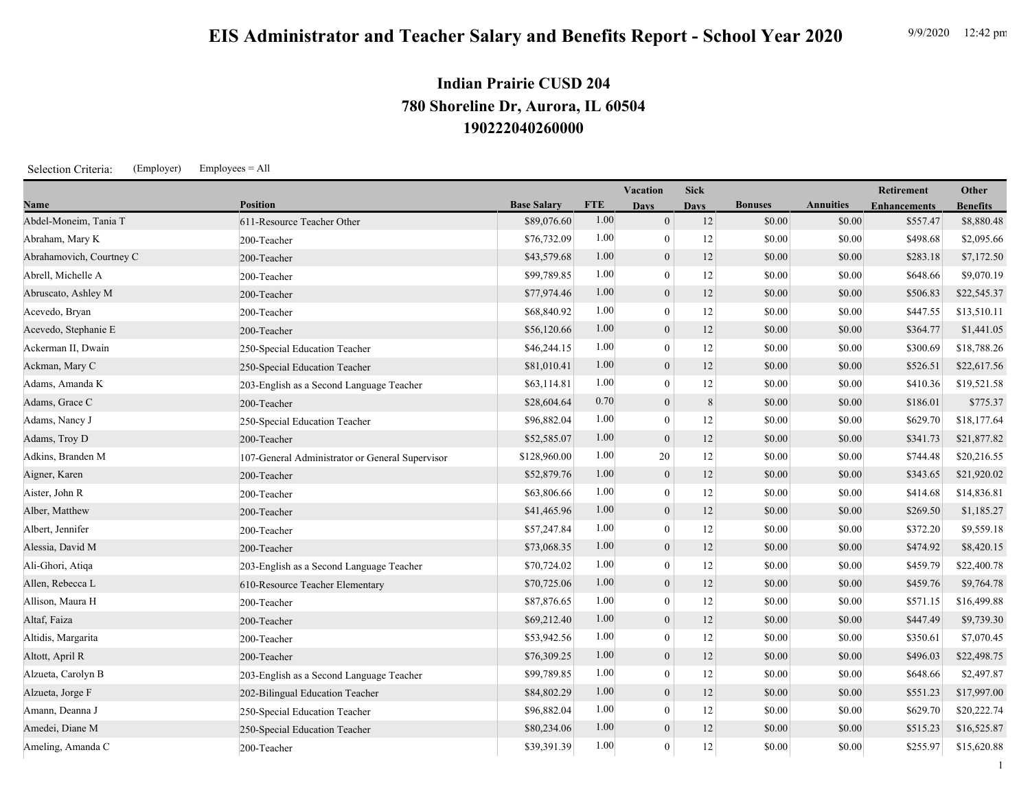# EIS Administrator and Teacher Salary and Benefits Report - School Year 2020

9/9/2020 12:42 pm

## Indian Prairie CUSD 204
## 780 Shoreline Dr, Aurora, IL 60504
## 190222040260000

Selection Criteria: (Employer) Employees = All

| Name | Position | Base Salary | FTE | Vacation Days | Sick Days | Bonuses | Annuities | Retirement Enhancements | Other Benefits |
|---|---|---|---|---|---|---|---|---|---|
| Abdel-Moneim, Tania T | 611-Resource Teacher Other | $89,076.60 | 1.00 | 0 | 12 | $0.00 | $0.00 | $557.47 | $8,880.48 |
| Abraham, Mary K | 200-Teacher | $76,732.09 | 1.00 | 0 | 12 | $0.00 | $0.00 | $498.68 | $2,095.66 |
| Abrahamovich, Courtney C | 200-Teacher | $43,579.68 | 1.00 | 0 | 12 | $0.00 | $0.00 | $283.18 | $7,172.50 |
| Abrell, Michelle A | 200-Teacher | $99,789.85 | 1.00 | 0 | 12 | $0.00 | $0.00 | $648.66 | $9,070.19 |
| Abruscato, Ashley M | 200-Teacher | $77,974.46 | 1.00 | 0 | 12 | $0.00 | $0.00 | $506.83 | $22,545.37 |
| Acevedo, Bryan | 200-Teacher | $68,840.92 | 1.00 | 0 | 12 | $0.00 | $0.00 | $447.55 | $13,510.11 |
| Acevedo, Stephanie E | 200-Teacher | $56,120.66 | 1.00 | 0 | 12 | $0.00 | $0.00 | $364.77 | $1,441.05 |
| Ackerman II, Dwain | 250-Special Education Teacher | $46,244.15 | 1.00 | 0 | 12 | $0.00 | $0.00 | $300.69 | $18,788.26 |
| Ackman, Mary C | 250-Special Education Teacher | $81,010.41 | 1.00 | 0 | 12 | $0.00 | $0.00 | $526.51 | $22,617.56 |
| Adams, Amanda K | 203-English as a Second Language Teacher | $63,114.81 | 1.00 | 0 | 12 | $0.00 | $0.00 | $410.36 | $19,521.58 |
| Adams, Grace C | 200-Teacher | $28,604.64 | 0.70 | 0 | 8 | $0.00 | $0.00 | $186.01 | $775.37 |
| Adams, Nancy J | 250-Special Education Teacher | $96,882.04 | 1.00 | 0 | 12 | $0.00 | $0.00 | $629.70 | $18,177.64 |
| Adams, Troy D | 200-Teacher | $52,585.07 | 1.00 | 0 | 12 | $0.00 | $0.00 | $341.73 | $21,877.82 |
| Adkins, Branden M | 107-General Administrator or General Supervisor | $128,960.00 | 1.00 | 20 | 12 | $0.00 | $0.00 | $744.48 | $20,216.55 |
| Aigner, Karen | 200-Teacher | $52,879.76 | 1.00 | 0 | 12 | $0.00 | $0.00 | $343.65 | $21,920.02 |
| Aister, John R | 200-Teacher | $63,806.66 | 1.00 | 0 | 12 | $0.00 | $0.00 | $414.68 | $14,836.81 |
| Alber, Matthew | 200-Teacher | $41,465.96 | 1.00 | 0 | 12 | $0.00 | $0.00 | $269.50 | $1,185.27 |
| Albert, Jennifer | 200-Teacher | $57,247.84 | 1.00 | 0 | 12 | $0.00 | $0.00 | $372.20 | $9,559.18 |
| Alessia, David M | 200-Teacher | $73,068.35 | 1.00 | 0 | 12 | $0.00 | $0.00 | $474.92 | $8,420.15 |
| Ali-Ghori, Atiqa | 203-English as a Second Language Teacher | $70,724.02 | 1.00 | 0 | 12 | $0.00 | $0.00 | $459.79 | $22,400.78 |
| Allen, Rebecca L | 610-Resource Teacher Elementary | $70,725.06 | 1.00 | 0 | 12 | $0.00 | $0.00 | $459.76 | $9,764.78 |
| Allison, Maura H | 200-Teacher | $87,876.65 | 1.00 | 0 | 12 | $0.00 | $0.00 | $571.15 | $16,499.88 |
| Altaf, Faiza | 200-Teacher | $69,212.40 | 1.00 | 0 | 12 | $0.00 | $0.00 | $447.49 | $9,739.30 |
| Altidis, Margarita | 200-Teacher | $53,942.56 | 1.00 | 0 | 12 | $0.00 | $0.00 | $350.61 | $7,070.45 |
| Altott, April R | 200-Teacher | $76,309.25 | 1.00 | 0 | 12 | $0.00 | $0.00 | $496.03 | $22,498.75 |
| Alzueta, Carolyn B | 203-English as a Second Language Teacher | $99,789.85 | 1.00 | 0 | 12 | $0.00 | $0.00 | $648.66 | $2,497.87 |
| Alzueta, Jorge F | 202-Bilingual Education Teacher | $84,802.29 | 1.00 | 0 | 12 | $0.00 | $0.00 | $551.23 | $17,997.00 |
| Amann, Deanna J | 250-Special Education Teacher | $96,882.04 | 1.00 | 0 | 12 | $0.00 | $0.00 | $629.70 | $20,222.74 |
| Amedei, Diane M | 250-Special Education Teacher | $80,234.06 | 1.00 | 0 | 12 | $0.00 | $0.00 | $515.23 | $16,525.87 |
| Ameling, Amanda C | 200-Teacher | $39,391.39 | 1.00 | 0 | 12 | $0.00 | $0.00 | $255.97 | $15,620.88 |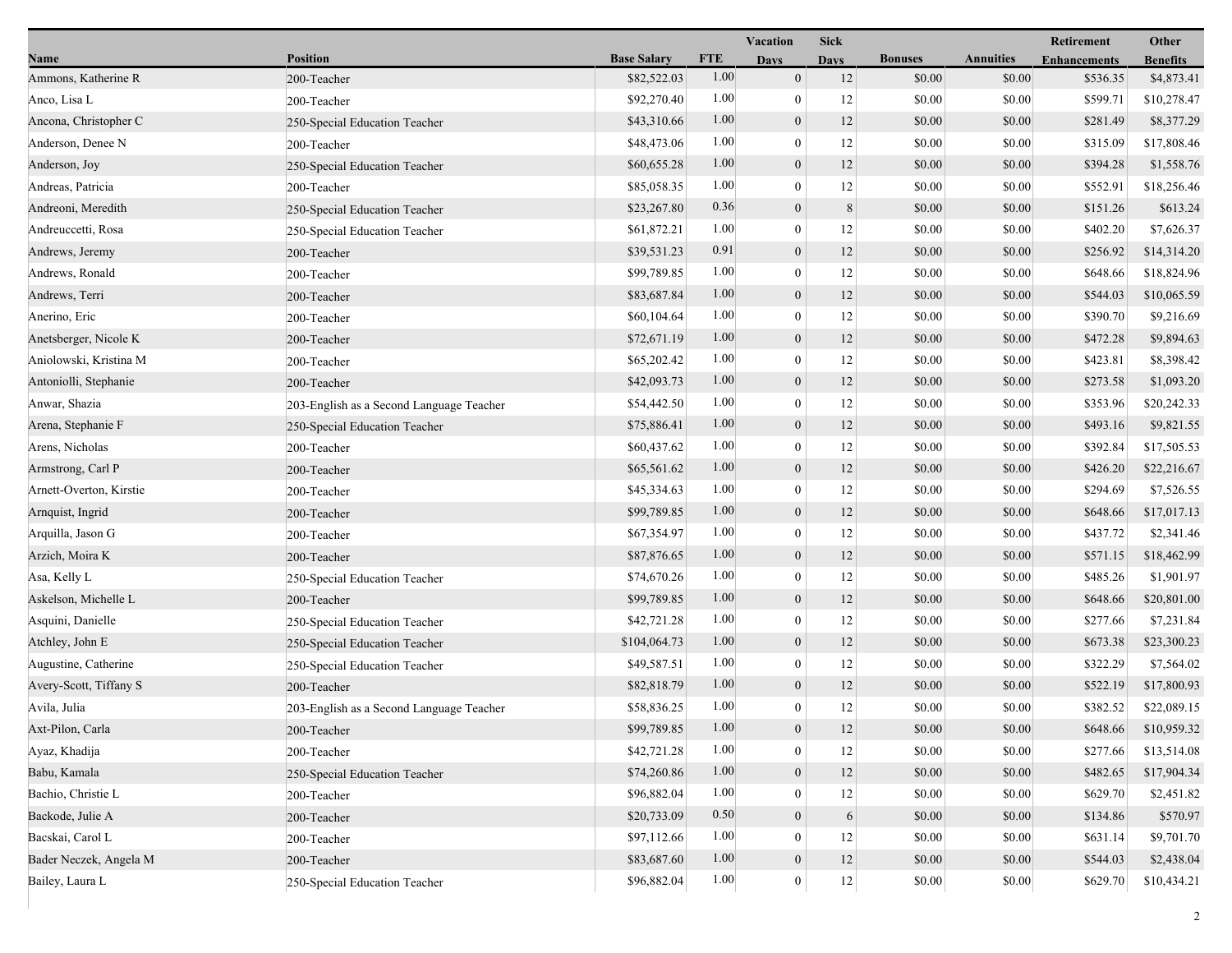| Name | Position | Base Salary | FTE | Vacation Days | Sick Days | Bonuses | Annuities | Retirement Enhancements | Other Benefits |
|---|---|---|---|---|---|---|---|---|---|
| Ammons, Katherine R | 200-Teacher | $82,522.03 | 1.00 | 0 | 12 | $0.00 | $0.00 | $536.35 | $4,873.41 |
| Anco, Lisa L | 200-Teacher | $92,270.40 | 1.00 | 0 | 12 | $0.00 | $0.00 | $599.71 | $10,278.47 |
| Ancona, Christopher C | 250-Special Education Teacher | $43,310.66 | 1.00 | 0 | 12 | $0.00 | $0.00 | $281.49 | $8,377.29 |
| Anderson, Denee N | 200-Teacher | $48,473.06 | 1.00 | 0 | 12 | $0.00 | $0.00 | $315.09 | $17,808.46 |
| Anderson, Joy | 250-Special Education Teacher | $60,655.28 | 1.00 | 0 | 12 | $0.00 | $0.00 | $394.28 | $1,558.76 |
| Andreas, Patricia | 200-Teacher | $85,058.35 | 1.00 | 0 | 12 | $0.00 | $0.00 | $552.91 | $18,256.46 |
| Andreoni, Meredith | 250-Special Education Teacher | $23,267.80 | 0.36 | 0 | 8 | $0.00 | $0.00 | $151.26 | $613.24 |
| Andreuccetti, Rosa | 250-Special Education Teacher | $61,872.21 | 1.00 | 0 | 12 | $0.00 | $0.00 | $402.20 | $7,626.37 |
| Andrews, Jeremy | 200-Teacher | $39,531.23 | 0.91 | 0 | 12 | $0.00 | $0.00 | $256.92 | $14,314.20 |
| Andrews, Ronald | 200-Teacher | $99,789.85 | 1.00 | 0 | 12 | $0.00 | $0.00 | $648.66 | $18,824.96 |
| Andrews, Terri | 200-Teacher | $83,687.84 | 1.00 | 0 | 12 | $0.00 | $0.00 | $544.03 | $10,065.59 |
| Anerino, Eric | 200-Teacher | $60,104.64 | 1.00 | 0 | 12 | $0.00 | $0.00 | $390.70 | $9,216.69 |
| Anetsberger, Nicole K | 200-Teacher | $72,671.19 | 1.00 | 0 | 12 | $0.00 | $0.00 | $472.28 | $9,894.63 |
| Aniolowski, Kristina M | 200-Teacher | $65,202.42 | 1.00 | 0 | 12 | $0.00 | $0.00 | $423.81 | $8,398.42 |
| Antoniolli, Stephanie | 200-Teacher | $42,093.73 | 1.00 | 0 | 12 | $0.00 | $0.00 | $273.58 | $1,093.20 |
| Anwar, Shazia | 203-English as a Second Language Teacher | $54,442.50 | 1.00 | 0 | 12 | $0.00 | $0.00 | $353.96 | $20,242.33 |
| Arena, Stephanie F | 250-Special Education Teacher | $75,886.41 | 1.00 | 0 | 12 | $0.00 | $0.00 | $493.16 | $9,821.55 |
| Arens, Nicholas | 200-Teacher | $60,437.62 | 1.00 | 0 | 12 | $0.00 | $0.00 | $392.84 | $17,505.53 |
| Armstrong, Carl P | 200-Teacher | $65,561.62 | 1.00 | 0 | 12 | $0.00 | $0.00 | $426.20 | $22,216.67 |
| Arnett-Overton, Kirstie | 200-Teacher | $45,334.63 | 1.00 | 0 | 12 | $0.00 | $0.00 | $294.69 | $7,526.55 |
| Arnquist, Ingrid | 200-Teacher | $99,789.85 | 1.00 | 0 | 12 | $0.00 | $0.00 | $648.66 | $17,017.13 |
| Arquilla, Jason G | 200-Teacher | $67,354.97 | 1.00 | 0 | 12 | $0.00 | $0.00 | $437.72 | $2,341.46 |
| Arzich, Moira K | 200-Teacher | $87,876.65 | 1.00 | 0 | 12 | $0.00 | $0.00 | $571.15 | $18,462.99 |
| Asa, Kelly L | 250-Special Education Teacher | $74,670.26 | 1.00 | 0 | 12 | $0.00 | $0.00 | $485.26 | $1,901.97 |
| Askelson, Michelle L | 200-Teacher | $99,789.85 | 1.00 | 0 | 12 | $0.00 | $0.00 | $648.66 | $20,801.00 |
| Asquini, Danielle | 250-Special Education Teacher | $42,721.28 | 1.00 | 0 | 12 | $0.00 | $0.00 | $277.66 | $7,231.84 |
| Atchley, John E | 250-Special Education Teacher | $104,064.73 | 1.00 | 0 | 12 | $0.00 | $0.00 | $673.38 | $23,300.23 |
| Augustine, Catherine | 250-Special Education Teacher | $49,587.51 | 1.00 | 0 | 12 | $0.00 | $0.00 | $322.29 | $7,564.02 |
| Avery-Scott, Tiffany S | 200-Teacher | $82,818.79 | 1.00 | 0 | 12 | $0.00 | $0.00 | $522.19 | $17,800.93 |
| Avila, Julia | 203-English as a Second Language Teacher | $58,836.25 | 1.00 | 0 | 12 | $0.00 | $0.00 | $382.52 | $22,089.15 |
| Axt-Pilon, Carla | 200-Teacher | $99,789.85 | 1.00 | 0 | 12 | $0.00 | $0.00 | $648.66 | $10,959.32 |
| Ayaz, Khadija | 200-Teacher | $42,721.28 | 1.00 | 0 | 12 | $0.00 | $0.00 | $277.66 | $13,514.08 |
| Babu, Kamala | 250-Special Education Teacher | $74,260.86 | 1.00 | 0 | 12 | $0.00 | $0.00 | $482.65 | $17,904.34 |
| Bachio, Christie L | 200-Teacher | $96,882.04 | 1.00 | 0 | 12 | $0.00 | $0.00 | $629.70 | $2,451.82 |
| Backode, Julie A | 200-Teacher | $20,733.09 | 0.50 | 0 | 6 | $0.00 | $0.00 | $134.86 | $570.97 |
| Bacskai, Carol L | 200-Teacher | $97,112.66 | 1.00 | 0 | 12 | $0.00 | $0.00 | $631.14 | $9,701.70 |
| Bader Neczek, Angela M | 200-Teacher | $83,687.60 | 1.00 | 0 | 12 | $0.00 | $0.00 | $544.03 | $2,438.04 |
| Bailey, Laura L | 250-Special Education Teacher | $96,882.04 | 1.00 | 0 | 12 | $0.00 | $0.00 | $629.70 | $10,434.21 |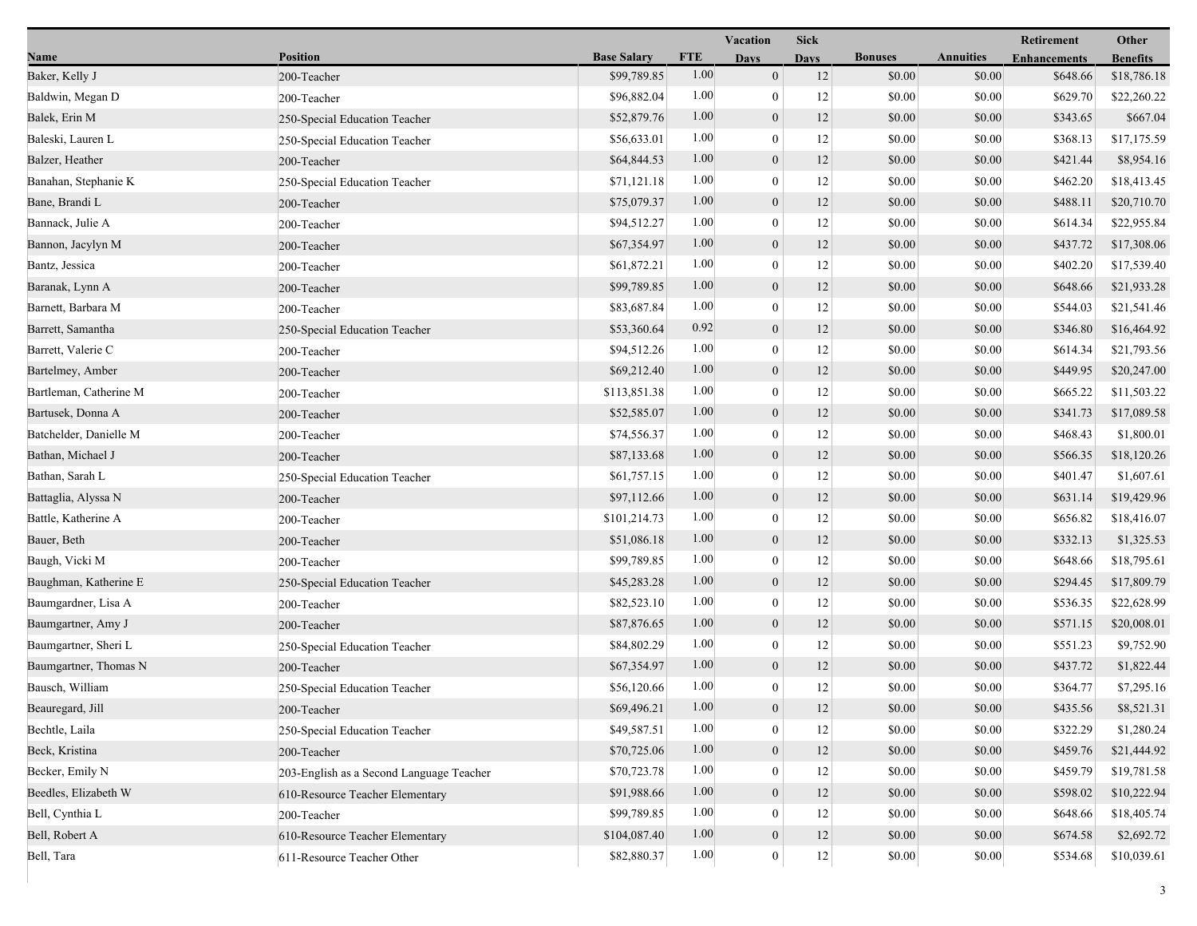| Name | Position | Base Salary | FTE | Vacation Days | Sick Days | Bonuses | Annuities | Retirement Enhancements | Other Benefits |
|---|---|---|---|---|---|---|---|---|---|
| Baker, Kelly J | 200-Teacher | $99,789.85 | 1.00 | 0 | 12 | $0.00 | $0.00 | $648.66 | $18,786.18 |
| Baldwin, Megan D | 200-Teacher | $96,882.04 | 1.00 | 0 | 12 | $0.00 | $0.00 | $629.70 | $22,260.22 |
| Balek, Erin M | 250-Special Education Teacher | $52,879.76 | 1.00 | 0 | 12 | $0.00 | $0.00 | $343.65 | $667.04 |
| Baleski, Lauren L | 250-Special Education Teacher | $56,633.01 | 1.00 | 0 | 12 | $0.00 | $0.00 | $368.13 | $17,175.59 |
| Balzer, Heather | 200-Teacher | $64,844.53 | 1.00 | 0 | 12 | $0.00 | $0.00 | $421.44 | $8,954.16 |
| Banahan, Stephanie K | 250-Special Education Teacher | $71,121.18 | 1.00 | 0 | 12 | $0.00 | $0.00 | $462.20 | $18,413.45 |
| Bane, Brandi L | 200-Teacher | $75,079.37 | 1.00 | 0 | 12 | $0.00 | $0.00 | $488.11 | $20,710.70 |
| Bannack, Julie A | 200-Teacher | $94,512.27 | 1.00 | 0 | 12 | $0.00 | $0.00 | $614.34 | $22,955.84 |
| Bannon, Jacylyn M | 200-Teacher | $67,354.97 | 1.00 | 0 | 12 | $0.00 | $0.00 | $437.72 | $17,308.06 |
| Bantz, Jessica | 200-Teacher | $61,872.21 | 1.00 | 0 | 12 | $0.00 | $0.00 | $402.20 | $17,539.40 |
| Baranak, Lynn A | 200-Teacher | $99,789.85 | 1.00 | 0 | 12 | $0.00 | $0.00 | $648.66 | $21,933.28 |
| Barnett, Barbara M | 200-Teacher | $83,687.84 | 1.00 | 0 | 12 | $0.00 | $0.00 | $544.03 | $21,541.46 |
| Barrett, Samantha | 250-Special Education Teacher | $53,360.64 | 0.92 | 0 | 12 | $0.00 | $0.00 | $346.80 | $16,464.92 |
| Barrett, Valerie C | 200-Teacher | $94,512.26 | 1.00 | 0 | 12 | $0.00 | $0.00 | $614.34 | $21,793.56 |
| Bartelmey, Amber | 200-Teacher | $69,212.40 | 1.00 | 0 | 12 | $0.00 | $0.00 | $449.95 | $20,247.00 |
| Bartleman, Catherine M | 200-Teacher | $113,851.38 | 1.00 | 0 | 12 | $0.00 | $0.00 | $665.22 | $11,503.22 |
| Bartusek, Donna A | 200-Teacher | $52,585.07 | 1.00 | 0 | 12 | $0.00 | $0.00 | $341.73 | $17,089.58 |
| Batchelder, Danielle M | 200-Teacher | $74,556.37 | 1.00 | 0 | 12 | $0.00 | $0.00 | $468.43 | $1,800.01 |
| Bathan, Michael J | 200-Teacher | $87,133.68 | 1.00 | 0 | 12 | $0.00 | $0.00 | $566.35 | $18,120.26 |
| Bathan, Sarah L | 250-Special Education Teacher | $61,757.15 | 1.00 | 0 | 12 | $0.00 | $0.00 | $401.47 | $1,607.61 |
| Battaglia, Alyssa N | 200-Teacher | $97,112.66 | 1.00 | 0 | 12 | $0.00 | $0.00 | $631.14 | $19,429.96 |
| Battle, Katherine A | 200-Teacher | $101,214.73 | 1.00 | 0 | 12 | $0.00 | $0.00 | $656.82 | $18,416.07 |
| Bauer, Beth | 200-Teacher | $51,086.18 | 1.00 | 0 | 12 | $0.00 | $0.00 | $332.13 | $1,325.53 |
| Baugh, Vicki M | 200-Teacher | $99,789.85 | 1.00 | 0 | 12 | $0.00 | $0.00 | $648.66 | $18,795.61 |
| Baughman, Katherine E | 250-Special Education Teacher | $45,283.28 | 1.00 | 0 | 12 | $0.00 | $0.00 | $294.45 | $17,809.79 |
| Baumgardner, Lisa A | 200-Teacher | $82,523.10 | 1.00 | 0 | 12 | $0.00 | $0.00 | $536.35 | $22,628.99 |
| Baumgartner, Amy J | 200-Teacher | $87,876.65 | 1.00 | 0 | 12 | $0.00 | $0.00 | $571.15 | $20,008.01 |
| Baumgartner, Sheri L | 250-Special Education Teacher | $84,802.29 | 1.00 | 0 | 12 | $0.00 | $0.00 | $551.23 | $9,752.90 |
| Baumgartner, Thomas N | 200-Teacher | $67,354.97 | 1.00 | 0 | 12 | $0.00 | $0.00 | $437.72 | $1,822.44 |
| Bausch, William | 250-Special Education Teacher | $56,120.66 | 1.00 | 0 | 12 | $0.00 | $0.00 | $364.77 | $7,295.16 |
| Beauregard, Jill | 200-Teacher | $69,496.21 | 1.00 | 0 | 12 | $0.00 | $0.00 | $435.56 | $8,521.31 |
| Bechtle, Laila | 250-Special Education Teacher | $49,587.51 | 1.00 | 0 | 12 | $0.00 | $0.00 | $322.29 | $1,280.24 |
| Beck, Kristina | 200-Teacher | $70,725.06 | 1.00 | 0 | 12 | $0.00 | $0.00 | $459.76 | $21,444.92 |
| Becker, Emily N | 203-English as a Second Language Teacher | $70,723.78 | 1.00 | 0 | 12 | $0.00 | $0.00 | $459.79 | $19,781.58 |
| Beedles, Elizabeth W | 610-Resource Teacher Elementary | $91,988.66 | 1.00 | 0 | 12 | $0.00 | $0.00 | $598.02 | $10,222.94 |
| Bell, Cynthia L | 200-Teacher | $99,789.85 | 1.00 | 0 | 12 | $0.00 | $0.00 | $648.66 | $18,405.74 |
| Bell, Robert A | 610-Resource Teacher Elementary | $104,087.40 | 1.00 | 0 | 12 | $0.00 | $0.00 | $674.58 | $2,692.72 |
| Bell, Tara | 611-Resource Teacher Other | $82,880.37 | 1.00 | 0 | 12 | $0.00 | $0.00 | $534.68 | $10,039.61 |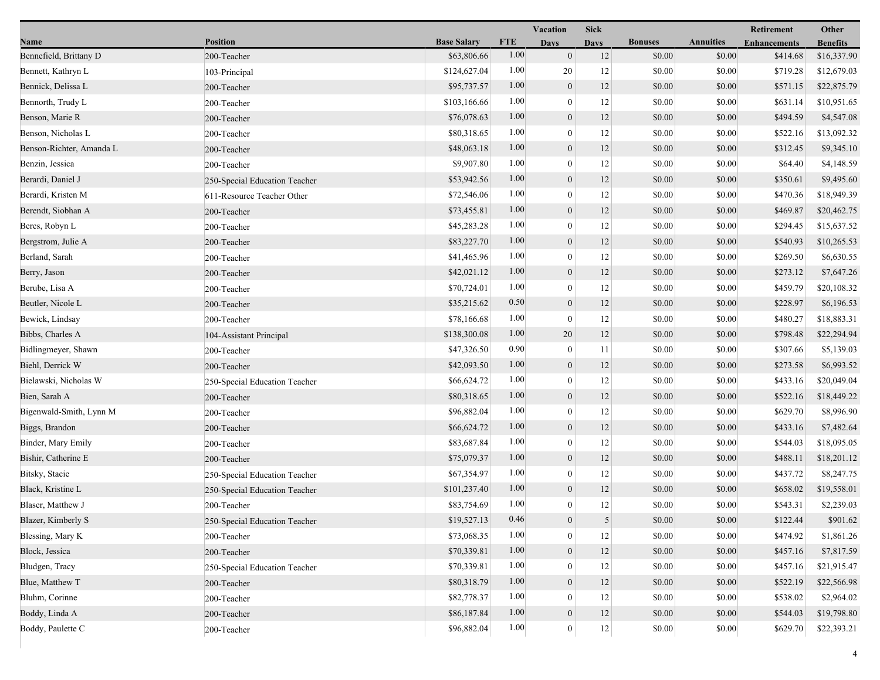| Name | Position | Base Salary | FTE | Vacation Days | Sick Days | Bonuses | Annuities | Retirement Enhancements | Other Benefits |
|---|---|---|---|---|---|---|---|---|---|
| Bennefield, Brittany D | 200-Teacher | $63,806.66 | 1.00 | 0 | 12 | $0.00 | $0.00 | $414.68 | $16,337.90 |
| Bennett, Kathryn L | 103-Principal | $124,627.04 | 1.00 | 20 | 12 | $0.00 | $0.00 | $719.28 | $12,679.03 |
| Bennick, Delissa L | 200-Teacher | $95,737.57 | 1.00 | 0 | 12 | $0.00 | $0.00 | $571.15 | $22,875.79 |
| Bennorth, Trudy L | 200-Teacher | $103,166.66 | 1.00 | 0 | 12 | $0.00 | $0.00 | $631.14 | $10,951.65 |
| Benson, Marie R | 200-Teacher | $76,078.63 | 1.00 | 0 | 12 | $0.00 | $0.00 | $494.59 | $4,547.08 |
| Benson, Nicholas L | 200-Teacher | $80,318.65 | 1.00 | 0 | 12 | $0.00 | $0.00 | $522.16 | $13,092.32 |
| Benson-Richter, Amanda L | 200-Teacher | $48,063.18 | 1.00 | 0 | 12 | $0.00 | $0.00 | $312.45 | $9,345.10 |
| Benzin, Jessica | 200-Teacher | $9,907.80 | 1.00 | 0 | 12 | $0.00 | $0.00 | $64.40 | $4,148.59 |
| Berardi, Daniel J | 250-Special Education Teacher | $53,942.56 | 1.00 | 0 | 12 | $0.00 | $0.00 | $350.61 | $9,495.60 |
| Berardi, Kristen M | 611-Resource Teacher Other | $72,546.06 | 1.00 | 0 | 12 | $0.00 | $0.00 | $470.36 | $18,949.39 |
| Berendt, Siobhan A | 200-Teacher | $73,455.81 | 1.00 | 0 | 12 | $0.00 | $0.00 | $469.87 | $20,462.75 |
| Beres, Robyn L | 200-Teacher | $45,283.28 | 1.00 | 0 | 12 | $0.00 | $0.00 | $294.45 | $15,637.52 |
| Bergstrom, Julie A | 200-Teacher | $83,227.70 | 1.00 | 0 | 12 | $0.00 | $0.00 | $540.93 | $10,265.53 |
| Berland, Sarah | 200-Teacher | $41,465.96 | 1.00 | 0 | 12 | $0.00 | $0.00 | $269.50 | $6,630.55 |
| Berry, Jason | 200-Teacher | $42,021.12 | 1.00 | 0 | 12 | $0.00 | $0.00 | $273.12 | $7,647.26 |
| Berube, Lisa A | 200-Teacher | $70,724.01 | 1.00 | 0 | 12 | $0.00 | $0.00 | $459.79 | $20,108.32 |
| Beutler, Nicole L | 200-Teacher | $35,215.62 | 0.50 | 0 | 12 | $0.00 | $0.00 | $228.97 | $6,196.53 |
| Bewick, Lindsay | 200-Teacher | $78,166.68 | 1.00 | 0 | 12 | $0.00 | $0.00 | $480.27 | $18,883.31 |
| Bibbs, Charles A | 104-Assistant Principal | $138,300.08 | 1.00 | 20 | 12 | $0.00 | $0.00 | $798.48 | $22,294.94 |
| Bidlingmeyer, Shawn | 200-Teacher | $47,326.50 | 0.90 | 0 | 11 | $0.00 | $0.00 | $307.66 | $5,139.03 |
| Biehl, Derrick W | 200-Teacher | $42,093.50 | 1.00 | 0 | 12 | $0.00 | $0.00 | $273.58 | $6,993.52 |
| Bielawski, Nicholas W | 250-Special Education Teacher | $66,624.72 | 1.00 | 0 | 12 | $0.00 | $0.00 | $433.16 | $20,049.04 |
| Bien, Sarah A | 200-Teacher | $80,318.65 | 1.00 | 0 | 12 | $0.00 | $0.00 | $522.16 | $18,449.22 |
| Bigenwald-Smith, Lynn M | 200-Teacher | $96,882.04 | 1.00 | 0 | 12 | $0.00 | $0.00 | $629.70 | $8,996.90 |
| Biggs, Brandon | 200-Teacher | $66,624.72 | 1.00 | 0 | 12 | $0.00 | $0.00 | $433.16 | $7,482.64 |
| Binder, Mary Emily | 200-Teacher | $83,687.84 | 1.00 | 0 | 12 | $0.00 | $0.00 | $544.03 | $18,095.05 |
| Bishir, Catherine E | 200-Teacher | $75,079.37 | 1.00 | 0 | 12 | $0.00 | $0.00 | $488.11 | $18,201.12 |
| Bitsky, Stacie | 250-Special Education Teacher | $67,354.97 | 1.00 | 0 | 12 | $0.00 | $0.00 | $437.72 | $8,247.75 |
| Black, Kristine L | 250-Special Education Teacher | $101,237.40 | 1.00 | 0 | 12 | $0.00 | $0.00 | $658.02 | $19,558.01 |
| Blaser, Matthew J | 200-Teacher | $83,754.69 | 1.00 | 0 | 12 | $0.00 | $0.00 | $543.31 | $2,239.03 |
| Blazer, Kimberly S | 250-Special Education Teacher | $19,527.13 | 0.46 | 0 | 5 | $0.00 | $0.00 | $122.44 | $901.62 |
| Blessing, Mary K | 200-Teacher | $73,068.35 | 1.00 | 0 | 12 | $0.00 | $0.00 | $474.92 | $1,861.26 |
| Block, Jessica | 200-Teacher | $70,339.81 | 1.00 | 0 | 12 | $0.00 | $0.00 | $457.16 | $7,817.59 |
| Bludgen, Tracy | 250-Special Education Teacher | $70,339.81 | 1.00 | 0 | 12 | $0.00 | $0.00 | $457.16 | $21,915.47 |
| Blue, Matthew T | 200-Teacher | $80,318.79 | 1.00 | 0 | 12 | $0.00 | $0.00 | $522.19 | $22,566.98 |
| Bluhm, Corinne | 200-Teacher | $82,778.37 | 1.00 | 0 | 12 | $0.00 | $0.00 | $538.02 | $2,964.02 |
| Boddy, Linda A | 200-Teacher | $86,187.84 | 1.00 | 0 | 12 | $0.00 | $0.00 | $544.03 | $19,798.80 |
| Boddy, Paulette C | 200-Teacher | $96,882.04 | 1.00 | 0 | 12 | $0.00 | $0.00 | $629.70 | $22,393.21 |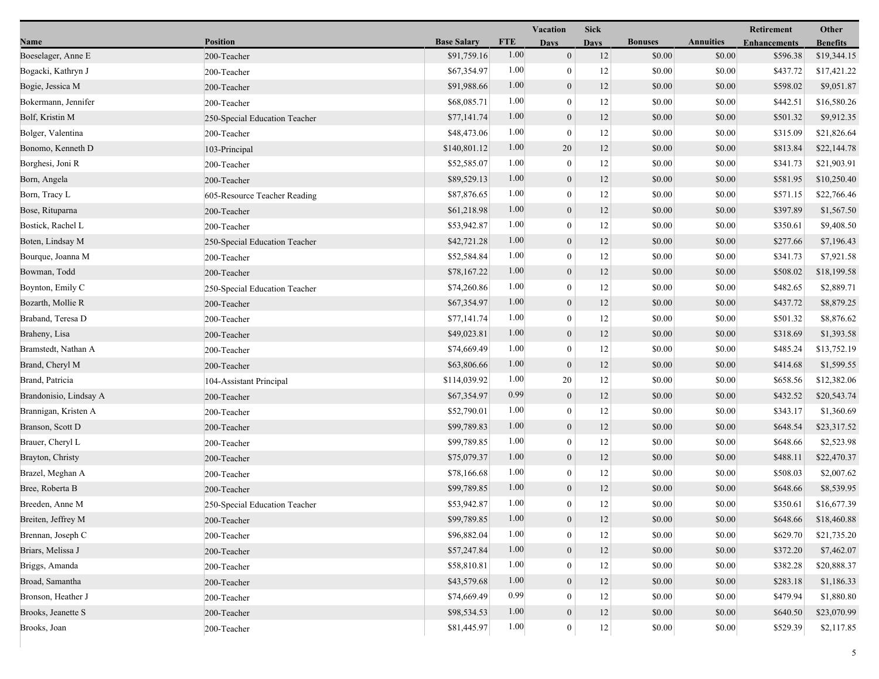| Name | Position | Base Salary | FTE | Vacation Days | Sick Days | Bonuses | Annuities | Retirement Enhancements | Other Benefits |
|---|---|---|---|---|---|---|---|---|---|
| Boeselager, Anne E | 200-Teacher | $91,759.16 | 1.00 | 0 | 12 | $0.00 | $0.00 | $596.38 | $19,344.15 |
| Bogacki, Kathryn J | 200-Teacher | $67,354.97 | 1.00 | 0 | 12 | $0.00 | $0.00 | $437.72 | $17,421.22 |
| Bogie, Jessica M | 200-Teacher | $91,988.66 | 1.00 | 0 | 12 | $0.00 | $0.00 | $598.02 | $9,051.87 |
| Bokermann, Jennifer | 200-Teacher | $68,085.71 | 1.00 | 0 | 12 | $0.00 | $0.00 | $442.51 | $16,580.26 |
| Bolf, Kristin M | 250-Special Education Teacher | $77,141.74 | 1.00 | 0 | 12 | $0.00 | $0.00 | $501.32 | $9,912.35 |
| Bolger, Valentina | 200-Teacher | $48,473.06 | 1.00 | 0 | 12 | $0.00 | $0.00 | $315.09 | $21,826.64 |
| Bonomo, Kenneth D | 103-Principal | $140,801.12 | 1.00 | 20 | 12 | $0.00 | $0.00 | $813.84 | $22,144.78 |
| Borghesi, Joni R | 200-Teacher | $52,585.07 | 1.00 | 0 | 12 | $0.00 | $0.00 | $341.73 | $21,903.91 |
| Born, Angela | 200-Teacher | $89,529.13 | 1.00 | 0 | 12 | $0.00 | $0.00 | $581.95 | $10,250.40 |
| Born, Tracy L | 605-Resource Teacher Reading | $87,876.65 | 1.00 | 0 | 12 | $0.00 | $0.00 | $571.15 | $22,766.46 |
| Bose, Rituparna | 200-Teacher | $61,218.98 | 1.00 | 0 | 12 | $0.00 | $0.00 | $397.89 | $1,567.50 |
| Bostick, Rachel L | 200-Teacher | $53,942.87 | 1.00 | 0 | 12 | $0.00 | $0.00 | $350.61 | $9,408.50 |
| Boten, Lindsay M | 250-Special Education Teacher | $42,721.28 | 1.00 | 0 | 12 | $0.00 | $0.00 | $277.66 | $7,196.43 |
| Bourque, Joanna M | 200-Teacher | $52,584.84 | 1.00 | 0 | 12 | $0.00 | $0.00 | $341.73 | $7,921.58 |
| Bowman, Todd | 200-Teacher | $78,167.22 | 1.00 | 0 | 12 | $0.00 | $0.00 | $508.02 | $18,199.58 |
| Boynton, Emily C | 250-Special Education Teacher | $74,260.86 | 1.00 | 0 | 12 | $0.00 | $0.00 | $482.65 | $2,889.71 |
| Bozarth, Mollie R | 200-Teacher | $67,354.97 | 1.00 | 0 | 12 | $0.00 | $0.00 | $437.72 | $8,879.25 |
| Braband, Teresa D | 200-Teacher | $77,141.74 | 1.00 | 0 | 12 | $0.00 | $0.00 | $501.32 | $8,876.62 |
| Braheny, Lisa | 200-Teacher | $49,023.81 | 1.00 | 0 | 12 | $0.00 | $0.00 | $318.69 | $1,393.58 |
| Bramstedt, Nathan A | 200-Teacher | $74,669.49 | 1.00 | 0 | 12 | $0.00 | $0.00 | $485.24 | $13,752.19 |
| Brand, Cheryl M | 200-Teacher | $63,806.66 | 1.00 | 0 | 12 | $0.00 | $0.00 | $414.68 | $1,599.55 |
| Brand, Patricia | 104-Assistant Principal | $114,039.92 | 1.00 | 20 | 12 | $0.00 | $0.00 | $658.56 | $12,382.06 |
| Brandonisio, Lindsay A | 200-Teacher | $67,354.97 | 0.99 | 0 | 12 | $0.00 | $0.00 | $432.52 | $20,543.74 |
| Brannigan, Kristen A | 200-Teacher | $52,790.01 | 1.00 | 0 | 12 | $0.00 | $0.00 | $343.17 | $1,360.69 |
| Branson, Scott D | 200-Teacher | $99,789.83 | 1.00 | 0 | 12 | $0.00 | $0.00 | $648.54 | $23,317.52 |
| Brauer, Cheryl L | 200-Teacher | $99,789.85 | 1.00 | 0 | 12 | $0.00 | $0.00 | $648.66 | $2,523.98 |
| Brayton, Christy | 200-Teacher | $75,079.37 | 1.00 | 0 | 12 | $0.00 | $0.00 | $488.11 | $22,470.37 |
| Brazel, Meghan A | 200-Teacher | $78,166.68 | 1.00 | 0 | 12 | $0.00 | $0.00 | $508.03 | $2,007.62 |
| Bree, Roberta B | 200-Teacher | $99,789.85 | 1.00 | 0 | 12 | $0.00 | $0.00 | $648.66 | $8,539.95 |
| Breeden, Anne M | 250-Special Education Teacher | $53,942.87 | 1.00 | 0 | 12 | $0.00 | $0.00 | $350.61 | $16,677.39 |
| Breiten, Jeffrey M | 200-Teacher | $99,789.85 | 1.00 | 0 | 12 | $0.00 | $0.00 | $648.66 | $18,460.88 |
| Brennan, Joseph C | 200-Teacher | $96,882.04 | 1.00 | 0 | 12 | $0.00 | $0.00 | $629.70 | $21,735.20 |
| Briars, Melissa J | 200-Teacher | $57,247.84 | 1.00 | 0 | 12 | $0.00 | $0.00 | $372.20 | $7,462.07 |
| Briggs, Amanda | 200-Teacher | $58,810.81 | 1.00 | 0 | 12 | $0.00 | $0.00 | $382.28 | $20,888.37 |
| Broad, Samantha | 200-Teacher | $43,579.68 | 1.00 | 0 | 12 | $0.00 | $0.00 | $283.18 | $1,186.33 |
| Bronson, Heather J | 200-Teacher | $74,669.49 | 0.99 | 0 | 12 | $0.00 | $0.00 | $479.94 | $1,880.80 |
| Brooks, Jeanette S | 200-Teacher | $98,534.53 | 1.00 | 0 | 12 | $0.00 | $0.00 | $640.50 | $23,070.99 |
| Brooks, Joan | 200-Teacher | $81,445.97 | 1.00 | 0 | 12 | $0.00 | $0.00 | $529.39 | $2,117.85 |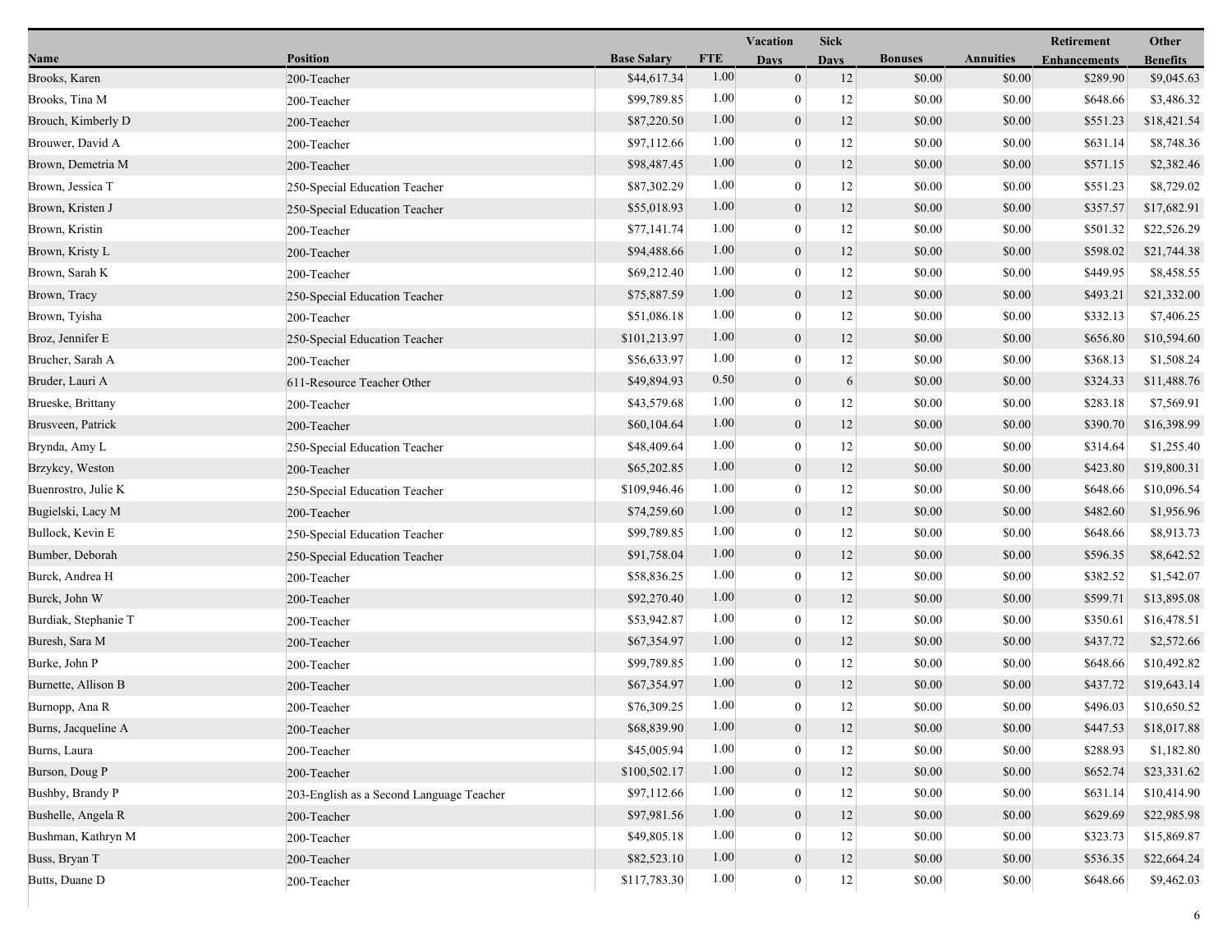| Name | Position | Base Salary | FTE | Vacation Days | Sick Days | Bonuses | Annuities | Retirement Enhancements | Other Benefits |
|---|---|---|---|---|---|---|---|---|---|
| Brooks, Karen | 200-Teacher | $44,617.34 | 1.00 | 0 | 12 | $0.00 | $0.00 | $289.90 | $9,045.63 |
| Brooks, Tina M | 200-Teacher | $99,789.85 | 1.00 | 0 | 12 | $0.00 | $0.00 | $648.66 | $3,486.32 |
| Brouch, Kimberly D | 200-Teacher | $87,220.50 | 1.00 | 0 | 12 | $0.00 | $0.00 | $551.23 | $18,421.54 |
| Brouwer, David A | 200-Teacher | $97,112.66 | 1.00 | 0 | 12 | $0.00 | $0.00 | $631.14 | $8,748.36 |
| Brown, Demetria M | 200-Teacher | $98,487.45 | 1.00 | 0 | 12 | $0.00 | $0.00 | $571.15 | $2,382.46 |
| Brown, Jessica T | 250-Special Education Teacher | $87,302.29 | 1.00 | 0 | 12 | $0.00 | $0.00 | $551.23 | $8,729.02 |
| Brown, Kristen J | 250-Special Education Teacher | $55,018.93 | 1.00 | 0 | 12 | $0.00 | $0.00 | $357.57 | $17,682.91 |
| Brown, Kristin | 200-Teacher | $77,141.74 | 1.00 | 0 | 12 | $0.00 | $0.00 | $501.32 | $22,526.29 |
| Brown, Kristy L | 200-Teacher | $94,488.66 | 1.00 | 0 | 12 | $0.00 | $0.00 | $598.02 | $21,744.38 |
| Brown, Sarah K | 200-Teacher | $69,212.40 | 1.00 | 0 | 12 | $0.00 | $0.00 | $449.95 | $8,458.55 |
| Brown, Tracy | 250-Special Education Teacher | $75,887.59 | 1.00 | 0 | 12 | $0.00 | $0.00 | $493.21 | $21,332.00 |
| Brown, Tyisha | 200-Teacher | $51,086.18 | 1.00 | 0 | 12 | $0.00 | $0.00 | $332.13 | $7,406.25 |
| Broz, Jennifer E | 250-Special Education Teacher | $101,213.97 | 1.00 | 0 | 12 | $0.00 | $0.00 | $656.80 | $10,594.60 |
| Brucher, Sarah A | 200-Teacher | $56,633.97 | 1.00 | 0 | 12 | $0.00 | $0.00 | $368.13 | $1,508.24 |
| Bruder, Lauri A | 611-Resource Teacher Other | $49,894.93 | 0.50 | 0 | 6 | $0.00 | $0.00 | $324.33 | $11,488.76 |
| Brueske, Brittany | 200-Teacher | $43,579.68 | 1.00 | 0 | 12 | $0.00 | $0.00 | $283.18 | $7,569.91 |
| Brusveen, Patrick | 200-Teacher | $60,104.64 | 1.00 | 0 | 12 | $0.00 | $0.00 | $390.70 | $16,398.99 |
| Brynda, Amy L | 250-Special Education Teacher | $48,409.64 | 1.00 | 0 | 12 | $0.00 | $0.00 | $314.64 | $1,255.40 |
| Brzykcy, Weston | 200-Teacher | $65,202.85 | 1.00 | 0 | 12 | $0.00 | $0.00 | $423.80 | $19,800.31 |
| Buenrostro, Julie K | 250-Special Education Teacher | $109,946.46 | 1.00 | 0 | 12 | $0.00 | $0.00 | $648.66 | $10,096.54 |
| Bugielski, Lacy M | 200-Teacher | $74,259.60 | 1.00 | 0 | 12 | $0.00 | $0.00 | $482.60 | $1,956.96 |
| Bullock, Kevin E | 250-Special Education Teacher | $99,789.85 | 1.00 | 0 | 12 | $0.00 | $0.00 | $648.66 | $8,913.73 |
| Bumber, Deborah | 250-Special Education Teacher | $91,758.04 | 1.00 | 0 | 12 | $0.00 | $0.00 | $596.35 | $8,642.52 |
| Burck, Andrea H | 200-Teacher | $58,836.25 | 1.00 | 0 | 12 | $0.00 | $0.00 | $382.52 | $1,542.07 |
| Burck, John W | 200-Teacher | $92,270.40 | 1.00 | 0 | 12 | $0.00 | $0.00 | $599.71 | $13,895.08 |
| Burdiak, Stephanie T | 200-Teacher | $53,942.87 | 1.00 | 0 | 12 | $0.00 | $0.00 | $350.61 | $16,478.51 |
| Buresh, Sara M | 200-Teacher | $67,354.97 | 1.00 | 0 | 12 | $0.00 | $0.00 | $437.72 | $2,572.66 |
| Burke, John P | 200-Teacher | $99,789.85 | 1.00 | 0 | 12 | $0.00 | $0.00 | $648.66 | $10,492.82 |
| Burnette, Allison B | 200-Teacher | $67,354.97 | 1.00 | 0 | 12 | $0.00 | $0.00 | $437.72 | $19,643.14 |
| Burnopp, Ana R | 200-Teacher | $76,309.25 | 1.00 | 0 | 12 | $0.00 | $0.00 | $496.03 | $10,650.52 |
| Burns, Jacqueline A | 200-Teacher | $68,839.90 | 1.00 | 0 | 12 | $0.00 | $0.00 | $447.53 | $18,017.88 |
| Burns, Laura | 200-Teacher | $45,005.94 | 1.00 | 0 | 12 | $0.00 | $0.00 | $288.93 | $1,182.80 |
| Burson, Doug P | 200-Teacher | $100,502.17 | 1.00 | 0 | 12 | $0.00 | $0.00 | $652.74 | $23,331.62 |
| Bushby, Brandy P | 203-English as a Second Language Teacher | $97,112.66 | 1.00 | 0 | 12 | $0.00 | $0.00 | $631.14 | $10,414.90 |
| Bushelle, Angela R | 200-Teacher | $97,981.56 | 1.00 | 0 | 12 | $0.00 | $0.00 | $629.69 | $22,985.98 |
| Bushman, Kathryn M | 200-Teacher | $49,805.18 | 1.00 | 0 | 12 | $0.00 | $0.00 | $323.73 | $15,869.87 |
| Buss, Bryan T | 200-Teacher | $82,523.10 | 1.00 | 0 | 12 | $0.00 | $0.00 | $536.35 | $22,664.24 |
| Butts, Duane D | 200-Teacher | $117,783.30 | 1.00 | 0 | 12 | $0.00 | $0.00 | $648.66 | $9,462.03 |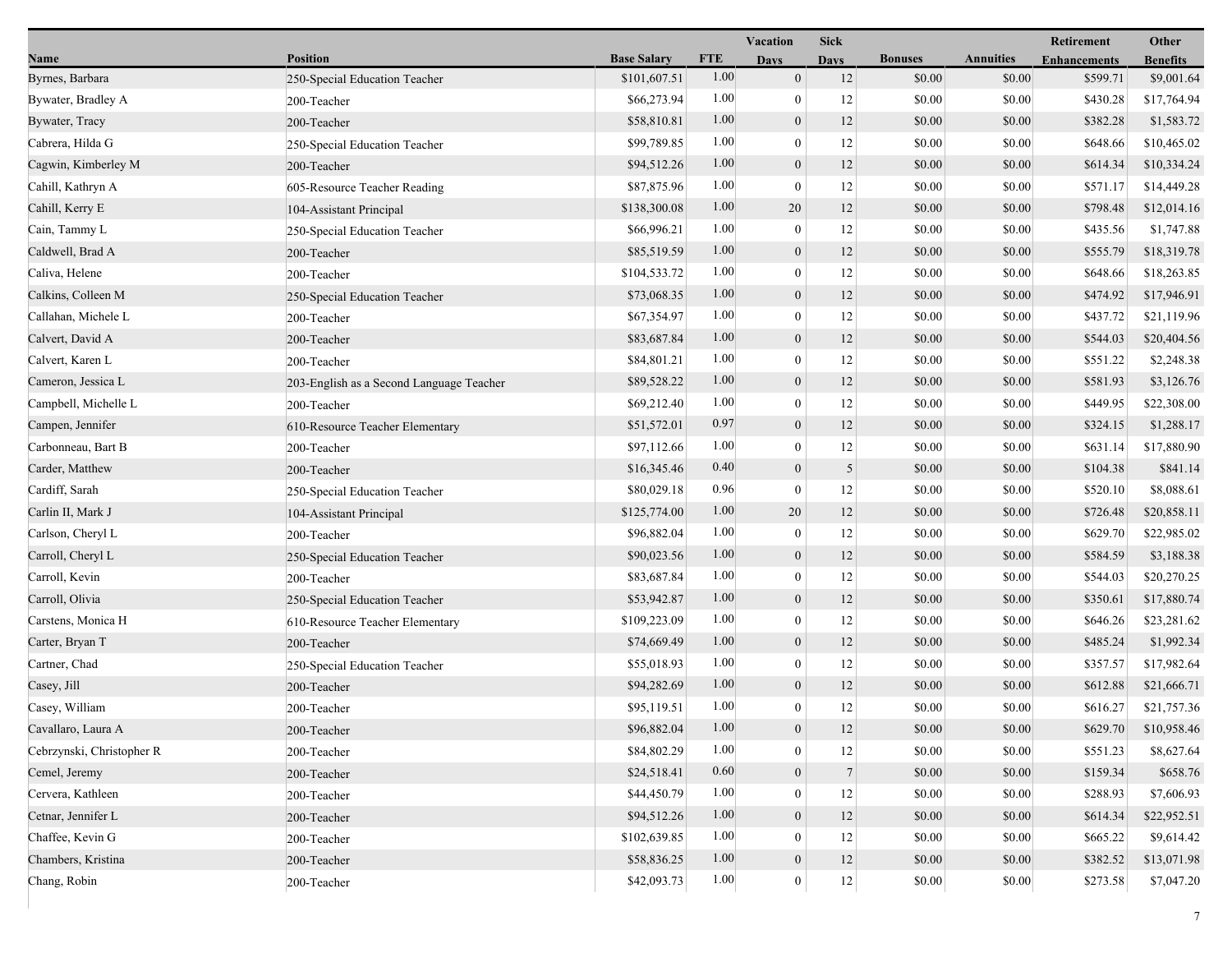| Name | Position | Base Salary | FTE | Vacation Days | Sick Days | Bonuses | Annuities | Retirement Enhancements | Other Benefits |
|---|---|---|---|---|---|---|---|---|---|
| Byrnes, Barbara | 250-Special Education Teacher | $101,607.51 | 1.00 | 0 | 12 | $0.00 | $0.00 | $599.71 | $9,001.64 |
| Bywater, Bradley A | 200-Teacher | $66,273.94 | 1.00 | 0 | 12 | $0.00 | $0.00 | $430.28 | $17,764.94 |
| Bywater, Tracy | 200-Teacher | $58,810.81 | 1.00 | 0 | 12 | $0.00 | $0.00 | $382.28 | $1,583.72 |
| Cabrera, Hilda G | 250-Special Education Teacher | $99,789.85 | 1.00 | 0 | 12 | $0.00 | $0.00 | $648.66 | $10,465.02 |
| Cagwin, Kimberley M | 200-Teacher | $94,512.26 | 1.00 | 0 | 12 | $0.00 | $0.00 | $614.34 | $10,334.24 |
| Cahill, Kathryn A | 605-Resource Teacher Reading | $87,875.96 | 1.00 | 0 | 12 | $0.00 | $0.00 | $571.17 | $14,449.28 |
| Cahill, Kerry E | 104-Assistant Principal | $138,300.08 | 1.00 | 20 | 12 | $0.00 | $0.00 | $798.48 | $12,014.16 |
| Cain, Tammy L | 250-Special Education Teacher | $66,996.21 | 1.00 | 0 | 12 | $0.00 | $0.00 | $435.56 | $1,747.88 |
| Caldwell, Brad A | 200-Teacher | $85,519.59 | 1.00 | 0 | 12 | $0.00 | $0.00 | $555.79 | $18,319.78 |
| Caliva, Helene | 200-Teacher | $104,533.72 | 1.00 | 0 | 12 | $0.00 | $0.00 | $648.66 | $18,263.85 |
| Calkins, Colleen M | 250-Special Education Teacher | $73,068.35 | 1.00 | 0 | 12 | $0.00 | $0.00 | $474.92 | $17,946.91 |
| Callahan, Michele L | 200-Teacher | $67,354.97 | 1.00 | 0 | 12 | $0.00 | $0.00 | $437.72 | $21,119.96 |
| Calvert, David A | 200-Teacher | $83,687.84 | 1.00 | 0 | 12 | $0.00 | $0.00 | $544.03 | $20,404.56 |
| Calvert, Karen L | 200-Teacher | $84,801.21 | 1.00 | 0 | 12 | $0.00 | $0.00 | $551.22 | $2,248.38 |
| Cameron, Jessica L | 203-English as a Second Language Teacher | $89,528.22 | 1.00 | 0 | 12 | $0.00 | $0.00 | $581.93 | $3,126.76 |
| Campbell, Michelle L | 200-Teacher | $69,212.40 | 1.00 | 0 | 12 | $0.00 | $0.00 | $449.95 | $22,308.00 |
| Campen, Jennifer | 610-Resource Teacher Elementary | $51,572.01 | 0.97 | 0 | 12 | $0.00 | $0.00 | $324.15 | $1,288.17 |
| Carbonneau, Bart B | 200-Teacher | $97,112.66 | 1.00 | 0 | 12 | $0.00 | $0.00 | $631.14 | $17,880.90 |
| Carder, Matthew | 200-Teacher | $16,345.46 | 0.40 | 0 | 5 | $0.00 | $0.00 | $104.38 | $841.14 |
| Cardiff, Sarah | 250-Special Education Teacher | $80,029.18 | 0.96 | 0 | 12 | $0.00 | $0.00 | $520.10 | $8,088.61 |
| Carlin II, Mark J | 104-Assistant Principal | $125,774.00 | 1.00 | 20 | 12 | $0.00 | $0.00 | $726.48 | $20,858.11 |
| Carlson, Cheryl L | 200-Teacher | $96,882.04 | 1.00 | 0 | 12 | $0.00 | $0.00 | $629.70 | $22,985.02 |
| Carroll, Cheryl L | 250-Special Education Teacher | $90,023.56 | 1.00 | 0 | 12 | $0.00 | $0.00 | $584.59 | $3,188.38 |
| Carroll, Kevin | 200-Teacher | $83,687.84 | 1.00 | 0 | 12 | $0.00 | $0.00 | $544.03 | $20,270.25 |
| Carroll, Olivia | 250-Special Education Teacher | $53,942.87 | 1.00 | 0 | 12 | $0.00 | $0.00 | $350.61 | $17,880.74 |
| Carstens, Monica H | 610-Resource Teacher Elementary | $109,223.09 | 1.00 | 0 | 12 | $0.00 | $0.00 | $646.26 | $23,281.62 |
| Carter, Bryan T | 200-Teacher | $74,669.49 | 1.00 | 0 | 12 | $0.00 | $0.00 | $485.24 | $1,992.34 |
| Cartner, Chad | 250-Special Education Teacher | $55,018.93 | 1.00 | 0 | 12 | $0.00 | $0.00 | $357.57 | $17,982.64 |
| Casey, Jill | 200-Teacher | $94,282.69 | 1.00 | 0 | 12 | $0.00 | $0.00 | $612.88 | $21,666.71 |
| Casey, William | 200-Teacher | $95,119.51 | 1.00 | 0 | 12 | $0.00 | $0.00 | $616.27 | $21,757.36 |
| Cavallaro, Laura A | 200-Teacher | $96,882.04 | 1.00 | 0 | 12 | $0.00 | $0.00 | $629.70 | $10,958.46 |
| Cebrzynski, Christopher R | 200-Teacher | $84,802.29 | 1.00 | 0 | 12 | $0.00 | $0.00 | $551.23 | $8,627.64 |
| Cemel, Jeremy | 200-Teacher | $24,518.41 | 0.60 | 0 | 7 | $0.00 | $0.00 | $159.34 | $658.76 |
| Cervera, Kathleen | 200-Teacher | $44,450.79 | 1.00 | 0 | 12 | $0.00 | $0.00 | $288.93 | $7,606.93 |
| Cetnar, Jennifer L | 200-Teacher | $94,512.26 | 1.00 | 0 | 12 | $0.00 | $0.00 | $614.34 | $22,952.51 |
| Chaffee, Kevin G | 200-Teacher | $102,639.85 | 1.00 | 0 | 12 | $0.00 | $0.00 | $665.22 | $9,614.42 |
| Chambers, Kristina | 200-Teacher | $58,836.25 | 1.00 | 0 | 12 | $0.00 | $0.00 | $382.52 | $13,071.98 |
| Chang, Robin | 200-Teacher | $42,093.73 | 1.00 | 0 | 12 | $0.00 | $0.00 | $273.58 | $7,047.20 |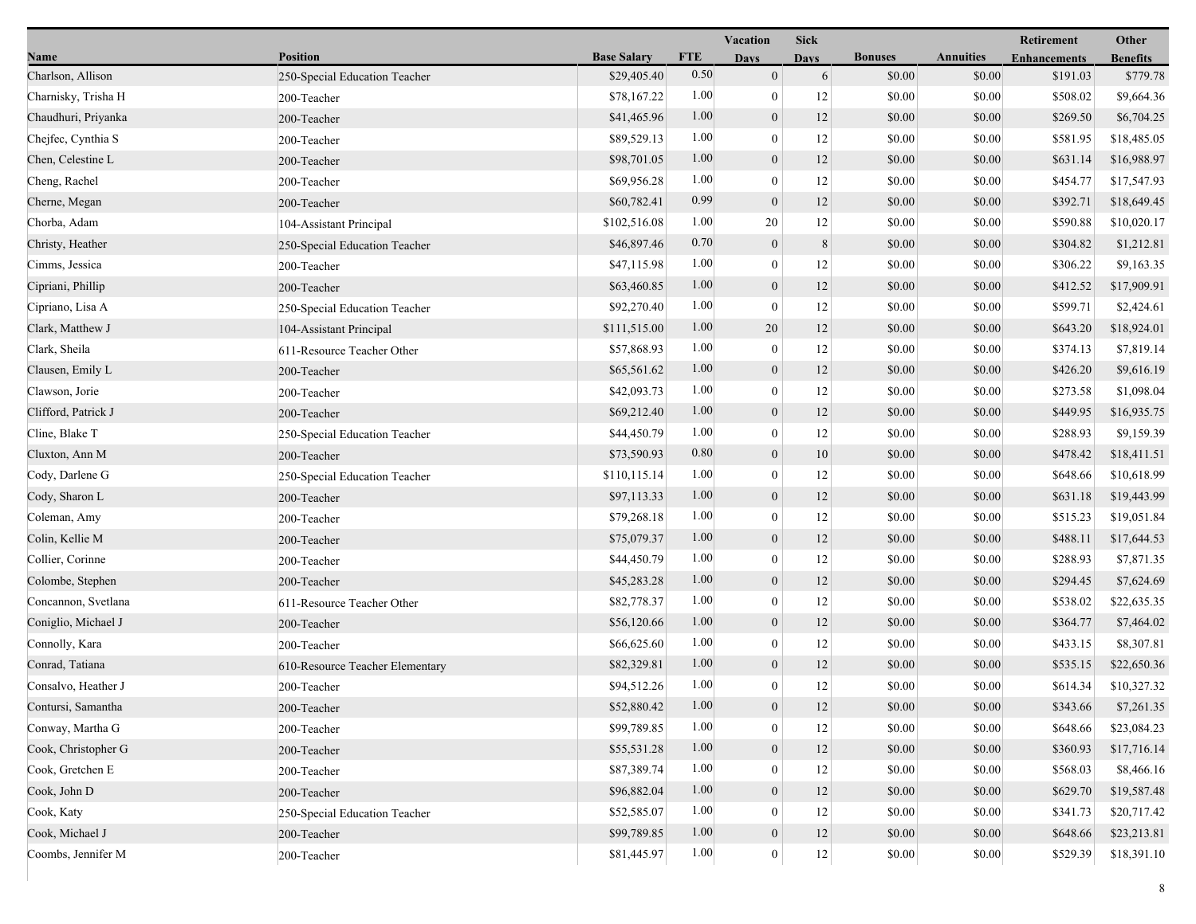| Name | Position | Base Salary | FTE | Vacation Days | Sick Days | Bonuses | Annuities | Retirement Enhancements | Other Benefits |
|---|---|---|---|---|---|---|---|---|---|
| Charlson, Allison | 250-Special Education Teacher | $29,405.40 | 0.50 | 0 | 6 | $0.00 | $0.00 | $191.03 | $779.78 |
| Charnisky, Trisha H | 200-Teacher | $78,167.22 | 1.00 | 0 | 12 | $0.00 | $0.00 | $508.02 | $9,664.36 |
| Chaudhuri, Priyanka | 200-Teacher | $41,465.96 | 1.00 | 0 | 12 | $0.00 | $0.00 | $269.50 | $6,704.25 |
| Chejfec, Cynthia S | 200-Teacher | $89,529.13 | 1.00 | 0 | 12 | $0.00 | $0.00 | $581.95 | $18,485.05 |
| Chen, Celestine L | 200-Teacher | $98,701.05 | 1.00 | 0 | 12 | $0.00 | $0.00 | $631.14 | $16,988.97 |
| Cheng, Rachel | 200-Teacher | $69,956.28 | 1.00 | 0 | 12 | $0.00 | $0.00 | $454.77 | $17,547.93 |
| Cherne, Megan | 200-Teacher | $60,782.41 | 0.99 | 0 | 12 | $0.00 | $0.00 | $392.71 | $18,649.45 |
| Chorba, Adam | 104-Assistant Principal | $102,516.08 | 1.00 | 20 | 12 | $0.00 | $0.00 | $590.88 | $10,020.17 |
| Christy, Heather | 250-Special Education Teacher | $46,897.46 | 0.70 | 0 | 8 | $0.00 | $0.00 | $304.82 | $1,212.81 |
| Cimms, Jessica | 200-Teacher | $47,115.98 | 1.00 | 0 | 12 | $0.00 | $0.00 | $306.22 | $9,163.35 |
| Cipriani, Phillip | 200-Teacher | $63,460.85 | 1.00 | 0 | 12 | $0.00 | $0.00 | $412.52 | $17,909.91 |
| Cipriano, Lisa A | 250-Special Education Teacher | $92,270.40 | 1.00 | 0 | 12 | $0.00 | $0.00 | $599.71 | $2,424.61 |
| Clark, Matthew J | 104-Assistant Principal | $111,515.00 | 1.00 | 20 | 12 | $0.00 | $0.00 | $643.20 | $18,924.01 |
| Clark, Sheila | 611-Resource Teacher Other | $57,868.93 | 1.00 | 0 | 12 | $0.00 | $0.00 | $374.13 | $7,819.14 |
| Clausen, Emily L | 200-Teacher | $65,561.62 | 1.00 | 0 | 12 | $0.00 | $0.00 | $426.20 | $9,616.19 |
| Clawson, Jorie | 200-Teacher | $42,093.73 | 1.00 | 0 | 12 | $0.00 | $0.00 | $273.58 | $1,098.04 |
| Clifford, Patrick J | 200-Teacher | $69,212.40 | 1.00 | 0 | 12 | $0.00 | $0.00 | $449.95 | $16,935.75 |
| Cline, Blake T | 250-Special Education Teacher | $44,450.79 | 1.00 | 0 | 12 | $0.00 | $0.00 | $288.93 | $9,159.39 |
| Cluxton, Ann M | 200-Teacher | $73,590.93 | 0.80 | 0 | 10 | $0.00 | $0.00 | $478.42 | $18,411.51 |
| Cody, Darlene G | 250-Special Education Teacher | $110,115.14 | 1.00 | 0 | 12 | $0.00 | $0.00 | $648.66 | $10,618.99 |
| Cody, Sharon L | 200-Teacher | $97,113.33 | 1.00 | 0 | 12 | $0.00 | $0.00 | $631.18 | $19,443.99 |
| Coleman, Amy | 200-Teacher | $79,268.18 | 1.00 | 0 | 12 | $0.00 | $0.00 | $515.23 | $19,051.84 |
| Colin, Kellie M | 200-Teacher | $75,079.37 | 1.00 | 0 | 12 | $0.00 | $0.00 | $488.11 | $17,644.53 |
| Collier, Corinne | 200-Teacher | $44,450.79 | 1.00 | 0 | 12 | $0.00 | $0.00 | $288.93 | $7,871.35 |
| Colombe, Stephen | 200-Teacher | $45,283.28 | 1.00 | 0 | 12 | $0.00 | $0.00 | $294.45 | $7,624.69 |
| Concannon, Svetlana | 611-Resource Teacher Other | $82,778.37 | 1.00 | 0 | 12 | $0.00 | $0.00 | $538.02 | $22,635.35 |
| Coniglio, Michael J | 200-Teacher | $56,120.66 | 1.00 | 0 | 12 | $0.00 | $0.00 | $364.77 | $7,464.02 |
| Connolly, Kara | 200-Teacher | $66,625.60 | 1.00 | 0 | 12 | $0.00 | $0.00 | $433.15 | $8,307.81 |
| Conrad, Tatiana | 610-Resource Teacher Elementary | $82,329.81 | 1.00 | 0 | 12 | $0.00 | $0.00 | $535.15 | $22,650.36 |
| Consalvo, Heather J | 200-Teacher | $94,512.26 | 1.00 | 0 | 12 | $0.00 | $0.00 | $614.34 | $10,327.32 |
| Contursi, Samantha | 200-Teacher | $52,880.42 | 1.00 | 0 | 12 | $0.00 | $0.00 | $343.66 | $7,261.35 |
| Conway, Martha G | 200-Teacher | $99,789.85 | 1.00 | 0 | 12 | $0.00 | $0.00 | $648.66 | $23,084.23 |
| Cook, Christopher G | 200-Teacher | $55,531.28 | 1.00 | 0 | 12 | $0.00 | $0.00 | $360.93 | $17,716.14 |
| Cook, Gretchen E | 200-Teacher | $87,389.74 | 1.00 | 0 | 12 | $0.00 | $0.00 | $568.03 | $8,466.16 |
| Cook, John D | 200-Teacher | $96,882.04 | 1.00 | 0 | 12 | $0.00 | $0.00 | $629.70 | $19,587.48 |
| Cook, Katy | 250-Special Education Teacher | $52,585.07 | 1.00 | 0 | 12 | $0.00 | $0.00 | $341.73 | $20,717.42 |
| Cook, Michael J | 200-Teacher | $99,789.85 | 1.00 | 0 | 12 | $0.00 | $0.00 | $648.66 | $23,213.81 |
| Coombs, Jennifer M | 200-Teacher | $81,445.97 | 1.00 | 0 | 12 | $0.00 | $0.00 | $529.39 | $18,391.10 |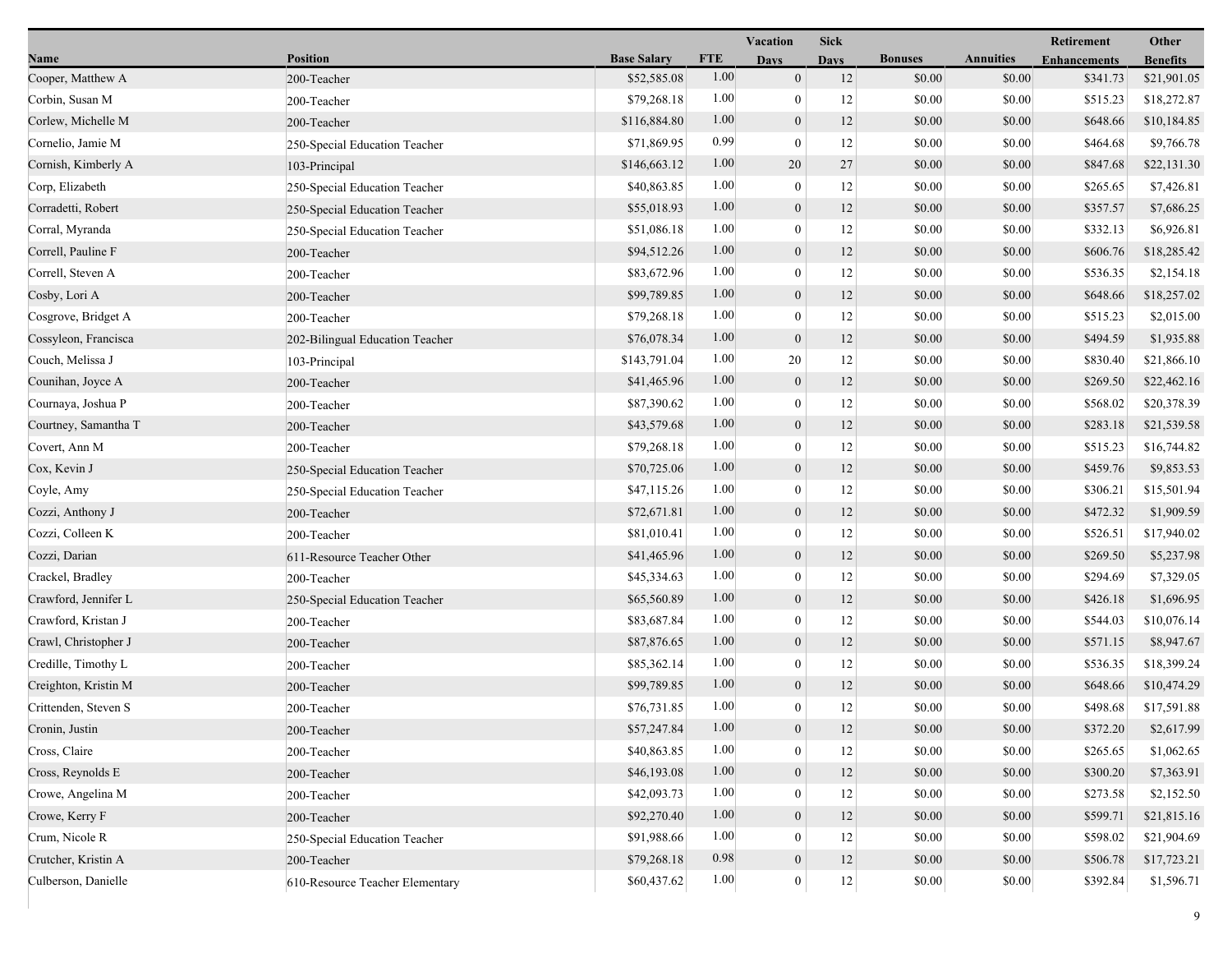| Name | Position | Base Salary | FTE | Vacation Days | Sick Days | Bonuses | Annuities | Retirement Enhancements | Other Benefits |
|---|---|---|---|---|---|---|---|---|---|
| Cooper, Matthew A | 200-Teacher | $52,585.08 | 1.00 | 0 | 12 | $0.00 | $0.00 | $341.73 | $21,901.05 |
| Corbin, Susan M | 200-Teacher | $79,268.18 | 1.00 | 0 | 12 | $0.00 | $0.00 | $515.23 | $18,272.87 |
| Corlew, Michelle M | 200-Teacher | $116,884.80 | 1.00 | 0 | 12 | $0.00 | $0.00 | $648.66 | $10,184.85 |
| Cornelio, Jamie M | 250-Special Education Teacher | $71,869.95 | 0.99 | 0 | 12 | $0.00 | $0.00 | $464.68 | $9,766.78 |
| Cornish, Kimberly A | 103-Principal | $146,663.12 | 1.00 | 20 | 27 | $0.00 | $0.00 | $847.68 | $22,131.30 |
| Corp, Elizabeth | 250-Special Education Teacher | $40,863.85 | 1.00 | 0 | 12 | $0.00 | $0.00 | $265.65 | $7,426.81 |
| Corradetti, Robert | 250-Special Education Teacher | $55,018.93 | 1.00 | 0 | 12 | $0.00 | $0.00 | $357.57 | $7,686.25 |
| Corral, Myranda | 250-Special Education Teacher | $51,086.18 | 1.00 | 0 | 12 | $0.00 | $0.00 | $332.13 | $6,926.81 |
| Correll, Pauline F | 200-Teacher | $94,512.26 | 1.00 | 0 | 12 | $0.00 | $0.00 | $606.76 | $18,285.42 |
| Correll, Steven A | 200-Teacher | $83,672.96 | 1.00 | 0 | 12 | $0.00 | $0.00 | $536.35 | $2,154.18 |
| Cosby, Lori A | 200-Teacher | $99,789.85 | 1.00 | 0 | 12 | $0.00 | $0.00 | $648.66 | $18,257.02 |
| Cosgrove, Bridget A | 200-Teacher | $79,268.18 | 1.00 | 0 | 12 | $0.00 | $0.00 | $515.23 | $2,015.00 |
| Cossyleon, Francisca | 202-Bilingual Education Teacher | $76,078.34 | 1.00 | 0 | 12 | $0.00 | $0.00 | $494.59 | $1,935.88 |
| Couch, Melissa J | 103-Principal | $143,791.04 | 1.00 | 20 | 12 | $0.00 | $0.00 | $830.40 | $21,866.10 |
| Counihan, Joyce A | 200-Teacher | $41,465.96 | 1.00 | 0 | 12 | $0.00 | $0.00 | $269.50 | $22,462.16 |
| Cournaya, Joshua P | 200-Teacher | $87,390.62 | 1.00 | 0 | 12 | $0.00 | $0.00 | $568.02 | $20,378.39 |
| Courtney, Samantha T | 200-Teacher | $43,579.68 | 1.00 | 0 | 12 | $0.00 | $0.00 | $283.18 | $21,539.58 |
| Covert, Ann M | 200-Teacher | $79,268.18 | 1.00 | 0 | 12 | $0.00 | $0.00 | $515.23 | $16,744.82 |
| Cox, Kevin J | 250-Special Education Teacher | $70,725.06 | 1.00 | 0 | 12 | $0.00 | $0.00 | $459.76 | $9,853.53 |
| Coyle, Amy | 250-Special Education Teacher | $47,115.26 | 1.00 | 0 | 12 | $0.00 | $0.00 | $306.21 | $15,501.94 |
| Cozzi, Anthony J | 200-Teacher | $72,671.81 | 1.00 | 0 | 12 | $0.00 | $0.00 | $472.32 | $1,909.59 |
| Cozzi, Colleen K | 200-Teacher | $81,010.41 | 1.00 | 0 | 12 | $0.00 | $0.00 | $526.51 | $17,940.02 |
| Cozzi, Darian | 611-Resource Teacher Other | $41,465.96 | 1.00 | 0 | 12 | $0.00 | $0.00 | $269.50 | $5,237.98 |
| Crackel, Bradley | 200-Teacher | $45,334.63 | 1.00 | 0 | 12 | $0.00 | $0.00 | $294.69 | $7,329.05 |
| Crawford, Jennifer L | 250-Special Education Teacher | $65,560.89 | 1.00 | 0 | 12 | $0.00 | $0.00 | $426.18 | $1,696.95 |
| Crawford, Kristan J | 200-Teacher | $83,687.84 | 1.00 | 0 | 12 | $0.00 | $0.00 | $544.03 | $10,076.14 |
| Crawl, Christopher J | 200-Teacher | $87,876.65 | 1.00 | 0 | 12 | $0.00 | $0.00 | $571.15 | $8,947.67 |
| Credille, Timothy L | 200-Teacher | $85,362.14 | 1.00 | 0 | 12 | $0.00 | $0.00 | $536.35 | $18,399.24 |
| Creighton, Kristin M | 200-Teacher | $99,789.85 | 1.00 | 0 | 12 | $0.00 | $0.00 | $648.66 | $10,474.29 |
| Crittenden, Steven S | 200-Teacher | $76,731.85 | 1.00 | 0 | 12 | $0.00 | $0.00 | $498.68 | $17,591.88 |
| Cronin, Justin | 200-Teacher | $57,247.84 | 1.00 | 0 | 12 | $0.00 | $0.00 | $372.20 | $2,617.99 |
| Cross, Claire | 200-Teacher | $40,863.85 | 1.00 | 0 | 12 | $0.00 | $0.00 | $265.65 | $1,062.65 |
| Cross, Reynolds E | 200-Teacher | $46,193.08 | 1.00 | 0 | 12 | $0.00 | $0.00 | $300.20 | $7,363.91 |
| Crowe, Angelina M | 200-Teacher | $42,093.73 | 1.00 | 0 | 12 | $0.00 | $0.00 | $273.58 | $2,152.50 |
| Crowe, Kerry F | 200-Teacher | $92,270.40 | 1.00 | 0 | 12 | $0.00 | $0.00 | $599.71 | $21,815.16 |
| Crum, Nicole R | 250-Special Education Teacher | $91,988.66 | 1.00 | 0 | 12 | $0.00 | $0.00 | $598.02 | $21,904.69 |
| Crutcher, Kristin A | 200-Teacher | $79,268.18 | 0.98 | 0 | 12 | $0.00 | $0.00 | $506.78 | $17,723.21 |
| Culberson, Danielle | 610-Resource Teacher Elementary | $60,437.62 | 1.00 | 0 | 12 | $0.00 | $0.00 | $392.84 | $1,596.71 |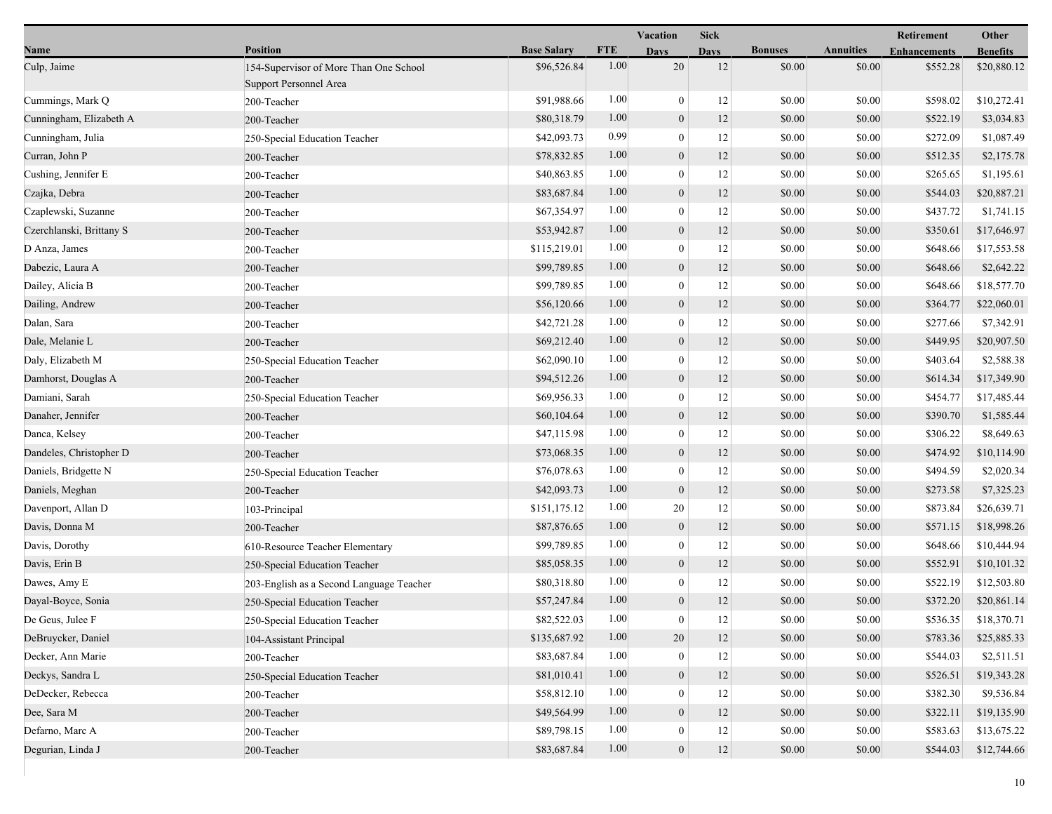| Name | Position | Base Salary | FTE | Vacation Days | Sick Days | Bonuses | Annuities | Retirement Enhancements | Other Benefits |
|---|---|---|---|---|---|---|---|---|---|
| Culp, Jaime | 154-Supervisor of More Than One School Support Personnel Area | $96,526.84 | 1.00 | 20 | 12 | $0.00 | $0.00 | $552.28 | $20,880.12 |
| Cummings, Mark Q | 200-Teacher | $91,988.66 | 1.00 | 0 | 12 | $0.00 | $0.00 | $598.02 | $10,272.41 |
| Cunningham, Elizabeth A | 200-Teacher | $80,318.79 | 1.00 | 0 | 12 | $0.00 | $0.00 | $522.19 | $3,034.83 |
| Cunningham, Julia | 250-Special Education Teacher | $42,093.73 | 0.99 | 0 | 12 | $0.00 | $0.00 | $272.09 | $1,087.49 |
| Curran, John P | 200-Teacher | $78,832.85 | 1.00 | 0 | 12 | $0.00 | $0.00 | $512.35 | $2,175.78 |
| Cushing, Jennifer E | 200-Teacher | $40,863.85 | 1.00 | 0 | 12 | $0.00 | $0.00 | $265.65 | $1,195.61 |
| Czajka, Debra | 200-Teacher | $83,687.84 | 1.00 | 0 | 12 | $0.00 | $0.00 | $544.03 | $20,887.21 |
| Czaplewski, Suzanne | 200-Teacher | $67,354.97 | 1.00 | 0 | 12 | $0.00 | $0.00 | $437.72 | $1,741.15 |
| Czerchlanski, Brittany S | 200-Teacher | $53,942.87 | 1.00 | 0 | 12 | $0.00 | $0.00 | $350.61 | $17,646.97 |
| D Anza, James | 200-Teacher | $115,219.01 | 1.00 | 0 | 12 | $0.00 | $0.00 | $648.66 | $17,553.58 |
| Dabezic, Laura A | 200-Teacher | $99,789.85 | 1.00 | 0 | 12 | $0.00 | $0.00 | $648.66 | $2,642.22 |
| Dailey, Alicia B | 200-Teacher | $99,789.85 | 1.00 | 0 | 12 | $0.00 | $0.00 | $648.66 | $18,577.70 |
| Dailing, Andrew | 200-Teacher | $56,120.66 | 1.00 | 0 | 12 | $0.00 | $0.00 | $364.77 | $22,060.01 |
| Dalan, Sara | 200-Teacher | $42,721.28 | 1.00 | 0 | 12 | $0.00 | $0.00 | $277.66 | $7,342.91 |
| Dale, Melanie L | 200-Teacher | $69,212.40 | 1.00 | 0 | 12 | $0.00 | $0.00 | $449.95 | $20,907.50 |
| Daly, Elizabeth M | 250-Special Education Teacher | $62,090.10 | 1.00 | 0 | 12 | $0.00 | $0.00 | $403.64 | $2,588.38 |
| Damhorst, Douglas A | 200-Teacher | $94,512.26 | 1.00 | 0 | 12 | $0.00 | $0.00 | $614.34 | $17,349.90 |
| Damiani, Sarah | 250-Special Education Teacher | $69,956.33 | 1.00 | 0 | 12 | $0.00 | $0.00 | $454.77 | $17,485.44 |
| Danaher, Jennifer | 200-Teacher | $60,104.64 | 1.00 | 0 | 12 | $0.00 | $0.00 | $390.70 | $1,585.44 |
| Danca, Kelsey | 200-Teacher | $47,115.98 | 1.00 | 0 | 12 | $0.00 | $0.00 | $306.22 | $8,649.63 |
| Dandeles, Christopher D | 200-Teacher | $73,068.35 | 1.00 | 0 | 12 | $0.00 | $0.00 | $474.92 | $10,114.90 |
| Daniels, Bridgette N | 250-Special Education Teacher | $76,078.63 | 1.00 | 0 | 12 | $0.00 | $0.00 | $494.59 | $2,020.34 |
| Daniels, Meghan | 200-Teacher | $42,093.73 | 1.00 | 0 | 12 | $0.00 | $0.00 | $273.58 | $7,325.23 |
| Davenport, Allan D | 103-Principal | $151,175.12 | 1.00 | 20 | 12 | $0.00 | $0.00 | $873.84 | $26,639.71 |
| Davis, Donna M | 200-Teacher | $87,876.65 | 1.00 | 0 | 12 | $0.00 | $0.00 | $571.15 | $18,998.26 |
| Davis, Dorothy | 610-Resource Teacher Elementary | $99,789.85 | 1.00 | 0 | 12 | $0.00 | $0.00 | $648.66 | $10,444.94 |
| Davis, Erin B | 250-Special Education Teacher | $85,058.35 | 1.00 | 0 | 12 | $0.00 | $0.00 | $552.91 | $10,101.32 |
| Dawes, Amy E | 203-English as a Second Language Teacher | $80,318.80 | 1.00 | 0 | 12 | $0.00 | $0.00 | $522.19 | $12,503.80 |
| Dayal-Boyce, Sonia | 250-Special Education Teacher | $57,247.84 | 1.00 | 0 | 12 | $0.00 | $0.00 | $372.20 | $20,861.14 |
| De Geus, Julee F | 250-Special Education Teacher | $82,522.03 | 1.00 | 0 | 12 | $0.00 | $0.00 | $536.35 | $18,370.71 |
| DeBruycker, Daniel | 104-Assistant Principal | $135,687.92 | 1.00 | 20 | 12 | $0.00 | $0.00 | $783.36 | $25,885.33 |
| Decker, Ann Marie | 200-Teacher | $83,687.84 | 1.00 | 0 | 12 | $0.00 | $0.00 | $544.03 | $2,511.51 |
| Deckys, Sandra L | 250-Special Education Teacher | $81,010.41 | 1.00 | 0 | 12 | $0.00 | $0.00 | $526.51 | $19,343.28 |
| DeDecker, Rebecca | 200-Teacher | $58,812.10 | 1.00 | 0 | 12 | $0.00 | $0.00 | $382.30 | $9,536.84 |
| Dee, Sara M | 200-Teacher | $49,564.99 | 1.00 | 0 | 12 | $0.00 | $0.00 | $322.11 | $19,135.90 |
| Defarno, Marc A | 200-Teacher | $89,798.15 | 1.00 | 0 | 12 | $0.00 | $0.00 | $583.63 | $13,675.22 |
| Degurian, Linda J | 200-Teacher | $83,687.84 | 1.00 | 0 | 12 | $0.00 | $0.00 | $544.03 | $12,744.66 |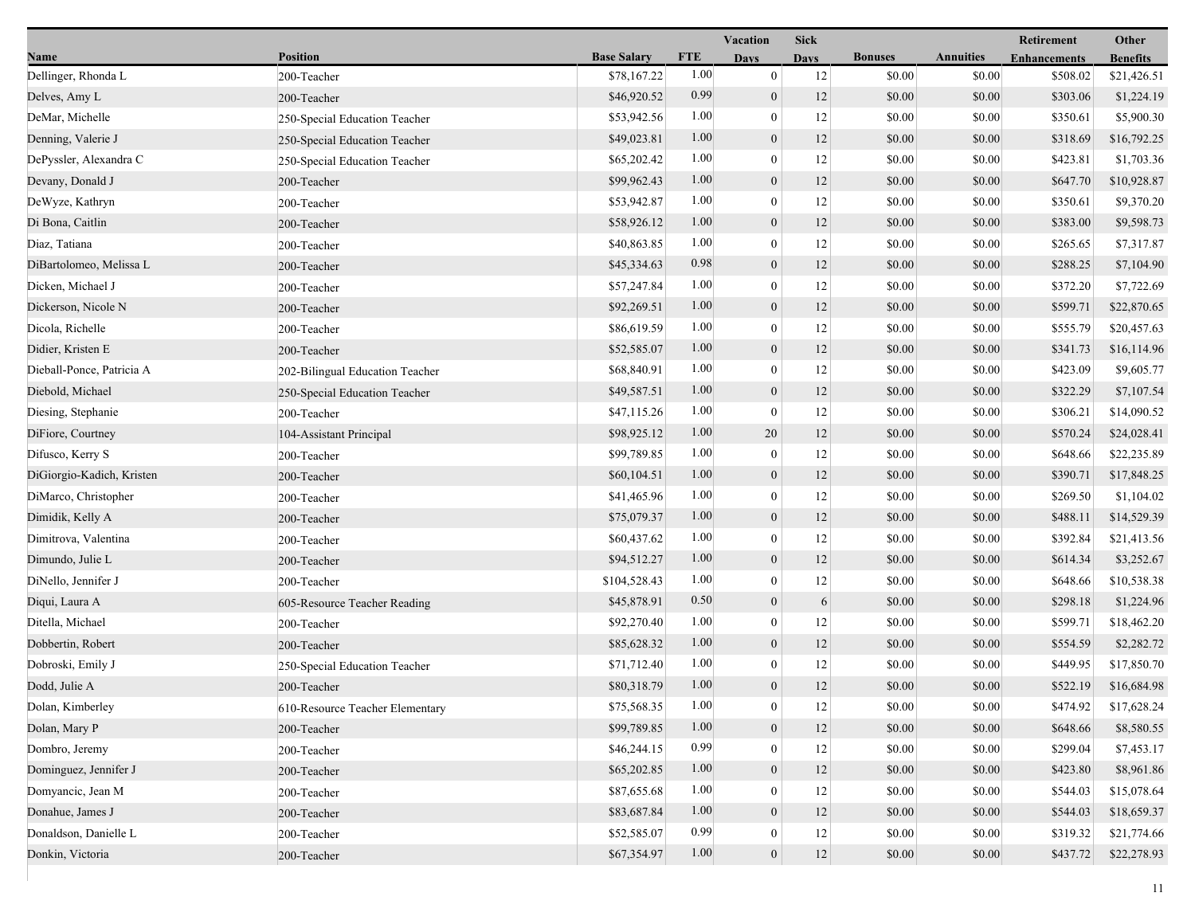| Name | Position | Base Salary | FTE | Vacation Days | Sick Days | Bonuses | Annuities | Retirement Enhancements | Other Benefits |
|---|---|---|---|---|---|---|---|---|---|
| Dellinger, Rhonda L | 200-Teacher | $78,167.22 | 1.00 | 0 | 12 | $0.00 | $0.00 | $508.02 | $21,426.51 |
| Delves, Amy L | 200-Teacher | $46,920.52 | 0.99 | 0 | 12 | $0.00 | $0.00 | $303.06 | $1,224.19 |
| DeMar, Michelle | 250-Special Education Teacher | $53,942.56 | 1.00 | 0 | 12 | $0.00 | $0.00 | $350.61 | $5,900.30 |
| Denning, Valerie J | 250-Special Education Teacher | $49,023.81 | 1.00 | 0 | 12 | $0.00 | $0.00 | $318.69 | $16,792.25 |
| DePyssler, Alexandra C | 250-Special Education Teacher | $65,202.42 | 1.00 | 0 | 12 | $0.00 | $0.00 | $423.81 | $1,703.36 |
| Devany, Donald J | 200-Teacher | $99,962.43 | 1.00 | 0 | 12 | $0.00 | $0.00 | $647.70 | $10,928.87 |
| DeWyze, Kathryn | 200-Teacher | $53,942.87 | 1.00 | 0 | 12 | $0.00 | $0.00 | $350.61 | $9,370.20 |
| Di Bona, Caitlin | 200-Teacher | $58,926.12 | 1.00 | 0 | 12 | $0.00 | $0.00 | $383.00 | $9,598.73 |
| Diaz, Tatiana | 200-Teacher | $40,863.85 | 1.00 | 0 | 12 | $0.00 | $0.00 | $265.65 | $7,317.87 |
| DiBartolomeo, Melissa L | 200-Teacher | $45,334.63 | 0.98 | 0 | 12 | $0.00 | $0.00 | $288.25 | $7,104.90 |
| Dicken, Michael J | 200-Teacher | $57,247.84 | 1.00 | 0 | 12 | $0.00 | $0.00 | $372.20 | $7,722.69 |
| Dickerson, Nicole N | 200-Teacher | $92,269.51 | 1.00 | 0 | 12 | $0.00 | $0.00 | $599.71 | $22,870.65 |
| Dicola, Richelle | 200-Teacher | $86,619.59 | 1.00 | 0 | 12 | $0.00 | $0.00 | $555.79 | $20,457.63 |
| Didier, Kristen E | 200-Teacher | $52,585.07 | 1.00 | 0 | 12 | $0.00 | $0.00 | $341.73 | $16,114.96 |
| Dieball-Ponce, Patricia A | 202-Bilingual Education Teacher | $68,840.91 | 1.00 | 0 | 12 | $0.00 | $0.00 | $423.09 | $9,605.77 |
| Diebold, Michael | 250-Special Education Teacher | $49,587.51 | 1.00 | 0 | 12 | $0.00 | $0.00 | $322.29 | $7,107.54 |
| Diesing, Stephanie | 200-Teacher | $47,115.26 | 1.00 | 0 | 12 | $0.00 | $0.00 | $306.21 | $14,090.52 |
| DiFiore, Courtney | 104-Assistant Principal | $98,925.12 | 1.00 | 20 | 12 | $0.00 | $0.00 | $570.24 | $24,028.41 |
| Difusco, Kerry S | 200-Teacher | $99,789.85 | 1.00 | 0 | 12 | $0.00 | $0.00 | $648.66 | $22,235.89 |
| DiGiorgio-Kadich, Kristen | 200-Teacher | $60,104.51 | 1.00 | 0 | 12 | $0.00 | $0.00 | $390.71 | $17,848.25 |
| DiMarco, Christopher | 200-Teacher | $41,465.96 | 1.00 | 0 | 12 | $0.00 | $0.00 | $269.50 | $1,104.02 |
| Dimidik, Kelly A | 200-Teacher | $75,079.37 | 1.00 | 0 | 12 | $0.00 | $0.00 | $488.11 | $14,529.39 |
| Dimitrova, Valentina | 200-Teacher | $60,437.62 | 1.00 | 0 | 12 | $0.00 | $0.00 | $392.84 | $21,413.56 |
| Dimundo, Julie L | 200-Teacher | $94,512.27 | 1.00 | 0 | 12 | $0.00 | $0.00 | $614.34 | $3,252.67 |
| DiNello, Jennifer J | 200-Teacher | $104,528.43 | 1.00 | 0 | 12 | $0.00 | $0.00 | $648.66 | $10,538.38 |
| Diqui, Laura A | 605-Resource Teacher Reading | $45,878.91 | 0.50 | 0 | 6 | $0.00 | $0.00 | $298.18 | $1,224.96 |
| Ditella, Michael | 200-Teacher | $92,270.40 | 1.00 | 0 | 12 | $0.00 | $0.00 | $599.71 | $18,462.20 |
| Dobbertin, Robert | 200-Teacher | $85,628.32 | 1.00 | 0 | 12 | $0.00 | $0.00 | $554.59 | $2,282.72 |
| Dobroski, Emily J | 250-Special Education Teacher | $71,712.40 | 1.00 | 0 | 12 | $0.00 | $0.00 | $449.95 | $17,850.70 |
| Dodd, Julie A | 200-Teacher | $80,318.79 | 1.00 | 0 | 12 | $0.00 | $0.00 | $522.19 | $16,684.98 |
| Dolan, Kimberley | 610-Resource Teacher Elementary | $75,568.35 | 1.00 | 0 | 12 | $0.00 | $0.00 | $474.92 | $17,628.24 |
| Dolan, Mary P | 200-Teacher | $99,789.85 | 1.00 | 0 | 12 | $0.00 | $0.00 | $648.66 | $8,580.55 |
| Dombro, Jeremy | 200-Teacher | $46,244.15 | 0.99 | 0 | 12 | $0.00 | $0.00 | $299.04 | $7,453.17 |
| Dominguez, Jennifer J | 200-Teacher | $65,202.85 | 1.00 | 0 | 12 | $0.00 | $0.00 | $423.80 | $8,961.86 |
| Domyancic, Jean M | 200-Teacher | $87,655.68 | 1.00 | 0 | 12 | $0.00 | $0.00 | $544.03 | $15,078.64 |
| Donahue, James J | 200-Teacher | $83,687.84 | 1.00 | 0 | 12 | $0.00 | $0.00 | $544.03 | $18,659.37 |
| Donaldson, Danielle L | 200-Teacher | $52,585.07 | 0.99 | 0 | 12 | $0.00 | $0.00 | $319.32 | $21,774.66 |
| Donkin, Victoria | 200-Teacher | $67,354.97 | 1.00 | 0 | 12 | $0.00 | $0.00 | $437.72 | $22,278.93 |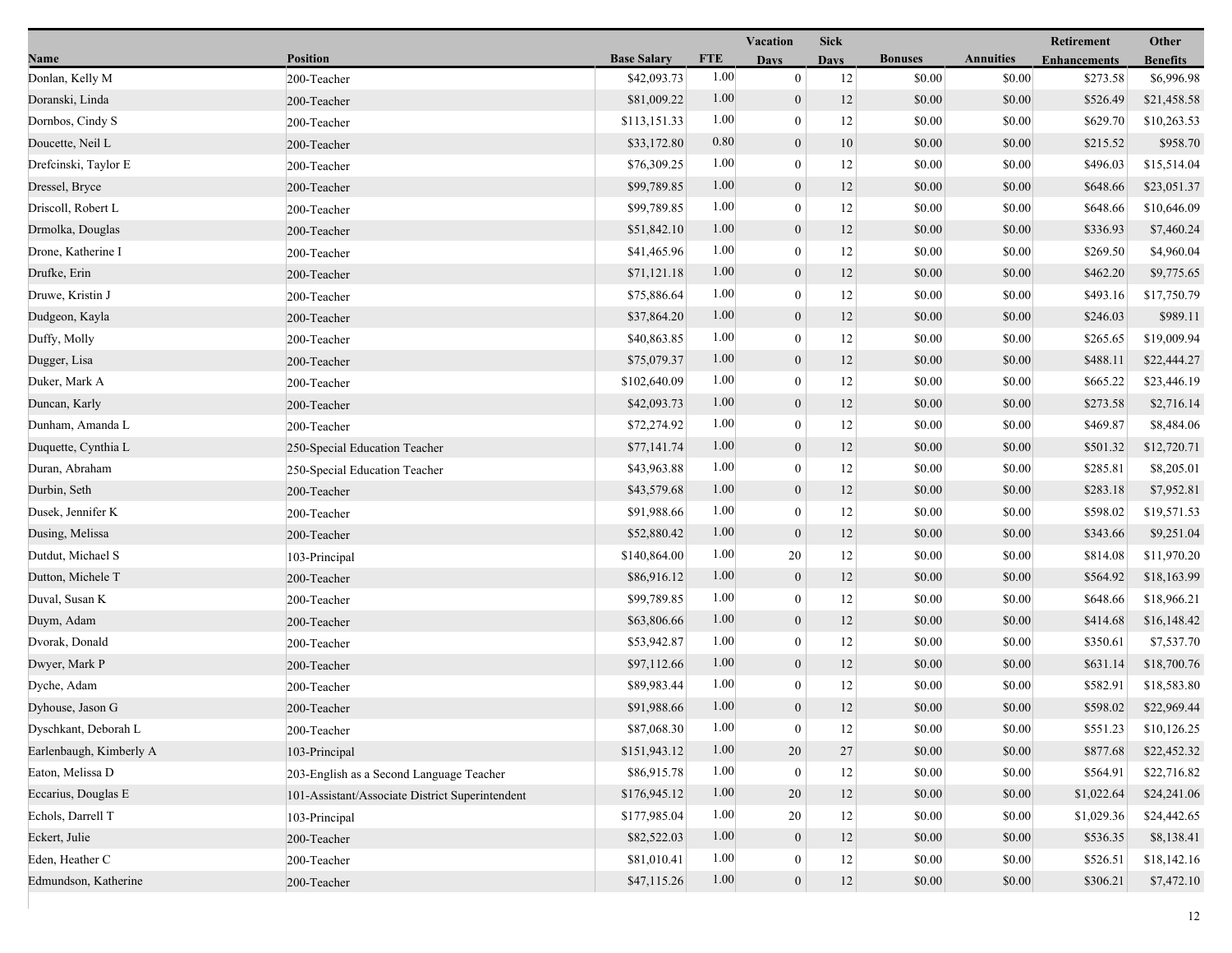| Name | Position | Base Salary | FTE | Vacation Days | Sick Days | Bonuses | Annuities | Retirement Enhancements | Other Benefits |
|---|---|---|---|---|---|---|---|---|---|
| Donlan, Kelly M | 200-Teacher | $42,093.73 | 1.00 | 0 | 12 | $0.00 | $0.00 | $273.58 | $6,996.98 |
| Doranski, Linda | 200-Teacher | $81,009.22 | 1.00 | 0 | 12 | $0.00 | $0.00 | $526.49 | $21,458.58 |
| Dornbos, Cindy S | 200-Teacher | $113,151.33 | 1.00 | 0 | 12 | $0.00 | $0.00 | $629.70 | $10,263.53 |
| Doucette, Neil L | 200-Teacher | $33,172.80 | 0.80 | 0 | 10 | $0.00 | $0.00 | $215.52 | $958.70 |
| Drefcinski, Taylor E | 200-Teacher | $76,309.25 | 1.00 | 0 | 12 | $0.00 | $0.00 | $496.03 | $15,514.04 |
| Dressel, Bryce | 200-Teacher | $99,789.85 | 1.00 | 0 | 12 | $0.00 | $0.00 | $648.66 | $23,051.37 |
| Driscoll, Robert L | 200-Teacher | $99,789.85 | 1.00 | 0 | 12 | $0.00 | $0.00 | $648.66 | $10,646.09 |
| Drmolka, Douglas | 200-Teacher | $51,842.10 | 1.00 | 0 | 12 | $0.00 | $0.00 | $336.93 | $7,460.24 |
| Drone, Katherine I | 200-Teacher | $41,465.96 | 1.00 | 0 | 12 | $0.00 | $0.00 | $269.50 | $4,960.04 |
| Drufke, Erin | 200-Teacher | $71,121.18 | 1.00 | 0 | 12 | $0.00 | $0.00 | $462.20 | $9,775.65 |
| Druwe, Kristin J | 200-Teacher | $75,886.64 | 1.00 | 0 | 12 | $0.00 | $0.00 | $493.16 | $17,750.79 |
| Dudgeon, Kayla | 200-Teacher | $37,864.20 | 1.00 | 0 | 12 | $0.00 | $0.00 | $246.03 | $989.11 |
| Duffy, Molly | 200-Teacher | $40,863.85 | 1.00 | 0 | 12 | $0.00 | $0.00 | $265.65 | $19,009.94 |
| Dugger, Lisa | 200-Teacher | $75,079.37 | 1.00 | 0 | 12 | $0.00 | $0.00 | $488.11 | $22,444.27 |
| Duker, Mark A | 200-Teacher | $102,640.09 | 1.00 | 0 | 12 | $0.00 | $0.00 | $665.22 | $23,446.19 |
| Duncan, Karly | 200-Teacher | $42,093.73 | 1.00 | 0 | 12 | $0.00 | $0.00 | $273.58 | $2,716.14 |
| Dunham, Amanda L | 200-Teacher | $72,274.92 | 1.00 | 0 | 12 | $0.00 | $0.00 | $469.87 | $8,484.06 |
| Duquette, Cynthia L | 250-Special Education Teacher | $77,141.74 | 1.00 | 0 | 12 | $0.00 | $0.00 | $501.32 | $12,720.71 |
| Duran, Abraham | 250-Special Education Teacher | $43,963.88 | 1.00 | 0 | 12 | $0.00 | $0.00 | $285.81 | $8,205.01 |
| Durbin, Seth | 200-Teacher | $43,579.68 | 1.00 | 0 | 12 | $0.00 | $0.00 | $283.18 | $7,952.81 |
| Dusek, Jennifer K | 200-Teacher | $91,988.66 | 1.00 | 0 | 12 | $0.00 | $0.00 | $598.02 | $19,571.53 |
| Dusing, Melissa | 200-Teacher | $52,880.42 | 1.00 | 0 | 12 | $0.00 | $0.00 | $343.66 | $9,251.04 |
| Dutdut, Michael S | 103-Principal | $140,864.00 | 1.00 | 20 | 12 | $0.00 | $0.00 | $814.08 | $11,970.20 |
| Dutton, Michele T | 200-Teacher | $86,916.12 | 1.00 | 0 | 12 | $0.00 | $0.00 | $564.92 | $18,163.99 |
| Duval, Susan K | 200-Teacher | $99,789.85 | 1.00 | 0 | 12 | $0.00 | $0.00 | $648.66 | $18,966.21 |
| Duym, Adam | 200-Teacher | $63,806.66 | 1.00 | 0 | 12 | $0.00 | $0.00 | $414.68 | $16,148.42 |
| Dvorak, Donald | 200-Teacher | $53,942.87 | 1.00 | 0 | 12 | $0.00 | $0.00 | $350.61 | $7,537.70 |
| Dwyer, Mark P | 200-Teacher | $97,112.66 | 1.00 | 0 | 12 | $0.00 | $0.00 | $631.14 | $18,700.76 |
| Dyche, Adam | 200-Teacher | $89,983.44 | 1.00 | 0 | 12 | $0.00 | $0.00 | $582.91 | $18,583.80 |
| Dyhouse, Jason G | 200-Teacher | $91,988.66 | 1.00 | 0 | 12 | $0.00 | $0.00 | $598.02 | $22,969.44 |
| Dyschkant, Deborah L | 200-Teacher | $87,068.30 | 1.00 | 0 | 12 | $0.00 | $0.00 | $551.23 | $10,126.25 |
| Earlenbaugh, Kimberly A | 103-Principal | $151,943.12 | 1.00 | 20 | 27 | $0.00 | $0.00 | $877.68 | $22,452.32 |
| Eaton, Melissa D | 203-English as a Second Language Teacher | $86,915.78 | 1.00 | 0 | 12 | $0.00 | $0.00 | $564.91 | $22,716.82 |
| Eccarius, Douglas E | 101-Assistant/Associate District Superintendent | $176,945.12 | 1.00 | 20 | 12 | $0.00 | $0.00 | $1,022.64 | $24,241.06 |
| Echols, Darrell T | 103-Principal | $177,985.04 | 1.00 | 20 | 12 | $0.00 | $0.00 | $1,029.36 | $24,442.65 |
| Eckert, Julie | 200-Teacher | $82,522.03 | 1.00 | 0 | 12 | $0.00 | $0.00 | $536.35 | $8,138.41 |
| Eden, Heather C | 200-Teacher | $81,010.41 | 1.00 | 0 | 12 | $0.00 | $0.00 | $526.51 | $18,142.16 |
| Edmundson, Katherine | 200-Teacher | $47,115.26 | 1.00 | 0 | 12 | $0.00 | $0.00 | $306.21 | $7,472.10 |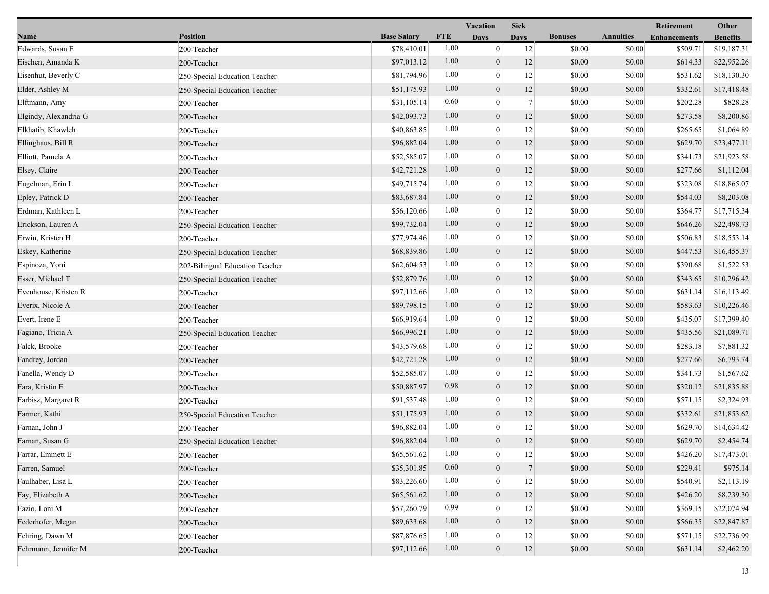| Name | Position | Base Salary | FTE | Vacation Days | Sick Days | Bonuses | Annuities | Retirement Enhancements | Other Benefits |
|---|---|---|---|---|---|---|---|---|---|
| Edwards, Susan E | 200-Teacher | $78,410.01 | 1.00 | 0 | 12 | $0.00 | $0.00 | $509.71 | $19,187.31 |
| Eischen, Amanda K | 200-Teacher | $97,013.12 | 1.00 | 0 | 12 | $0.00 | $0.00 | $614.33 | $22,952.26 |
| Eisenhut, Beverly C | 250-Special Education Teacher | $81,794.96 | 1.00 | 0 | 12 | $0.00 | $0.00 | $531.62 | $18,130.30 |
| Elder, Ashley M | 250-Special Education Teacher | $51,175.93 | 1.00 | 0 | 12 | $0.00 | $0.00 | $332.61 | $17,418.48 |
| Elftmann, Amy | 200-Teacher | $31,105.14 | 0.60 | 0 | 7 | $0.00 | $0.00 | $202.28 | $828.28 |
| Elgindy, Alexandria G | 200-Teacher | $42,093.73 | 1.00 | 0 | 12 | $0.00 | $0.00 | $273.58 | $8,200.86 |
| Elkhatib, Khawleh | 200-Teacher | $40,863.85 | 1.00 | 0 | 12 | $0.00 | $0.00 | $265.65 | $1,064.89 |
| Ellinghaus, Bill R | 200-Teacher | $96,882.04 | 1.00 | 0 | 12 | $0.00 | $0.00 | $629.70 | $23,477.11 |
| Elliott, Pamela A | 200-Teacher | $52,585.07 | 1.00 | 0 | 12 | $0.00 | $0.00 | $341.73 | $21,923.58 |
| Elsey, Claire | 200-Teacher | $42,721.28 | 1.00 | 0 | 12 | $0.00 | $0.00 | $277.66 | $1,112.04 |
| Engelman, Erin L | 200-Teacher | $49,715.74 | 1.00 | 0 | 12 | $0.00 | $0.00 | $323.08 | $18,865.07 |
| Epley, Patrick D | 200-Teacher | $83,687.84 | 1.00 | 0 | 12 | $0.00 | $0.00 | $544.03 | $8,203.08 |
| Erdman, Kathleen L | 200-Teacher | $56,120.66 | 1.00 | 0 | 12 | $0.00 | $0.00 | $364.77 | $17,715.34 |
| Erickson, Lauren A | 250-Special Education Teacher | $99,732.04 | 1.00 | 0 | 12 | $0.00 | $0.00 | $646.26 | $22,498.73 |
| Erwin, Kristen H | 200-Teacher | $77,974.46 | 1.00 | 0 | 12 | $0.00 | $0.00 | $506.83 | $18,553.14 |
| Eskey, Katherine | 250-Special Education Teacher | $68,839.86 | 1.00 | 0 | 12 | $0.00 | $0.00 | $447.53 | $16,455.37 |
| Espinoza, Yoni | 202-Bilingual Education Teacher | $62,604.53 | 1.00 | 0 | 12 | $0.00 | $0.00 | $390.68 | $1,522.53 |
| Esser, Michael T | 250-Special Education Teacher | $52,879.76 | 1.00 | 0 | 12 | $0.00 | $0.00 | $343.65 | $10,296.42 |
| Evenhouse, Kristen R | 200-Teacher | $97,112.66 | 1.00 | 0 | 12 | $0.00 | $0.00 | $631.14 | $16,113.49 |
| Everix, Nicole A | 200-Teacher | $89,798.15 | 1.00 | 0 | 12 | $0.00 | $0.00 | $583.63 | $10,226.46 |
| Evert, Irene E | 200-Teacher | $66,919.64 | 1.00 | 0 | 12 | $0.00 | $0.00 | $435.07 | $17,399.40 |
| Fagiano, Tricia A | 250-Special Education Teacher | $66,996.21 | 1.00 | 0 | 12 | $0.00 | $0.00 | $435.56 | $21,089.71 |
| Falck, Brooke | 200-Teacher | $43,579.68 | 1.00 | 0 | 12 | $0.00 | $0.00 | $283.18 | $7,881.32 |
| Fandrey, Jordan | 200-Teacher | $42,721.28 | 1.00 | 0 | 12 | $0.00 | $0.00 | $277.66 | $6,793.74 |
| Fanella, Wendy D | 200-Teacher | $52,585.07 | 1.00 | 0 | 12 | $0.00 | $0.00 | $341.73 | $1,567.62 |
| Fara, Kristin E | 200-Teacher | $50,887.97 | 0.98 | 0 | 12 | $0.00 | $0.00 | $320.12 | $21,835.88 |
| Farbisz, Margaret R | 200-Teacher | $91,537.48 | 1.00 | 0 | 12 | $0.00 | $0.00 | $571.15 | $2,324.93 |
| Farmer, Kathi | 250-Special Education Teacher | $51,175.93 | 1.00 | 0 | 12 | $0.00 | $0.00 | $332.61 | $21,853.62 |
| Farnan, John J | 200-Teacher | $96,882.04 | 1.00 | 0 | 12 | $0.00 | $0.00 | $629.70 | $14,634.42 |
| Farnan, Susan G | 250-Special Education Teacher | $96,882.04 | 1.00 | 0 | 12 | $0.00 | $0.00 | $629.70 | $2,454.74 |
| Farrar, Emmett E | 200-Teacher | $65,561.62 | 1.00 | 0 | 12 | $0.00 | $0.00 | $426.20 | $17,473.01 |
| Farren, Samuel | 200-Teacher | $35,301.85 | 0.60 | 0 | 7 | $0.00 | $0.00 | $229.41 | $975.14 |
| Faulhaber, Lisa L | 200-Teacher | $83,226.60 | 1.00 | 0 | 12 | $0.00 | $0.00 | $540.91 | $2,113.19 |
| Fay, Elizabeth A | 200-Teacher | $65,561.62 | 1.00 | 0 | 12 | $0.00 | $0.00 | $426.20 | $8,239.30 |
| Fazio, Loni M | 200-Teacher | $57,260.79 | 0.99 | 0 | 12 | $0.00 | $0.00 | $369.15 | $22,074.94 |
| Federhofer, Megan | 200-Teacher | $89,633.68 | 1.00 | 0 | 12 | $0.00 | $0.00 | $566.35 | $22,847.87 |
| Fehring, Dawn M | 200-Teacher | $87,876.65 | 1.00 | 0 | 12 | $0.00 | $0.00 | $571.15 | $22,736.99 |
| Fehrmann, Jennifer M | 200-Teacher | $97,112.66 | 1.00 | 0 | 12 | $0.00 | $0.00 | $631.14 | $2,462.20 |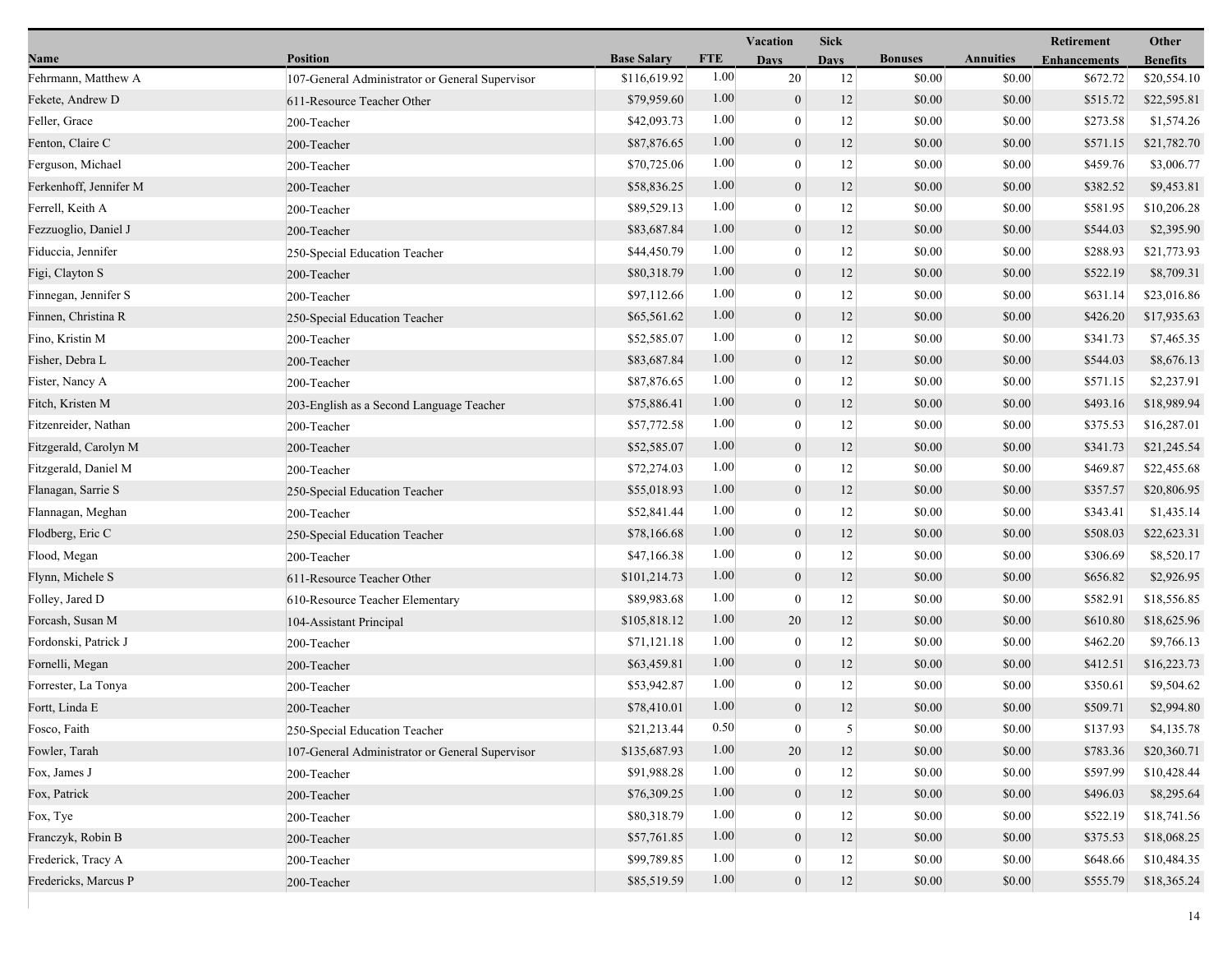| Name | Position | Base Salary | FTE | Vacation Days | Sick Days | Bonuses | Annuities | Retirement Enhancements | Other Benefits |
|---|---|---|---|---|---|---|---|---|---|
| Fehrmann, Matthew A | 107-General Administrator or General Supervisor | $116,619.92 | 1.00 | 20 | 12 | $0.00 | $0.00 | $672.72 | $20,554.10 |
| Fekete, Andrew D | 611-Resource Teacher Other | $79,959.60 | 1.00 | 0 | 12 | $0.00 | $0.00 | $515.72 | $22,595.81 |
| Feller, Grace | 200-Teacher | $42,093.73 | 1.00 | 0 | 12 | $0.00 | $0.00 | $273.58 | $1,574.26 |
| Fenton, Claire C | 200-Teacher | $87,876.65 | 1.00 | 0 | 12 | $0.00 | $0.00 | $571.15 | $21,782.70 |
| Ferguson, Michael | 200-Teacher | $70,725.06 | 1.00 | 0 | 12 | $0.00 | $0.00 | $459.76 | $3,006.77 |
| Ferkenhoff, Jennifer M | 200-Teacher | $58,836.25 | 1.00 | 0 | 12 | $0.00 | $0.00 | $382.52 | $9,453.81 |
| Ferrell, Keith A | 200-Teacher | $89,529.13 | 1.00 | 0 | 12 | $0.00 | $0.00 | $581.95 | $10,206.28 |
| Fezzuoglio, Daniel J | 200-Teacher | $83,687.84 | 1.00 | 0 | 12 | $0.00 | $0.00 | $544.03 | $2,395.90 |
| Fiduccia, Jennifer | 250-Special Education Teacher | $44,450.79 | 1.00 | 0 | 12 | $0.00 | $0.00 | $288.93 | $21,773.93 |
| Figi, Clayton S | 200-Teacher | $80,318.79 | 1.00 | 0 | 12 | $0.00 | $0.00 | $522.19 | $8,709.31 |
| Finnegan, Jennifer S | 200-Teacher | $97,112.66 | 1.00 | 0 | 12 | $0.00 | $0.00 | $631.14 | $23,016.86 |
| Finnen, Christina R | 250-Special Education Teacher | $65,561.62 | 1.00 | 0 | 12 | $0.00 | $0.00 | $426.20 | $17,935.63 |
| Fino, Kristin M | 200-Teacher | $52,585.07 | 1.00 | 0 | 12 | $0.00 | $0.00 | $341.73 | $7,465.35 |
| Fisher, Debra L | 200-Teacher | $83,687.84 | 1.00 | 0 | 12 | $0.00 | $0.00 | $544.03 | $8,676.13 |
| Fister, Nancy A | 200-Teacher | $87,876.65 | 1.00 | 0 | 12 | $0.00 | $0.00 | $571.15 | $2,237.91 |
| Fitch, Kristen M | 203-English as a Second Language Teacher | $75,886.41 | 1.00 | 0 | 12 | $0.00 | $0.00 | $493.16 | $18,989.94 |
| Fitzenreider, Nathan | 200-Teacher | $57,772.58 | 1.00 | 0 | 12 | $0.00 | $0.00 | $375.53 | $16,287.01 |
| Fitzgerald, Carolyn M | 200-Teacher | $52,585.07 | 1.00 | 0 | 12 | $0.00 | $0.00 | $341.73 | $21,245.54 |
| Fitzgerald, Daniel M | 200-Teacher | $72,274.03 | 1.00 | 0 | 12 | $0.00 | $0.00 | $469.87 | $22,455.68 |
| Flanagan, Sarrie S | 250-Special Education Teacher | $55,018.93 | 1.00 | 0 | 12 | $0.00 | $0.00 | $357.57 | $20,806.95 |
| Flannagan, Meghan | 200-Teacher | $52,841.44 | 1.00 | 0 | 12 | $0.00 | $0.00 | $343.41 | $1,435.14 |
| Flodberg, Eric C | 250-Special Education Teacher | $78,166.68 | 1.00 | 0 | 12 | $0.00 | $0.00 | $508.03 | $22,623.31 |
| Flood, Megan | 200-Teacher | $47,166.38 | 1.00 | 0 | 12 | $0.00 | $0.00 | $306.69 | $8,520.17 |
| Flynn, Michele S | 611-Resource Teacher Other | $101,214.73 | 1.00 | 0 | 12 | $0.00 | $0.00 | $656.82 | $2,926.95 |
| Folley, Jared D | 610-Resource Teacher Elementary | $89,983.68 | 1.00 | 0 | 12 | $0.00 | $0.00 | $582.91 | $18,556.85 |
| Forcash, Susan M | 104-Assistant Principal | $105,818.12 | 1.00 | 20 | 12 | $0.00 | $0.00 | $610.80 | $18,625.96 |
| Fordonski, Patrick J | 200-Teacher | $71,121.18 | 1.00 | 0 | 12 | $0.00 | $0.00 | $462.20 | $9,766.13 |
| Fornelli, Megan | 200-Teacher | $63,459.81 | 1.00 | 0 | 12 | $0.00 | $0.00 | $412.51 | $16,223.73 |
| Forrester, La Tonya | 200-Teacher | $53,942.87 | 1.00 | 0 | 12 | $0.00 | $0.00 | $350.61 | $9,504.62 |
| Fortt, Linda E | 200-Teacher | $78,410.01 | 1.00 | 0 | 12 | $0.00 | $0.00 | $509.71 | $2,994.80 |
| Fosco, Faith | 250-Special Education Teacher | $21,213.44 | 0.50 | 0 | 5 | $0.00 | $0.00 | $137.93 | $4,135.78 |
| Fowler, Tarah | 107-General Administrator or General Supervisor | $135,687.93 | 1.00 | 20 | 12 | $0.00 | $0.00 | $783.36 | $20,360.71 |
| Fox, James J | 200-Teacher | $91,988.28 | 1.00 | 0 | 12 | $0.00 | $0.00 | $597.99 | $10,428.44 |
| Fox, Patrick | 200-Teacher | $76,309.25 | 1.00 | 0 | 12 | $0.00 | $0.00 | $496.03 | $8,295.64 |
| Fox, Tye | 200-Teacher | $80,318.79 | 1.00 | 0 | 12 | $0.00 | $0.00 | $522.19 | $18,741.56 |
| Franczyk, Robin B | 200-Teacher | $57,761.85 | 1.00 | 0 | 12 | $0.00 | $0.00 | $375.53 | $18,068.25 |
| Frederick, Tracy A | 200-Teacher | $99,789.85 | 1.00 | 0 | 12 | $0.00 | $0.00 | $648.66 | $10,484.35 |
| Fredericks, Marcus P | 200-Teacher | $85,519.59 | 1.00 | 0 | 12 | $0.00 | $0.00 | $555.79 | $18,365.24 |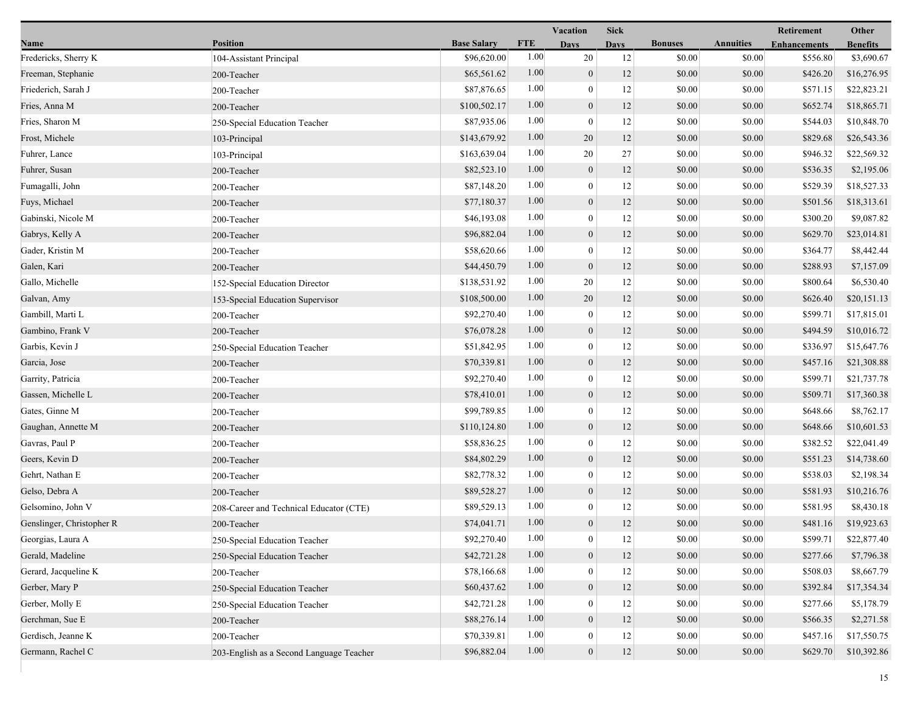| Name | Position | Base Salary | FTE | Vacation Days | Sick Days | Bonuses | Annuities | Retirement Enhancements | Other Benefits |
|---|---|---|---|---|---|---|---|---|---|
| Fredericks, Sherry K | 104-Assistant Principal | $96,620.00 | 1.00 | 20 | 12 | $0.00 | $0.00 | $556.80 | $3,690.67 |
| Freeman, Stephanie | 200-Teacher | $65,561.62 | 1.00 | 0 | 12 | $0.00 | $0.00 | $426.20 | $16,276.95 |
| Friederich, Sarah J | 200-Teacher | $87,876.65 | 1.00 | 0 | 12 | $0.00 | $0.00 | $571.15 | $22,823.21 |
| Fries, Anna M | 200-Teacher | $100,502.17 | 1.00 | 0 | 12 | $0.00 | $0.00 | $652.74 | $18,865.71 |
| Fries, Sharon M | 250-Special Education Teacher | $87,935.06 | 1.00 | 0 | 12 | $0.00 | $0.00 | $544.03 | $10,848.70 |
| Frost, Michele | 103-Principal | $143,679.92 | 1.00 | 20 | 12 | $0.00 | $0.00 | $829.68 | $26,543.36 |
| Fuhrer, Lance | 103-Principal | $163,639.04 | 1.00 | 20 | 27 | $0.00 | $0.00 | $946.32 | $22,569.32 |
| Fuhrer, Susan | 200-Teacher | $82,523.10 | 1.00 | 0 | 12 | $0.00 | $0.00 | $536.35 | $2,195.06 |
| Fumagalli, John | 200-Teacher | $87,148.20 | 1.00 | 0 | 12 | $0.00 | $0.00 | $529.39 | $18,527.33 |
| Fuys, Michael | 200-Teacher | $77,180.37 | 1.00 | 0 | 12 | $0.00 | $0.00 | $501.56 | $18,313.61 |
| Gabinski, Nicole M | 200-Teacher | $46,193.08 | 1.00 | 0 | 12 | $0.00 | $0.00 | $300.20 | $9,087.82 |
| Gabrys, Kelly A | 200-Teacher | $96,882.04 | 1.00 | 0 | 12 | $0.00 | $0.00 | $629.70 | $23,014.81 |
| Gader, Kristin M | 200-Teacher | $58,620.66 | 1.00 | 0 | 12 | $0.00 | $0.00 | $364.77 | $8,442.44 |
| Galen, Kari | 200-Teacher | $44,450.79 | 1.00 | 0 | 12 | $0.00 | $0.00 | $288.93 | $7,157.09 |
| Gallo, Michelle | 152-Special Education Director | $138,531.92 | 1.00 | 20 | 12 | $0.00 | $0.00 | $800.64 | $6,530.40 |
| Galvan, Amy | 153-Special Education Supervisor | $108,500.00 | 1.00 | 20 | 12 | $0.00 | $0.00 | $626.40 | $20,151.13 |
| Gambill, Marti L | 200-Teacher | $92,270.40 | 1.00 | 0 | 12 | $0.00 | $0.00 | $599.71 | $17,815.01 |
| Gambino, Frank V | 200-Teacher | $76,078.28 | 1.00 | 0 | 12 | $0.00 | $0.00 | $494.59 | $10,016.72 |
| Garbis, Kevin J | 250-Special Education Teacher | $51,842.95 | 1.00 | 0 | 12 | $0.00 | $0.00 | $336.97 | $15,647.76 |
| Garcia, Jose | 200-Teacher | $70,339.81 | 1.00 | 0 | 12 | $0.00 | $0.00 | $457.16 | $21,308.88 |
| Garrity, Patricia | 200-Teacher | $92,270.40 | 1.00 | 0 | 12 | $0.00 | $0.00 | $599.71 | $21,737.78 |
| Gassen, Michelle L | 200-Teacher | $78,410.01 | 1.00 | 0 | 12 | $0.00 | $0.00 | $509.71 | $17,360.38 |
| Gates, Ginne M | 200-Teacher | $99,789.85 | 1.00 | 0 | 12 | $0.00 | $0.00 | $648.66 | $8,762.17 |
| Gaughan, Annette M | 200-Teacher | $110,124.80 | 1.00 | 0 | 12 | $0.00 | $0.00 | $648.66 | $10,601.53 |
| Gavras, Paul P | 200-Teacher | $58,836.25 | 1.00 | 0 | 12 | $0.00 | $0.00 | $382.52 | $22,041.49 |
| Geers, Kevin D | 200-Teacher | $84,802.29 | 1.00 | 0 | 12 | $0.00 | $0.00 | $551.23 | $14,738.60 |
| Gehrt, Nathan E | 200-Teacher | $82,778.32 | 1.00 | 0 | 12 | $0.00 | $0.00 | $538.03 | $2,198.34 |
| Gelso, Debra A | 200-Teacher | $89,528.27 | 1.00 | 0 | 12 | $0.00 | $0.00 | $581.93 | $10,216.76 |
| Gelsomino, John V | 208-Career and Technical Educator (CTE) | $89,529.13 | 1.00 | 0 | 12 | $0.00 | $0.00 | $581.95 | $8,430.18 |
| Genslinger, Christopher R | 200-Teacher | $74,041.71 | 1.00 | 0 | 12 | $0.00 | $0.00 | $481.16 | $19,923.63 |
| Georgias, Laura A | 250-Special Education Teacher | $92,270.40 | 1.00 | 0 | 12 | $0.00 | $0.00 | $599.71 | $22,877.40 |
| Gerald, Madeline | 250-Special Education Teacher | $42,721.28 | 1.00 | 0 | 12 | $0.00 | $0.00 | $277.66 | $7,796.38 |
| Gerard, Jacqueline K | 200-Teacher | $78,166.68 | 1.00 | 0 | 12 | $0.00 | $0.00 | $508.03 | $8,667.79 |
| Gerber, Mary P | 250-Special Education Teacher | $60,437.62 | 1.00 | 0 | 12 | $0.00 | $0.00 | $392.84 | $17,354.34 |
| Gerber, Molly E | 250-Special Education Teacher | $42,721.28 | 1.00 | 0 | 12 | $0.00 | $0.00 | $277.66 | $5,178.79 |
| Gerchman, Sue E | 200-Teacher | $88,276.14 | 1.00 | 0 | 12 | $0.00 | $0.00 | $566.35 | $2,271.58 |
| Gerdisch, Jeanne K | 200-Teacher | $70,339.81 | 1.00 | 0 | 12 | $0.00 | $0.00 | $457.16 | $17,550.75 |
| Germann, Rachel C | 203-English as a Second Language Teacher | $96,882.04 | 1.00 | 0 | 12 | $0.00 | $0.00 | $629.70 | $10,392.86 |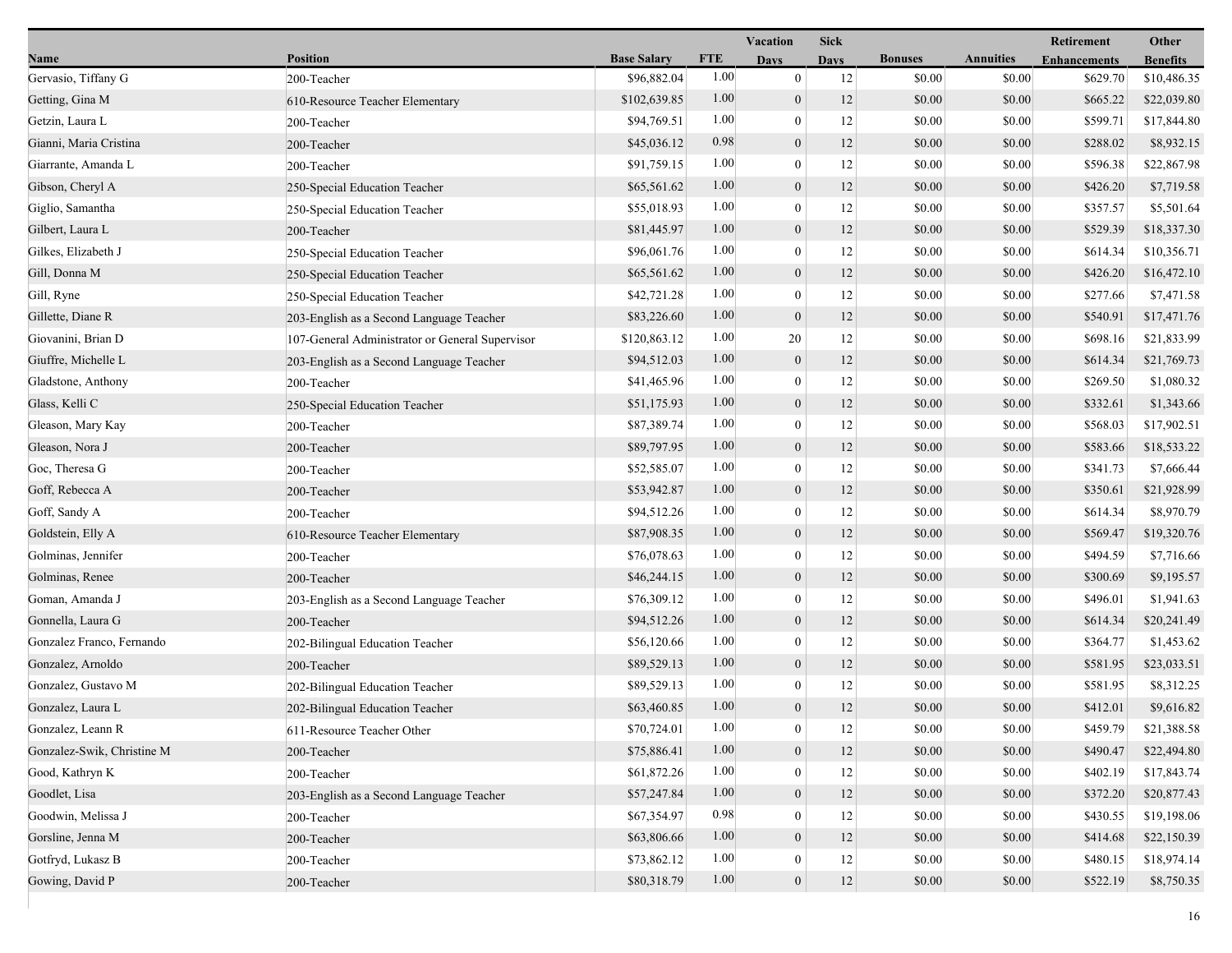| Name | Position | Base Salary | FTE | Vacation Days | Sick Days | Bonuses | Annuities | Retirement Enhancements | Other Benefits |
|---|---|---|---|---|---|---|---|---|---|
| Gervasio, Tiffany G | 200-Teacher | $96,882.04 | 1.00 | 0 | 12 | $0.00 | $0.00 | $629.70 | $10,486.35 |
| Getting, Gina M | 610-Resource Teacher Elementary | $102,639.85 | 1.00 | 0 | 12 | $0.00 | $0.00 | $665.22 | $22,039.80 |
| Getzin, Laura L | 200-Teacher | $94,769.51 | 1.00 | 0 | 12 | $0.00 | $0.00 | $599.71 | $17,844.80 |
| Gianni, Maria Cristina | 200-Teacher | $45,036.12 | 0.98 | 0 | 12 | $0.00 | $0.00 | $288.02 | $8,932.15 |
| Giarrante, Amanda L | 200-Teacher | $91,759.15 | 1.00 | 0 | 12 | $0.00 | $0.00 | $596.38 | $22,867.98 |
| Gibson, Cheryl A | 250-Special Education Teacher | $65,561.62 | 1.00 | 0 | 12 | $0.00 | $0.00 | $426.20 | $7,719.58 |
| Giglio, Samantha | 250-Special Education Teacher | $55,018.93 | 1.00 | 0 | 12 | $0.00 | $0.00 | $357.57 | $5,501.64 |
| Gilbert, Laura L | 200-Teacher | $81,445.97 | 1.00 | 0 | 12 | $0.00 | $0.00 | $529.39 | $18,337.30 |
| Gilkes, Elizabeth J | 250-Special Education Teacher | $96,061.76 | 1.00 | 0 | 12 | $0.00 | $0.00 | $614.34 | $10,356.71 |
| Gill, Donna M | 250-Special Education Teacher | $65,561.62 | 1.00 | 0 | 12 | $0.00 | $0.00 | $426.20 | $16,472.10 |
| Gill, Ryne | 250-Special Education Teacher | $42,721.28 | 1.00 | 0 | 12 | $0.00 | $0.00 | $277.66 | $7,471.58 |
| Gillette, Diane R | 203-English as a Second Language Teacher | $83,226.60 | 1.00 | 0 | 12 | $0.00 | $0.00 | $540.91 | $17,471.76 |
| Giovanini, Brian D | 107-General Administrator or General Supervisor | $120,863.12 | 1.00 | 20 | 12 | $0.00 | $0.00 | $698.16 | $21,833.99 |
| Giuffre, Michelle L | 203-English as a Second Language Teacher | $94,512.03 | 1.00 | 0 | 12 | $0.00 | $0.00 | $614.34 | $21,769.73 |
| Gladstone, Anthony | 200-Teacher | $41,465.96 | 1.00 | 0 | 12 | $0.00 | $0.00 | $269.50 | $1,080.32 |
| Glass, Kelli C | 250-Special Education Teacher | $51,175.93 | 1.00 | 0 | 12 | $0.00 | $0.00 | $332.61 | $1,343.66 |
| Gleason, Mary Kay | 200-Teacher | $87,389.74 | 1.00 | 0 | 12 | $0.00 | $0.00 | $568.03 | $17,902.51 |
| Gleason, Nora J | 200-Teacher | $89,797.95 | 1.00 | 0 | 12 | $0.00 | $0.00 | $583.66 | $18,533.22 |
| Goc, Theresa G | 200-Teacher | $52,585.07 | 1.00 | 0 | 12 | $0.00 | $0.00 | $341.73 | $7,666.44 |
| Goff, Rebecca A | 200-Teacher | $53,942.87 | 1.00 | 0 | 12 | $0.00 | $0.00 | $350.61 | $21,928.99 |
| Goff, Sandy A | 200-Teacher | $94,512.26 | 1.00 | 0 | 12 | $0.00 | $0.00 | $614.34 | $8,970.79 |
| Goldstein, Elly A | 610-Resource Teacher Elementary | $87,908.35 | 1.00 | 0 | 12 | $0.00 | $0.00 | $569.47 | $19,320.76 |
| Golminas, Jennifer | 200-Teacher | $76,078.63 | 1.00 | 0 | 12 | $0.00 | $0.00 | $494.59 | $7,716.66 |
| Golminas, Renee | 200-Teacher | $46,244.15 | 1.00 | 0 | 12 | $0.00 | $0.00 | $300.69 | $9,195.57 |
| Goman, Amanda J | 203-English as a Second Language Teacher | $76,309.12 | 1.00 | 0 | 12 | $0.00 | $0.00 | $496.01 | $1,941.63 |
| Gonnella, Laura G | 200-Teacher | $94,512.26 | 1.00 | 0 | 12 | $0.00 | $0.00 | $614.34 | $20,241.49 |
| Gonzalez Franco, Fernando | 202-Bilingual Education Teacher | $56,120.66 | 1.00 | 0 | 12 | $0.00 | $0.00 | $364.77 | $1,453.62 |
| Gonzalez, Arnoldo | 200-Teacher | $89,529.13 | 1.00 | 0 | 12 | $0.00 | $0.00 | $581.95 | $23,033.51 |
| Gonzalez, Gustavo M | 202-Bilingual Education Teacher | $89,529.13 | 1.00 | 0 | 12 | $0.00 | $0.00 | $581.95 | $8,312.25 |
| Gonzalez, Laura L | 202-Bilingual Education Teacher | $63,460.85 | 1.00 | 0 | 12 | $0.00 | $0.00 | $412.01 | $9,616.82 |
| Gonzalez, Leann R | 611-Resource Teacher Other | $70,724.01 | 1.00 | 0 | 12 | $0.00 | $0.00 | $459.79 | $21,388.58 |
| Gonzalez-Swik, Christine M | 200-Teacher | $75,886.41 | 1.00 | 0 | 12 | $0.00 | $0.00 | $490.47 | $22,494.80 |
| Good, Kathryn K | 200-Teacher | $61,872.26 | 1.00 | 0 | 12 | $0.00 | $0.00 | $402.19 | $17,843.74 |
| Goodlet, Lisa | 203-English as a Second Language Teacher | $57,247.84 | 1.00 | 0 | 12 | $0.00 | $0.00 | $372.20 | $20,877.43 |
| Goodwin, Melissa J | 200-Teacher | $67,354.97 | 0.98 | 0 | 12 | $0.00 | $0.00 | $430.55 | $19,198.06 |
| Gorsline, Jenna M | 200-Teacher | $63,806.66 | 1.00 | 0 | 12 | $0.00 | $0.00 | $414.68 | $22,150.39 |
| Gotfryd, Lukasz B | 200-Teacher | $73,862.12 | 1.00 | 0 | 12 | $0.00 | $0.00 | $480.15 | $18,974.14 |
| Gowing, David P | 200-Teacher | $80,318.79 | 1.00 | 0 | 12 | $0.00 | $0.00 | $522.19 | $8,750.35 |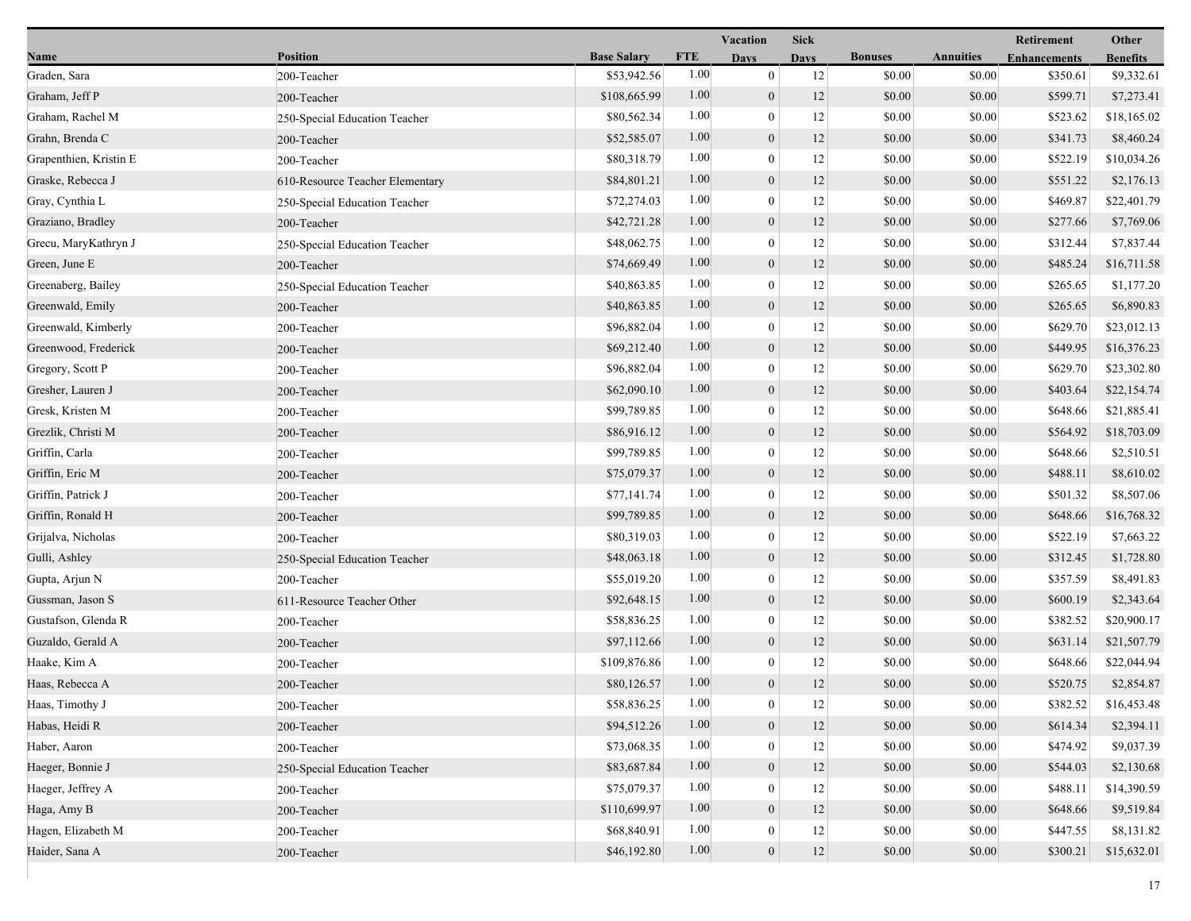| Name | Position | Base Salary | FTE | Vacation Days | Sick Days | Bonuses | Annuities | Retirement Enhancements | Other Benefits |
|---|---|---|---|---|---|---|---|---|---|
| Graden, Sara | 200-Teacher | $53,942.56 | 1.00 | 0 | 12 | $0.00 | $0.00 | $350.61 | $9,332.61 |
| Graham, Jeff P | 200-Teacher | $108,665.99 | 1.00 | 0 | 12 | $0.00 | $0.00 | $599.71 | $7,273.41 |
| Graham, Rachel M | 250-Special Education Teacher | $80,562.34 | 1.00 | 0 | 12 | $0.00 | $0.00 | $523.62 | $18,165.02 |
| Grahn, Brenda C | 200-Teacher | $52,585.07 | 1.00 | 0 | 12 | $0.00 | $0.00 | $341.73 | $8,460.24 |
| Grapenthien, Kristin E | 200-Teacher | $80,318.79 | 1.00 | 0 | 12 | $0.00 | $0.00 | $522.19 | $10,034.26 |
| Graske, Rebecca J | 610-Resource Teacher Elementary | $84,801.21 | 1.00 | 0 | 12 | $0.00 | $0.00 | $551.22 | $2,176.13 |
| Gray, Cynthia L | 250-Special Education Teacher | $72,274.03 | 1.00 | 0 | 12 | $0.00 | $0.00 | $469.87 | $22,401.79 |
| Graziano, Bradley | 200-Teacher | $42,721.28 | 1.00 | 0 | 12 | $0.00 | $0.00 | $277.66 | $7,769.06 |
| Grecu, MaryKathryn J | 250-Special Education Teacher | $48,062.75 | 1.00 | 0 | 12 | $0.00 | $0.00 | $312.44 | $7,837.44 |
| Green, June E | 200-Teacher | $74,669.49 | 1.00 | 0 | 12 | $0.00 | $0.00 | $485.24 | $16,711.58 |
| Greenaberg, Bailey | 250-Special Education Teacher | $40,863.85 | 1.00 | 0 | 12 | $0.00 | $0.00 | $265.65 | $1,177.20 |
| Greenwald, Emily | 200-Teacher | $40,863.85 | 1.00 | 0 | 12 | $0.00 | $0.00 | $265.65 | $6,890.83 |
| Greenwald, Kimberly | 200-Teacher | $96,882.04 | 1.00 | 0 | 12 | $0.00 | $0.00 | $629.70 | $23,012.13 |
| Greenwood, Frederick | 200-Teacher | $69,212.40 | 1.00 | 0 | 12 | $0.00 | $0.00 | $449.95 | $16,376.23 |
| Gregory, Scott P | 200-Teacher | $96,882.04 | 1.00 | 0 | 12 | $0.00 | $0.00 | $629.70 | $23,302.80 |
| Gresher, Lauren J | 200-Teacher | $62,090.10 | 1.00 | 0 | 12 | $0.00 | $0.00 | $403.64 | $22,154.74 |
| Gresk, Kristen M | 200-Teacher | $99,789.85 | 1.00 | 0 | 12 | $0.00 | $0.00 | $648.66 | $21,885.41 |
| Grezlik, Christi M | 200-Teacher | $86,916.12 | 1.00 | 0 | 12 | $0.00 | $0.00 | $564.92 | $18,703.09 |
| Griffin, Carla | 200-Teacher | $99,789.85 | 1.00 | 0 | 12 | $0.00 | $0.00 | $648.66 | $2,510.51 |
| Griffin, Eric M | 200-Teacher | $75,079.37 | 1.00 | 0 | 12 | $0.00 | $0.00 | $488.11 | $8,610.02 |
| Griffin, Patrick J | 200-Teacher | $77,141.74 | 1.00 | 0 | 12 | $0.00 | $0.00 | $501.32 | $8,507.06 |
| Griffin, Ronald H | 200-Teacher | $99,789.85 | 1.00 | 0 | 12 | $0.00 | $0.00 | $648.66 | $16,768.32 |
| Grijalva, Nicholas | 200-Teacher | $80,319.03 | 1.00 | 0 | 12 | $0.00 | $0.00 | $522.19 | $7,663.22 |
| Gulli, Ashley | 250-Special Education Teacher | $48,063.18 | 1.00 | 0 | 12 | $0.00 | $0.00 | $312.45 | $1,728.80 |
| Gupta, Arjun N | 200-Teacher | $55,019.20 | 1.00 | 0 | 12 | $0.00 | $0.00 | $357.59 | $8,491.83 |
| Gussman, Jason S | 611-Resource Teacher Other | $92,648.15 | 1.00 | 0 | 12 | $0.00 | $0.00 | $600.19 | $2,343.64 |
| Gustafson, Glenda R | 200-Teacher | $58,836.25 | 1.00 | 0 | 12 | $0.00 | $0.00 | $382.52 | $20,900.17 |
| Guzaldo, Gerald A | 200-Teacher | $97,112.66 | 1.00 | 0 | 12 | $0.00 | $0.00 | $631.14 | $21,507.79 |
| Haake, Kim A | 200-Teacher | $109,876.86 | 1.00 | 0 | 12 | $0.00 | $0.00 | $648.66 | $22,044.94 |
| Haas, Rebecca A | 200-Teacher | $80,126.57 | 1.00 | 0 | 12 | $0.00 | $0.00 | $520.75 | $2,854.87 |
| Haas, Timothy J | 200-Teacher | $58,836.25 | 1.00 | 0 | 12 | $0.00 | $0.00 | $382.52 | $16,453.48 |
| Habas, Heidi R | 200-Teacher | $94,512.26 | 1.00 | 0 | 12 | $0.00 | $0.00 | $614.34 | $2,394.11 |
| Haber, Aaron | 200-Teacher | $73,068.35 | 1.00 | 0 | 12 | $0.00 | $0.00 | $474.92 | $9,037.39 |
| Haeger, Bonnie J | 250-Special Education Teacher | $83,687.84 | 1.00 | 0 | 12 | $0.00 | $0.00 | $544.03 | $2,130.68 |
| Haeger, Jeffrey A | 200-Teacher | $75,079.37 | 1.00 | 0 | 12 | $0.00 | $0.00 | $488.11 | $14,390.59 |
| Haga, Amy B | 200-Teacher | $110,699.97 | 1.00 | 0 | 12 | $0.00 | $0.00 | $648.66 | $9,519.84 |
| Hagen, Elizabeth M | 200-Teacher | $68,840.91 | 1.00 | 0 | 12 | $0.00 | $0.00 | $447.55 | $8,131.82 |
| Haider, Sana A | 200-Teacher | $46,192.80 | 1.00 | 0 | 12 | $0.00 | $0.00 | $300.21 | $15,632.01 |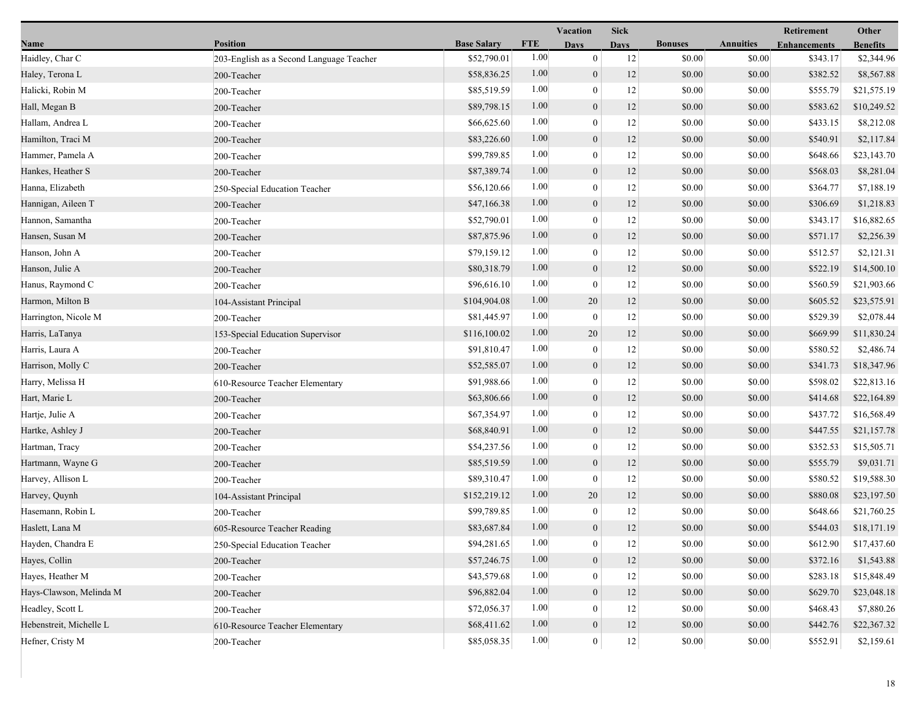| Name | Position | Base Salary | FTE | Vacation Days | Sick Days | Bonuses | Annuities | Retirement Enhancements | Other Benefits |
|---|---|---|---|---|---|---|---|---|---|
| Haidley, Char C | 203-English as a Second Language Teacher | $52,790.01 | 1.00 | 0 | 12 | $0.00 | $0.00 | $343.17 | $2,344.96 |
| Haley, Terona L | 200-Teacher | $58,836.25 | 1.00 | 0 | 12 | $0.00 | $0.00 | $382.52 | $8,567.88 |
| Halicki, Robin M | 200-Teacher | $85,519.59 | 1.00 | 0 | 12 | $0.00 | $0.00 | $555.79 | $21,575.19 |
| Hall, Megan B | 200-Teacher | $89,798.15 | 1.00 | 0 | 12 | $0.00 | $0.00 | $583.62 | $10,249.52 |
| Hallam, Andrea L | 200-Teacher | $66,625.60 | 1.00 | 0 | 12 | $0.00 | $0.00 | $433.15 | $8,212.08 |
| Hamilton, Traci M | 200-Teacher | $83,226.60 | 1.00 | 0 | 12 | $0.00 | $0.00 | $540.91 | $2,117.84 |
| Hammer, Pamela A | 200-Teacher | $99,789.85 | 1.00 | 0 | 12 | $0.00 | $0.00 | $648.66 | $23,143.70 |
| Hankes, Heather S | 200-Teacher | $87,389.74 | 1.00 | 0 | 12 | $0.00 | $0.00 | $568.03 | $8,281.04 |
| Hanna, Elizabeth | 250-Special Education Teacher | $56,120.66 | 1.00 | 0 | 12 | $0.00 | $0.00 | $364.77 | $7,188.19 |
| Hannigan, Aileen T | 200-Teacher | $47,166.38 | 1.00 | 0 | 12 | $0.00 | $0.00 | $306.69 | $1,218.83 |
| Hannon, Samantha | 200-Teacher | $52,790.01 | 1.00 | 0 | 12 | $0.00 | $0.00 | $343.17 | $16,882.65 |
| Hansen, Susan M | 200-Teacher | $87,875.96 | 1.00 | 0 | 12 | $0.00 | $0.00 | $571.17 | $2,256.39 |
| Hanson, John A | 200-Teacher | $79,159.12 | 1.00 | 0 | 12 | $0.00 | $0.00 | $512.57 | $2,121.31 |
| Hanson, Julie A | 200-Teacher | $80,318.79 | 1.00 | 0 | 12 | $0.00 | $0.00 | $522.19 | $14,500.10 |
| Hanus, Raymond C | 200-Teacher | $96,616.10 | 1.00 | 0 | 12 | $0.00 | $0.00 | $560.59 | $21,903.66 |
| Harmon, Milton B | 104-Assistant Principal | $104,904.08 | 1.00 | 20 | 12 | $0.00 | $0.00 | $605.52 | $23,575.91 |
| Harrington, Nicole M | 200-Teacher | $81,445.97 | 1.00 | 0 | 12 | $0.00 | $0.00 | $529.39 | $2,078.44 |
| Harris, LaTanya | 153-Special Education Supervisor | $116,100.02 | 1.00 | 20 | 12 | $0.00 | $0.00 | $669.99 | $11,830.24 |
| Harris, Laura A | 200-Teacher | $91,810.47 | 1.00 | 0 | 12 | $0.00 | $0.00 | $580.52 | $2,486.74 |
| Harrison, Molly C | 200-Teacher | $52,585.07 | 1.00 | 0 | 12 | $0.00 | $0.00 | $341.73 | $18,347.96 |
| Harry, Melissa H | 610-Resource Teacher Elementary | $91,988.66 | 1.00 | 0 | 12 | $0.00 | $0.00 | $598.02 | $22,813.16 |
| Hart, Marie L | 200-Teacher | $63,806.66 | 1.00 | 0 | 12 | $0.00 | $0.00 | $414.68 | $22,164.89 |
| Hartje, Julie A | 200-Teacher | $67,354.97 | 1.00 | 0 | 12 | $0.00 | $0.00 | $437.72 | $16,568.49 |
| Hartke, Ashley J | 200-Teacher | $68,840.91 | 1.00 | 0 | 12 | $0.00 | $0.00 | $447.55 | $21,157.78 |
| Hartman, Tracy | 200-Teacher | $54,237.56 | 1.00 | 0 | 12 | $0.00 | $0.00 | $352.53 | $15,505.71 |
| Hartmann, Wayne G | 200-Teacher | $85,519.59 | 1.00 | 0 | 12 | $0.00 | $0.00 | $555.79 | $9,031.71 |
| Harvey, Allison L | 200-Teacher | $89,310.47 | 1.00 | 0 | 12 | $0.00 | $0.00 | $580.52 | $19,588.30 |
| Harvey, Quynh | 104-Assistant Principal | $152,219.12 | 1.00 | 20 | 12 | $0.00 | $0.00 | $880.08 | $23,197.50 |
| Hasemann, Robin L | 200-Teacher | $99,789.85 | 1.00 | 0 | 12 | $0.00 | $0.00 | $648.66 | $21,760.25 |
| Haslett, Lana M | 605-Resource Teacher Reading | $83,687.84 | 1.00 | 0 | 12 | $0.00 | $0.00 | $544.03 | $18,171.19 |
| Hayden, Chandra E | 250-Special Education Teacher | $94,281.65 | 1.00 | 0 | 12 | $0.00 | $0.00 | $612.90 | $17,437.60 |
| Hayes, Collin | 200-Teacher | $57,246.75 | 1.00 | 0 | 12 | $0.00 | $0.00 | $372.16 | $1,543.88 |
| Hayes, Heather M | 200-Teacher | $43,579.68 | 1.00 | 0 | 12 | $0.00 | $0.00 | $283.18 | $15,848.49 |
| Hays-Clawson, Melinda M | 200-Teacher | $96,882.04 | 1.00 | 0 | 12 | $0.00 | $0.00 | $629.70 | $23,048.18 |
| Headley, Scott L | 200-Teacher | $72,056.37 | 1.00 | 0 | 12 | $0.00 | $0.00 | $468.43 | $7,880.26 |
| Hebenstreit, Michelle L | 610-Resource Teacher Elementary | $68,411.62 | 1.00 | 0 | 12 | $0.00 | $0.00 | $442.76 | $22,367.32 |
| Hefner, Cristy M | 200-Teacher | $85,058.35 | 1.00 | 0 | 12 | $0.00 | $0.00 | $552.91 | $2,159.61 |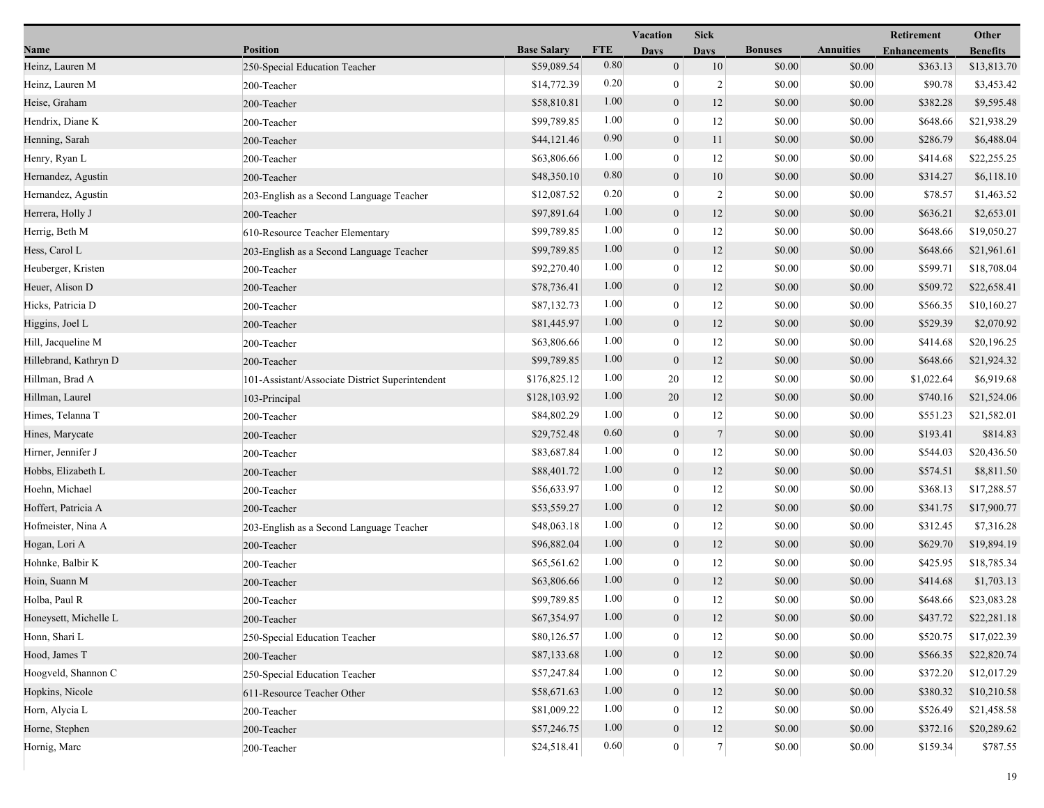| Name | Position | Base Salary | FTE | Vacation Days | Sick Days | Bonuses | Annuities | Retirement Enhancements | Other Benefits |
|---|---|---|---|---|---|---|---|---|---|
| Heinz, Lauren M | 250-Special Education Teacher | $59,089.54 | 0.80 | 0 | 10 | $0.00 | $0.00 | $363.13 | $13,813.70 |
| Heinz, Lauren M | 200-Teacher | $14,772.39 | 0.20 | 0 | 2 | $0.00 | $0.00 | $90.78 | $3,453.42 |
| Heise, Graham | 200-Teacher | $58,810.81 | 1.00 | 0 | 12 | $0.00 | $0.00 | $382.28 | $9,595.48 |
| Hendrix, Diane K | 200-Teacher | $99,789.85 | 1.00 | 0 | 12 | $0.00 | $0.00 | $648.66 | $21,938.29 |
| Henning, Sarah | 200-Teacher | $44,121.46 | 0.90 | 0 | 11 | $0.00 | $0.00 | $286.79 | $6,488.04 |
| Henry, Ryan L | 200-Teacher | $63,806.66 | 1.00 | 0 | 12 | $0.00 | $0.00 | $414.68 | $22,255.25 |
| Hernandez, Agustin | 200-Teacher | $48,350.10 | 0.80 | 0 | 10 | $0.00 | $0.00 | $314.27 | $6,118.10 |
| Hernandez, Agustin | 203-English as a Second Language Teacher | $12,087.52 | 0.20 | 0 | 2 | $0.00 | $0.00 | $78.57 | $1,463.52 |
| Herrera, Holly J | 200-Teacher | $97,891.64 | 1.00 | 0 | 12 | $0.00 | $0.00 | $636.21 | $2,653.01 |
| Herrig, Beth M | 610-Resource Teacher Elementary | $99,789.85 | 1.00 | 0 | 12 | $0.00 | $0.00 | $648.66 | $19,050.27 |
| Hess, Carol L | 203-English as a Second Language Teacher | $99,789.85 | 1.00 | 0 | 12 | $0.00 | $0.00 | $648.66 | $21,961.61 |
| Heuberger, Kristen | 200-Teacher | $92,270.40 | 1.00 | 0 | 12 | $0.00 | $0.00 | $599.71 | $18,708.04 |
| Heuer, Alison D | 200-Teacher | $78,736.41 | 1.00 | 0 | 12 | $0.00 | $0.00 | $509.72 | $22,658.41 |
| Hicks, Patricia D | 200-Teacher | $87,132.73 | 1.00 | 0 | 12 | $0.00 | $0.00 | $566.35 | $10,160.27 |
| Higgins, Joel L | 200-Teacher | $81,445.97 | 1.00 | 0 | 12 | $0.00 | $0.00 | $529.39 | $2,070.92 |
| Hill, Jacqueline M | 200-Teacher | $63,806.66 | 1.00 | 0 | 12 | $0.00 | $0.00 | $414.68 | $20,196.25 |
| Hillebrand, Kathryn D | 200-Teacher | $99,789.85 | 1.00 | 0 | 12 | $0.00 | $0.00 | $648.66 | $21,924.32 |
| Hillman, Brad A | 101-Assistant/Associate District Superintendent | $176,825.12 | 1.00 | 20 | 12 | $0.00 | $0.00 | $1,022.64 | $6,919.68 |
| Hillman, Laurel | 103-Principal | $128,103.92 | 1.00 | 20 | 12 | $0.00 | $0.00 | $740.16 | $21,524.06 |
| Himes, Telanna T | 200-Teacher | $84,802.29 | 1.00 | 0 | 12 | $0.00 | $0.00 | $551.23 | $21,582.01 |
| Hines, Marycate | 200-Teacher | $29,752.48 | 0.60 | 0 | 7 | $0.00 | $0.00 | $193.41 | $814.83 |
| Hirner, Jennifer J | 200-Teacher | $83,687.84 | 1.00 | 0 | 12 | $0.00 | $0.00 | $544.03 | $20,436.50 |
| Hobbs, Elizabeth L | 200-Teacher | $88,401.72 | 1.00 | 0 | 12 | $0.00 | $0.00 | $574.51 | $8,811.50 |
| Hoehn, Michael | 200-Teacher | $56,633.97 | 1.00 | 0 | 12 | $0.00 | $0.00 | $368.13 | $17,288.57 |
| Hoffert, Patricia A | 200-Teacher | $53,559.27 | 1.00 | 0 | 12 | $0.00 | $0.00 | $341.75 | $17,900.77 |
| Hofmeister, Nina A | 203-English as a Second Language Teacher | $48,063.18 | 1.00 | 0 | 12 | $0.00 | $0.00 | $312.45 | $7,316.28 |
| Hogan, Lori A | 200-Teacher | $96,882.04 | 1.00 | 0 | 12 | $0.00 | $0.00 | $629.70 | $19,894.19 |
| Hohnke, Balbir K | 200-Teacher | $65,561.62 | 1.00 | 0 | 12 | $0.00 | $0.00 | $425.95 | $18,785.34 |
| Hoin, Suann M | 200-Teacher | $63,806.66 | 1.00 | 0 | 12 | $0.00 | $0.00 | $414.68 | $1,703.13 |
| Holba, Paul R | 200-Teacher | $99,789.85 | 1.00 | 0 | 12 | $0.00 | $0.00 | $648.66 | $23,083.28 |
| Honeysett, Michelle L | 200-Teacher | $67,354.97 | 1.00 | 0 | 12 | $0.00 | $0.00 | $437.72 | $22,281.18 |
| Honn, Shari L | 250-Special Education Teacher | $80,126.57 | 1.00 | 0 | 12 | $0.00 | $0.00 | $520.75 | $17,022.39 |
| Hood, James T | 200-Teacher | $87,133.68 | 1.00 | 0 | 12 | $0.00 | $0.00 | $566.35 | $22,820.74 |
| Hoogveld, Shannon C | 250-Special Education Teacher | $57,247.84 | 1.00 | 0 | 12 | $0.00 | $0.00 | $372.20 | $12,017.29 |
| Hopkins, Nicole | 611-Resource Teacher Other | $58,671.63 | 1.00 | 0 | 12 | $0.00 | $0.00 | $380.32 | $10,210.58 |
| Horn, Alycia L | 200-Teacher | $81,009.22 | 1.00 | 0 | 12 | $0.00 | $0.00 | $526.49 | $21,458.58 |
| Horne, Stephen | 200-Teacher | $57,246.75 | 1.00 | 0 | 12 | $0.00 | $0.00 | $372.16 | $20,289.62 |
| Hornig, Marc | 200-Teacher | $24,518.41 | 0.60 | 0 | 7 | $0.00 | $0.00 | $159.34 | $787.55 |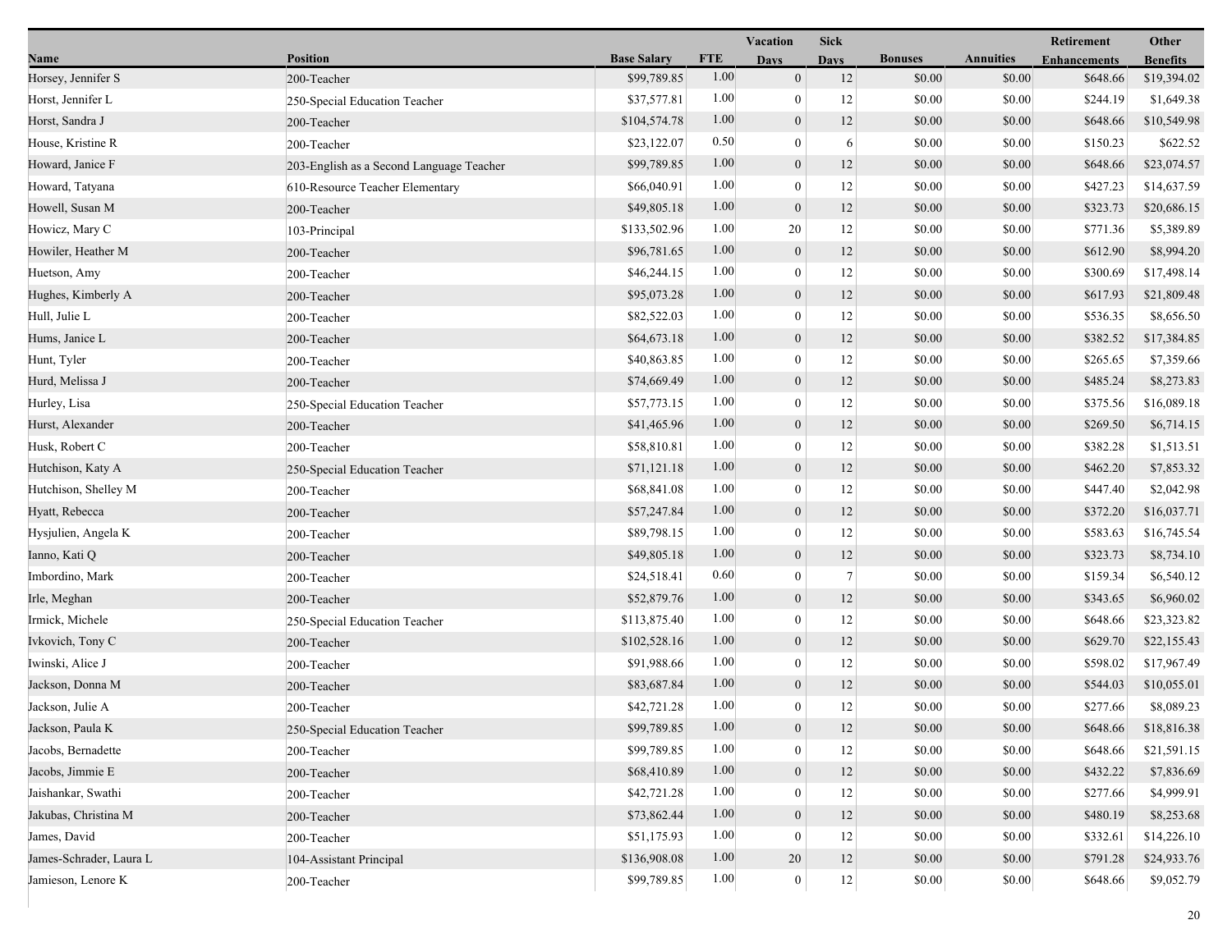| Name | Position | Base Salary | FTE | Vacation Days | Sick Days | Bonuses | Annuities | Retirement Enhancements | Other Benefits |
|---|---|---|---|---|---|---|---|---|---|
| Horsey, Jennifer S | 200-Teacher | $99,789.85 | 1.00 | 0 | 12 | $0.00 | $0.00 | $648.66 | $19,394.02 |
| Horst, Jennifer L | 250-Special Education Teacher | $37,577.81 | 1.00 | 0 | 12 | $0.00 | $0.00 | $244.19 | $1,649.38 |
| Horst, Sandra J | 200-Teacher | $104,574.78 | 1.00 | 0 | 12 | $0.00 | $0.00 | $648.66 | $10,549.98 |
| House, Kristine R | 200-Teacher | $23,122.07 | 0.50 | 0 | 6 | $0.00 | $0.00 | $150.23 | $622.52 |
| Howard, Janice F | 203-English as a Second Language Teacher | $99,789.85 | 1.00 | 0 | 12 | $0.00 | $0.00 | $648.66 | $23,074.57 |
| Howard, Tatyana | 610-Resource Teacher Elementary | $66,040.91 | 1.00 | 0 | 12 | $0.00 | $0.00 | $427.23 | $14,637.59 |
| Howell, Susan M | 200-Teacher | $49,805.18 | 1.00 | 0 | 12 | $0.00 | $0.00 | $323.73 | $20,686.15 |
| Howicz, Mary C | 103-Principal | $133,502.96 | 1.00 | 20 | 12 | $0.00 | $0.00 | $771.36 | $5,389.89 |
| Howiler, Heather M | 200-Teacher | $96,781.65 | 1.00 | 0 | 12 | $0.00 | $0.00 | $612.90 | $8,994.20 |
| Huetson, Amy | 200-Teacher | $46,244.15 | 1.00 | 0 | 12 | $0.00 | $0.00 | $300.69 | $17,498.14 |
| Hughes, Kimberly A | 200-Teacher | $95,073.28 | 1.00 | 0 | 12 | $0.00 | $0.00 | $617.93 | $21,809.48 |
| Hull, Julie L | 200-Teacher | $82,522.03 | 1.00 | 0 | 12 | $0.00 | $0.00 | $536.35 | $8,656.50 |
| Hums, Janice L | 200-Teacher | $64,673.18 | 1.00 | 0 | 12 | $0.00 | $0.00 | $382.52 | $17,384.85 |
| Hunt, Tyler | 200-Teacher | $40,863.85 | 1.00 | 0 | 12 | $0.00 | $0.00 | $265.65 | $7,359.66 |
| Hurd, Melissa J | 200-Teacher | $74,669.49 | 1.00 | 0 | 12 | $0.00 | $0.00 | $485.24 | $8,273.83 |
| Hurley, Lisa | 250-Special Education Teacher | $57,773.15 | 1.00 | 0 | 12 | $0.00 | $0.00 | $375.56 | $16,089.18 |
| Hurst, Alexander | 200-Teacher | $41,465.96 | 1.00 | 0 | 12 | $0.00 | $0.00 | $269.50 | $6,714.15 |
| Husk, Robert C | 200-Teacher | $58,810.81 | 1.00 | 0 | 12 | $0.00 | $0.00 | $382.28 | $1,513.51 |
| Hutchison, Katy A | 250-Special Education Teacher | $71,121.18 | 1.00 | 0 | 12 | $0.00 | $0.00 | $462.20 | $7,853.32 |
| Hutchison, Shelley M | 200-Teacher | $68,841.08 | 1.00 | 0 | 12 | $0.00 | $0.00 | $447.40 | $2,042.98 |
| Hyatt, Rebecca | 200-Teacher | $57,247.84 | 1.00 | 0 | 12 | $0.00 | $0.00 | $372.20 | $16,037.71 |
| Hysjulien, Angela K | 200-Teacher | $89,798.15 | 1.00 | 0 | 12 | $0.00 | $0.00 | $583.63 | $16,745.54 |
| Ianno, Kati Q | 200-Teacher | $49,805.18 | 1.00 | 0 | 12 | $0.00 | $0.00 | $323.73 | $8,734.10 |
| Imbordino, Mark | 200-Teacher | $24,518.41 | 0.60 | 0 | 7 | $0.00 | $0.00 | $159.34 | $6,540.12 |
| Irle, Meghan | 200-Teacher | $52,879.76 | 1.00 | 0 | 12 | $0.00 | $0.00 | $343.65 | $6,960.02 |
| Irmick, Michele | 250-Special Education Teacher | $113,875.40 | 1.00 | 0 | 12 | $0.00 | $0.00 | $648.66 | $23,323.82 |
| Ivkovich, Tony C | 200-Teacher | $102,528.16 | 1.00 | 0 | 12 | $0.00 | $0.00 | $629.70 | $22,155.43 |
| Iwinski, Alice J | 200-Teacher | $91,988.66 | 1.00 | 0 | 12 | $0.00 | $0.00 | $598.02 | $17,967.49 |
| Jackson, Donna M | 200-Teacher | $83,687.84 | 1.00 | 0 | 12 | $0.00 | $0.00 | $544.03 | $10,055.01 |
| Jackson, Julie A | 200-Teacher | $42,721.28 | 1.00 | 0 | 12 | $0.00 | $0.00 | $277.66 | $8,089.23 |
| Jackson, Paula K | 250-Special Education Teacher | $99,789.85 | 1.00 | 0 | 12 | $0.00 | $0.00 | $648.66 | $18,816.38 |
| Jacobs, Bernadette | 200-Teacher | $99,789.85 | 1.00 | 0 | 12 | $0.00 | $0.00 | $648.66 | $21,591.15 |
| Jacobs, Jimmie E | 200-Teacher | $68,410.89 | 1.00 | 0 | 12 | $0.00 | $0.00 | $432.22 | $7,836.69 |
| Jaishankar, Swathi | 200-Teacher | $42,721.28 | 1.00 | 0 | 12 | $0.00 | $0.00 | $277.66 | $4,999.91 |
| Jakubas, Christina M | 200-Teacher | $73,862.44 | 1.00 | 0 | 12 | $0.00 | $0.00 | $480.19 | $8,253.68 |
| James, David | 200-Teacher | $51,175.93 | 1.00 | 0 | 12 | $0.00 | $0.00 | $332.61 | $14,226.10 |
| James-Schrader, Laura L | 104-Assistant Principal | $136,908.08 | 1.00 | 20 | 12 | $0.00 | $0.00 | $791.28 | $24,933.76 |
| Jamieson, Lenore K | 200-Teacher | $99,789.85 | 1.00 | 0 | 12 | $0.00 | $0.00 | $648.66 | $9,052.79 |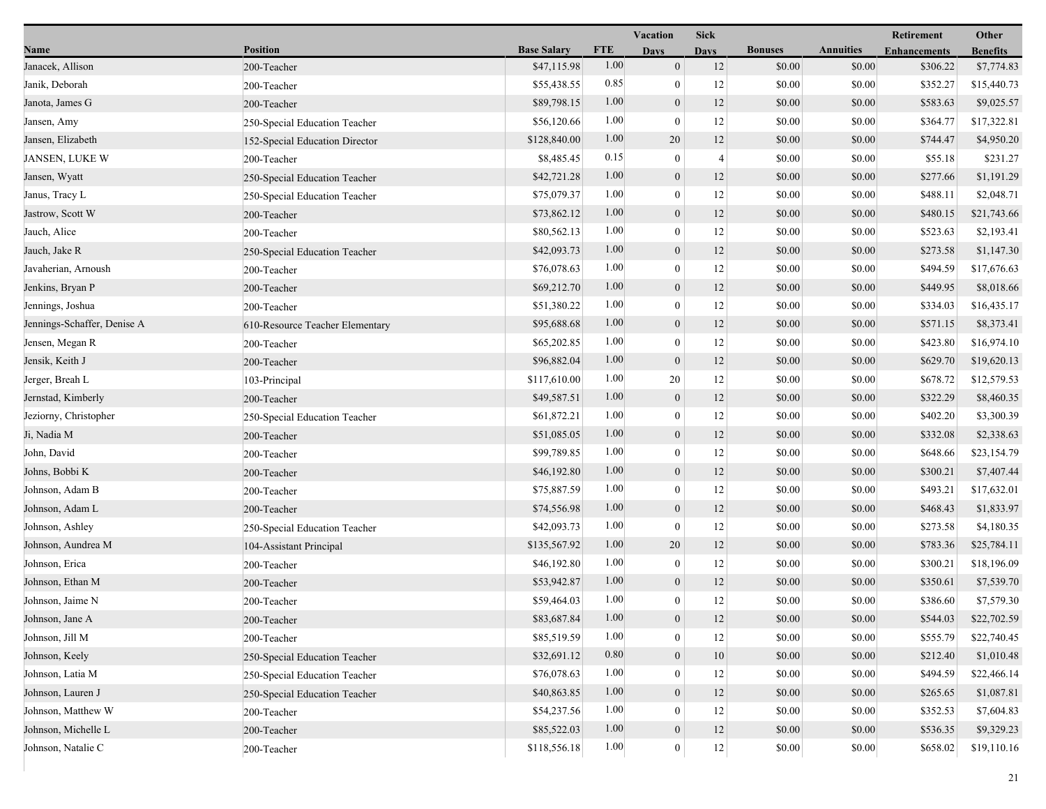| Name | Position | Base Salary | FTE | Vacation Days | Sick Days | Bonuses | Annuities | Retirement Enhancements | Other Benefits |
|---|---|---|---|---|---|---|---|---|---|
| Janacek, Allison | 200-Teacher | $47,115.98 | 1.00 | 0 | 12 | $0.00 | $0.00 | $306.22 | $7,774.83 |
| Janik, Deborah | 200-Teacher | $55,438.55 | 0.85 | 0 | 12 | $0.00 | $0.00 | $352.27 | $15,440.73 |
| Janota, James G | 200-Teacher | $89,798.15 | 1.00 | 0 | 12 | $0.00 | $0.00 | $583.63 | $9,025.57 |
| Jansen, Amy | 250-Special Education Teacher | $56,120.66 | 1.00 | 0 | 12 | $0.00 | $0.00 | $364.77 | $17,322.81 |
| Jansen, Elizabeth | 152-Special Education Director | $128,840.00 | 1.00 | 20 | 12 | $0.00 | $0.00 | $744.47 | $4,950.20 |
| JANSEN, LUKE W | 200-Teacher | $8,485.45 | 0.15 | 0 | 4 | $0.00 | $0.00 | $55.18 | $231.27 |
| Jansen, Wyatt | 250-Special Education Teacher | $42,721.28 | 1.00 | 0 | 12 | $0.00 | $0.00 | $277.66 | $1,191.29 |
| Janus, Tracy L | 250-Special Education Teacher | $75,079.37 | 1.00 | 0 | 12 | $0.00 | $0.00 | $488.11 | $2,048.71 |
| Jastrow, Scott W | 200-Teacher | $73,862.12 | 1.00 | 0 | 12 | $0.00 | $0.00 | $480.15 | $21,743.66 |
| Jauch, Alice | 200-Teacher | $80,562.13 | 1.00 | 0 | 12 | $0.00 | $0.00 | $523.63 | $2,193.41 |
| Jauch, Jake R | 250-Special Education Teacher | $42,093.73 | 1.00 | 0 | 12 | $0.00 | $0.00 | $273.58 | $1,147.30 |
| Javaherian, Arnoush | 200-Teacher | $76,078.63 | 1.00 | 0 | 12 | $0.00 | $0.00 | $494.59 | $17,676.63 |
| Jenkins, Bryan P | 200-Teacher | $69,212.70 | 1.00 | 0 | 12 | $0.00 | $0.00 | $449.95 | $8,018.66 |
| Jennings, Joshua | 200-Teacher | $51,380.22 | 1.00 | 0 | 12 | $0.00 | $0.00 | $334.03 | $16,435.17 |
| Jennings-Schaffer, Denise A | 610-Resource Teacher Elementary | $95,688.68 | 1.00 | 0 | 12 | $0.00 | $0.00 | $571.15 | $8,373.41 |
| Jensen, Megan R | 200-Teacher | $65,202.85 | 1.00 | 0 | 12 | $0.00 | $0.00 | $423.80 | $16,974.10 |
| Jensik, Keith J | 200-Teacher | $96,882.04 | 1.00 | 0 | 12 | $0.00 | $0.00 | $629.70 | $19,620.13 |
| Jerger, Breah L | 103-Principal | $117,610.00 | 1.00 | 20 | 12 | $0.00 | $0.00 | $678.72 | $12,579.53 |
| Jernstad, Kimberly | 200-Teacher | $49,587.51 | 1.00 | 0 | 12 | $0.00 | $0.00 | $322.29 | $8,460.35 |
| Jeziorny, Christopher | 250-Special Education Teacher | $61,872.21 | 1.00 | 0 | 12 | $0.00 | $0.00 | $402.20 | $3,300.39 |
| Ji, Nadia M | 200-Teacher | $51,085.05 | 1.00 | 0 | 12 | $0.00 | $0.00 | $332.08 | $2,338.63 |
| John, David | 200-Teacher | $99,789.85 | 1.00 | 0 | 12 | $0.00 | $0.00 | $648.66 | $23,154.79 |
| Johns, Bobbi K | 200-Teacher | $46,192.80 | 1.00 | 0 | 12 | $0.00 | $0.00 | $300.21 | $7,407.44 |
| Johnson, Adam B | 200-Teacher | $75,887.59 | 1.00 | 0 | 12 | $0.00 | $0.00 | $493.21 | $17,632.01 |
| Johnson, Adam L | 200-Teacher | $74,556.98 | 1.00 | 0 | 12 | $0.00 | $0.00 | $468.43 | $1,833.97 |
| Johnson, Ashley | 250-Special Education Teacher | $42,093.73 | 1.00 | 0 | 12 | $0.00 | $0.00 | $273.58 | $4,180.35 |
| Johnson, Aundrea M | 104-Assistant Principal | $135,567.92 | 1.00 | 20 | 12 | $0.00 | $0.00 | $783.36 | $25,784.11 |
| Johnson, Erica | 200-Teacher | $46,192.80 | 1.00 | 0 | 12 | $0.00 | $0.00 | $300.21 | $18,196.09 |
| Johnson, Ethan M | 200-Teacher | $53,942.87 | 1.00 | 0 | 12 | $0.00 | $0.00 | $350.61 | $7,539.70 |
| Johnson, Jaime N | 200-Teacher | $59,464.03 | 1.00 | 0 | 12 | $0.00 | $0.00 | $386.60 | $7,579.30 |
| Johnson, Jane A | 200-Teacher | $83,687.84 | 1.00 | 0 | 12 | $0.00 | $0.00 | $544.03 | $22,702.59 |
| Johnson, Jill M | 200-Teacher | $85,519.59 | 1.00 | 0 | 12 | $0.00 | $0.00 | $555.79 | $22,740.45 |
| Johnson, Keely | 250-Special Education Teacher | $32,691.12 | 0.80 | 0 | 10 | $0.00 | $0.00 | $212.40 | $1,010.48 |
| Johnson, Latia M | 250-Special Education Teacher | $76,078.63 | 1.00 | 0 | 12 | $0.00 | $0.00 | $494.59 | $22,466.14 |
| Johnson, Lauren J | 250-Special Education Teacher | $40,863.85 | 1.00 | 0 | 12 | $0.00 | $0.00 | $265.65 | $1,087.81 |
| Johnson, Matthew W | 200-Teacher | $54,237.56 | 1.00 | 0 | 12 | $0.00 | $0.00 | $352.53 | $7,604.83 |
| Johnson, Michelle L | 200-Teacher | $85,522.03 | 1.00 | 0 | 12 | $0.00 | $0.00 | $536.35 | $9,329.23 |
| Johnson, Natalie C | 200-Teacher | $118,556.18 | 1.00 | 0 | 12 | $0.00 | $0.00 | $658.02 | $19,110.16 |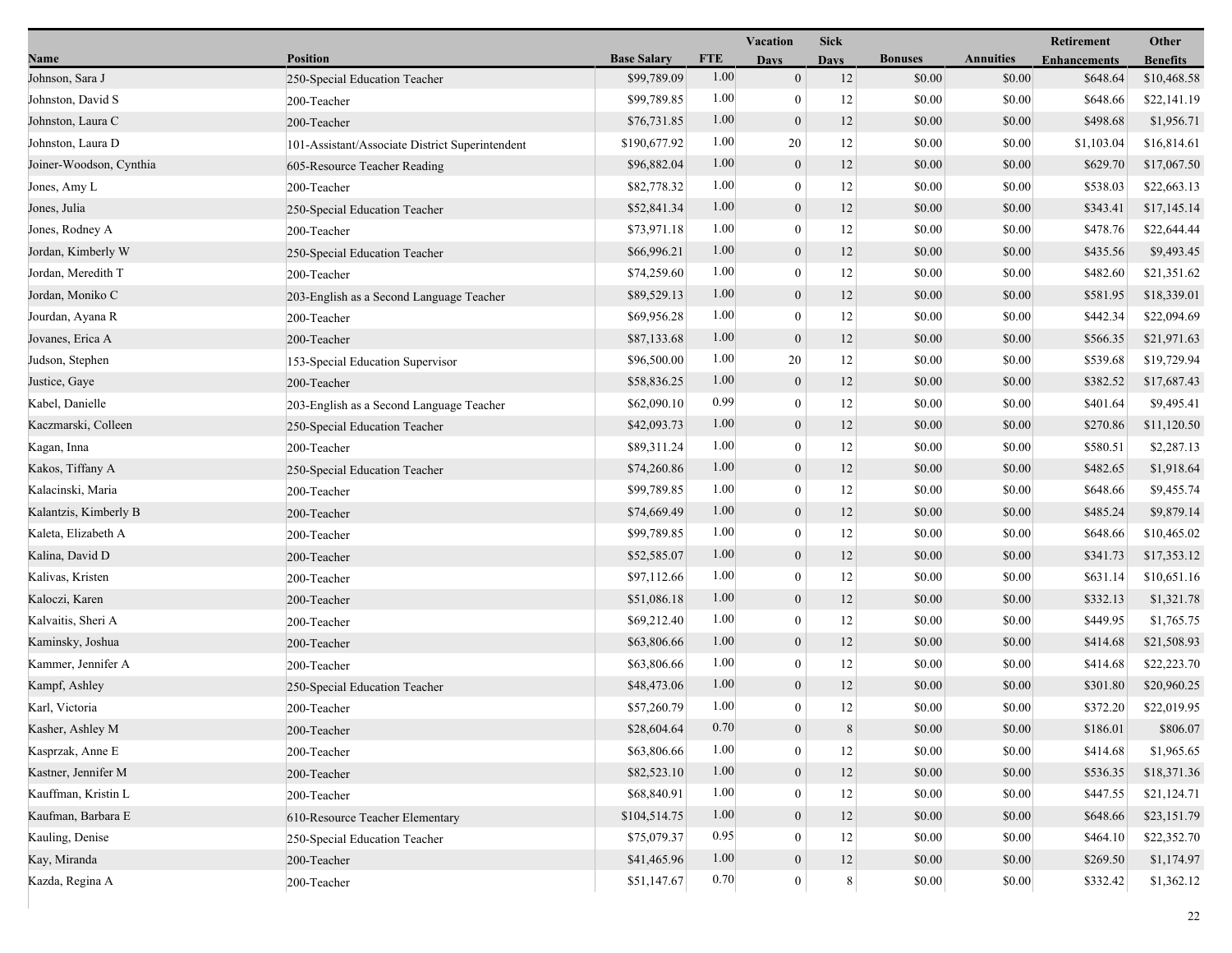| Name | Position | Base Salary | FTE | Vacation Days | Sick Days | Bonuses | Annuities | Retirement Enhancements | Other Benefits |
|---|---|---|---|---|---|---|---|---|---|
| Johnson, Sara J | 250-Special Education Teacher | $99,789.09 | 1.00 | 0 | 12 | $0.00 | $0.00 | $648.64 | $10,468.58 |
| Johnston, David S | 200-Teacher | $99,789.85 | 1.00 | 0 | 12 | $0.00 | $0.00 | $648.66 | $22,141.19 |
| Johnston, Laura C | 200-Teacher | $76,731.85 | 1.00 | 0 | 12 | $0.00 | $0.00 | $498.68 | $1,956.71 |
| Johnston, Laura D | 101-Assistant/Associate District Superintendent | $190,677.92 | 1.00 | 20 | 12 | $0.00 | $0.00 | $1,103.04 | $16,814.61 |
| Joiner-Woodson, Cynthia | 605-Resource Teacher Reading | $96,882.04 | 1.00 | 0 | 12 | $0.00 | $0.00 | $629.70 | $17,067.50 |
| Jones, Amy L | 200-Teacher | $82,778.32 | 1.00 | 0 | 12 | $0.00 | $0.00 | $538.03 | $22,663.13 |
| Jones, Julia | 250-Special Education Teacher | $52,841.34 | 1.00 | 0 | 12 | $0.00 | $0.00 | $343.41 | $17,145.14 |
| Jones, Rodney A | 200-Teacher | $73,971.18 | 1.00 | 0 | 12 | $0.00 | $0.00 | $478.76 | $22,644.44 |
| Jordan, Kimberly W | 250-Special Education Teacher | $66,996.21 | 1.00 | 0 | 12 | $0.00 | $0.00 | $435.56 | $9,493.45 |
| Jordan, Meredith T | 200-Teacher | $74,259.60 | 1.00 | 0 | 12 | $0.00 | $0.00 | $482.60 | $21,351.62 |
| Jordan, Moniko C | 203-English as a Second Language Teacher | $89,529.13 | 1.00 | 0 | 12 | $0.00 | $0.00 | $581.95 | $18,339.01 |
| Jourdan, Ayana R | 200-Teacher | $69,956.28 | 1.00 | 0 | 12 | $0.00 | $0.00 | $442.34 | $22,094.69 |
| Jovanes, Erica A | 200-Teacher | $87,133.68 | 1.00 | 0 | 12 | $0.00 | $0.00 | $566.35 | $21,971.63 |
| Judson, Stephen | 153-Special Education Supervisor | $96,500.00 | 1.00 | 20 | 12 | $0.00 | $0.00 | $539.68 | $19,729.94 |
| Justice, Gaye | 200-Teacher | $58,836.25 | 1.00 | 0 | 12 | $0.00 | $0.00 | $382.52 | $17,687.43 |
| Kabel, Danielle | 203-English as a Second Language Teacher | $62,090.10 | 0.99 | 0 | 12 | $0.00 | $0.00 | $401.64 | $9,495.41 |
| Kaczmarski, Colleen | 250-Special Education Teacher | $42,093.73 | 1.00 | 0 | 12 | $0.00 | $0.00 | $270.86 | $11,120.50 |
| Kagan, Inna | 200-Teacher | $89,311.24 | 1.00 | 0 | 12 | $0.00 | $0.00 | $580.51 | $2,287.13 |
| Kakos, Tiffany A | 250-Special Education Teacher | $74,260.86 | 1.00 | 0 | 12 | $0.00 | $0.00 | $482.65 | $1,918.64 |
| Kalacinski, Maria | 200-Teacher | $99,789.85 | 1.00 | 0 | 12 | $0.00 | $0.00 | $648.66 | $9,455.74 |
| Kalantzis, Kimberly B | 200-Teacher | $74,669.49 | 1.00 | 0 | 12 | $0.00 | $0.00 | $485.24 | $9,879.14 |
| Kaleta, Elizabeth A | 200-Teacher | $99,789.85 | 1.00 | 0 | 12 | $0.00 | $0.00 | $648.66 | $10,465.02 |
| Kalina, David D | 200-Teacher | $52,585.07 | 1.00 | 0 | 12 | $0.00 | $0.00 | $341.73 | $17,353.12 |
| Kalivas, Kristen | 200-Teacher | $97,112.66 | 1.00 | 0 | 12 | $0.00 | $0.00 | $631.14 | $10,651.16 |
| Kaloczi, Karen | 200-Teacher | $51,086.18 | 1.00 | 0 | 12 | $0.00 | $0.00 | $332.13 | $1,321.78 |
| Kalvaitis, Sheri A | 200-Teacher | $69,212.40 | 1.00 | 0 | 12 | $0.00 | $0.00 | $449.95 | $1,765.75 |
| Kaminsky, Joshua | 200-Teacher | $63,806.66 | 1.00 | 0 | 12 | $0.00 | $0.00 | $414.68 | $21,508.93 |
| Kammer, Jennifer A | 200-Teacher | $63,806.66 | 1.00 | 0 | 12 | $0.00 | $0.00 | $414.68 | $22,223.70 |
| Kampf, Ashley | 250-Special Education Teacher | $48,473.06 | 1.00 | 0 | 12 | $0.00 | $0.00 | $301.80 | $20,960.25 |
| Karl, Victoria | 200-Teacher | $57,260.79 | 1.00 | 0 | 12 | $0.00 | $0.00 | $372.20 | $22,019.95 |
| Kasher, Ashley M | 200-Teacher | $28,604.64 | 0.70 | 0 | 8 | $0.00 | $0.00 | $186.01 | $806.07 |
| Kasprzak, Anne E | 200-Teacher | $63,806.66 | 1.00 | 0 | 12 | $0.00 | $0.00 | $414.68 | $1,965.65 |
| Kastner, Jennifer M | 200-Teacher | $82,523.10 | 1.00 | 0 | 12 | $0.00 | $0.00 | $536.35 | $18,371.36 |
| Kauffman, Kristin L | 200-Teacher | $68,840.91 | 1.00 | 0 | 12 | $0.00 | $0.00 | $447.55 | $21,124.71 |
| Kaufman, Barbara E | 610-Resource Teacher Elementary | $104,514.75 | 1.00 | 0 | 12 | $0.00 | $0.00 | $648.66 | $23,151.79 |
| Kauling, Denise | 250-Special Education Teacher | $75,079.37 | 0.95 | 0 | 12 | $0.00 | $0.00 | $464.10 | $22,352.70 |
| Kay, Miranda | 200-Teacher | $41,465.96 | 1.00 | 0 | 12 | $0.00 | $0.00 | $269.50 | $1,174.97 |
| Kazda, Regina A | 200-Teacher | $51,147.67 | 0.70 | 0 | 8 | $0.00 | $0.00 | $332.42 | $1,362.12 |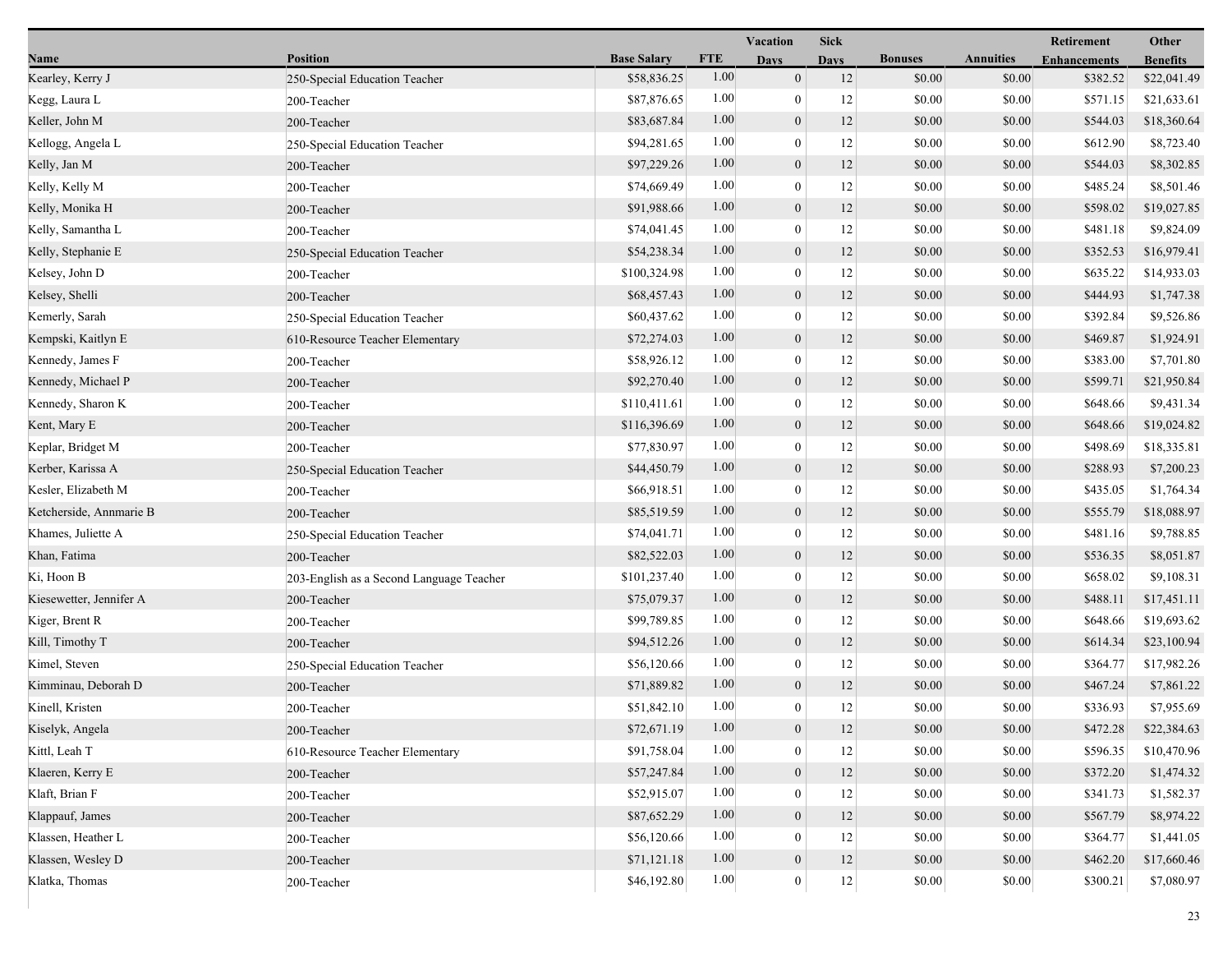| Name | Position | Base Salary | FTE | Vacation Days | Sick Days | Bonuses | Annuities | Retirement Enhancements | Other Benefits |
|---|---|---|---|---|---|---|---|---|---|
| Kearley, Kerry J | 250-Special Education Teacher | $58,836.25 | 1.00 | 0 | 12 | $0.00 | $0.00 | $382.52 | $22,041.49 |
| Kegg, Laura L | 200-Teacher | $87,876.65 | 1.00 | 0 | 12 | $0.00 | $0.00 | $571.15 | $21,633.61 |
| Keller, John M | 200-Teacher | $83,687.84 | 1.00 | 0 | 12 | $0.00 | $0.00 | $544.03 | $18,360.64 |
| Kellogg, Angela L | 250-Special Education Teacher | $94,281.65 | 1.00 | 0 | 12 | $0.00 | $0.00 | $612.90 | $8,723.40 |
| Kelly, Jan M | 200-Teacher | $97,229.26 | 1.00 | 0 | 12 | $0.00 | $0.00 | $544.03 | $8,302.85 |
| Kelly, Kelly M | 200-Teacher | $74,669.49 | 1.00 | 0 | 12 | $0.00 | $0.00 | $485.24 | $8,501.46 |
| Kelly, Monika H | 200-Teacher | $91,988.66 | 1.00 | 0 | 12 | $0.00 | $0.00 | $598.02 | $19,027.85 |
| Kelly, Samantha L | 200-Teacher | $74,041.45 | 1.00 | 0 | 12 | $0.00 | $0.00 | $481.18 | $9,824.09 |
| Kelly, Stephanie E | 250-Special Education Teacher | $54,238.34 | 1.00 | 0 | 12 | $0.00 | $0.00 | $352.53 | $16,979.41 |
| Kelsey, John D | 200-Teacher | $100,324.98 | 1.00 | 0 | 12 | $0.00 | $0.00 | $635.22 | $14,933.03 |
| Kelsey, Shelli | 200-Teacher | $68,457.43 | 1.00 | 0 | 12 | $0.00 | $0.00 | $444.93 | $1,747.38 |
| Kemerly, Sarah | 250-Special Education Teacher | $60,437.62 | 1.00 | 0 | 12 | $0.00 | $0.00 | $392.84 | $9,526.86 |
| Kempski, Kaitlyn E | 610-Resource Teacher Elementary | $72,274.03 | 1.00 | 0 | 12 | $0.00 | $0.00 | $469.87 | $1,924.91 |
| Kennedy, James F | 200-Teacher | $58,926.12 | 1.00 | 0 | 12 | $0.00 | $0.00 | $383.00 | $7,701.80 |
| Kennedy, Michael P | 200-Teacher | $92,270.40 | 1.00 | 0 | 12 | $0.00 | $0.00 | $599.71 | $21,950.84 |
| Kennedy, Sharon K | 200-Teacher | $110,411.61 | 1.00 | 0 | 12 | $0.00 | $0.00 | $648.66 | $9,431.34 |
| Kent, Mary E | 200-Teacher | $116,396.69 | 1.00 | 0 | 12 | $0.00 | $0.00 | $648.66 | $19,024.82 |
| Keplar, Bridget M | 200-Teacher | $77,830.97 | 1.00 | 0 | 12 | $0.00 | $0.00 | $498.69 | $18,335.81 |
| Kerber, Karissa A | 250-Special Education Teacher | $44,450.79 | 1.00 | 0 | 12 | $0.00 | $0.00 | $288.93 | $7,200.23 |
| Kesler, Elizabeth M | 200-Teacher | $66,918.51 | 1.00 | 0 | 12 | $0.00 | $0.00 | $435.05 | $1,764.34 |
| Ketcherside, Annmarie B | 200-Teacher | $85,519.59 | 1.00 | 0 | 12 | $0.00 | $0.00 | $555.79 | $18,088.97 |
| Khames, Juliette A | 250-Special Education Teacher | $74,041.71 | 1.00 | 0 | 12 | $0.00 | $0.00 | $481.16 | $9,788.85 |
| Khan, Fatima | 200-Teacher | $82,522.03 | 1.00 | 0 | 12 | $0.00 | $0.00 | $536.35 | $8,051.87 |
| Ki, Hoon B | 203-English as a Second Language Teacher | $101,237.40 | 1.00 | 0 | 12 | $0.00 | $0.00 | $658.02 | $9,108.31 |
| Kiesewetter, Jennifer A | 200-Teacher | $75,079.37 | 1.00 | 0 | 12 | $0.00 | $0.00 | $488.11 | $17,451.11 |
| Kiger, Brent R | 200-Teacher | $99,789.85 | 1.00 | 0 | 12 | $0.00 | $0.00 | $648.66 | $19,693.62 |
| Kill, Timothy T | 200-Teacher | $94,512.26 | 1.00 | 0 | 12 | $0.00 | $0.00 | $614.34 | $23,100.94 |
| Kimel, Steven | 250-Special Education Teacher | $56,120.66 | 1.00 | 0 | 12 | $0.00 | $0.00 | $364.77 | $17,982.26 |
| Kimminau, Deborah D | 200-Teacher | $71,889.82 | 1.00 | 0 | 12 | $0.00 | $0.00 | $467.24 | $7,861.22 |
| Kinell, Kristen | 200-Teacher | $51,842.10 | 1.00 | 0 | 12 | $0.00 | $0.00 | $336.93 | $7,955.69 |
| Kiselyk, Angela | 200-Teacher | $72,671.19 | 1.00 | 0 | 12 | $0.00 | $0.00 | $472.28 | $22,384.63 |
| Kittl, Leah T | 610-Resource Teacher Elementary | $91,758.04 | 1.00 | 0 | 12 | $0.00 | $0.00 | $596.35 | $10,470.96 |
| Klaeren, Kerry E | 200-Teacher | $57,247.84 | 1.00 | 0 | 12 | $0.00 | $0.00 | $372.20 | $1,474.32 |
| Klaft, Brian F | 200-Teacher | $52,915.07 | 1.00 | 0 | 12 | $0.00 | $0.00 | $341.73 | $1,582.37 |
| Klappauf, James | 200-Teacher | $87,652.29 | 1.00 | 0 | 12 | $0.00 | $0.00 | $567.79 | $8,974.22 |
| Klassen, Heather L | 200-Teacher | $56,120.66 | 1.00 | 0 | 12 | $0.00 | $0.00 | $364.77 | $1,441.05 |
| Klassen, Wesley D | 200-Teacher | $71,121.18 | 1.00 | 0 | 12 | $0.00 | $0.00 | $462.20 | $17,660.46 |
| Klatka, Thomas | 200-Teacher | $46,192.80 | 1.00 | 0 | 12 | $0.00 | $0.00 | $300.21 | $7,080.97 |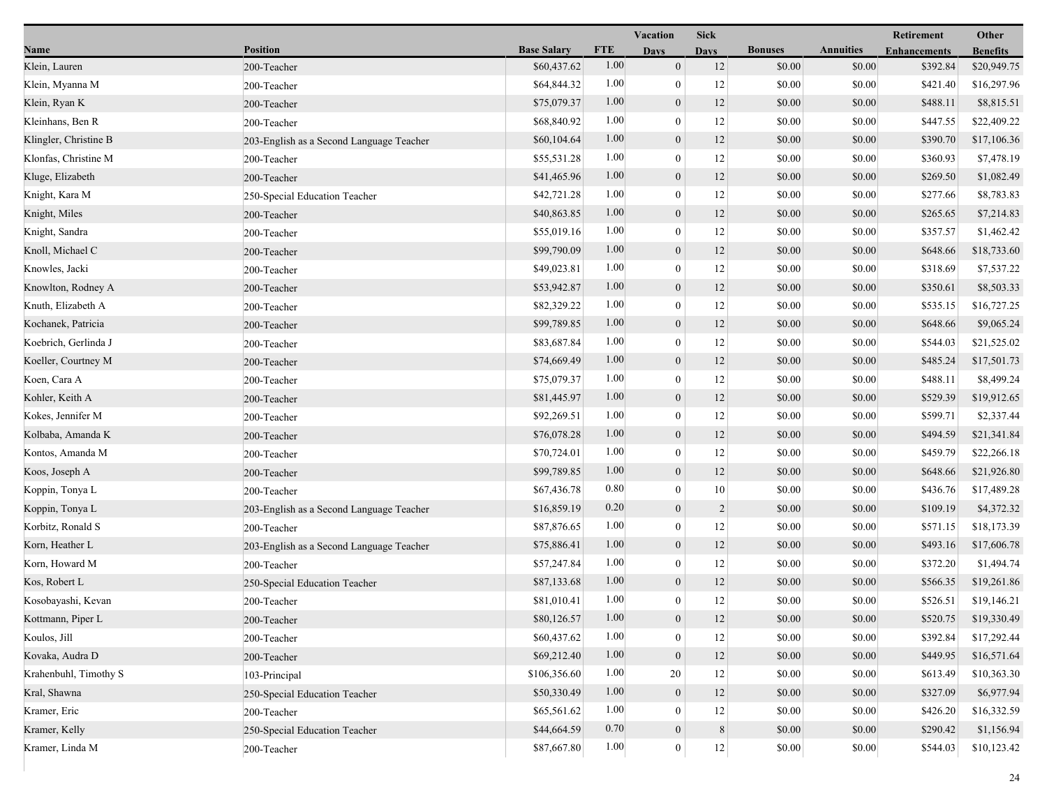| Name | Position | Base Salary | FTE | Vacation Days | Sick Days | Bonuses | Annuities | Retirement Enhancements | Other Benefits |
|---|---|---|---|---|---|---|---|---|---|
| Klein, Lauren | 200-Teacher | $60,437.62 | 1.00 | 0 | 12 | $0.00 | $0.00 | $392.84 | $20,949.75 |
| Klein, Myanna M | 200-Teacher | $64,844.32 | 1.00 | 0 | 12 | $0.00 | $0.00 | $421.40 | $16,297.96 |
| Klein, Ryan K | 200-Teacher | $75,079.37 | 1.00 | 0 | 12 | $0.00 | $0.00 | $488.11 | $8,815.51 |
| Kleinhans, Ben R | 200-Teacher | $68,840.92 | 1.00 | 0 | 12 | $0.00 | $0.00 | $447.55 | $22,409.22 |
| Klingler, Christine B | 203-English as a Second Language Teacher | $60,104.64 | 1.00 | 0 | 12 | $0.00 | $0.00 | $390.70 | $17,106.36 |
| Klonfas, Christine M | 200-Teacher | $55,531.28 | 1.00 | 0 | 12 | $0.00 | $0.00 | $360.93 | $7,478.19 |
| Kluge, Elizabeth | 200-Teacher | $41,465.96 | 1.00 | 0 | 12 | $0.00 | $0.00 | $269.50 | $1,082.49 |
| Knight, Kara M | 250-Special Education Teacher | $42,721.28 | 1.00 | 0 | 12 | $0.00 | $0.00 | $277.66 | $8,783.83 |
| Knight, Miles | 200-Teacher | $40,863.85 | 1.00 | 0 | 12 | $0.00 | $0.00 | $265.65 | $7,214.83 |
| Knight, Sandra | 200-Teacher | $55,019.16 | 1.00 | 0 | 12 | $0.00 | $0.00 | $357.57 | $1,462.42 |
| Knoll, Michael C | 200-Teacher | $99,790.09 | 1.00 | 0 | 12 | $0.00 | $0.00 | $648.66 | $18,733.60 |
| Knowles, Jacki | 200-Teacher | $49,023.81 | 1.00 | 0 | 12 | $0.00 | $0.00 | $318.69 | $7,537.22 |
| Knowlton, Rodney A | 200-Teacher | $53,942.87 | 1.00 | 0 | 12 | $0.00 | $0.00 | $350.61 | $8,503.33 |
| Knuth, Elizabeth A | 200-Teacher | $82,329.22 | 1.00 | 0 | 12 | $0.00 | $0.00 | $535.15 | $16,727.25 |
| Kochanek, Patricia | 200-Teacher | $99,789.85 | 1.00 | 0 | 12 | $0.00 | $0.00 | $648.66 | $9,065.24 |
| Koebrich, Gerlinda J | 200-Teacher | $83,687.84 | 1.00 | 0 | 12 | $0.00 | $0.00 | $544.03 | $21,525.02 |
| Koeller, Courtney M | 200-Teacher | $74,669.49 | 1.00 | 0 | 12 | $0.00 | $0.00 | $485.24 | $17,501.73 |
| Koen, Cara A | 200-Teacher | $75,079.37 | 1.00 | 0 | 12 | $0.00 | $0.00 | $488.11 | $8,499.24 |
| Kohler, Keith A | 200-Teacher | $81,445.97 | 1.00 | 0 | 12 | $0.00 | $0.00 | $529.39 | $19,912.65 |
| Kokes, Jennifer M | 200-Teacher | $92,269.51 | 1.00 | 0 | 12 | $0.00 | $0.00 | $599.71 | $2,337.44 |
| Kolbaba, Amanda K | 200-Teacher | $76,078.28 | 1.00 | 0 | 12 | $0.00 | $0.00 | $494.59 | $21,341.84 |
| Kontos, Amanda M | 200-Teacher | $70,724.01 | 1.00 | 0 | 12 | $0.00 | $0.00 | $459.79 | $22,266.18 |
| Koos, Joseph A | 200-Teacher | $99,789.85 | 1.00 | 0 | 12 | $0.00 | $0.00 | $648.66 | $21,926.80 |
| Koppin, Tonya L | 200-Teacher | $67,436.78 | 0.80 | 0 | 10 | $0.00 | $0.00 | $436.76 | $17,489.28 |
| Koppin, Tonya L | 203-English as a Second Language Teacher | $16,859.19 | 0.20 | 0 | 2 | $0.00 | $0.00 | $109.19 | $4,372.32 |
| Korbitz, Ronald S | 200-Teacher | $87,876.65 | 1.00 | 0 | 12 | $0.00 | $0.00 | $571.15 | $18,173.39 |
| Korn, Heather L | 203-English as a Second Language Teacher | $75,886.41 | 1.00 | 0 | 12 | $0.00 | $0.00 | $493.16 | $17,606.78 |
| Korn, Howard M | 200-Teacher | $57,247.84 | 1.00 | 0 | 12 | $0.00 | $0.00 | $372.20 | $1,494.74 |
| Kos, Robert L | 250-Special Education Teacher | $87,133.68 | 1.00 | 0 | 12 | $0.00 | $0.00 | $566.35 | $19,261.86 |
| Kosobayashi, Kevan | 200-Teacher | $81,010.41 | 1.00 | 0 | 12 | $0.00 | $0.00 | $526.51 | $19,146.21 |
| Kottmann, Piper L | 200-Teacher | $80,126.57 | 1.00 | 0 | 12 | $0.00 | $0.00 | $520.75 | $19,330.49 |
| Koulos, Jill | 200-Teacher | $60,437.62 | 1.00 | 0 | 12 | $0.00 | $0.00 | $392.84 | $17,292.44 |
| Kovaka, Audra D | 200-Teacher | $69,212.40 | 1.00 | 0 | 12 | $0.00 | $0.00 | $449.95 | $16,571.64 |
| Krahenbuhl, Timothy S | 103-Principal | $106,356.60 | 1.00 | 20 | 12 | $0.00 | $0.00 | $613.49 | $10,363.30 |
| Kral, Shawna | 250-Special Education Teacher | $50,330.49 | 1.00 | 0 | 12 | $0.00 | $0.00 | $327.09 | $6,977.94 |
| Kramer, Eric | 200-Teacher | $65,561.62 | 1.00 | 0 | 12 | $0.00 | $0.00 | $426.20 | $16,332.59 |
| Kramer, Kelly | 250-Special Education Teacher | $44,664.59 | 0.70 | 0 | 8 | $0.00 | $0.00 | $290.42 | $1,156.94 |
| Kramer, Linda M | 200-Teacher | $87,667.80 | 1.00 | 0 | 12 | $0.00 | $0.00 | $544.03 | $10,123.42 |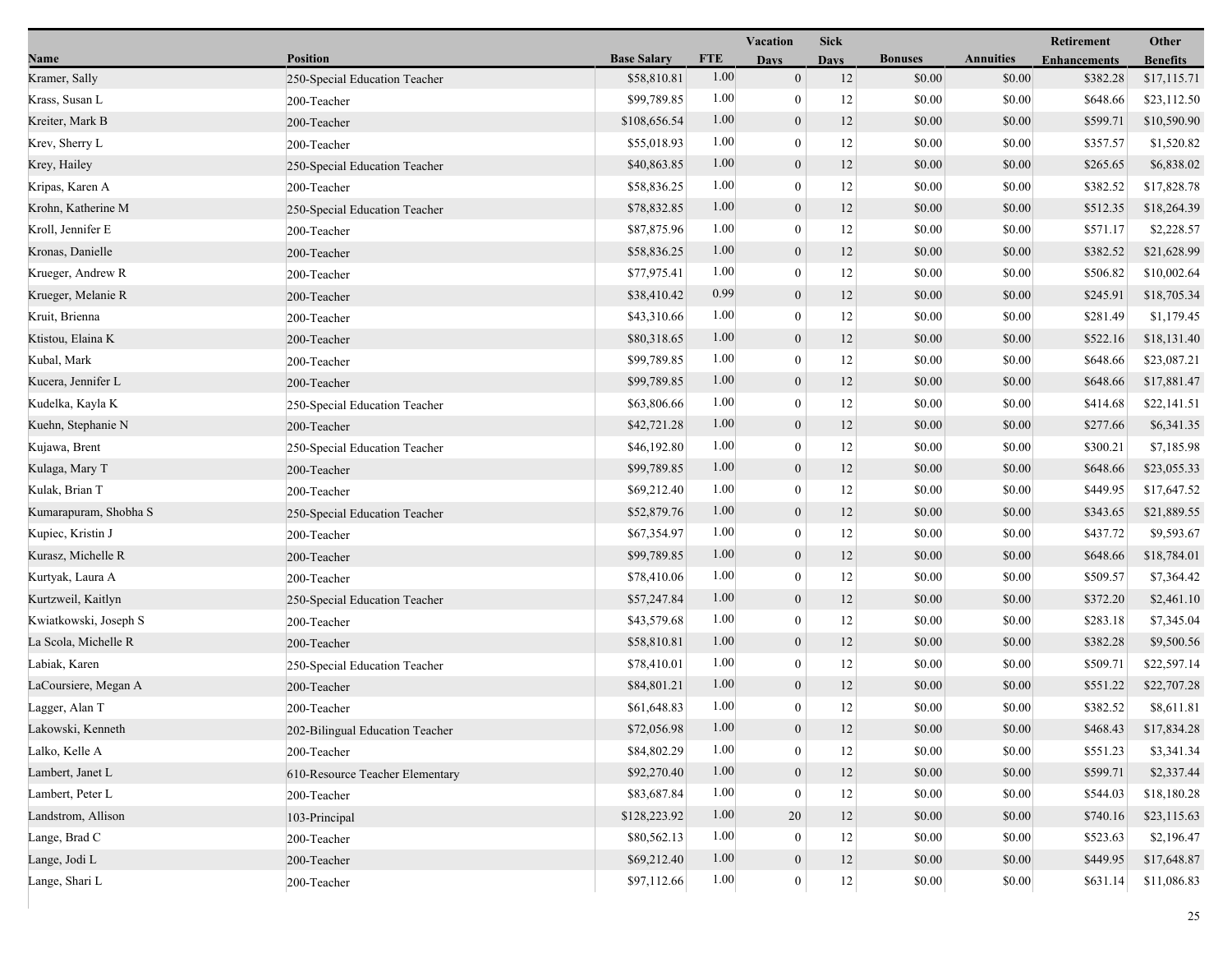| Name | Position | Base Salary | FTE | Vacation Days | Sick Days | Bonuses | Annuities | Retirement Enhancements | Other Benefits |
|---|---|---|---|---|---|---|---|---|---|
| Kramer, Sally | 250-Special Education Teacher | $58,810.81 | 1.00 | 0 | 12 | $0.00 | $0.00 | $382.28 | $17,115.71 |
| Krass, Susan L | 200-Teacher | $99,789.85 | 1.00 | 0 | 12 | $0.00 | $0.00 | $648.66 | $23,112.50 |
| Kreiter, Mark B | 200-Teacher | $108,656.54 | 1.00 | 0 | 12 | $0.00 | $0.00 | $599.71 | $10,590.90 |
| Krev, Sherry L | 200-Teacher | $55,018.93 | 1.00 | 0 | 12 | $0.00 | $0.00 | $357.57 | $1,520.82 |
| Krey, Hailey | 250-Special Education Teacher | $40,863.85 | 1.00 | 0 | 12 | $0.00 | $0.00 | $265.65 | $6,838.02 |
| Kripas, Karen A | 200-Teacher | $58,836.25 | 1.00 | 0 | 12 | $0.00 | $0.00 | $382.52 | $17,828.78 |
| Krohn, Katherine M | 250-Special Education Teacher | $78,832.85 | 1.00 | 0 | 12 | $0.00 | $0.00 | $512.35 | $18,264.39 |
| Kroll, Jennifer E | 200-Teacher | $87,875.96 | 1.00 | 0 | 12 | $0.00 | $0.00 | $571.17 | $2,228.57 |
| Kronas, Danielle | 200-Teacher | $58,836.25 | 1.00 | 0 | 12 | $0.00 | $0.00 | $382.52 | $21,628.99 |
| Krueger, Andrew R | 200-Teacher | $77,975.41 | 1.00 | 0 | 12 | $0.00 | $0.00 | $506.82 | $10,002.64 |
| Krueger, Melanie R | 200-Teacher | $38,410.42 | 0.99 | 0 | 12 | $0.00 | $0.00 | $245.91 | $18,705.34 |
| Kruit, Brienna | 200-Teacher | $43,310.66 | 1.00 | 0 | 12 | $0.00 | $0.00 | $281.49 | $1,179.45 |
| Ktistou, Elaina K | 200-Teacher | $80,318.65 | 1.00 | 0 | 12 | $0.00 | $0.00 | $522.16 | $18,131.40 |
| Kubal, Mark | 200-Teacher | $99,789.85 | 1.00 | 0 | 12 | $0.00 | $0.00 | $648.66 | $23,087.21 |
| Kucera, Jennifer L | 200-Teacher | $99,789.85 | 1.00 | 0 | 12 | $0.00 | $0.00 | $648.66 | $17,881.47 |
| Kudelka, Kayla K | 250-Special Education Teacher | $63,806.66 | 1.00 | 0 | 12 | $0.00 | $0.00 | $414.68 | $22,141.51 |
| Kuehn, Stephanie N | 200-Teacher | $42,721.28 | 1.00 | 0 | 12 | $0.00 | $0.00 | $277.66 | $6,341.35 |
| Kujawa, Brent | 250-Special Education Teacher | $46,192.80 | 1.00 | 0 | 12 | $0.00 | $0.00 | $300.21 | $7,185.98 |
| Kulaga, Mary T | 200-Teacher | $99,789.85 | 1.00 | 0 | 12 | $0.00 | $0.00 | $648.66 | $23,055.33 |
| Kulak, Brian T | 200-Teacher | $69,212.40 | 1.00 | 0 | 12 | $0.00 | $0.00 | $449.95 | $17,647.52 |
| Kumarapuram, Shobha S | 250-Special Education Teacher | $52,879.76 | 1.00 | 0 | 12 | $0.00 | $0.00 | $343.65 | $21,889.55 |
| Kupiec, Kristin J | 200-Teacher | $67,354.97 | 1.00 | 0 | 12 | $0.00 | $0.00 | $437.72 | $9,593.67 |
| Kurasz, Michelle R | 200-Teacher | $99,789.85 | 1.00 | 0 | 12 | $0.00 | $0.00 | $648.66 | $18,784.01 |
| Kurtyak, Laura A | 200-Teacher | $78,410.06 | 1.00 | 0 | 12 | $0.00 | $0.00 | $509.57 | $7,364.42 |
| Kurtzweil, Kaitlyn | 250-Special Education Teacher | $57,247.84 | 1.00 | 0 | 12 | $0.00 | $0.00 | $372.20 | $2,461.10 |
| Kwiatkowski, Joseph S | 200-Teacher | $43,579.68 | 1.00 | 0 | 12 | $0.00 | $0.00 | $283.18 | $7,345.04 |
| La Scola, Michelle R | 200-Teacher | $58,810.81 | 1.00 | 0 | 12 | $0.00 | $0.00 | $382.28 | $9,500.56 |
| Labiak, Karen | 250-Special Education Teacher | $78,410.01 | 1.00 | 0 | 12 | $0.00 | $0.00 | $509.71 | $22,597.14 |
| LaCoursiere, Megan A | 200-Teacher | $84,801.21 | 1.00 | 0 | 12 | $0.00 | $0.00 | $551.22 | $22,707.28 |
| Lagger, Alan T | 200-Teacher | $61,648.83 | 1.00 | 0 | 12 | $0.00 | $0.00 | $382.52 | $8,611.81 |
| Lakowski, Kenneth | 202-Bilingual Education Teacher | $72,056.98 | 1.00 | 0 | 12 | $0.00 | $0.00 | $468.43 | $17,834.28 |
| Lalko, Kelle A | 200-Teacher | $84,802.29 | 1.00 | 0 | 12 | $0.00 | $0.00 | $551.23 | $3,341.34 |
| Lambert, Janet L | 610-Resource Teacher Elementary | $92,270.40 | 1.00 | 0 | 12 | $0.00 | $0.00 | $599.71 | $2,337.44 |
| Lambert, Peter L | 200-Teacher | $83,687.84 | 1.00 | 0 | 12 | $0.00 | $0.00 | $544.03 | $18,180.28 |
| Landstrom, Allison | 103-Principal | $128,223.92 | 1.00 | 20 | 12 | $0.00 | $0.00 | $740.16 | $23,115.63 |
| Lange, Brad C | 200-Teacher | $80,562.13 | 1.00 | 0 | 12 | $0.00 | $0.00 | $523.63 | $2,196.47 |
| Lange, Jodi L | 200-Teacher | $69,212.40 | 1.00 | 0 | 12 | $0.00 | $0.00 | $449.95 | $17,648.87 |
| Lange, Shari L | 200-Teacher | $97,112.66 | 1.00 | 0 | 12 | $0.00 | $0.00 | $631.14 | $11,086.83 |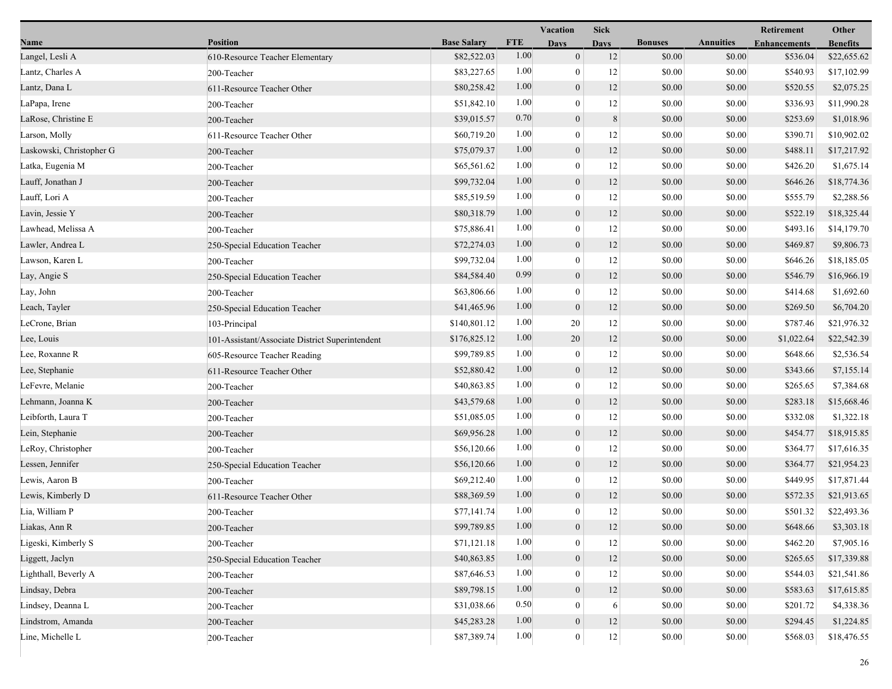| Name | Position | Base Salary | FTE | Vacation Days | Sick Days | Bonuses | Annuities | Retirement Enhancements | Other Benefits |
|---|---|---|---|---|---|---|---|---|---|
| Langel, Lesli A | 610-Resource Teacher Elementary | $82,522.03 | 1.00 | 0 | 12 | $0.00 | $0.00 | $536.04 | $22,655.62 |
| Lantz, Charles A | 200-Teacher | $83,227.65 | 1.00 | 0 | 12 | $0.00 | $0.00 | $540.93 | $17,102.99 |
| Lantz, Dana L | 611-Resource Teacher Other | $80,258.42 | 1.00 | 0 | 12 | $0.00 | $0.00 | $520.55 | $2,075.25 |
| LaPapa, Irene | 200-Teacher | $51,842.10 | 1.00 | 0 | 12 | $0.00 | $0.00 | $336.93 | $11,990.28 |
| LaRose, Christine E | 200-Teacher | $39,015.57 | 0.70 | 0 | 8 | $0.00 | $0.00 | $253.69 | $1,018.96 |
| Larson, Molly | 611-Resource Teacher Other | $60,719.20 | 1.00 | 0 | 12 | $0.00 | $0.00 | $390.71 | $10,902.02 |
| Laskowski, Christopher G | 200-Teacher | $75,079.37 | 1.00 | 0 | 12 | $0.00 | $0.00 | $488.11 | $17,217.92 |
| Latka, Eugenia M | 200-Teacher | $65,561.62 | 1.00 | 0 | 12 | $0.00 | $0.00 | $426.20 | $1,675.14 |
| Lauff, Jonathan J | 200-Teacher | $99,732.04 | 1.00 | 0 | 12 | $0.00 | $0.00 | $646.26 | $18,774.36 |
| Lauff, Lori A | 200-Teacher | $85,519.59 | 1.00 | 0 | 12 | $0.00 | $0.00 | $555.79 | $2,288.56 |
| Lavin, Jessie Y | 200-Teacher | $80,318.79 | 1.00 | 0 | 12 | $0.00 | $0.00 | $522.19 | $18,325.44 |
| Lawhead, Melissa A | 200-Teacher | $75,886.41 | 1.00 | 0 | 12 | $0.00 | $0.00 | $493.16 | $14,179.70 |
| Lawler, Andrea L | 250-Special Education Teacher | $72,274.03 | 1.00 | 0 | 12 | $0.00 | $0.00 | $469.87 | $9,806.73 |
| Lawson, Karen L | 200-Teacher | $99,732.04 | 1.00 | 0 | 12 | $0.00 | $0.00 | $646.26 | $18,185.05 |
| Lay, Angie S | 250-Special Education Teacher | $84,584.40 | 0.99 | 0 | 12 | $0.00 | $0.00 | $546.79 | $16,966.19 |
| Lay, John | 200-Teacher | $63,806.66 | 1.00 | 0 | 12 | $0.00 | $0.00 | $414.68 | $1,692.60 |
| Leach, Tayler | 250-Special Education Teacher | $41,465.96 | 1.00 | 0 | 12 | $0.00 | $0.00 | $269.50 | $6,704.20 |
| LeCrone, Brian | 103-Principal | $140,801.12 | 1.00 | 20 | 12 | $0.00 | $0.00 | $787.46 | $21,976.32 |
| Lee, Louis | 101-Assistant/Associate District Superintendent | $176,825.12 | 1.00 | 20 | 12 | $0.00 | $0.00 | $1,022.64 | $22,542.39 |
| Lee, Roxanne R | 605-Resource Teacher Reading | $99,789.85 | 1.00 | 0 | 12 | $0.00 | $0.00 | $648.66 | $2,536.54 |
| Lee, Stephanie | 611-Resource Teacher Other | $52,880.42 | 1.00 | 0 | 12 | $0.00 | $0.00 | $343.66 | $7,155.14 |
| LeFevre, Melanie | 200-Teacher | $40,863.85 | 1.00 | 0 | 12 | $0.00 | $0.00 | $265.65 | $7,384.68 |
| Lehmann, Joanna K | 200-Teacher | $43,579.68 | 1.00 | 0 | 12 | $0.00 | $0.00 | $283.18 | $15,668.46 |
| Leibforth, Laura T | 200-Teacher | $51,085.05 | 1.00 | 0 | 12 | $0.00 | $0.00 | $332.08 | $1,322.18 |
| Lein, Stephanie | 200-Teacher | $69,956.28 | 1.00 | 0 | 12 | $0.00 | $0.00 | $454.77 | $18,915.85 |
| LeRoy, Christopher | 200-Teacher | $56,120.66 | 1.00 | 0 | 12 | $0.00 | $0.00 | $364.77 | $17,616.35 |
| Lessen, Jennifer | 250-Special Education Teacher | $56,120.66 | 1.00 | 0 | 12 | $0.00 | $0.00 | $364.77 | $21,954.23 |
| Lewis, Aaron B | 200-Teacher | $69,212.40 | 1.00 | 0 | 12 | $0.00 | $0.00 | $449.95 | $17,871.44 |
| Lewis, Kimberly D | 611-Resource Teacher Other | $88,369.59 | 1.00 | 0 | 12 | $0.00 | $0.00 | $572.35 | $21,913.65 |
| Lia, William P | 200-Teacher | $77,141.74 | 1.00 | 0 | 12 | $0.00 | $0.00 | $501.32 | $22,493.36 |
| Liakas, Ann R | 200-Teacher | $99,789.85 | 1.00 | 0 | 12 | $0.00 | $0.00 | $648.66 | $3,303.18 |
| Ligeski, Kimberly S | 200-Teacher | $71,121.18 | 1.00 | 0 | 12 | $0.00 | $0.00 | $462.20 | $7,905.16 |
| Liggett, Jaclyn | 250-Special Education Teacher | $40,863.85 | 1.00 | 0 | 12 | $0.00 | $0.00 | $265.65 | $17,339.88 |
| Lighthall, Beverly A | 200-Teacher | $87,646.53 | 1.00 | 0 | 12 | $0.00 | $0.00 | $544.03 | $21,541.86 |
| Lindsay, Debra | 200-Teacher | $89,798.15 | 1.00 | 0 | 12 | $0.00 | $0.00 | $583.63 | $17,615.85 |
| Lindsey, Deanna L | 200-Teacher | $31,038.66 | 0.50 | 0 | 6 | $0.00 | $0.00 | $201.72 | $4,338.36 |
| Lindstrom, Amanda | 200-Teacher | $45,283.28 | 1.00 | 0 | 12 | $0.00 | $0.00 | $294.45 | $1,224.85 |
| Line, Michelle L | 200-Teacher | $87,389.74 | 1.00 | 0 | 12 | $0.00 | $0.00 | $568.03 | $18,476.55 |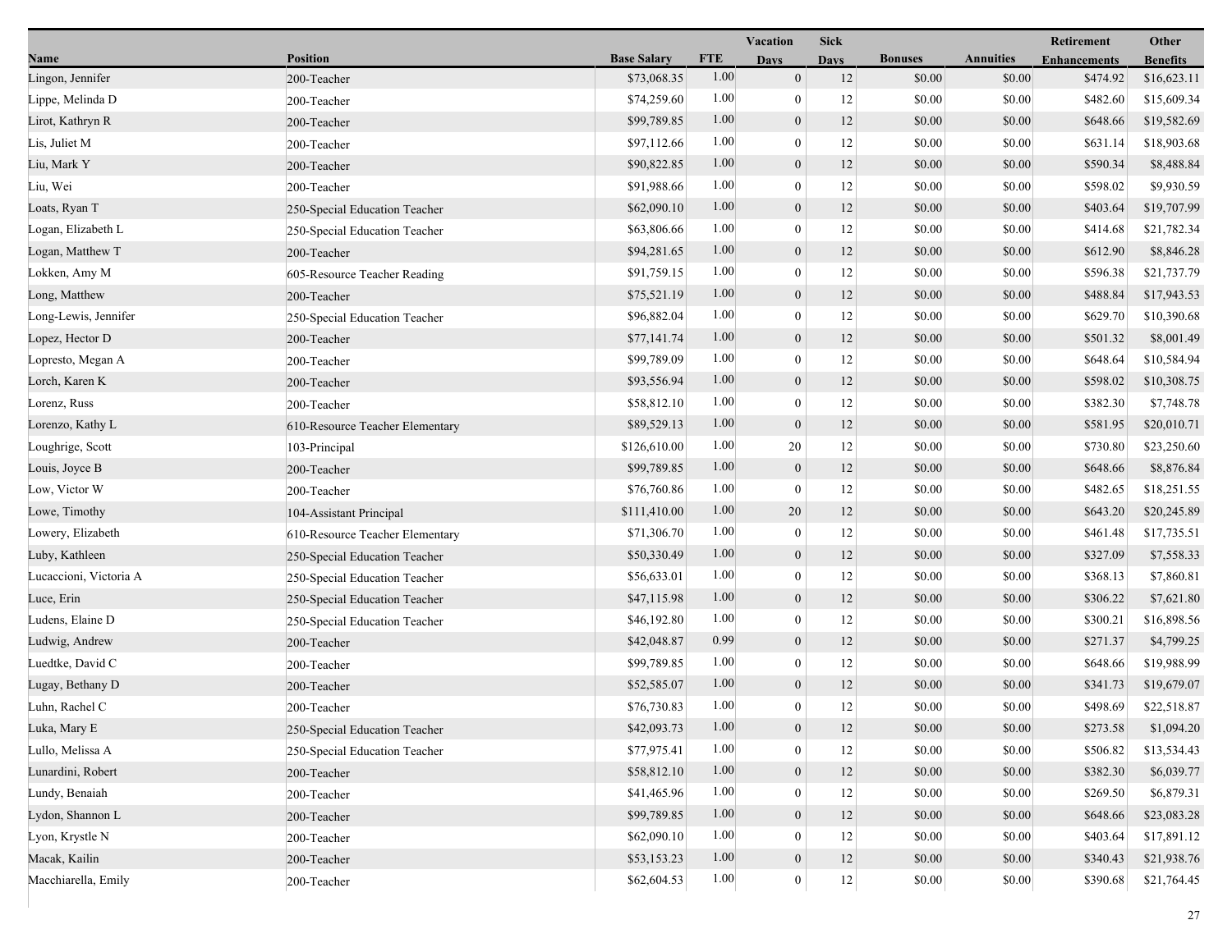| Name | Position | Base Salary | FTE | Vacation Days | Sick Days | Bonuses | Annuities | Retirement Enhancements | Other Benefits |
|---|---|---|---|---|---|---|---|---|---|
| Lingon, Jennifer | 200-Teacher | $73,068.35 | 1.00 | 0 | 12 | $0.00 | $0.00 | $474.92 | $16,623.11 |
| Lippe, Melinda D | 200-Teacher | $74,259.60 | 1.00 | 0 | 12 | $0.00 | $0.00 | $482.60 | $15,609.34 |
| Lirot, Kathryn R | 200-Teacher | $99,789.85 | 1.00 | 0 | 12 | $0.00 | $0.00 | $648.66 | $19,582.69 |
| Lis, Juliet M | 200-Teacher | $97,112.66 | 1.00 | 0 | 12 | $0.00 | $0.00 | $631.14 | $18,903.68 |
| Liu, Mark Y | 200-Teacher | $90,822.85 | 1.00 | 0 | 12 | $0.00 | $0.00 | $590.34 | $8,488.84 |
| Liu, Wei | 200-Teacher | $91,988.66 | 1.00 | 0 | 12 | $0.00 | $0.00 | $598.02 | $9,930.59 |
| Loats, Ryan T | 250-Special Education Teacher | $62,090.10 | 1.00 | 0 | 12 | $0.00 | $0.00 | $403.64 | $19,707.99 |
| Logan, Elizabeth L | 250-Special Education Teacher | $63,806.66 | 1.00 | 0 | 12 | $0.00 | $0.00 | $414.68 | $21,782.34 |
| Logan, Matthew T | 200-Teacher | $94,281.65 | 1.00 | 0 | 12 | $0.00 | $0.00 | $612.90 | $8,846.28 |
| Lokken, Amy M | 605-Resource Teacher Reading | $91,759.15 | 1.00 | 0 | 12 | $0.00 | $0.00 | $596.38 | $21,737.79 |
| Long, Matthew | 200-Teacher | $75,521.19 | 1.00 | 0 | 12 | $0.00 | $0.00 | $488.84 | $17,943.53 |
| Long-Lewis, Jennifer | 250-Special Education Teacher | $96,882.04 | 1.00 | 0 | 12 | $0.00 | $0.00 | $629.70 | $10,390.68 |
| Lopez, Hector D | 200-Teacher | $77,141.74 | 1.00 | 0 | 12 | $0.00 | $0.00 | $501.32 | $8,001.49 |
| Lopresto, Megan A | 200-Teacher | $99,789.09 | 1.00 | 0 | 12 | $0.00 | $0.00 | $648.64 | $10,584.94 |
| Lorch, Karen K | 200-Teacher | $93,556.94 | 1.00 | 0 | 12 | $0.00 | $0.00 | $598.02 | $10,308.75 |
| Lorenz, Russ | 200-Teacher | $58,812.10 | 1.00 | 0 | 12 | $0.00 | $0.00 | $382.30 | $7,748.78 |
| Lorenzo, Kathy L | 610-Resource Teacher Elementary | $89,529.13 | 1.00 | 0 | 12 | $0.00 | $0.00 | $581.95 | $20,010.71 |
| Loughrige, Scott | 103-Principal | $126,610.00 | 1.00 | 20 | 12 | $0.00 | $0.00 | $730.80 | $23,250.60 |
| Louis, Joyce B | 200-Teacher | $99,789.85 | 1.00 | 0 | 12 | $0.00 | $0.00 | $648.66 | $8,876.84 |
| Low, Victor W | 200-Teacher | $76,760.86 | 1.00 | 0 | 12 | $0.00 | $0.00 | $482.65 | $18,251.55 |
| Lowe, Timothy | 104-Assistant Principal | $111,410.00 | 1.00 | 20 | 12 | $0.00 | $0.00 | $643.20 | $20,245.89 |
| Lowery, Elizabeth | 610-Resource Teacher Elementary | $71,306.70 | 1.00 | 0 | 12 | $0.00 | $0.00 | $461.48 | $17,735.51 |
| Luby, Kathleen | 250-Special Education Teacher | $50,330.49 | 1.00 | 0 | 12 | $0.00 | $0.00 | $327.09 | $7,558.33 |
| Lucaccioni, Victoria A | 250-Special Education Teacher | $56,633.01 | 1.00 | 0 | 12 | $0.00 | $0.00 | $368.13 | $7,860.81 |
| Luce, Erin | 250-Special Education Teacher | $47,115.98 | 1.00 | 0 | 12 | $0.00 | $0.00 | $306.22 | $7,621.80 |
| Ludens, Elaine D | 250-Special Education Teacher | $46,192.80 | 1.00 | 0 | 12 | $0.00 | $0.00 | $300.21 | $16,898.56 |
| Ludwig, Andrew | 200-Teacher | $42,048.87 | 0.99 | 0 | 12 | $0.00 | $0.00 | $271.37 | $4,799.25 |
| Luedtke, David C | 200-Teacher | $99,789.85 | 1.00 | 0 | 12 | $0.00 | $0.00 | $648.66 | $19,988.99 |
| Lugay, Bethany D | 200-Teacher | $52,585.07 | 1.00 | 0 | 12 | $0.00 | $0.00 | $341.73 | $19,679.07 |
| Luhn, Rachel C | 200-Teacher | $76,730.83 | 1.00 | 0 | 12 | $0.00 | $0.00 | $498.69 | $22,518.87 |
| Luka, Mary E | 250-Special Education Teacher | $42,093.73 | 1.00 | 0 | 12 | $0.00 | $0.00 | $273.58 | $1,094.20 |
| Lullo, Melissa A | 250-Special Education Teacher | $77,975.41 | 1.00 | 0 | 12 | $0.00 | $0.00 | $506.82 | $13,534.43 |
| Lunardini, Robert | 200-Teacher | $58,812.10 | 1.00 | 0 | 12 | $0.00 | $0.00 | $382.30 | $6,039.77 |
| Lundy, Benaiah | 200-Teacher | $41,465.96 | 1.00 | 0 | 12 | $0.00 | $0.00 | $269.50 | $6,879.31 |
| Lydon, Shannon L | 200-Teacher | $99,789.85 | 1.00 | 0 | 12 | $0.00 | $0.00 | $648.66 | $23,083.28 |
| Lyon, Krystle N | 200-Teacher | $62,090.10 | 1.00 | 0 | 12 | $0.00 | $0.00 | $403.64 | $17,891.12 |
| Macak, Kailin | 200-Teacher | $53,153.23 | 1.00 | 0 | 12 | $0.00 | $0.00 | $340.43 | $21,938.76 |
| Macchiarella, Emily | 200-Teacher | $62,604.53 | 1.00 | 0 | 12 | $0.00 | $0.00 | $390.68 | $21,764.45 |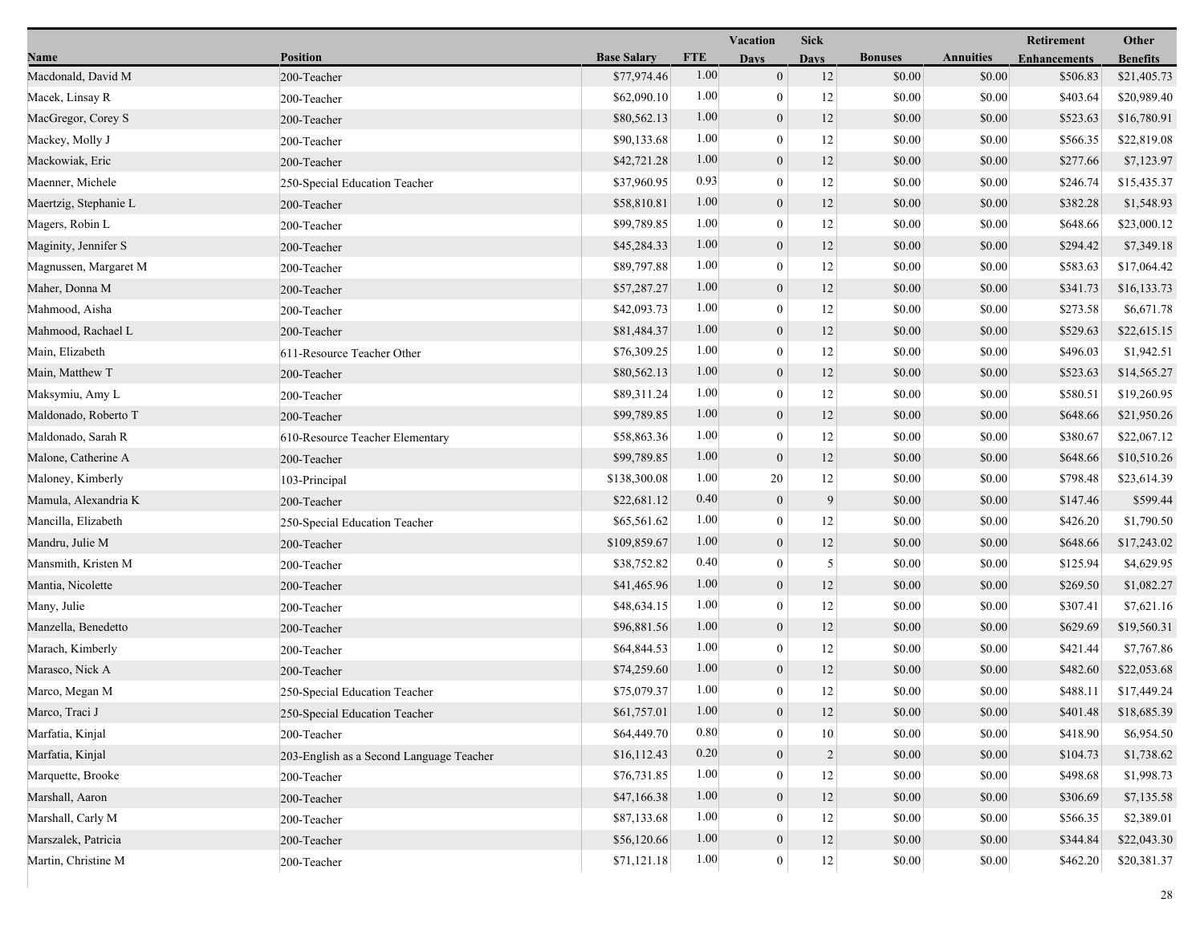| Name | Position | Base Salary | FTE | Vacation Days | Sick Days | Bonuses | Annuities | Retirement Enhancements | Other Benefits |
|---|---|---|---|---|---|---|---|---|---|
| Macdonald, David M | 200-Teacher | $77,974.46 | 1.00 | 0 | 12 | $0.00 | $0.00 | $506.83 | $21,405.73 |
| Macek, Linsay R | 200-Teacher | $62,090.10 | 1.00 | 0 | 12 | $0.00 | $0.00 | $403.64 | $20,989.40 |
| MacGregor, Corey S | 200-Teacher | $80,562.13 | 1.00 | 0 | 12 | $0.00 | $0.00 | $523.63 | $16,780.91 |
| Mackey, Molly J | 200-Teacher | $90,133.68 | 1.00 | 0 | 12 | $0.00 | $0.00 | $566.35 | $22,819.08 |
| Mackowiak, Eric | 200-Teacher | $42,721.28 | 1.00 | 0 | 12 | $0.00 | $0.00 | $277.66 | $7,123.97 |
| Maenner, Michele | 250-Special Education Teacher | $37,960.95 | 0.93 | 0 | 12 | $0.00 | $0.00 | $246.74 | $15,435.37 |
| Maertzig, Stephanie L | 200-Teacher | $58,810.81 | 1.00 | 0 | 12 | $0.00 | $0.00 | $382.28 | $1,548.93 |
| Magers, Robin L | 200-Teacher | $99,789.85 | 1.00 | 0 | 12 | $0.00 | $0.00 | $648.66 | $23,000.12 |
| Maginity, Jennifer S | 200-Teacher | $45,284.33 | 1.00 | 0 | 12 | $0.00 | $0.00 | $294.42 | $7,349.18 |
| Magnussen, Margaret M | 200-Teacher | $89,797.88 | 1.00 | 0 | 12 | $0.00 | $0.00 | $583.63 | $17,064.42 |
| Maher, Donna M | 200-Teacher | $57,287.27 | 1.00 | 0 | 12 | $0.00 | $0.00 | $341.73 | $16,133.73 |
| Mahmood, Aisha | 200-Teacher | $42,093.73 | 1.00 | 0 | 12 | $0.00 | $0.00 | $273.58 | $6,671.78 |
| Mahmood, Rachael L | 200-Teacher | $81,484.37 | 1.00 | 0 | 12 | $0.00 | $0.00 | $529.63 | $22,615.15 |
| Main, Elizabeth | 611-Resource Teacher Other | $76,309.25 | 1.00 | 0 | 12 | $0.00 | $0.00 | $496.03 | $1,942.51 |
| Main, Matthew T | 200-Teacher | $80,562.13 | 1.00 | 0 | 12 | $0.00 | $0.00 | $523.63 | $14,565.27 |
| Maksymiu, Amy L | 200-Teacher | $89,311.24 | 1.00 | 0 | 12 | $0.00 | $0.00 | $580.51 | $19,260.95 |
| Maldonado, Roberto T | 200-Teacher | $99,789.85 | 1.00 | 0 | 12 | $0.00 | $0.00 | $648.66 | $21,950.26 |
| Maldonado, Sarah R | 610-Resource Teacher Elementary | $58,863.36 | 1.00 | 0 | 12 | $0.00 | $0.00 | $380.67 | $22,067.12 |
| Malone, Catherine A | 200-Teacher | $99,789.85 | 1.00 | 0 | 12 | $0.00 | $0.00 | $648.66 | $10,510.26 |
| Maloney, Kimberly | 103-Principal | $138,300.08 | 1.00 | 20 | 12 | $0.00 | $0.00 | $798.48 | $23,614.39 |
| Mamula, Alexandria K | 200-Teacher | $22,681.12 | 0.40 | 0 | 9 | $0.00 | $0.00 | $147.46 | $599.44 |
| Mancilla, Elizabeth | 250-Special Education Teacher | $65,561.62 | 1.00 | 0 | 12 | $0.00 | $0.00 | $426.20 | $1,790.50 |
| Mandru, Julie M | 200-Teacher | $109,859.67 | 1.00 | 0 | 12 | $0.00 | $0.00 | $648.66 | $17,243.02 |
| Mansmith, Kristen M | 200-Teacher | $38,752.82 | 0.40 | 0 | 5 | $0.00 | $0.00 | $125.94 | $4,629.95 |
| Mantia, Nicolette | 200-Teacher | $41,465.96 | 1.00 | 0 | 12 | $0.00 | $0.00 | $269.50 | $1,082.27 |
| Many, Julie | 200-Teacher | $48,634.15 | 1.00 | 0 | 12 | $0.00 | $0.00 | $307.41 | $7,621.16 |
| Manzella, Benedetto | 200-Teacher | $96,881.56 | 1.00 | 0 | 12 | $0.00 | $0.00 | $629.69 | $19,560.31 |
| Marach, Kimberly | 200-Teacher | $64,844.53 | 1.00 | 0 | 12 | $0.00 | $0.00 | $421.44 | $7,767.86 |
| Marasco, Nick A | 200-Teacher | $74,259.60 | 1.00 | 0 | 12 | $0.00 | $0.00 | $482.60 | $22,053.68 |
| Marco, Megan M | 250-Special Education Teacher | $75,079.37 | 1.00 | 0 | 12 | $0.00 | $0.00 | $488.11 | $17,449.24 |
| Marco, Traci J | 250-Special Education Teacher | $61,757.01 | 1.00 | 0 | 12 | $0.00 | $0.00 | $401.48 | $18,685.39 |
| Marfatia, Kinjal | 200-Teacher | $64,449.70 | 0.80 | 0 | 10 | $0.00 | $0.00 | $418.90 | $6,954.50 |
| Marfatia, Kinjal | 203-English as a Second Language Teacher | $16,112.43 | 0.20 | 0 | 2 | $0.00 | $0.00 | $104.73 | $1,738.62 |
| Marquette, Brooke | 200-Teacher | $76,731.85 | 1.00 | 0 | 12 | $0.00 | $0.00 | $498.68 | $1,998.73 |
| Marshall, Aaron | 200-Teacher | $47,166.38 | 1.00 | 0 | 12 | $0.00 | $0.00 | $306.69 | $7,135.58 |
| Marshall, Carly M | 200-Teacher | $87,133.68 | 1.00 | 0 | 12 | $0.00 | $0.00 | $566.35 | $2,389.01 |
| Marszalek, Patricia | 200-Teacher | $56,120.66 | 1.00 | 0 | 12 | $0.00 | $0.00 | $344.84 | $22,043.30 |
| Martin, Christine M | 200-Teacher | $71,121.18 | 1.00 | 0 | 12 | $0.00 | $0.00 | $462.20 | $20,381.37 |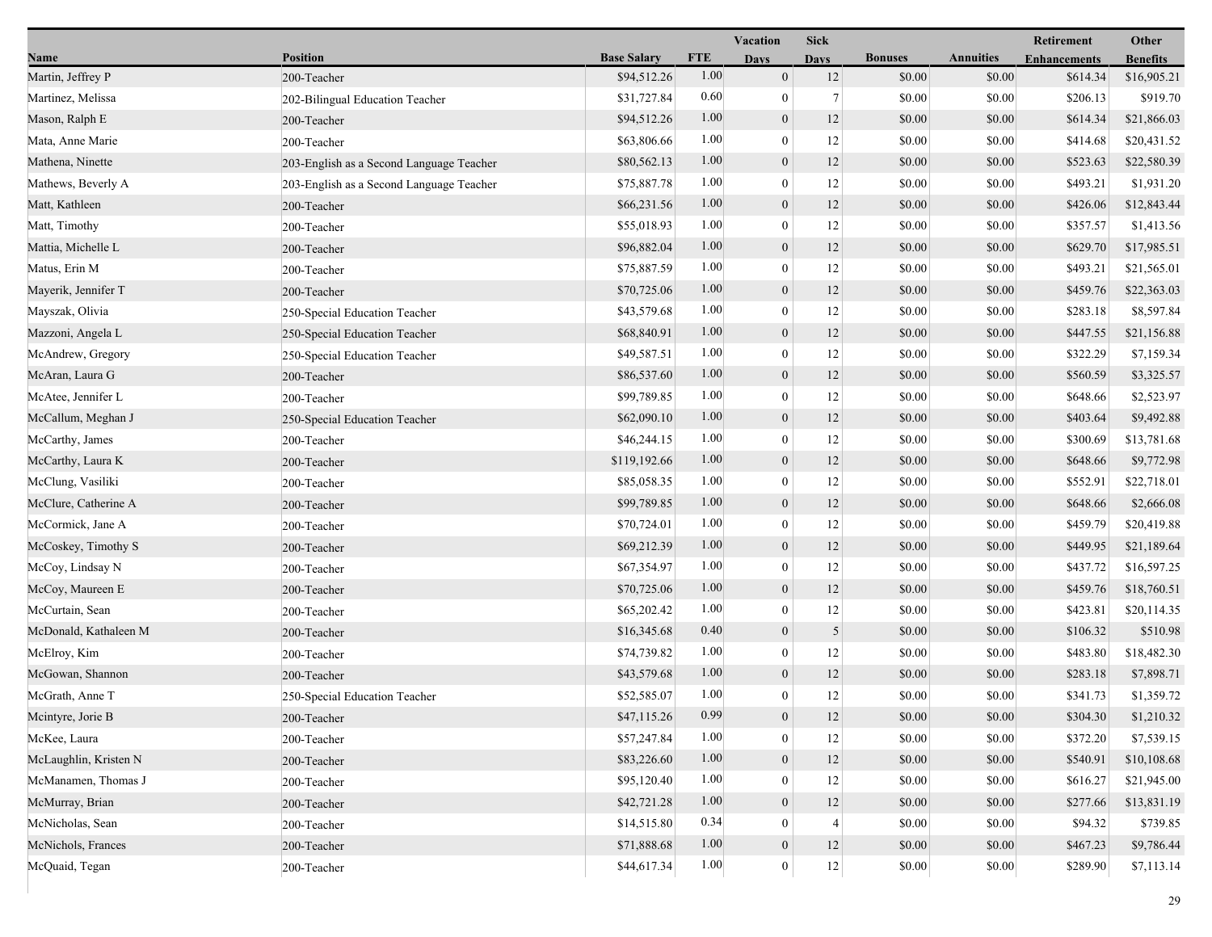| Name | Position | Base Salary | FTE | Vacation Days | Sick Days | Bonuses | Annuities | Retirement Enhancements | Other Benefits |
|---|---|---|---|---|---|---|---|---|---|
| Martin, Jeffrey P | 200-Teacher | $94,512.26 | 1.00 | 0 | 12 | $0.00 | $0.00 | $614.34 | $16,905.21 |
| Martinez, Melissa | 202-Bilingual Education Teacher | $31,727.84 | 0.60 | 0 | 7 | $0.00 | $0.00 | $206.13 | $919.70 |
| Mason, Ralph E | 200-Teacher | $94,512.26 | 1.00 | 0 | 12 | $0.00 | $0.00 | $614.34 | $21,866.03 |
| Mata, Anne Marie | 200-Teacher | $63,806.66 | 1.00 | 0 | 12 | $0.00 | $0.00 | $414.68 | $20,431.52 |
| Mathena, Ninette | 203-English as a Second Language Teacher | $80,562.13 | 1.00 | 0 | 12 | $0.00 | $0.00 | $523.63 | $22,580.39 |
| Mathews, Beverly A | 203-English as a Second Language Teacher | $75,887.78 | 1.00 | 0 | 12 | $0.00 | $0.00 | $493.21 | $1,931.20 |
| Matt, Kathleen | 200-Teacher | $66,231.56 | 1.00 | 0 | 12 | $0.00 | $0.00 | $426.06 | $12,843.44 |
| Matt, Timothy | 200-Teacher | $55,018.93 | 1.00 | 0 | 12 | $0.00 | $0.00 | $357.57 | $1,413.56 |
| Mattia, Michelle L | 200-Teacher | $96,882.04 | 1.00 | 0 | 12 | $0.00 | $0.00 | $629.70 | $17,985.51 |
| Matus, Erin M | 200-Teacher | $75,887.59 | 1.00 | 0 | 12 | $0.00 | $0.00 | $493.21 | $21,565.01 |
| Mayerik, Jennifer T | 200-Teacher | $70,725.06 | 1.00 | 0 | 12 | $0.00 | $0.00 | $459.76 | $22,363.03 |
| Mayszak, Olivia | 250-Special Education Teacher | $43,579.68 | 1.00 | 0 | 12 | $0.00 | $0.00 | $283.18 | $8,597.84 |
| Mazzoni, Angela L | 250-Special Education Teacher | $68,840.91 | 1.00 | 0 | 12 | $0.00 | $0.00 | $447.55 | $21,156.88 |
| McAndrew, Gregory | 250-Special Education Teacher | $49,587.51 | 1.00 | 0 | 12 | $0.00 | $0.00 | $322.29 | $7,159.34 |
| McAran, Laura G | 200-Teacher | $86,537.60 | 1.00 | 0 | 12 | $0.00 | $0.00 | $560.59 | $3,325.57 |
| McAtee, Jennifer L | 200-Teacher | $99,789.85 | 1.00 | 0 | 12 | $0.00 | $0.00 | $648.66 | $2,523.97 |
| McCallum, Meghan J | 250-Special Education Teacher | $62,090.10 | 1.00 | 0 | 12 | $0.00 | $0.00 | $403.64 | $9,492.88 |
| McCarthy, James | 200-Teacher | $46,244.15 | 1.00 | 0 | 12 | $0.00 | $0.00 | $300.69 | $13,781.68 |
| McCarthy, Laura K | 200-Teacher | $119,192.66 | 1.00 | 0 | 12 | $0.00 | $0.00 | $648.66 | $9,772.98 |
| McClung, Vasiliki | 200-Teacher | $85,058.35 | 1.00 | 0 | 12 | $0.00 | $0.00 | $552.91 | $22,718.01 |
| McClure, Catherine A | 200-Teacher | $99,789.85 | 1.00 | 0 | 12 | $0.00 | $0.00 | $648.66 | $2,666.08 |
| McCormick, Jane A | 200-Teacher | $70,724.01 | 1.00 | 0 | 12 | $0.00 | $0.00 | $459.79 | $20,419.88 |
| McCoskey, Timothy S | 200-Teacher | $69,212.39 | 1.00 | 0 | 12 | $0.00 | $0.00 | $449.95 | $21,189.64 |
| McCoy, Lindsay N | 200-Teacher | $67,354.97 | 1.00 | 0 | 12 | $0.00 | $0.00 | $437.72 | $16,597.25 |
| McCoy, Maureen E | 200-Teacher | $70,725.06 | 1.00 | 0 | 12 | $0.00 | $0.00 | $459.76 | $18,760.51 |
| McCurtain, Sean | 200-Teacher | $65,202.42 | 1.00 | 0 | 12 | $0.00 | $0.00 | $423.81 | $20,114.35 |
| McDonald, Kathaleen M | 200-Teacher | $16,345.68 | 0.40 | 0 | 5 | $0.00 | $0.00 | $106.32 | $510.98 |
| McElroy, Kim | 200-Teacher | $74,739.82 | 1.00 | 0 | 12 | $0.00 | $0.00 | $483.80 | $18,482.30 |
| McGowan, Shannon | 200-Teacher | $43,579.68 | 1.00 | 0 | 12 | $0.00 | $0.00 | $283.18 | $7,898.71 |
| McGrath, Anne T | 250-Special Education Teacher | $52,585.07 | 1.00 | 0 | 12 | $0.00 | $0.00 | $341.73 | $1,359.72 |
| Mcintyre, Jorie B | 200-Teacher | $47,115.26 | 0.99 | 0 | 12 | $0.00 | $0.00 | $304.30 | $1,210.32 |
| McKee, Laura | 200-Teacher | $57,247.84 | 1.00 | 0 | 12 | $0.00 | $0.00 | $372.20 | $7,539.15 |
| McLaughlin, Kristen N | 200-Teacher | $83,226.60 | 1.00 | 0 | 12 | $0.00 | $0.00 | $540.91 | $10,108.68 |
| McManamen, Thomas J | 200-Teacher | $95,120.40 | 1.00 | 0 | 12 | $0.00 | $0.00 | $616.27 | $21,945.00 |
| McMurray, Brian | 200-Teacher | $42,721.28 | 1.00 | 0 | 12 | $0.00 | $0.00 | $277.66 | $13,831.19 |
| McNicholas, Sean | 200-Teacher | $14,515.80 | 0.34 | 0 | 4 | $0.00 | $0.00 | $94.32 | $739.85 |
| McNichols, Frances | 200-Teacher | $71,888.68 | 1.00 | 0 | 12 | $0.00 | $0.00 | $467.23 | $9,786.44 |
| McQuaid, Tegan | 200-Teacher | $44,617.34 | 1.00 | 0 | 12 | $0.00 | $0.00 | $289.90 | $7,113.14 |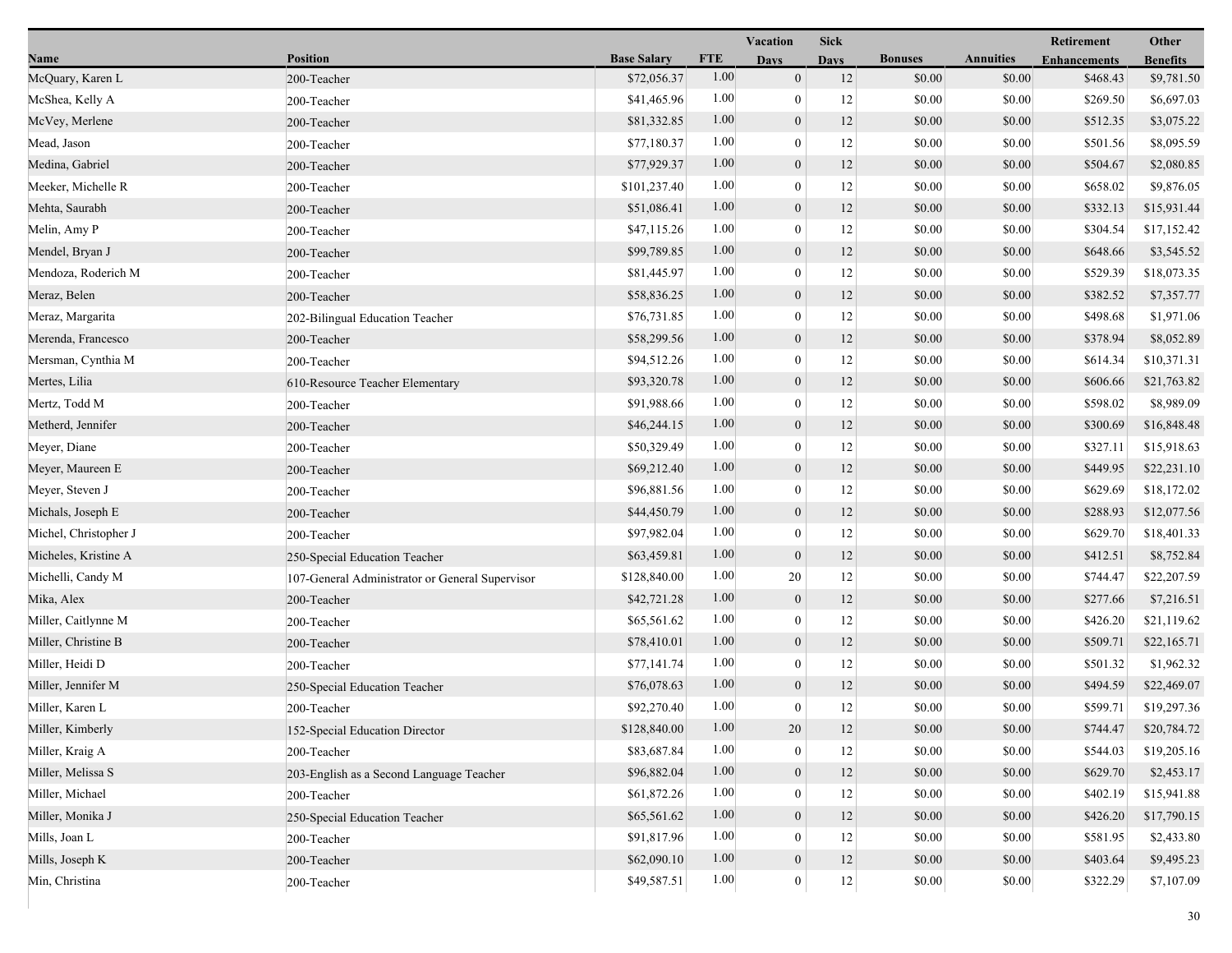| Name | Position | Base Salary | FTE | Vacation Days | Sick Days | Bonuses | Annuities | Retirement Enhancements | Other Benefits |
|---|---|---|---|---|---|---|---|---|---|
| McQuary, Karen L | 200-Teacher | $72,056.37 | 1.00 | 0 | 12 | $0.00 | $0.00 | $468.43 | $9,781.50 |
| McShea, Kelly A | 200-Teacher | $41,465.96 | 1.00 | 0 | 12 | $0.00 | $0.00 | $269.50 | $6,697.03 |
| McVey, Merlene | 200-Teacher | $81,332.85 | 1.00 | 0 | 12 | $0.00 | $0.00 | $512.35 | $3,075.22 |
| Mead, Jason | 200-Teacher | $77,180.37 | 1.00 | 0 | 12 | $0.00 | $0.00 | $501.56 | $8,095.59 |
| Medina, Gabriel | 200-Teacher | $77,929.37 | 1.00 | 0 | 12 | $0.00 | $0.00 | $504.67 | $2,080.85 |
| Meeker, Michelle R | 200-Teacher | $101,237.40 | 1.00 | 0 | 12 | $0.00 | $0.00 | $658.02 | $9,876.05 |
| Mehta, Saurabh | 200-Teacher | $51,086.41 | 1.00 | 0 | 12 | $0.00 | $0.00 | $332.13 | $15,931.44 |
| Melin, Amy P | 200-Teacher | $47,115.26 | 1.00 | 0 | 12 | $0.00 | $0.00 | $304.54 | $17,152.42 |
| Mendel, Bryan J | 200-Teacher | $99,789.85 | 1.00 | 0 | 12 | $0.00 | $0.00 | $648.66 | $3,545.52 |
| Mendoza, Roderich M | 200-Teacher | $81,445.97 | 1.00 | 0 | 12 | $0.00 | $0.00 | $529.39 | $18,073.35 |
| Meraz, Belen | 200-Teacher | $58,836.25 | 1.00 | 0 | 12 | $0.00 | $0.00 | $382.52 | $7,357.77 |
| Meraz, Margarita | 202-Bilingual Education Teacher | $76,731.85 | 1.00 | 0 | 12 | $0.00 | $0.00 | $498.68 | $1,971.06 |
| Merenda, Francesco | 200-Teacher | $58,299.56 | 1.00 | 0 | 12 | $0.00 | $0.00 | $378.94 | $8,052.89 |
| Mersman, Cynthia M | 200-Teacher | $94,512.26 | 1.00 | 0 | 12 | $0.00 | $0.00 | $614.34 | $10,371.31 |
| Mertes, Lilia | 610-Resource Teacher Elementary | $93,320.78 | 1.00 | 0 | 12 | $0.00 | $0.00 | $606.66 | $21,763.82 |
| Mertz, Todd M | 200-Teacher | $91,988.66 | 1.00 | 0 | 12 | $0.00 | $0.00 | $598.02 | $8,989.09 |
| Metherd, Jennifer | 200-Teacher | $46,244.15 | 1.00 | 0 | 12 | $0.00 | $0.00 | $300.69 | $16,848.48 |
| Meyer, Diane | 200-Teacher | $50,329.49 | 1.00 | 0 | 12 | $0.00 | $0.00 | $327.11 | $15,918.63 |
| Meyer, Maureen E | 200-Teacher | $69,212.40 | 1.00 | 0 | 12 | $0.00 | $0.00 | $449.95 | $22,231.10 |
| Meyer, Steven J | 200-Teacher | $96,881.56 | 1.00 | 0 | 12 | $0.00 | $0.00 | $629.69 | $18,172.02 |
| Michals, Joseph E | 200-Teacher | $44,450.79 | 1.00 | 0 | 12 | $0.00 | $0.00 | $288.93 | $12,077.56 |
| Michel, Christopher J | 200-Teacher | $97,982.04 | 1.00 | 0 | 12 | $0.00 | $0.00 | $629.70 | $18,401.33 |
| Micheles, Kristine A | 250-Special Education Teacher | $63,459.81 | 1.00 | 0 | 12 | $0.00 | $0.00 | $412.51 | $8,752.84 |
| Michelli, Candy M | 107-General Administrator or General Supervisor | $128,840.00 | 1.00 | 20 | 12 | $0.00 | $0.00 | $744.47 | $22,207.59 |
| Mika, Alex | 200-Teacher | $42,721.28 | 1.00 | 0 | 12 | $0.00 | $0.00 | $277.66 | $7,216.51 |
| Miller, Caitlynne M | 200-Teacher | $65,561.62 | 1.00 | 0 | 12 | $0.00 | $0.00 | $426.20 | $21,119.62 |
| Miller, Christine B | 200-Teacher | $78,410.01 | 1.00 | 0 | 12 | $0.00 | $0.00 | $509.71 | $22,165.71 |
| Miller, Heidi D | 200-Teacher | $77,141.74 | 1.00 | 0 | 12 | $0.00 | $0.00 | $501.32 | $1,962.32 |
| Miller, Jennifer M | 250-Special Education Teacher | $76,078.63 | 1.00 | 0 | 12 | $0.00 | $0.00 | $494.59 | $22,469.07 |
| Miller, Karen L | 200-Teacher | $92,270.40 | 1.00 | 0 | 12 | $0.00 | $0.00 | $599.71 | $19,297.36 |
| Miller, Kimberly | 152-Special Education Director | $128,840.00 | 1.00 | 20 | 12 | $0.00 | $0.00 | $744.47 | $20,784.72 |
| Miller, Kraig A | 200-Teacher | $83,687.84 | 1.00 | 0 | 12 | $0.00 | $0.00 | $544.03 | $19,205.16 |
| Miller, Melissa S | 203-English as a Second Language Teacher | $96,882.04 | 1.00 | 0 | 12 | $0.00 | $0.00 | $629.70 | $2,453.17 |
| Miller, Michael | 200-Teacher | $61,872.26 | 1.00 | 0 | 12 | $0.00 | $0.00 | $402.19 | $15,941.88 |
| Miller, Monika J | 250-Special Education Teacher | $65,561.62 | 1.00 | 0 | 12 | $0.00 | $0.00 | $426.20 | $17,790.15 |
| Mills, Joan L | 200-Teacher | $91,817.96 | 1.00 | 0 | 12 | $0.00 | $0.00 | $581.95 | $2,433.80 |
| Mills, Joseph K | 200-Teacher | $62,090.10 | 1.00 | 0 | 12 | $0.00 | $0.00 | $403.64 | $9,495.23 |
| Min, Christina | 200-Teacher | $49,587.51 | 1.00 | 0 | 12 | $0.00 | $0.00 | $322.29 | $7,107.09 |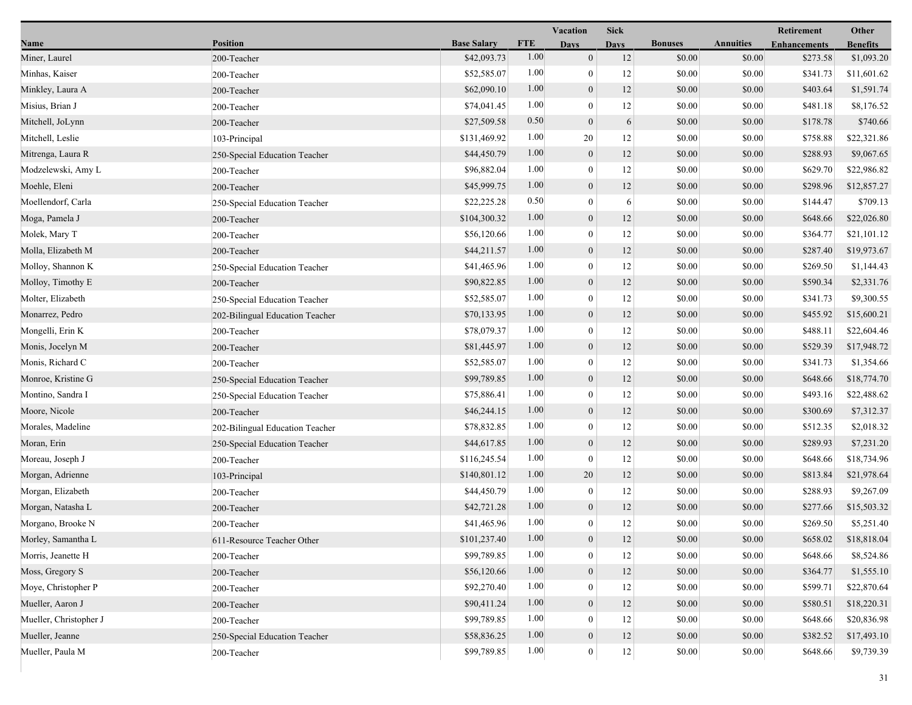| Name | Position | Base Salary | FTE | Vacation Days | Sick Days | Bonuses | Annuities | Retirement Enhancements | Other Benefits |
|---|---|---|---|---|---|---|---|---|---|
| Miner, Laurel | 200-Teacher | $42,093.73 | 1.00 | 0 | 12 | $0.00 | $0.00 | $273.58 | $1,093.20 |
| Minhas, Kaiser | 200-Teacher | $52,585.07 | 1.00 | 0 | 12 | $0.00 | $0.00 | $341.73 | $11,601.62 |
| Minkley, Laura A | 200-Teacher | $62,090.10 | 1.00 | 0 | 12 | $0.00 | $0.00 | $403.64 | $1,591.74 |
| Misius, Brian J | 200-Teacher | $74,041.45 | 1.00 | 0 | 12 | $0.00 | $0.00 | $481.18 | $8,176.52 |
| Mitchell, JoLynn | 200-Teacher | $27,509.58 | 0.50 | 0 | 6 | $0.00 | $0.00 | $178.78 | $740.66 |
| Mitchell, Leslie | 103-Principal | $131,469.92 | 1.00 | 20 | 12 | $0.00 | $0.00 | $758.88 | $22,321.86 |
| Mitrenga, Laura R | 250-Special Education Teacher | $44,450.79 | 1.00 | 0 | 12 | $0.00 | $0.00 | $288.93 | $9,067.65 |
| Modzelewski, Amy L | 200-Teacher | $96,882.04 | 1.00 | 0 | 12 | $0.00 | $0.00 | $629.70 | $22,986.82 |
| Moehle, Eleni | 200-Teacher | $45,999.75 | 1.00 | 0 | 12 | $0.00 | $0.00 | $298.96 | $12,857.27 |
| Moellendorf, Carla | 250-Special Education Teacher | $22,225.28 | 0.50 | 0 | 6 | $0.00 | $0.00 | $144.47 | $709.13 |
| Moga, Pamela J | 200-Teacher | $104,300.32 | 1.00 | 0 | 12 | $0.00 | $0.00 | $648.66 | $22,026.80 |
| Molek, Mary T | 200-Teacher | $56,120.66 | 1.00 | 0 | 12 | $0.00 | $0.00 | $364.77 | $21,101.12 |
| Molla, Elizabeth M | 200-Teacher | $44,211.57 | 1.00 | 0 | 12 | $0.00 | $0.00 | $287.40 | $19,973.67 |
| Molloy, Shannon K | 250-Special Education Teacher | $41,465.96 | 1.00 | 0 | 12 | $0.00 | $0.00 | $269.50 | $1,144.43 |
| Molloy, Timothy E | 200-Teacher | $90,822.85 | 1.00 | 0 | 12 | $0.00 | $0.00 | $590.34 | $2,331.76 |
| Molter, Elizabeth | 250-Special Education Teacher | $52,585.07 | 1.00 | 0 | 12 | $0.00 | $0.00 | $341.73 | $9,300.55 |
| Monarrez, Pedro | 202-Bilingual Education Teacher | $70,133.95 | 1.00 | 0 | 12 | $0.00 | $0.00 | $455.92 | $15,600.21 |
| Mongelli, Erin K | 200-Teacher | $78,079.37 | 1.00 | 0 | 12 | $0.00 | $0.00 | $488.11 | $22,604.46 |
| Monis, Jocelyn M | 200-Teacher | $81,445.97 | 1.00 | 0 | 12 | $0.00 | $0.00 | $529.39 | $17,948.72 |
| Monis, Richard C | 200-Teacher | $52,585.07 | 1.00 | 0 | 12 | $0.00 | $0.00 | $341.73 | $1,354.66 |
| Monroe, Kristine G | 250-Special Education Teacher | $99,789.85 | 1.00 | 0 | 12 | $0.00 | $0.00 | $648.66 | $18,774.70 |
| Montino, Sandra I | 250-Special Education Teacher | $75,886.41 | 1.00 | 0 | 12 | $0.00 | $0.00 | $493.16 | $22,488.62 |
| Moore, Nicole | 200-Teacher | $46,244.15 | 1.00 | 0 | 12 | $0.00 | $0.00 | $300.69 | $7,312.37 |
| Morales, Madeline | 202-Bilingual Education Teacher | $78,832.85 | 1.00 | 0 | 12 | $0.00 | $0.00 | $512.35 | $2,018.32 |
| Moran, Erin | 250-Special Education Teacher | $44,617.85 | 1.00 | 0 | 12 | $0.00 | $0.00 | $289.93 | $7,231.20 |
| Moreau, Joseph J | 200-Teacher | $116,245.54 | 1.00 | 0 | 12 | $0.00 | $0.00 | $648.66 | $18,734.96 |
| Morgan, Adrienne | 103-Principal | $140,801.12 | 1.00 | 20 | 12 | $0.00 | $0.00 | $813.84 | $21,978.64 |
| Morgan, Elizabeth | 200-Teacher | $44,450.79 | 1.00 | 0 | 12 | $0.00 | $0.00 | $288.93 | $9,267.09 |
| Morgan, Natasha L | 200-Teacher | $42,721.28 | 1.00 | 0 | 12 | $0.00 | $0.00 | $277.66 | $15,503.32 |
| Morgano, Brooke N | 200-Teacher | $41,465.96 | 1.00 | 0 | 12 | $0.00 | $0.00 | $269.50 | $5,251.40 |
| Morley, Samantha L | 611-Resource Teacher Other | $101,237.40 | 1.00 | 0 | 12 | $0.00 | $0.00 | $658.02 | $18,818.04 |
| Morris, Jeanette H | 200-Teacher | $99,789.85 | 1.00 | 0 | 12 | $0.00 | $0.00 | $648.66 | $8,524.86 |
| Moss, Gregory S | 200-Teacher | $56,120.66 | 1.00 | 0 | 12 | $0.00 | $0.00 | $364.77 | $1,555.10 |
| Moye, Christopher P | 200-Teacher | $92,270.40 | 1.00 | 0 | 12 | $0.00 | $0.00 | $599.71 | $22,870.64 |
| Mueller, Aaron J | 200-Teacher | $90,411.24 | 1.00 | 0 | 12 | $0.00 | $0.00 | $580.51 | $18,220.31 |
| Mueller, Christopher J | 200-Teacher | $99,789.85 | 1.00 | 0 | 12 | $0.00 | $0.00 | $648.66 | $20,836.98 |
| Mueller, Jeanne | 250-Special Education Teacher | $58,836.25 | 1.00 | 0 | 12 | $0.00 | $0.00 | $382.52 | $17,493.10 |
| Mueller, Paula M | 200-Teacher | $99,789.85 | 1.00 | 0 | 12 | $0.00 | $0.00 | $648.66 | $9,739.39 |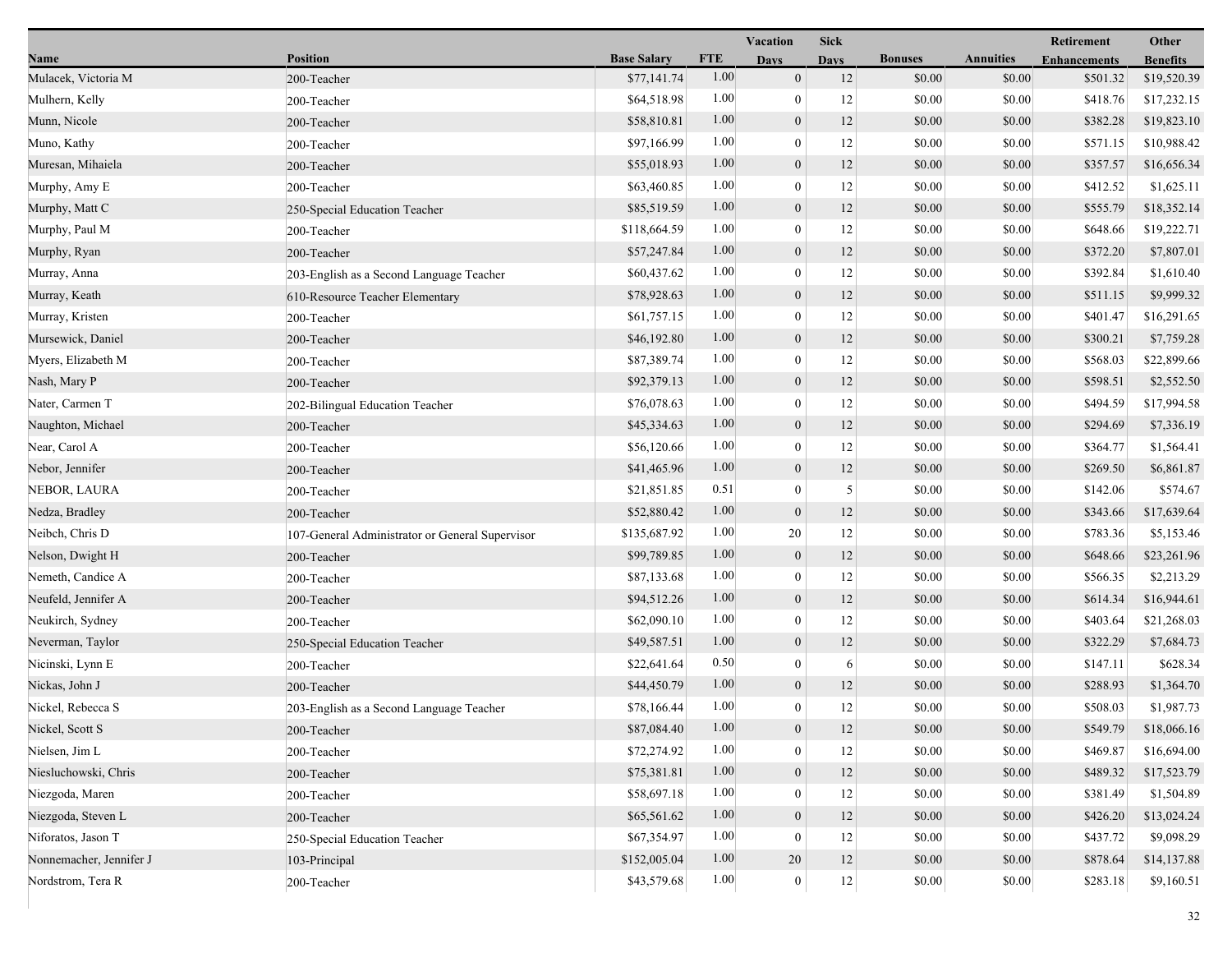| Name | Position | Base Salary | FTE | Vacation Days | Sick Days | Bonuses | Annuities | Retirement Enhancements | Other Benefits |
|---|---|---|---|---|---|---|---|---|---|
| Mulacek, Victoria M | 200-Teacher | $77,141.74 | 1.00 | 0 | 12 | $0.00 | $0.00 | $501.32 | $19,520.39 |
| Mulhern, Kelly | 200-Teacher | $64,518.98 | 1.00 | 0 | 12 | $0.00 | $0.00 | $418.76 | $17,232.15 |
| Munn, Nicole | 200-Teacher | $58,810.81 | 1.00 | 0 | 12 | $0.00 | $0.00 | $382.28 | $19,823.10 |
| Muno, Kathy | 200-Teacher | $97,166.99 | 1.00 | 0 | 12 | $0.00 | $0.00 | $571.15 | $10,988.42 |
| Muresan, Mihaiela | 200-Teacher | $55,018.93 | 1.00 | 0 | 12 | $0.00 | $0.00 | $357.57 | $16,656.34 |
| Murphy, Amy E | 200-Teacher | $63,460.85 | 1.00 | 0 | 12 | $0.00 | $0.00 | $412.52 | $1,625.11 |
| Murphy, Matt C | 250-Special Education Teacher | $85,519.59 | 1.00 | 0 | 12 | $0.00 | $0.00 | $555.79 | $18,352.14 |
| Murphy, Paul M | 200-Teacher | $118,664.59 | 1.00 | 0 | 12 | $0.00 | $0.00 | $648.66 | $19,222.71 |
| Murphy, Ryan | 200-Teacher | $57,247.84 | 1.00 | 0 | 12 | $0.00 | $0.00 | $372.20 | $7,807.01 |
| Murray, Anna | 203-English as a Second Language Teacher | $60,437.62 | 1.00 | 0 | 12 | $0.00 | $0.00 | $392.84 | $1,610.40 |
| Murray, Keath | 610-Resource Teacher Elementary | $78,928.63 | 1.00 | 0 | 12 | $0.00 | $0.00 | $511.15 | $9,999.32 |
| Murray, Kristen | 200-Teacher | $61,757.15 | 1.00 | 0 | 12 | $0.00 | $0.00 | $401.47 | $16,291.65 |
| Mursewick, Daniel | 200-Teacher | $46,192.80 | 1.00 | 0 | 12 | $0.00 | $0.00 | $300.21 | $7,759.28 |
| Myers, Elizabeth M | 200-Teacher | $87,389.74 | 1.00 | 0 | 12 | $0.00 | $0.00 | $568.03 | $22,899.66 |
| Nash, Mary P | 200-Teacher | $92,379.13 | 1.00 | 0 | 12 | $0.00 | $0.00 | $598.51 | $2,552.50 |
| Nater, Carmen T | 202-Bilingual Education Teacher | $76,078.63 | 1.00 | 0 | 12 | $0.00 | $0.00 | $494.59 | $17,994.58 |
| Naughton, Michael | 200-Teacher | $45,334.63 | 1.00 | 0 | 12 | $0.00 | $0.00 | $294.69 | $7,336.19 |
| Near, Carol A | 200-Teacher | $56,120.66 | 1.00 | 0 | 12 | $0.00 | $0.00 | $364.77 | $1,564.41 |
| Nebor, Jennifer | 200-Teacher | $41,465.96 | 1.00 | 0 | 12 | $0.00 | $0.00 | $269.50 | $6,861.87 |
| NEBOR, LAURA | 200-Teacher | $21,851.85 | 0.51 | 0 | 5 | $0.00 | $0.00 | $142.06 | $574.67 |
| Nedza, Bradley | 200-Teacher | $52,880.42 | 1.00 | 0 | 12 | $0.00 | $0.00 | $343.66 | $17,639.64 |
| Neibch, Chris D | 107-General Administrator or General Supervisor | $135,687.92 | 1.00 | 20 | 12 | $0.00 | $0.00 | $783.36 | $5,153.46 |
| Nelson, Dwight H | 200-Teacher | $99,789.85 | 1.00 | 0 | 12 | $0.00 | $0.00 | $648.66 | $23,261.96 |
| Nemeth, Candice A | 200-Teacher | $87,133.68 | 1.00 | 0 | 12 | $0.00 | $0.00 | $566.35 | $2,213.29 |
| Neufeld, Jennifer A | 200-Teacher | $94,512.26 | 1.00 | 0 | 12 | $0.00 | $0.00 | $614.34 | $16,944.61 |
| Neukirch, Sydney | 200-Teacher | $62,090.10 | 1.00 | 0 | 12 | $0.00 | $0.00 | $403.64 | $21,268.03 |
| Neverman, Taylor | 250-Special Education Teacher | $49,587.51 | 1.00 | 0 | 12 | $0.00 | $0.00 | $322.29 | $7,684.73 |
| Nicinski, Lynn E | 200-Teacher | $22,641.64 | 0.50 | 0 | 6 | $0.00 | $0.00 | $147.11 | $628.34 |
| Nickas, John J | 200-Teacher | $44,450.79 | 1.00 | 0 | 12 | $0.00 | $0.00 | $288.93 | $1,364.70 |
| Nickel, Rebecca S | 203-English as a Second Language Teacher | $78,166.44 | 1.00 | 0 | 12 | $0.00 | $0.00 | $508.03 | $1,987.73 |
| Nickel, Scott S | 200-Teacher | $87,084.40 | 1.00 | 0 | 12 | $0.00 | $0.00 | $549.79 | $18,066.16 |
| Nielsen, Jim L | 200-Teacher | $72,274.92 | 1.00 | 0 | 12 | $0.00 | $0.00 | $469.87 | $16,694.00 |
| Niesluchowski, Chris | 200-Teacher | $75,381.81 | 1.00 | 0 | 12 | $0.00 | $0.00 | $489.32 | $17,523.79 |
| Niezgoda, Maren | 200-Teacher | $58,697.18 | 1.00 | 0 | 12 | $0.00 | $0.00 | $381.49 | $1,504.89 |
| Niezgoda, Steven L | 200-Teacher | $65,561.62 | 1.00 | 0 | 12 | $0.00 | $0.00 | $426.20 | $13,024.24 |
| Niforatos, Jason T | 250-Special Education Teacher | $67,354.97 | 1.00 | 0 | 12 | $0.00 | $0.00 | $437.72 | $9,098.29 |
| Nonnemacher, Jennifer J | 103-Principal | $152,005.04 | 1.00 | 20 | 12 | $0.00 | $0.00 | $878.64 | $14,137.88 |
| Nordstrom, Tera R | 200-Teacher | $43,579.68 | 1.00 | 0 | 12 | $0.00 | $0.00 | $283.18 | $9,160.51 |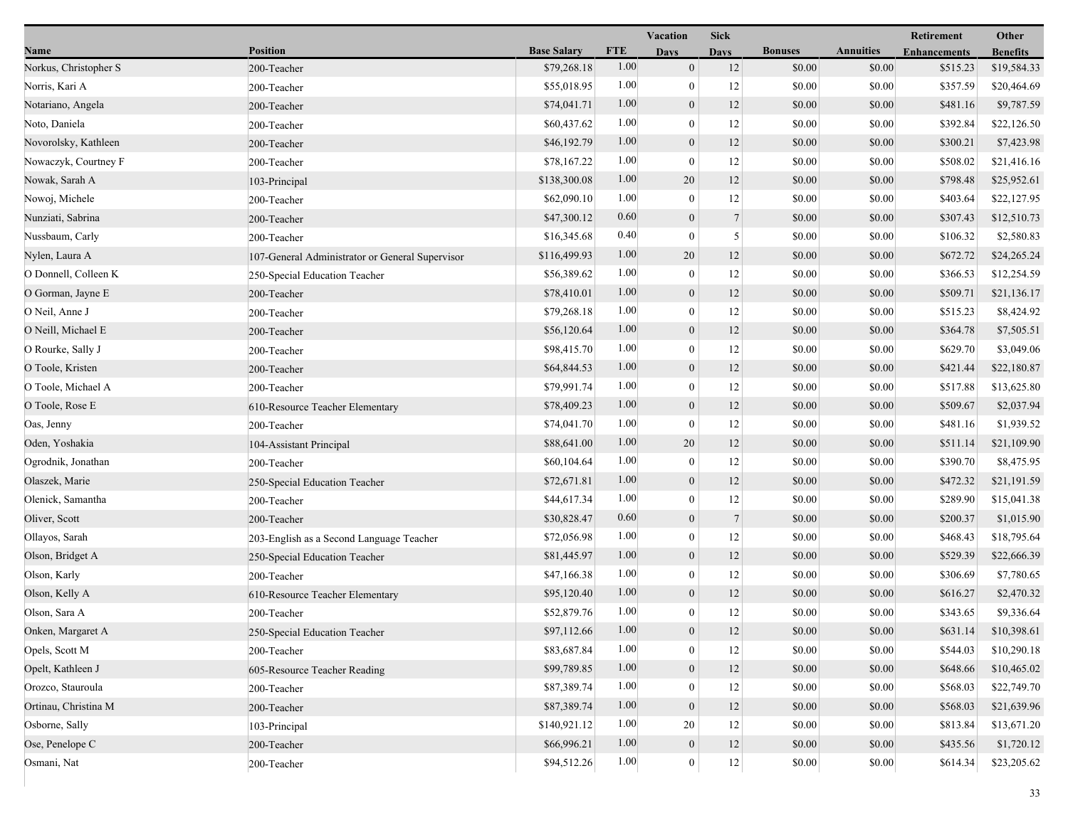| Name | Position | Base Salary | FTE | Vacation Days | Sick Days | Bonuses | Annuities | Retirement Enhancements | Other Benefits |
|---|---|---|---|---|---|---|---|---|---|
| Norkus, Christopher S | 200-Teacher | $79,268.18 | 1.00 | 0 | 12 | $0.00 | $0.00 | $515.23 | $19,584.33 |
| Norris, Kari A | 200-Teacher | $55,018.95 | 1.00 | 0 | 12 | $0.00 | $0.00 | $357.59 | $20,464.69 |
| Notariano, Angela | 200-Teacher | $74,041.71 | 1.00 | 0 | 12 | $0.00 | $0.00 | $481.16 | $9,787.59 |
| Noto, Daniela | 200-Teacher | $60,437.62 | 1.00 | 0 | 12 | $0.00 | $0.00 | $392.84 | $22,126.50 |
| Novorolsky, Kathleen | 200-Teacher | $46,192.79 | 1.00 | 0 | 12 | $0.00 | $0.00 | $300.21 | $7,423.98 |
| Nowaczyk, Courtney F | 200-Teacher | $78,167.22 | 1.00 | 0 | 12 | $0.00 | $0.00 | $508.02 | $21,416.16 |
| Nowak, Sarah A | 103-Principal | $138,300.08 | 1.00 | 20 | 12 | $0.00 | $0.00 | $798.48 | $25,952.61 |
| Nowoj, Michele | 200-Teacher | $62,090.10 | 1.00 | 0 | 12 | $0.00 | $0.00 | $403.64 | $22,127.95 |
| Nunziati, Sabrina | 200-Teacher | $47,300.12 | 0.60 | 0 | 7 | $0.00 | $0.00 | $307.43 | $12,510.73 |
| Nussbaum, Carly | 200-Teacher | $16,345.68 | 0.40 | 0 | 5 | $0.00 | $0.00 | $106.32 | $2,580.83 |
| Nylen, Laura A | 107-General Administrator or General Supervisor | $116,499.93 | 1.00 | 20 | 12 | $0.00 | $0.00 | $672.72 | $24,265.24 |
| O Donnell, Colleen K | 250-Special Education Teacher | $56,389.62 | 1.00 | 0 | 12 | $0.00 | $0.00 | $366.53 | $12,254.59 |
| O Gorman, Jayne E | 200-Teacher | $78,410.01 | 1.00 | 0 | 12 | $0.00 | $0.00 | $509.71 | $21,136.17 |
| O Neil, Anne J | 200-Teacher | $79,268.18 | 1.00 | 0 | 12 | $0.00 | $0.00 | $515.23 | $8,424.92 |
| O Neill, Michael E | 200-Teacher | $56,120.64 | 1.00 | 0 | 12 | $0.00 | $0.00 | $364.78 | $7,505.51 |
| O Rourke, Sally J | 200-Teacher | $98,415.70 | 1.00 | 0 | 12 | $0.00 | $0.00 | $629.70 | $3,049.06 |
| O Toole, Kristen | 200-Teacher | $64,844.53 | 1.00 | 0 | 12 | $0.00 | $0.00 | $421.44 | $22,180.87 |
| O Toole, Michael A | 200-Teacher | $79,991.74 | 1.00 | 0 | 12 | $0.00 | $0.00 | $517.88 | $13,625.80 |
| O Toole, Rose E | 610-Resource Teacher Elementary | $78,409.23 | 1.00 | 0 | 12 | $0.00 | $0.00 | $509.67 | $2,037.94 |
| Oas, Jenny | 200-Teacher | $74,041.70 | 1.00 | 0 | 12 | $0.00 | $0.00 | $481.16 | $1,939.52 |
| Oden, Yoshakia | 104-Assistant Principal | $88,641.00 | 1.00 | 20 | 12 | $0.00 | $0.00 | $511.14 | $21,109.90 |
| Ogrodnik, Jonathan | 200-Teacher | $60,104.64 | 1.00 | 0 | 12 | $0.00 | $0.00 | $390.70 | $8,475.95 |
| Olaszek, Marie | 250-Special Education Teacher | $72,671.81 | 1.00 | 0 | 12 | $0.00 | $0.00 | $472.32 | $21,191.59 |
| Olenick, Samantha | 200-Teacher | $44,617.34 | 1.00 | 0 | 12 | $0.00 | $0.00 | $289.90 | $15,041.38 |
| Oliver, Scott | 200-Teacher | $30,828.47 | 0.60 | 0 | 7 | $0.00 | $0.00 | $200.37 | $1,015.90 |
| Ollayos, Sarah | 203-English as a Second Language Teacher | $72,056.98 | 1.00 | 0 | 12 | $0.00 | $0.00 | $468.43 | $18,795.64 |
| Olson, Bridget A | 250-Special Education Teacher | $81,445.97 | 1.00 | 0 | 12 | $0.00 | $0.00 | $529.39 | $22,666.39 |
| Olson, Karly | 200-Teacher | $47,166.38 | 1.00 | 0 | 12 | $0.00 | $0.00 | $306.69 | $7,780.65 |
| Olson, Kelly A | 610-Resource Teacher Elementary | $95,120.40 | 1.00 | 0 | 12 | $0.00 | $0.00 | $616.27 | $2,470.32 |
| Olson, Sara A | 200-Teacher | $52,879.76 | 1.00 | 0 | 12 | $0.00 | $0.00 | $343.65 | $9,336.64 |
| Onken, Margaret A | 250-Special Education Teacher | $97,112.66 | 1.00 | 0 | 12 | $0.00 | $0.00 | $631.14 | $10,398.61 |
| Opels, Scott M | 200-Teacher | $83,687.84 | 1.00 | 0 | 12 | $0.00 | $0.00 | $544.03 | $10,290.18 |
| Opelt, Kathleen J | 605-Resource Teacher Reading | $99,789.85 | 1.00 | 0 | 12 | $0.00 | $0.00 | $648.66 | $10,465.02 |
| Orozco, Stauroula | 200-Teacher | $87,389.74 | 1.00 | 0 | 12 | $0.00 | $0.00 | $568.03 | $22,749.70 |
| Ortinau, Christina M | 200-Teacher | $87,389.74 | 1.00 | 0 | 12 | $0.00 | $0.00 | $568.03 | $21,639.96 |
| Osborne, Sally | 103-Principal | $140,921.12 | 1.00 | 20 | 12 | $0.00 | $0.00 | $813.84 | $13,671.20 |
| Ose, Penelope C | 200-Teacher | $66,996.21 | 1.00 | 0 | 12 | $0.00 | $0.00 | $435.56 | $1,720.12 |
| Osmani, Nat | 200-Teacher | $94,512.26 | 1.00 | 0 | 12 | $0.00 | $0.00 | $614.34 | $23,205.62 |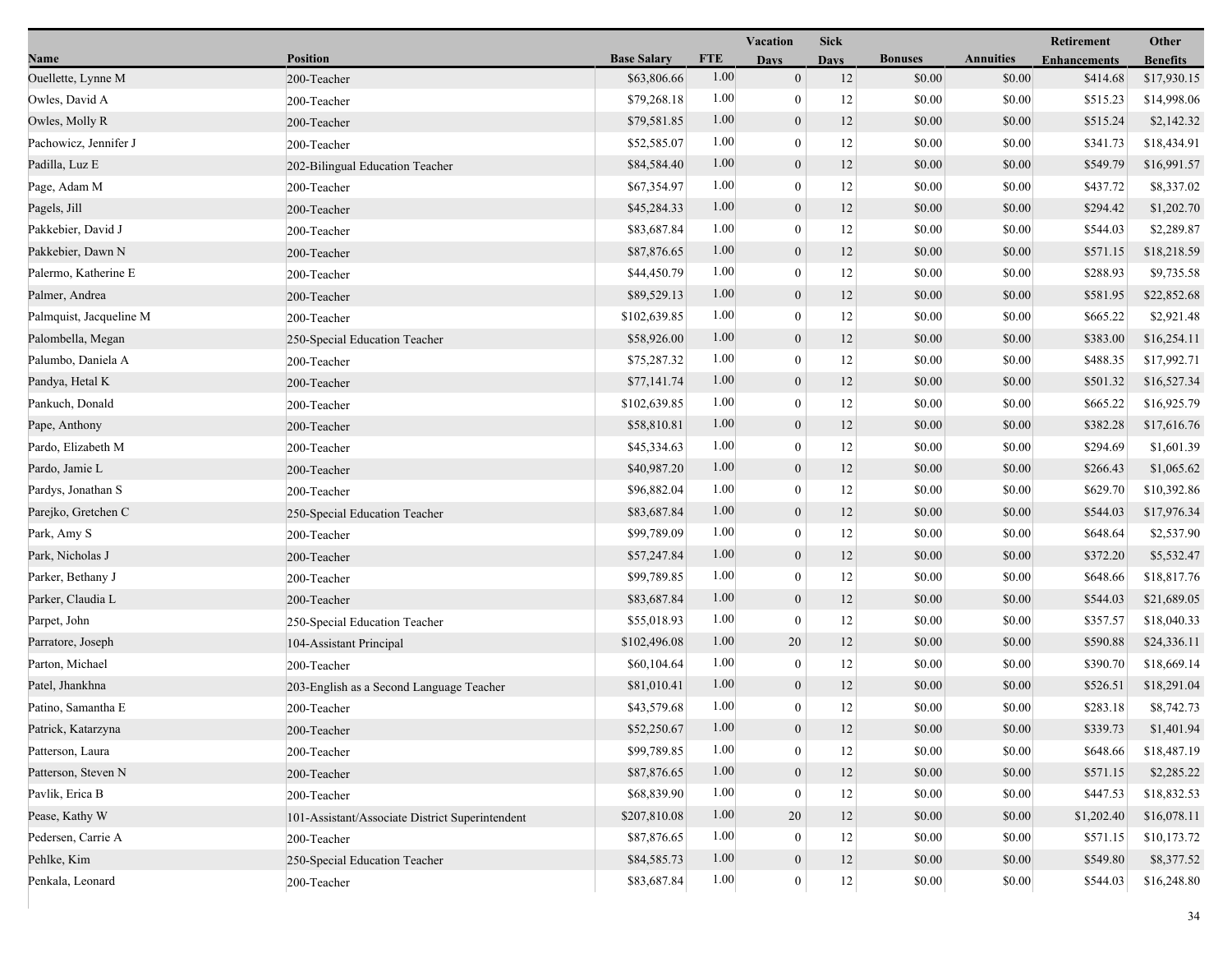| Name | Position | Base Salary | FTE | Vacation Days | Sick Days | Bonuses | Annuities | Retirement Enhancements | Other Benefits |
|---|---|---|---|---|---|---|---|---|---|
| Ouellette, Lynne M | 200-Teacher | $63,806.66 | 1.00 | 0 | 12 | $0.00 | $0.00 | $414.68 | $17,930.15 |
| Owles, David A | 200-Teacher | $79,268.18 | 1.00 | 0 | 12 | $0.00 | $0.00 | $515.23 | $14,998.06 |
| Owles, Molly R | 200-Teacher | $79,581.85 | 1.00 | 0 | 12 | $0.00 | $0.00 | $515.24 | $2,142.32 |
| Pachowicz, Jennifer J | 200-Teacher | $52,585.07 | 1.00 | 0 | 12 | $0.00 | $0.00 | $341.73 | $18,434.91 |
| Padilla, Luz E | 202-Bilingual Education Teacher | $84,584.40 | 1.00 | 0 | 12 | $0.00 | $0.00 | $549.79 | $16,991.57 |
| Page, Adam M | 200-Teacher | $67,354.97 | 1.00 | 0 | 12 | $0.00 | $0.00 | $437.72 | $8,337.02 |
| Pagels, Jill | 200-Teacher | $45,284.33 | 1.00 | 0 | 12 | $0.00 | $0.00 | $294.42 | $1,202.70 |
| Pakkebier, David J | 200-Teacher | $83,687.84 | 1.00 | 0 | 12 | $0.00 | $0.00 | $544.03 | $2,289.87 |
| Pakkebier, Dawn N | 200-Teacher | $87,876.65 | 1.00 | 0 | 12 | $0.00 | $0.00 | $571.15 | $18,218.59 |
| Palermo, Katherine E | 200-Teacher | $44,450.79 | 1.00 | 0 | 12 | $0.00 | $0.00 | $288.93 | $9,735.58 |
| Palmer, Andrea | 200-Teacher | $89,529.13 | 1.00 | 0 | 12 | $0.00 | $0.00 | $581.95 | $22,852.68 |
| Palmquist, Jacqueline M | 200-Teacher | $102,639.85 | 1.00 | 0 | 12 | $0.00 | $0.00 | $665.22 | $2,921.48 |
| Palombella, Megan | 250-Special Education Teacher | $58,926.00 | 1.00 | 0 | 12 | $0.00 | $0.00 | $383.00 | $16,254.11 |
| Palumbo, Daniela A | 200-Teacher | $75,287.32 | 1.00 | 0 | 12 | $0.00 | $0.00 | $488.35 | $17,992.71 |
| Pandya, Hetal K | 200-Teacher | $77,141.74 | 1.00 | 0 | 12 | $0.00 | $0.00 | $501.32 | $16,527.34 |
| Pankuch, Donald | 200-Teacher | $102,639.85 | 1.00 | 0 | 12 | $0.00 | $0.00 | $665.22 | $16,925.79 |
| Pape, Anthony | 200-Teacher | $58,810.81 | 1.00 | 0 | 12 | $0.00 | $0.00 | $382.28 | $17,616.76 |
| Pardo, Elizabeth M | 200-Teacher | $45,334.63 | 1.00 | 0 | 12 | $0.00 | $0.00 | $294.69 | $1,601.39 |
| Pardo, Jamie L | 200-Teacher | $40,987.20 | 1.00 | 0 | 12 | $0.00 | $0.00 | $266.43 | $1,065.62 |
| Pardys, Jonathan S | 200-Teacher | $96,882.04 | 1.00 | 0 | 12 | $0.00 | $0.00 | $629.70 | $10,392.86 |
| Parejko, Gretchen C | 250-Special Education Teacher | $83,687.84 | 1.00 | 0 | 12 | $0.00 | $0.00 | $544.03 | $17,976.34 |
| Park, Amy S | 200-Teacher | $99,789.09 | 1.00 | 0 | 12 | $0.00 | $0.00 | $648.64 | $2,537.90 |
| Park, Nicholas J | 200-Teacher | $57,247.84 | 1.00 | 0 | 12 | $0.00 | $0.00 | $372.20 | $5,532.47 |
| Parker, Bethany J | 200-Teacher | $99,789.85 | 1.00 | 0 | 12 | $0.00 | $0.00 | $648.66 | $18,817.76 |
| Parker, Claudia L | 200-Teacher | $83,687.84 | 1.00 | 0 | 12 | $0.00 | $0.00 | $544.03 | $21,689.05 |
| Parpet, John | 250-Special Education Teacher | $55,018.93 | 1.00 | 0 | 12 | $0.00 | $0.00 | $357.57 | $18,040.33 |
| Parratore, Joseph | 104-Assistant Principal | $102,496.08 | 1.00 | 20 | 12 | $0.00 | $0.00 | $590.88 | $24,336.11 |
| Parton, Michael | 200-Teacher | $60,104.64 | 1.00 | 0 | 12 | $0.00 | $0.00 | $390.70 | $18,669.14 |
| Patel, Jhankhna | 203-English as a Second Language Teacher | $81,010.41 | 1.00 | 0 | 12 | $0.00 | $0.00 | $526.51 | $18,291.04 |
| Patino, Samantha E | 200-Teacher | $43,579.68 | 1.00 | 0 | 12 | $0.00 | $0.00 | $283.18 | $8,742.73 |
| Patrick, Katarzyna | 200-Teacher | $52,250.67 | 1.00 | 0 | 12 | $0.00 | $0.00 | $339.73 | $1,401.94 |
| Patterson, Laura | 200-Teacher | $99,789.85 | 1.00 | 0 | 12 | $0.00 | $0.00 | $648.66 | $18,487.19 |
| Patterson, Steven N | 200-Teacher | $87,876.65 | 1.00 | 0 | 12 | $0.00 | $0.00 | $571.15 | $2,285.22 |
| Pavlik, Erica B | 200-Teacher | $68,839.90 | 1.00 | 0 | 12 | $0.00 | $0.00 | $447.53 | $18,832.53 |
| Pease, Kathy W | 101-Assistant/Associate District Superintendent | $207,810.08 | 1.00 | 20 | 12 | $0.00 | $0.00 | $1,202.40 | $16,078.11 |
| Pedersen, Carrie A | 200-Teacher | $87,876.65 | 1.00 | 0 | 12 | $0.00 | $0.00 | $571.15 | $10,173.72 |
| Pehlke, Kim | 250-Special Education Teacher | $84,585.73 | 1.00 | 0 | 12 | $0.00 | $0.00 | $549.80 | $8,377.52 |
| Penkala, Leonard | 200-Teacher | $83,687.84 | 1.00 | 0 | 12 | $0.00 | $0.00 | $544.03 | $16,248.80 |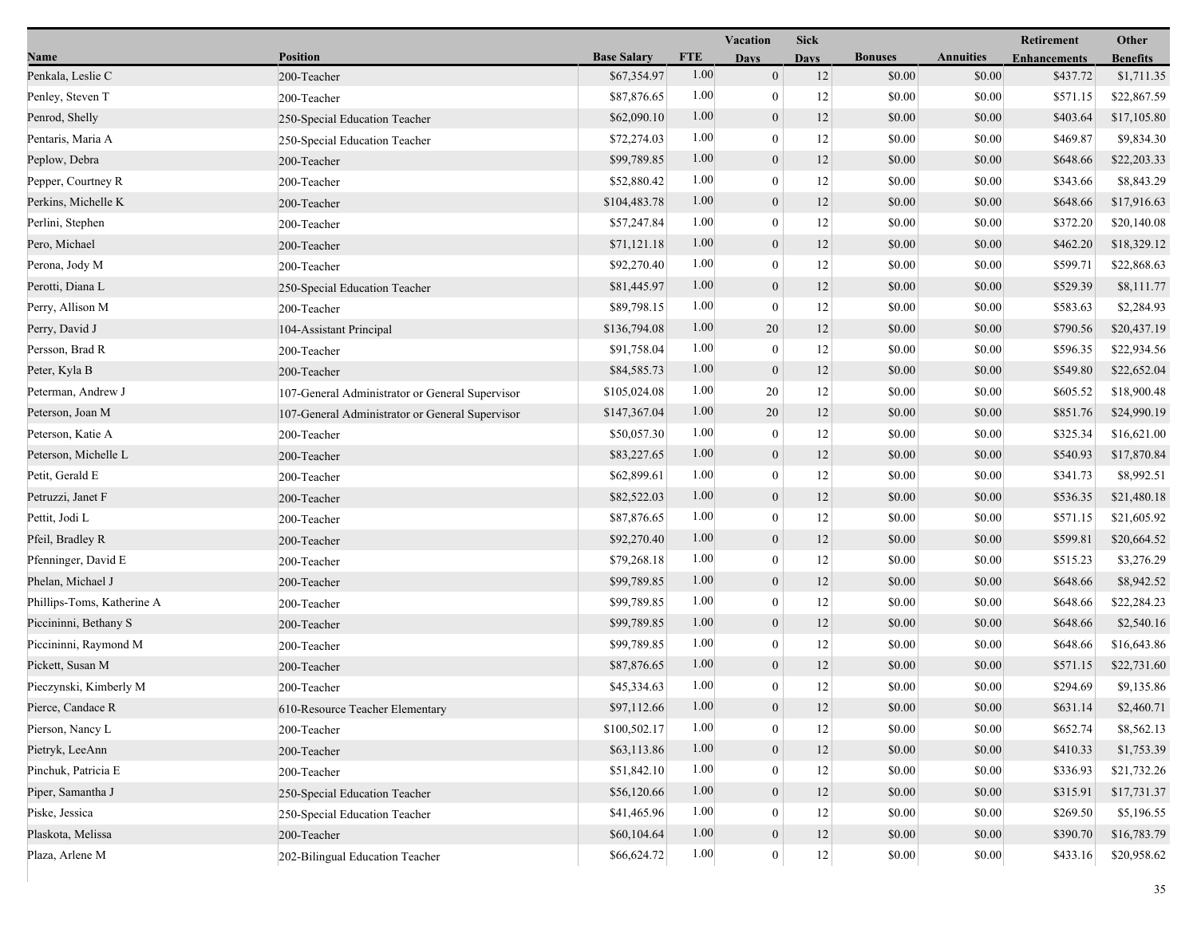| Name | Position | Base Salary | FTE | Vacation Days | Sick Days | Bonuses | Annuities | Retirement Enhancements | Other Benefits |
|---|---|---|---|---|---|---|---|---|---|
| Penkala, Leslie C | 200-Teacher | $67,354.97 | 1.00 | 0 | 12 | $0.00 | $0.00 | $437.72 | $1,711.35 |
| Penley, Steven T | 200-Teacher | $87,876.65 | 1.00 | 0 | 12 | $0.00 | $0.00 | $571.15 | $22,867.59 |
| Penrod, Shelly | 250-Special Education Teacher | $62,090.10 | 1.00 | 0 | 12 | $0.00 | $0.00 | $403.64 | $17,105.80 |
| Pentaris, Maria A | 250-Special Education Teacher | $72,274.03 | 1.00 | 0 | 12 | $0.00 | $0.00 | $469.87 | $9,834.30 |
| Peplow, Debra | 200-Teacher | $99,789.85 | 1.00 | 0 | 12 | $0.00 | $0.00 | $648.66 | $22,203.33 |
| Pepper, Courtney R | 200-Teacher | $52,880.42 | 1.00 | 0 | 12 | $0.00 | $0.00 | $343.66 | $8,843.29 |
| Perkins, Michelle K | 200-Teacher | $104,483.78 | 1.00 | 0 | 12 | $0.00 | $0.00 | $648.66 | $17,916.63 |
| Perlini, Stephen | 200-Teacher | $57,247.84 | 1.00 | 0 | 12 | $0.00 | $0.00 | $372.20 | $20,140.08 |
| Pero, Michael | 200-Teacher | $71,121.18 | 1.00 | 0 | 12 | $0.00 | $0.00 | $462.20 | $18,329.12 |
| Perona, Jody M | 200-Teacher | $92,270.40 | 1.00 | 0 | 12 | $0.00 | $0.00 | $599.71 | $22,868.63 |
| Perotti, Diana L | 250-Special Education Teacher | $81,445.97 | 1.00 | 0 | 12 | $0.00 | $0.00 | $529.39 | $8,111.77 |
| Perry, Allison M | 200-Teacher | $89,798.15 | 1.00 | 0 | 12 | $0.00 | $0.00 | $583.63 | $2,284.93 |
| Perry, David J | 104-Assistant Principal | $136,794.08 | 1.00 | 20 | 12 | $0.00 | $0.00 | $790.56 | $20,437.19 |
| Persson, Brad R | 200-Teacher | $91,758.04 | 1.00 | 0 | 12 | $0.00 | $0.00 | $596.35 | $22,934.56 |
| Peter, Kyla B | 200-Teacher | $84,585.73 | 1.00 | 0 | 12 | $0.00 | $0.00 | $549.80 | $22,652.04 |
| Peterman, Andrew J | 107-General Administrator or General Supervisor | $105,024.08 | 1.00 | 20 | 12 | $0.00 | $0.00 | $605.52 | $18,900.48 |
| Peterson, Joan M | 107-General Administrator or General Supervisor | $147,367.04 | 1.00 | 20 | 12 | $0.00 | $0.00 | $851.76 | $24,990.19 |
| Peterson, Katie A | 200-Teacher | $50,057.30 | 1.00 | 0 | 12 | $0.00 | $0.00 | $325.34 | $16,621.00 |
| Peterson, Michelle L | 200-Teacher | $83,227.65 | 1.00 | 0 | 12 | $0.00 | $0.00 | $540.93 | $17,870.84 |
| Petit, Gerald E | 200-Teacher | $62,899.61 | 1.00 | 0 | 12 | $0.00 | $0.00 | $341.73 | $8,992.51 |
| Petruzzi, Janet F | 200-Teacher | $82,522.03 | 1.00 | 0 | 12 | $0.00 | $0.00 | $536.35 | $21,480.18 |
| Pettit, Jodi L | 200-Teacher | $87,876.65 | 1.00 | 0 | 12 | $0.00 | $0.00 | $571.15 | $21,605.92 |
| Pfeil, Bradley R | 200-Teacher | $92,270.40 | 1.00 | 0 | 12 | $0.00 | $0.00 | $599.81 | $20,664.52 |
| Pfenninger, David E | 200-Teacher | $79,268.18 | 1.00 | 0 | 12 | $0.00 | $0.00 | $515.23 | $3,276.29 |
| Phelan, Michael J | 200-Teacher | $99,789.85 | 1.00 | 0 | 12 | $0.00 | $0.00 | $648.66 | $8,942.52 |
| Phillips-Toms, Katherine A | 200-Teacher | $99,789.85 | 1.00 | 0 | 12 | $0.00 | $0.00 | $648.66 | $22,284.23 |
| Piccininni, Bethany S | 200-Teacher | $99,789.85 | 1.00 | 0 | 12 | $0.00 | $0.00 | $648.66 | $2,540.16 |
| Piccininni, Raymond M | 200-Teacher | $99,789.85 | 1.00 | 0 | 12 | $0.00 | $0.00 | $648.66 | $16,643.86 |
| Pickett, Susan M | 200-Teacher | $87,876.65 | 1.00 | 0 | 12 | $0.00 | $0.00 | $571.15 | $22,731.60 |
| Pieczynski, Kimberly M | 200-Teacher | $45,334.63 | 1.00 | 0 | 12 | $0.00 | $0.00 | $294.69 | $9,135.86 |
| Pierce, Candace R | 610-Resource Teacher Elementary | $97,112.66 | 1.00 | 0 | 12 | $0.00 | $0.00 | $631.14 | $2,460.71 |
| Pierson, Nancy L | 200-Teacher | $100,502.17 | 1.00 | 0 | 12 | $0.00 | $0.00 | $652.74 | $8,562.13 |
| Pietryk, LeeAnn | 200-Teacher | $63,113.86 | 1.00 | 0 | 12 | $0.00 | $0.00 | $410.33 | $1,753.39 |
| Pinchuk, Patricia E | 200-Teacher | $51,842.10 | 1.00 | 0 | 12 | $0.00 | $0.00 | $336.93 | $21,732.26 |
| Piper, Samantha J | 250-Special Education Teacher | $56,120.66 | 1.00 | 0 | 12 | $0.00 | $0.00 | $315.91 | $17,731.37 |
| Piske, Jessica | 250-Special Education Teacher | $41,465.96 | 1.00 | 0 | 12 | $0.00 | $0.00 | $269.50 | $5,196.55 |
| Plaskota, Melissa | 200-Teacher | $60,104.64 | 1.00 | 0 | 12 | $0.00 | $0.00 | $390.70 | $16,783.79 |
| Plaza, Arlene M | 202-Bilingual Education Teacher | $66,624.72 | 1.00 | 0 | 12 | $0.00 | $0.00 | $433.16 | $20,958.62 |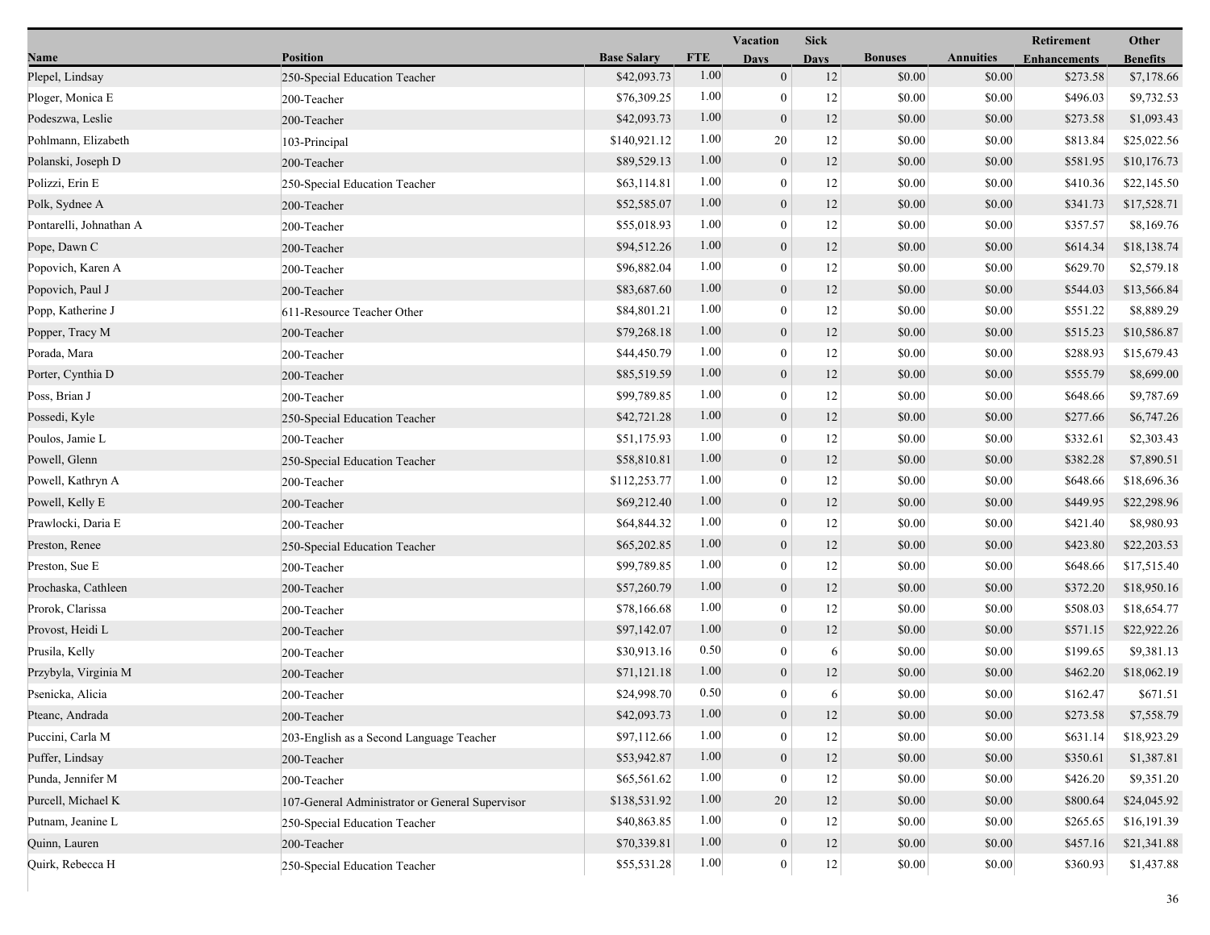| Name | Position | Base Salary | FTE | Vacation Days | Sick Days | Bonuses | Annuities | Retirement Enhancements | Other Benefits |
|---|---|---|---|---|---|---|---|---|---|
| Plepel, Lindsay | 250-Special Education Teacher | $42,093.73 | 1.00 | 0 | 12 | $0.00 | $0.00 | $273.58 | $7,178.66 |
| Ploger, Monica E | 200-Teacher | $76,309.25 | 1.00 | 0 | 12 | $0.00 | $0.00 | $496.03 | $9,732.53 |
| Podeszwa, Leslie | 200-Teacher | $42,093.73 | 1.00 | 0 | 12 | $0.00 | $0.00 | $273.58 | $1,093.43 |
| Pohlmann, Elizabeth | 103-Principal | $140,921.12 | 1.00 | 20 | 12 | $0.00 | $0.00 | $813.84 | $25,022.56 |
| Polanski, Joseph D | 200-Teacher | $89,529.13 | 1.00 | 0 | 12 | $0.00 | $0.00 | $581.95 | $10,176.73 |
| Polizzi, Erin E | 250-Special Education Teacher | $63,114.81 | 1.00 | 0 | 12 | $0.00 | $0.00 | $410.36 | $22,145.50 |
| Polk, Sydnee A | 200-Teacher | $52,585.07 | 1.00 | 0 | 12 | $0.00 | $0.00 | $341.73 | $17,528.71 |
| Pontarelli, Johnathan A | 200-Teacher | $55,018.93 | 1.00 | 0 | 12 | $0.00 | $0.00 | $357.57 | $8,169.76 |
| Pope, Dawn C | 200-Teacher | $94,512.26 | 1.00 | 0 | 12 | $0.00 | $0.00 | $614.34 | $18,138.74 |
| Popovich, Karen A | 200-Teacher | $96,882.04 | 1.00 | 0 | 12 | $0.00 | $0.00 | $629.70 | $2,579.18 |
| Popovich, Paul J | 200-Teacher | $83,687.60 | 1.00 | 0 | 12 | $0.00 | $0.00 | $544.03 | $13,566.84 |
| Popp, Katherine J | 611-Resource Teacher Other | $84,801.21 | 1.00 | 0 | 12 | $0.00 | $0.00 | $551.22 | $8,889.29 |
| Popper, Tracy M | 200-Teacher | $79,268.18 | 1.00 | 0 | 12 | $0.00 | $0.00 | $515.23 | $10,586.87 |
| Porada, Mara | 200-Teacher | $44,450.79 | 1.00 | 0 | 12 | $0.00 | $0.00 | $288.93 | $15,679.43 |
| Porter, Cynthia D | 200-Teacher | $85,519.59 | 1.00 | 0 | 12 | $0.00 | $0.00 | $555.79 | $8,699.00 |
| Poss, Brian J | 200-Teacher | $99,789.85 | 1.00 | 0 | 12 | $0.00 | $0.00 | $648.66 | $9,787.69 |
| Possedi, Kyle | 250-Special Education Teacher | $42,721.28 | 1.00 | 0 | 12 | $0.00 | $0.00 | $277.66 | $6,747.26 |
| Poulos, Jamie L | 200-Teacher | $51,175.93 | 1.00 | 0 | 12 | $0.00 | $0.00 | $332.61 | $2,303.43 |
| Powell, Glenn | 250-Special Education Teacher | $58,810.81 | 1.00 | 0 | 12 | $0.00 | $0.00 | $382.28 | $7,890.51 |
| Powell, Kathryn A | 200-Teacher | $112,253.77 | 1.00 | 0 | 12 | $0.00 | $0.00 | $648.66 | $18,696.36 |
| Powell, Kelly E | 200-Teacher | $69,212.40 | 1.00 | 0 | 12 | $0.00 | $0.00 | $449.95 | $22,298.96 |
| Prawlocki, Daria E | 200-Teacher | $64,844.32 | 1.00 | 0 | 12 | $0.00 | $0.00 | $421.40 | $8,980.93 |
| Preston, Renee | 250-Special Education Teacher | $65,202.85 | 1.00 | 0 | 12 | $0.00 | $0.00 | $423.80 | $22,203.53 |
| Preston, Sue E | 200-Teacher | $99,789.85 | 1.00 | 0 | 12 | $0.00 | $0.00 | $648.66 | $17,515.40 |
| Prochaska, Cathleen | 200-Teacher | $57,260.79 | 1.00 | 0 | 12 | $0.00 | $0.00 | $372.20 | $18,950.16 |
| Prorok, Clarissa | 200-Teacher | $78,166.68 | 1.00 | 0 | 12 | $0.00 | $0.00 | $508.03 | $18,654.77 |
| Provost, Heidi L | 200-Teacher | $97,142.07 | 1.00 | 0 | 12 | $0.00 | $0.00 | $571.15 | $22,922.26 |
| Prusila, Kelly | 200-Teacher | $30,913.16 | 0.50 | 0 | 6 | $0.00 | $0.00 | $199.65 | $9,381.13 |
| Przybyla, Virginia M | 200-Teacher | $71,121.18 | 1.00 | 0 | 12 | $0.00 | $0.00 | $462.20 | $18,062.19 |
| Psenicka, Alicia | 200-Teacher | $24,998.70 | 0.50 | 0 | 6 | $0.00 | $0.00 | $162.47 | $671.51 |
| Pteanc, Andrada | 200-Teacher | $42,093.73 | 1.00 | 0 | 12 | $0.00 | $0.00 | $273.58 | $7,558.79 |
| Puccini, Carla M | 203-English as a Second Language Teacher | $97,112.66 | 1.00 | 0 | 12 | $0.00 | $0.00 | $631.14 | $18,923.29 |
| Puffer, Lindsay | 200-Teacher | $53,942.87 | 1.00 | 0 | 12 | $0.00 | $0.00 | $350.61 | $1,387.81 |
| Punda, Jennifer M | 200-Teacher | $65,561.62 | 1.00 | 0 | 12 | $0.00 | $0.00 | $426.20 | $9,351.20 |
| Purcell, Michael K | 107-General Administrator or General Supervisor | $138,531.92 | 1.00 | 20 | 12 | $0.00 | $0.00 | $800.64 | $24,045.92 |
| Putnam, Jeanine L | 250-Special Education Teacher | $40,863.85 | 1.00 | 0 | 12 | $0.00 | $0.00 | $265.65 | $16,191.39 |
| Quinn, Lauren | 200-Teacher | $70,339.81 | 1.00 | 0 | 12 | $0.00 | $0.00 | $457.16 | $21,341.88 |
| Quirk, Rebecca H | 250-Special Education Teacher | $55,531.28 | 1.00 | 0 | 12 | $0.00 | $0.00 | $360.93 | $1,437.88 |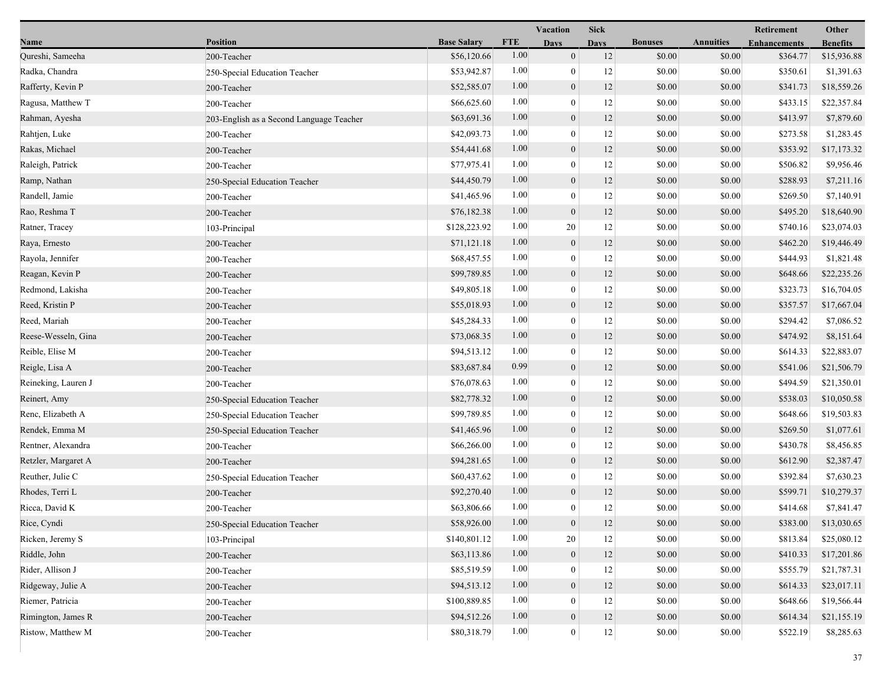| Name | Position | Base Salary | FTE | Vacation Days | Sick Days | Bonuses | Annuities | Retirement Enhancements | Other Benefits |
|---|---|---|---|---|---|---|---|---|---|
| Qureshi, Sameeha | 200-Teacher | $56,120.66 | 1.00 | 0 | 12 | $0.00 | $0.00 | $364.77 | $15,936.88 |
| Radka, Chandra | 250-Special Education Teacher | $53,942.87 | 1.00 | 0 | 12 | $0.00 | $0.00 | $350.61 | $1,391.63 |
| Rafferty, Kevin P | 200-Teacher | $52,585.07 | 1.00 | 0 | 12 | $0.00 | $0.00 | $341.73 | $18,559.26 |
| Ragusa, Matthew T | 200-Teacher | $66,625.60 | 1.00 | 0 | 12 | $0.00 | $0.00 | $433.15 | $22,357.84 |
| Rahman, Ayesha | 203-English as a Second Language Teacher | $63,691.36 | 1.00 | 0 | 12 | $0.00 | $0.00 | $413.97 | $7,879.60 |
| Rahtjen, Luke | 200-Teacher | $42,093.73 | 1.00 | 0 | 12 | $0.00 | $0.00 | $273.58 | $1,283.45 |
| Rakas, Michael | 200-Teacher | $54,441.68 | 1.00 | 0 | 12 | $0.00 | $0.00 | $353.92 | $17,173.32 |
| Raleigh, Patrick | 200-Teacher | $77,975.41 | 1.00 | 0 | 12 | $0.00 | $0.00 | $506.82 | $9,956.46 |
| Ramp, Nathan | 250-Special Education Teacher | $44,450.79 | 1.00 | 0 | 12 | $0.00 | $0.00 | $288.93 | $7,211.16 |
| Randell, Jamie | 200-Teacher | $41,465.96 | 1.00 | 0 | 12 | $0.00 | $0.00 | $269.50 | $7,140.91 |
| Rao, Reshma T | 200-Teacher | $76,182.38 | 1.00 | 0 | 12 | $0.00 | $0.00 | $495.20 | $18,640.90 |
| Ratner, Tracey | 103-Principal | $128,223.92 | 1.00 | 20 | 12 | $0.00 | $0.00 | $740.16 | $23,074.03 |
| Raya, Ernesto | 200-Teacher | $71,121.18 | 1.00 | 0 | 12 | $0.00 | $0.00 | $462.20 | $19,446.49 |
| Rayola, Jennifer | 200-Teacher | $68,457.55 | 1.00 | 0 | 12 | $0.00 | $0.00 | $444.93 | $1,821.48 |
| Reagan, Kevin P | 200-Teacher | $99,789.85 | 1.00 | 0 | 12 | $0.00 | $0.00 | $648.66 | $22,235.26 |
| Redmond, Lakisha | 200-Teacher | $49,805.18 | 1.00 | 0 | 12 | $0.00 | $0.00 | $323.73 | $16,704.05 |
| Reed, Kristin P | 200-Teacher | $55,018.93 | 1.00 | 0 | 12 | $0.00 | $0.00 | $357.57 | $17,667.04 |
| Reed, Mariah | 200-Teacher | $45,284.33 | 1.00 | 0 | 12 | $0.00 | $0.00 | $294.42 | $7,086.52 |
| Reese-Wesseln, Gina | 200-Teacher | $73,068.35 | 1.00 | 0 | 12 | $0.00 | $0.00 | $474.92 | $8,151.64 |
| Reible, Elise M | 200-Teacher | $94,513.12 | 1.00 | 0 | 12 | $0.00 | $0.00 | $614.33 | $22,883.07 |
| Reigle, Lisa A | 200-Teacher | $83,687.84 | 0.99 | 0 | 12 | $0.00 | $0.00 | $541.06 | $21,506.79 |
| Reineking, Lauren J | 200-Teacher | $76,078.63 | 1.00 | 0 | 12 | $0.00 | $0.00 | $494.59 | $21,350.01 |
| Reinert, Amy | 250-Special Education Teacher | $82,778.32 | 1.00 | 0 | 12 | $0.00 | $0.00 | $538.03 | $10,050.58 |
| Renc, Elizabeth A | 250-Special Education Teacher | $99,789.85 | 1.00 | 0 | 12 | $0.00 | $0.00 | $648.66 | $19,503.83 |
| Rendek, Emma M | 250-Special Education Teacher | $41,465.96 | 1.00 | 0 | 12 | $0.00 | $0.00 | $269.50 | $1,077.61 |
| Rentner, Alexandra | 200-Teacher | $66,266.00 | 1.00 | 0 | 12 | $0.00 | $0.00 | $430.78 | $8,456.85 |
| Retzler, Margaret A | 200-Teacher | $94,281.65 | 1.00 | 0 | 12 | $0.00 | $0.00 | $612.90 | $2,387.47 |
| Reuther, Julie C | 250-Special Education Teacher | $60,437.62 | 1.00 | 0 | 12 | $0.00 | $0.00 | $392.84 | $7,630.23 |
| Rhodes, Terri L | 200-Teacher | $92,270.40 | 1.00 | 0 | 12 | $0.00 | $0.00 | $599.71 | $10,279.37 |
| Ricca, David K | 200-Teacher | $63,806.66 | 1.00 | 0 | 12 | $0.00 | $0.00 | $414.68 | $7,841.47 |
| Rice, Cyndi | 250-Special Education Teacher | $58,926.00 | 1.00 | 0 | 12 | $0.00 | $0.00 | $383.00 | $13,030.65 |
| Ricken, Jeremy S | 103-Principal | $140,801.12 | 1.00 | 20 | 12 | $0.00 | $0.00 | $813.84 | $25,080.12 |
| Riddle, John | 200-Teacher | $63,113.86 | 1.00 | 0 | 12 | $0.00 | $0.00 | $410.33 | $17,201.86 |
| Rider, Allison J | 200-Teacher | $85,519.59 | 1.00 | 0 | 12 | $0.00 | $0.00 | $555.79 | $21,787.31 |
| Ridgeway, Julie A | 200-Teacher | $94,513.12 | 1.00 | 0 | 12 | $0.00 | $0.00 | $614.33 | $23,017.11 |
| Riemer, Patricia | 200-Teacher | $100,889.85 | 1.00 | 0 | 12 | $0.00 | $0.00 | $648.66 | $19,566.44 |
| Rimington, James R | 200-Teacher | $94,512.26 | 1.00 | 0 | 12 | $0.00 | $0.00 | $614.34 | $21,155.19 |
| Ristow, Matthew M | 200-Teacher | $80,318.79 | 1.00 | 0 | 12 | $0.00 | $0.00 | $522.19 | $8,285.63 |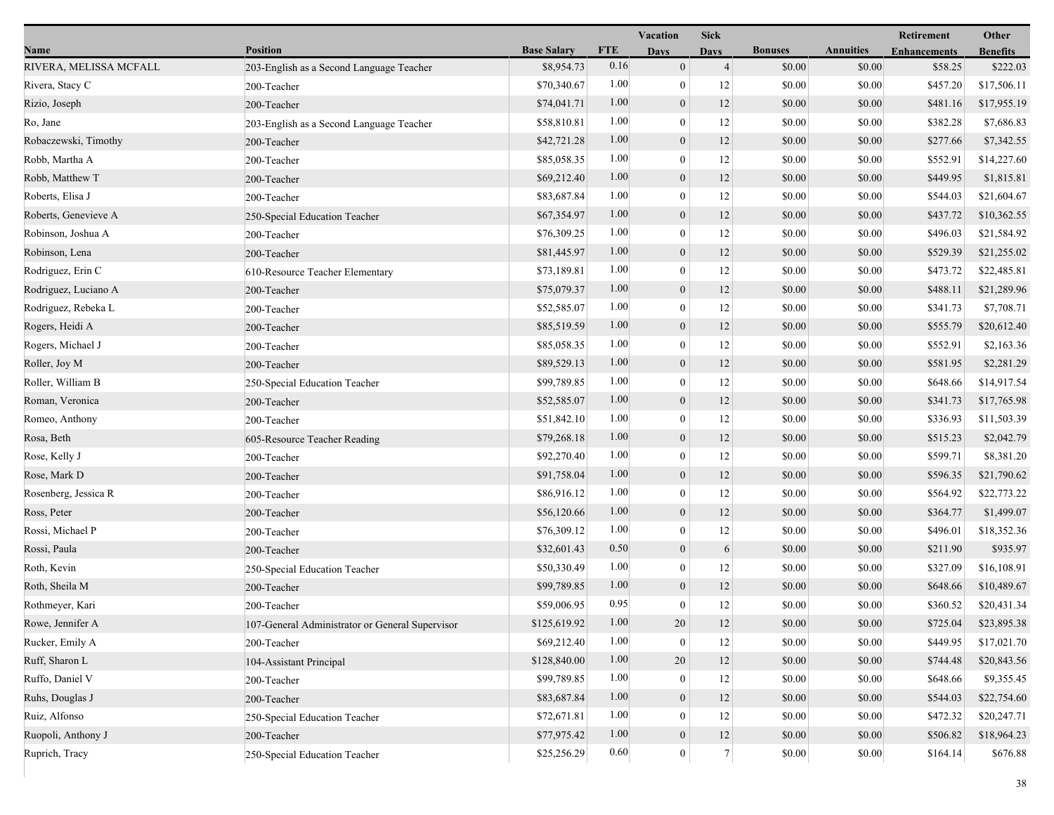| Name | Position | Base Salary | FTE | Vacation Days | Sick Days | Bonuses | Annuities | Retirement Enhancements | Other Benefits |
|---|---|---|---|---|---|---|---|---|---|
| RIVERA, MELISSA MCFALL | 203-English as a Second Language Teacher | $8,954.73 | 0.16 | 0 | 4 | $0.00 | $0.00 | $58.25 | $222.03 |
| Rivera, Stacy C | 200-Teacher | $70,340.67 | 1.00 | 0 | 12 | $0.00 | $0.00 | $457.20 | $17,506.11 |
| Rizio, Joseph | 200-Teacher | $74,041.71 | 1.00 | 0 | 12 | $0.00 | $0.00 | $481.16 | $17,955.19 |
| Ro, Jane | 203-English as a Second Language Teacher | $58,810.81 | 1.00 | 0 | 12 | $0.00 | $0.00 | $382.28 | $7,686.83 |
| Robaczewski, Timothy | 200-Teacher | $42,721.28 | 1.00 | 0 | 12 | $0.00 | $0.00 | $277.66 | $7,342.55 |
| Robb, Martha A | 200-Teacher | $85,058.35 | 1.00 | 0 | 12 | $0.00 | $0.00 | $552.91 | $14,227.60 |
| Robb, Matthew T | 200-Teacher | $69,212.40 | 1.00 | 0 | 12 | $0.00 | $0.00 | $449.95 | $1,815.81 |
| Roberts, Elisa J | 200-Teacher | $83,687.84 | 1.00 | 0 | 12 | $0.00 | $0.00 | $544.03 | $21,604.67 |
| Roberts, Genevieve A | 250-Special Education Teacher | $67,354.97 | 1.00 | 0 | 12 | $0.00 | $0.00 | $437.72 | $10,362.55 |
| Robinson, Joshua A | 200-Teacher | $76,309.25 | 1.00 | 0 | 12 | $0.00 | $0.00 | $496.03 | $21,584.92 |
| Robinson, Lena | 200-Teacher | $81,445.97 | 1.00 | 0 | 12 | $0.00 | $0.00 | $529.39 | $21,255.02 |
| Rodriguez, Erin C | 610-Resource Teacher Elementary | $73,189.81 | 1.00 | 0 | 12 | $0.00 | $0.00 | $473.72 | $22,485.81 |
| Rodriguez, Luciano A | 200-Teacher | $75,079.37 | 1.00 | 0 | 12 | $0.00 | $0.00 | $488.11 | $21,289.96 |
| Rodriguez, Rebeka L | 200-Teacher | $52,585.07 | 1.00 | 0 | 12 | $0.00 | $0.00 | $341.73 | $7,708.71 |
| Rogers, Heidi A | 200-Teacher | $85,519.59 | 1.00 | 0 | 12 | $0.00 | $0.00 | $555.79 | $20,612.40 |
| Rogers, Michael J | 200-Teacher | $85,058.35 | 1.00 | 0 | 12 | $0.00 | $0.00 | $552.91 | $2,163.36 |
| Roller, Joy M | 200-Teacher | $89,529.13 | 1.00 | 0 | 12 | $0.00 | $0.00 | $581.95 | $2,281.29 |
| Roller, William B | 250-Special Education Teacher | $99,789.85 | 1.00 | 0 | 12 | $0.00 | $0.00 | $648.66 | $14,917.54 |
| Roman, Veronica | 200-Teacher | $52,585.07 | 1.00 | 0 | 12 | $0.00 | $0.00 | $341.73 | $17,765.98 |
| Romeo, Anthony | 200-Teacher | $51,842.10 | 1.00 | 0 | 12 | $0.00 | $0.00 | $336.93 | $11,503.39 |
| Rosa, Beth | 605-Resource Teacher Reading | $79,268.18 | 1.00 | 0 | 12 | $0.00 | $0.00 | $515.23 | $2,042.79 |
| Rose, Kelly J | 200-Teacher | $92,270.40 | 1.00 | 0 | 12 | $0.00 | $0.00 | $599.71 | $8,381.20 |
| Rose, Mark D | 200-Teacher | $91,758.04 | 1.00 | 0 | 12 | $0.00 | $0.00 | $596.35 | $21,790.62 |
| Rosenberg, Jessica R | 200-Teacher | $86,916.12 | 1.00 | 0 | 12 | $0.00 | $0.00 | $564.92 | $22,773.22 |
| Ross, Peter | 200-Teacher | $56,120.66 | 1.00 | 0 | 12 | $0.00 | $0.00 | $364.77 | $1,499.07 |
| Rossi, Michael P | 200-Teacher | $76,309.12 | 1.00 | 0 | 12 | $0.00 | $0.00 | $496.01 | $18,352.36 |
| Rossi, Paula | 200-Teacher | $32,601.43 | 0.50 | 0 | 6 | $0.00 | $0.00 | $211.90 | $935.97 |
| Roth, Kevin | 250-Special Education Teacher | $50,330.49 | 1.00 | 0 | 12 | $0.00 | $0.00 | $327.09 | $16,108.91 |
| Roth, Sheila M | 200-Teacher | $99,789.85 | 1.00 | 0 | 12 | $0.00 | $0.00 | $648.66 | $10,489.67 |
| Rothmeyer, Kari | 200-Teacher | $59,006.95 | 0.95 | 0 | 12 | $0.00 | $0.00 | $360.52 | $20,431.34 |
| Rowe, Jennifer A | 107-General Administrator or General Supervisor | $125,619.92 | 1.00 | 20 | 12 | $0.00 | $0.00 | $725.04 | $23,895.38 |
| Rucker, Emily A | 200-Teacher | $69,212.40 | 1.00 | 0 | 12 | $0.00 | $0.00 | $449.95 | $17,021.70 |
| Ruff, Sharon L | 104-Assistant Principal | $128,840.00 | 1.00 | 20 | 12 | $0.00 | $0.00 | $744.48 | $20,843.56 |
| Ruffo, Daniel V | 200-Teacher | $99,789.85 | 1.00 | 0 | 12 | $0.00 | $0.00 | $648.66 | $9,355.45 |
| Ruhs, Douglas J | 200-Teacher | $83,687.84 | 1.00 | 0 | 12 | $0.00 | $0.00 | $544.03 | $22,754.60 |
| Ruiz, Alfonso | 250-Special Education Teacher | $72,671.81 | 1.00 | 0 | 12 | $0.00 | $0.00 | $472.32 | $20,247.71 |
| Ruopoli, Anthony J | 200-Teacher | $77,975.42 | 1.00 | 0 | 12 | $0.00 | $0.00 | $506.82 | $18,964.23 |
| Ruprich, Tracy | 250-Special Education Teacher | $25,256.29 | 0.60 | 0 | 7 | $0.00 | $0.00 | $164.14 | $676.88 |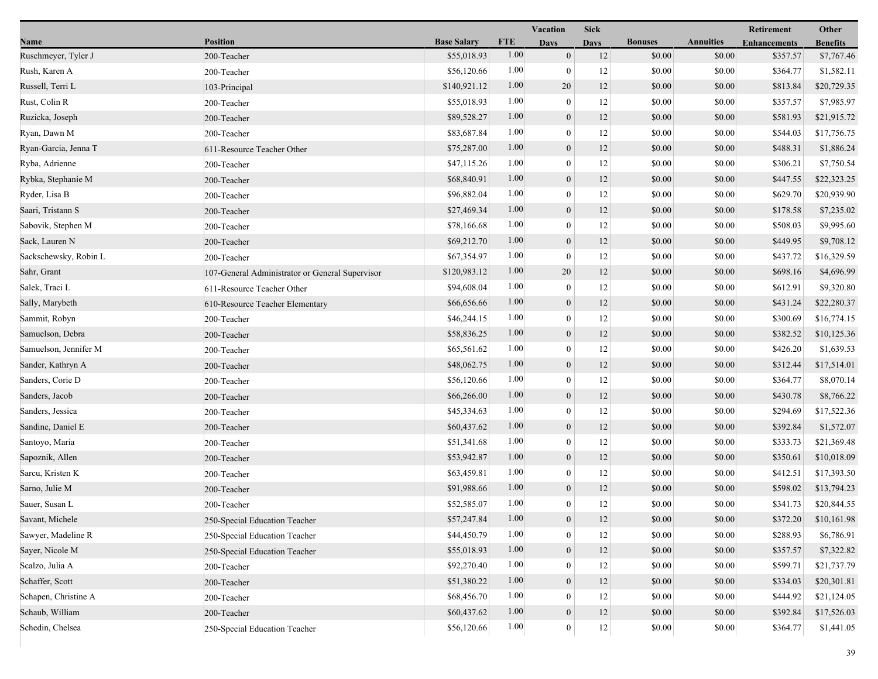| Name | Position | Base Salary | FTE | Vacation Days | Sick Days | Bonuses | Annuities | Retirement Enhancements | Other Benefits |
|---|---|---|---|---|---|---|---|---|---|
| Ruschmeyer, Tyler J | 200-Teacher | $55,018.93 | 1.00 | 0 | 12 | $0.00 | $0.00 | $357.57 | $7,767.46 |
| Rush, Karen A | 200-Teacher | $56,120.66 | 1.00 | 0 | 12 | $0.00 | $0.00 | $364.77 | $1,582.11 |
| Russell, Terri L | 103-Principal | $140,921.12 | 1.00 | 20 | 12 | $0.00 | $0.00 | $813.84 | $20,729.35 |
| Rust, Colin R | 200-Teacher | $55,018.93 | 1.00 | 0 | 12 | $0.00 | $0.00 | $357.57 | $7,985.97 |
| Ruzicka, Joseph | 200-Teacher | $89,528.27 | 1.00 | 0 | 12 | $0.00 | $0.00 | $581.93 | $21,915.72 |
| Ryan, Dawn M | 200-Teacher | $83,687.84 | 1.00 | 0 | 12 | $0.00 | $0.00 | $544.03 | $17,756.75 |
| Ryan-Garcia, Jenna T | 611-Resource Teacher Other | $75,287.00 | 1.00 | 0 | 12 | $0.00 | $0.00 | $488.31 | $1,886.24 |
| Ryba, Adrienne | 200-Teacher | $47,115.26 | 1.00 | 0 | 12 | $0.00 | $0.00 | $306.21 | $7,750.54 |
| Rybka, Stephanie M | 200-Teacher | $68,840.91 | 1.00 | 0 | 12 | $0.00 | $0.00 | $447.55 | $22,323.25 |
| Ryder, Lisa B | 200-Teacher | $96,882.04 | 1.00 | 0 | 12 | $0.00 | $0.00 | $629.70 | $20,939.90 |
| Saari, Tristann S | 200-Teacher | $27,469.34 | 1.00 | 0 | 12 | $0.00 | $0.00 | $178.58 | $7,235.02 |
| Sabovik, Stephen M | 200-Teacher | $78,166.68 | 1.00 | 0 | 12 | $0.00 | $0.00 | $508.03 | $9,995.60 |
| Sack, Lauren N | 200-Teacher | $69,212.70 | 1.00 | 0 | 12 | $0.00 | $0.00 | $449.95 | $9,708.12 |
| Sackschewsky, Robin L | 200-Teacher | $67,354.97 | 1.00 | 0 | 12 | $0.00 | $0.00 | $437.72 | $16,329.59 |
| Sahr, Grant | 107-General Administrator or General Supervisor | $120,983.12 | 1.00 | 20 | 12 | $0.00 | $0.00 | $698.16 | $4,696.99 |
| Salek, Traci L | 611-Resource Teacher Other | $94,608.04 | 1.00 | 0 | 12 | $0.00 | $0.00 | $612.91 | $9,320.80 |
| Sally, Marybeth | 610-Resource Teacher Elementary | $66,656.66 | 1.00 | 0 | 12 | $0.00 | $0.00 | $431.24 | $22,280.37 |
| Sammit, Robyn | 200-Teacher | $46,244.15 | 1.00 | 0 | 12 | $0.00 | $0.00 | $300.69 | $16,774.15 |
| Samuelson, Debra | 200-Teacher | $58,836.25 | 1.00 | 0 | 12 | $0.00 | $0.00 | $382.52 | $10,125.36 |
| Samuelson, Jennifer M | 200-Teacher | $65,561.62 | 1.00 | 0 | 12 | $0.00 | $0.00 | $426.20 | $1,639.53 |
| Sander, Kathryn A | 200-Teacher | $48,062.75 | 1.00 | 0 | 12 | $0.00 | $0.00 | $312.44 | $17,514.01 |
| Sanders, Corie D | 200-Teacher | $56,120.66 | 1.00 | 0 | 12 | $0.00 | $0.00 | $364.77 | $8,070.14 |
| Sanders, Jacob | 200-Teacher | $66,266.00 | 1.00 | 0 | 12 | $0.00 | $0.00 | $430.78 | $8,766.22 |
| Sanders, Jessica | 200-Teacher | $45,334.63 | 1.00 | 0 | 12 | $0.00 | $0.00 | $294.69 | $17,522.36 |
| Sandine, Daniel E | 200-Teacher | $60,437.62 | 1.00 | 0 | 12 | $0.00 | $0.00 | $392.84 | $1,572.07 |
| Santoyo, Maria | 200-Teacher | $51,341.68 | 1.00 | 0 | 12 | $0.00 | $0.00 | $333.73 | $21,369.48 |
| Sapoznik, Allen | 200-Teacher | $53,942.87 | 1.00 | 0 | 12 | $0.00 | $0.00 | $350.61 | $10,018.09 |
| Sarcu, Kristen K | 200-Teacher | $63,459.81 | 1.00 | 0 | 12 | $0.00 | $0.00 | $412.51 | $17,393.50 |
| Sarno, Julie M | 200-Teacher | $91,988.66 | 1.00 | 0 | 12 | $0.00 | $0.00 | $598.02 | $13,794.23 |
| Sauer, Susan L | 200-Teacher | $52,585.07 | 1.00 | 0 | 12 | $0.00 | $0.00 | $341.73 | $20,844.55 |
| Savant, Michele | 250-Special Education Teacher | $57,247.84 | 1.00 | 0 | 12 | $0.00 | $0.00 | $372.20 | $10,161.98 |
| Sawyer, Madeline R | 250-Special Education Teacher | $44,450.79 | 1.00 | 0 | 12 | $0.00 | $0.00 | $288.93 | $6,786.91 |
| Sayer, Nicole M | 250-Special Education Teacher | $55,018.93 | 1.00 | 0 | 12 | $0.00 | $0.00 | $357.57 | $7,322.82 |
| Scalzo, Julia A | 200-Teacher | $92,270.40 | 1.00 | 0 | 12 | $0.00 | $0.00 | $599.71 | $21,737.79 |
| Schaffer, Scott | 200-Teacher | $51,380.22 | 1.00 | 0 | 12 | $0.00 | $0.00 | $334.03 | $20,301.81 |
| Schapen, Christine A | 200-Teacher | $68,456.70 | 1.00 | 0 | 12 | $0.00 | $0.00 | $444.92 | $21,124.05 |
| Schaub, William | 200-Teacher | $60,437.62 | 1.00 | 0 | 12 | $0.00 | $0.00 | $392.84 | $17,526.03 |
| Schedin, Chelsea | 250-Special Education Teacher | $56,120.66 | 1.00 | 0 | 12 | $0.00 | $0.00 | $364.77 | $1,441.05 |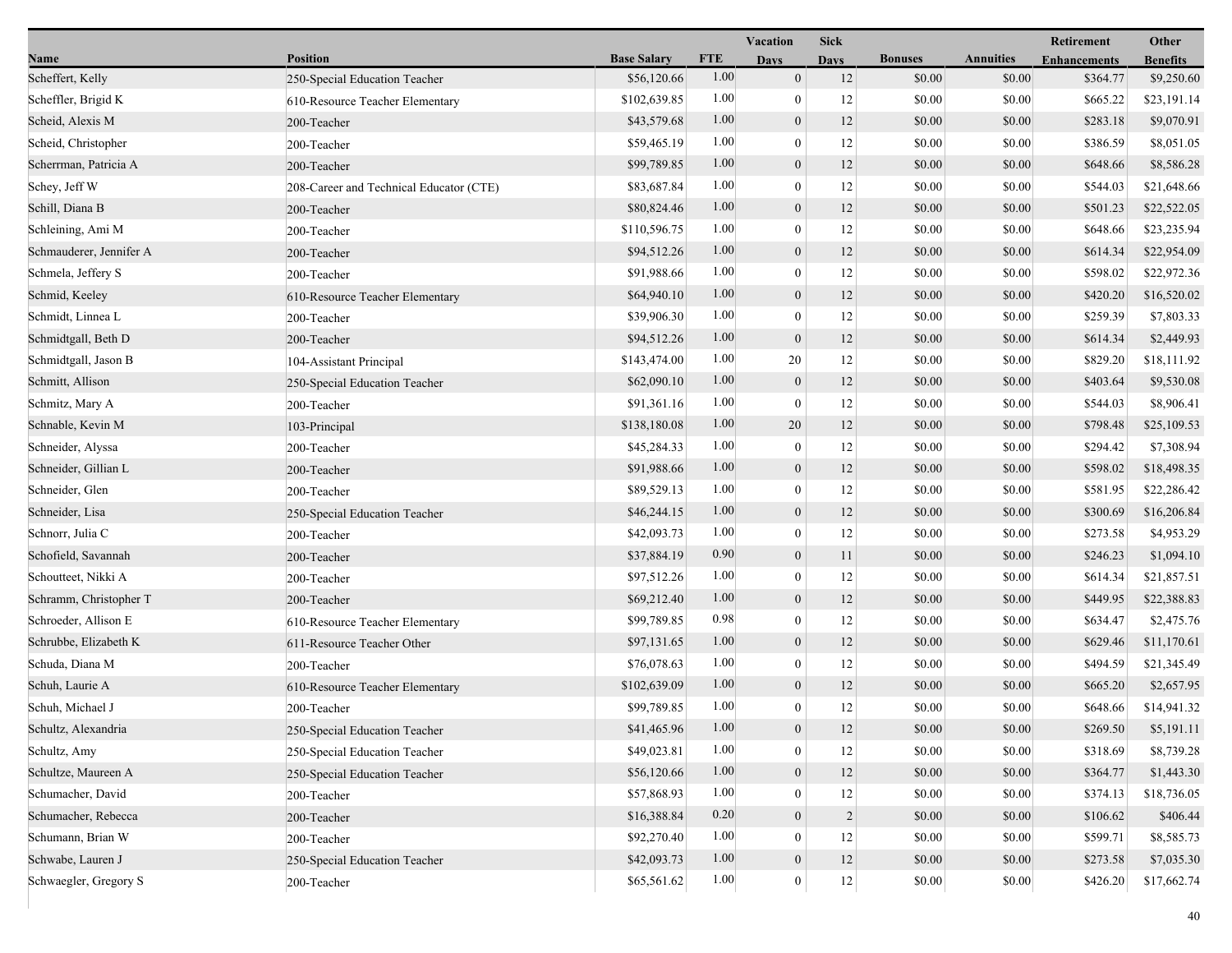| Name | Position | Base Salary | FTE | Vacation Days | Sick Days | Bonuses | Annuities | Retirement Enhancements | Other Benefits |
|---|---|---|---|---|---|---|---|---|---|
| Scheffert, Kelly | 250-Special Education Teacher | $56,120.66 | 1.00 | 0 | 12 | $0.00 | $0.00 | $364.77 | $9,250.60 |
| Scheffler, Brigid K | 610-Resource Teacher Elementary | $102,639.85 | 1.00 | 0 | 12 | $0.00 | $0.00 | $665.22 | $23,191.14 |
| Scheid, Alexis M | 200-Teacher | $43,579.68 | 1.00 | 0 | 12 | $0.00 | $0.00 | $283.18 | $9,070.91 |
| Scheid, Christopher | 200-Teacher | $59,465.19 | 1.00 | 0 | 12 | $0.00 | $0.00 | $386.59 | $8,051.05 |
| Scherrman, Patricia A | 200-Teacher | $99,789.85 | 1.00 | 0 | 12 | $0.00 | $0.00 | $648.66 | $8,586.28 |
| Schey, Jeff W | 208-Career and Technical Educator (CTE) | $83,687.84 | 1.00 | 0 | 12 | $0.00 | $0.00 | $544.03 | $21,648.66 |
| Schill, Diana B | 200-Teacher | $80,824.46 | 1.00 | 0 | 12 | $0.00 | $0.00 | $501.23 | $22,522.05 |
| Schleining, Ami M | 200-Teacher | $110,596.75 | 1.00 | 0 | 12 | $0.00 | $0.00 | $648.66 | $23,235.94 |
| Schmauderer, Jennifer A | 200-Teacher | $94,512.26 | 1.00 | 0 | 12 | $0.00 | $0.00 | $614.34 | $22,954.09 |
| Schmela, Jeffery S | 200-Teacher | $91,988.66 | 1.00 | 0 | 12 | $0.00 | $0.00 | $598.02 | $22,972.36 |
| Schmid, Keeley | 610-Resource Teacher Elementary | $64,940.10 | 1.00 | 0 | 12 | $0.00 | $0.00 | $420.20 | $16,520.02 |
| Schmidt, Linnea L | 200-Teacher | $39,906.30 | 1.00 | 0 | 12 | $0.00 | $0.00 | $259.39 | $7,803.33 |
| Schmidtgall, Beth D | 200-Teacher | $94,512.26 | 1.00 | 0 | 12 | $0.00 | $0.00 | $614.34 | $2,449.93 |
| Schmidtgall, Jason B | 104-Assistant Principal | $143,474.00 | 1.00 | 20 | 12 | $0.00 | $0.00 | $829.20 | $18,111.92 |
| Schmitt, Allison | 250-Special Education Teacher | $62,090.10 | 1.00 | 0 | 12 | $0.00 | $0.00 | $403.64 | $9,530.08 |
| Schmitz, Mary A | 200-Teacher | $91,361.16 | 1.00 | 0 | 12 | $0.00 | $0.00 | $544.03 | $8,906.41 |
| Schnable, Kevin M | 103-Principal | $138,180.08 | 1.00 | 20 | 12 | $0.00 | $0.00 | $798.48 | $25,109.53 |
| Schneider, Alyssa | 200-Teacher | $45,284.33 | 1.00 | 0 | 12 | $0.00 | $0.00 | $294.42 | $7,308.94 |
| Schneider, Gillian L | 200-Teacher | $91,988.66 | 1.00 | 0 | 12 | $0.00 | $0.00 | $598.02 | $18,498.35 |
| Schneider, Glen | 200-Teacher | $89,529.13 | 1.00 | 0 | 12 | $0.00 | $0.00 | $581.95 | $22,286.42 |
| Schneider, Lisa | 250-Special Education Teacher | $46,244.15 | 1.00 | 0 | 12 | $0.00 | $0.00 | $300.69 | $16,206.84 |
| Schnorr, Julia C | 200-Teacher | $42,093.73 | 1.00 | 0 | 12 | $0.00 | $0.00 | $273.58 | $4,953.29 |
| Schofield, Savannah | 200-Teacher | $37,884.19 | 0.90 | 0 | 11 | $0.00 | $0.00 | $246.23 | $1,094.10 |
| Schoutteet, Nikki A | 200-Teacher | $97,512.26 | 1.00 | 0 | 12 | $0.00 | $0.00 | $614.34 | $21,857.51 |
| Schramm, Christopher T | 200-Teacher | $69,212.40 | 1.00 | 0 | 12 | $0.00 | $0.00 | $449.95 | $22,388.83 |
| Schroeder, Allison E | 610-Resource Teacher Elementary | $99,789.85 | 0.98 | 0 | 12 | $0.00 | $0.00 | $634.47 | $2,475.76 |
| Schrubbe, Elizabeth K | 611-Resource Teacher Other | $97,131.65 | 1.00 | 0 | 12 | $0.00 | $0.00 | $629.46 | $11,170.61 |
| Schuda, Diana M | 200-Teacher | $76,078.63 | 1.00 | 0 | 12 | $0.00 | $0.00 | $494.59 | $21,345.49 |
| Schuh, Laurie A | 610-Resource Teacher Elementary | $102,639.09 | 1.00 | 0 | 12 | $0.00 | $0.00 | $665.20 | $2,657.95 |
| Schuh, Michael J | 200-Teacher | $99,789.85 | 1.00 | 0 | 12 | $0.00 | $0.00 | $648.66 | $14,941.32 |
| Schultz, Alexandria | 250-Special Education Teacher | $41,465.96 | 1.00 | 0 | 12 | $0.00 | $0.00 | $269.50 | $5,191.11 |
| Schultz, Amy | 250-Special Education Teacher | $49,023.81 | 1.00 | 0 | 12 | $0.00 | $0.00 | $318.69 | $8,739.28 |
| Schultze, Maureen A | 250-Special Education Teacher | $56,120.66 | 1.00 | 0 | 12 | $0.00 | $0.00 | $364.77 | $1,443.30 |
| Schumacher, David | 200-Teacher | $57,868.93 | 1.00 | 0 | 12 | $0.00 | $0.00 | $374.13 | $18,736.05 |
| Schumacher, Rebecca | 200-Teacher | $16,388.84 | 0.20 | 0 | 2 | $0.00 | $0.00 | $106.62 | $406.44 |
| Schumann, Brian W | 200-Teacher | $92,270.40 | 1.00 | 0 | 12 | $0.00 | $0.00 | $599.71 | $8,585.73 |
| Schwabe, Lauren J | 250-Special Education Teacher | $42,093.73 | 1.00 | 0 | 12 | $0.00 | $0.00 | $273.58 | $7,035.30 |
| Schwaegler, Gregory S | 200-Teacher | $65,561.62 | 1.00 | 0 | 12 | $0.00 | $0.00 | $426.20 | $17,662.74 |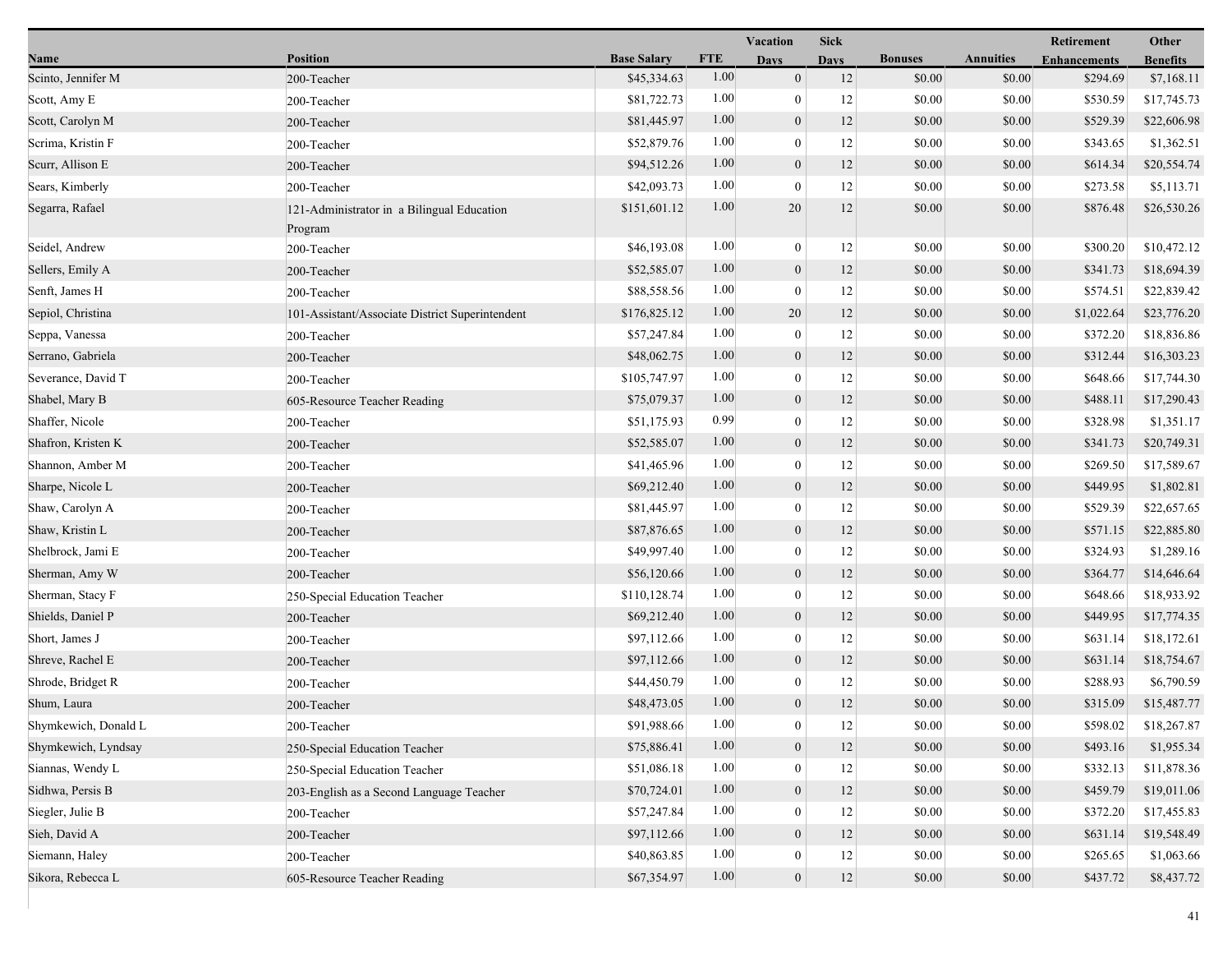| Name | Position | Base Salary | FTE | Vacation Days | Sick Days | Bonuses | Annuities | Retirement Enhancements | Other Benefits |
|---|---|---|---|---|---|---|---|---|---|
| Scinto, Jennifer M | 200-Teacher | $45,334.63 | 1.00 | 0 | 12 | $0.00 | $0.00 | $294.69 | $7,168.11 |
| Scott, Amy E | 200-Teacher | $81,722.73 | 1.00 | 0 | 12 | $0.00 | $0.00 | $530.59 | $17,745.73 |
| Scott, Carolyn M | 200-Teacher | $81,445.97 | 1.00 | 0 | 12 | $0.00 | $0.00 | $529.39 | $22,606.98 |
| Scrima, Kristin F | 200-Teacher | $52,879.76 | 1.00 | 0 | 12 | $0.00 | $0.00 | $343.65 | $1,362.51 |
| Scurr, Allison E | 200-Teacher | $94,512.26 | 1.00 | 0 | 12 | $0.00 | $0.00 | $614.34 | $20,554.74 |
| Sears, Kimberly | 200-Teacher | $42,093.73 | 1.00 | 0 | 12 | $0.00 | $0.00 | $273.58 | $5,113.71 |
| Segarra, Rafael | 121-Administrator in a Bilingual Education Program | $151,601.12 | 1.00 | 20 | 12 | $0.00 | $0.00 | $876.48 | $26,530.26 |
| Seidel, Andrew | 200-Teacher | $46,193.08 | 1.00 | 0 | 12 | $0.00 | $0.00 | $300.20 | $10,472.12 |
| Sellers, Emily A | 200-Teacher | $52,585.07 | 1.00 | 0 | 12 | $0.00 | $0.00 | $341.73 | $18,694.39 |
| Senft, James H | 200-Teacher | $88,558.56 | 1.00 | 0 | 12 | $0.00 | $0.00 | $574.51 | $22,839.42 |
| Sepiol, Christina | 101-Assistant/Associate District Superintendent | $176,825.12 | 1.00 | 20 | 12 | $0.00 | $0.00 | $1,022.64 | $23,776.20 |
| Seppa, Vanessa | 200-Teacher | $57,247.84 | 1.00 | 0 | 12 | $0.00 | $0.00 | $372.20 | $18,836.86 |
| Serrano, Gabriela | 200-Teacher | $48,062.75 | 1.00 | 0 | 12 | $0.00 | $0.00 | $312.44 | $16,303.23 |
| Severance, David T | 200-Teacher | $105,747.97 | 1.00 | 0 | 12 | $0.00 | $0.00 | $648.66 | $17,744.30 |
| Shabel, Mary B | 605-Resource Teacher Reading | $75,079.37 | 1.00 | 0 | 12 | $0.00 | $0.00 | $488.11 | $17,290.43 |
| Shaffer, Nicole | 200-Teacher | $51,175.93 | 0.99 | 0 | 12 | $0.00 | $0.00 | $328.98 | $1,351.17 |
| Shafron, Kristen K | 200-Teacher | $52,585.07 | 1.00 | 0 | 12 | $0.00 | $0.00 | $341.73 | $20,749.31 |
| Shannon, Amber M | 200-Teacher | $41,465.96 | 1.00 | 0 | 12 | $0.00 | $0.00 | $269.50 | $17,589.67 |
| Sharpe, Nicole L | 200-Teacher | $69,212.40 | 1.00 | 0 | 12 | $0.00 | $0.00 | $449.95 | $1,802.81 |
| Shaw, Carolyn A | 200-Teacher | $81,445.97 | 1.00 | 0 | 12 | $0.00 | $0.00 | $529.39 | $22,657.65 |
| Shaw, Kristin L | 200-Teacher | $87,876.65 | 1.00 | 0 | 12 | $0.00 | $0.00 | $571.15 | $22,885.80 |
| Shelbrock, Jami E | 200-Teacher | $49,997.40 | 1.00 | 0 | 12 | $0.00 | $0.00 | $324.93 | $1,289.16 |
| Sherman, Amy W | 200-Teacher | $56,120.66 | 1.00 | 0 | 12 | $0.00 | $0.00 | $364.77 | $14,646.64 |
| Sherman, Stacy F | 250-Special Education Teacher | $110,128.74 | 1.00 | 0 | 12 | $0.00 | $0.00 | $648.66 | $18,933.92 |
| Shields, Daniel P | 200-Teacher | $69,212.40 | 1.00 | 0 | 12 | $0.00 | $0.00 | $449.95 | $17,774.35 |
| Short, James J | 200-Teacher | $97,112.66 | 1.00 | 0 | 12 | $0.00 | $0.00 | $631.14 | $18,172.61 |
| Shreve, Rachel E | 200-Teacher | $97,112.66 | 1.00 | 0 | 12 | $0.00 | $0.00 | $631.14 | $18,754.67 |
| Shrode, Bridget R | 200-Teacher | $44,450.79 | 1.00 | 0 | 12 | $0.00 | $0.00 | $288.93 | $6,790.59 |
| Shum, Laura | 200-Teacher | $48,473.05 | 1.00 | 0 | 12 | $0.00 | $0.00 | $315.09 | $15,487.77 |
| Shymkewich, Donald L | 200-Teacher | $91,988.66 | 1.00 | 0 | 12 | $0.00 | $0.00 | $598.02 | $18,267.87 |
| Shymkewich, Lyndsay | 250-Special Education Teacher | $75,886.41 | 1.00 | 0 | 12 | $0.00 | $0.00 | $493.16 | $1,955.34 |
| Siannas, Wendy L | 250-Special Education Teacher | $51,086.18 | 1.00 | 0 | 12 | $0.00 | $0.00 | $332.13 | $11,878.36 |
| Sidhwa, Persis B | 203-English as a Second Language Teacher | $70,724.01 | 1.00 | 0 | 12 | $0.00 | $0.00 | $459.79 | $19,011.06 |
| Siegler, Julie B | 200-Teacher | $57,247.84 | 1.00 | 0 | 12 | $0.00 | $0.00 | $372.20 | $17,455.83 |
| Sieh, David A | 200-Teacher | $97,112.66 | 1.00 | 0 | 12 | $0.00 | $0.00 | $631.14 | $19,548.49 |
| Siemann, Haley | 200-Teacher | $40,863.85 | 1.00 | 0 | 12 | $0.00 | $0.00 | $265.65 | $1,063.66 |
| Sikora, Rebecca L | 605-Resource Teacher Reading | $67,354.97 | 1.00 | 0 | 12 | $0.00 | $0.00 | $437.72 | $8,437.72 |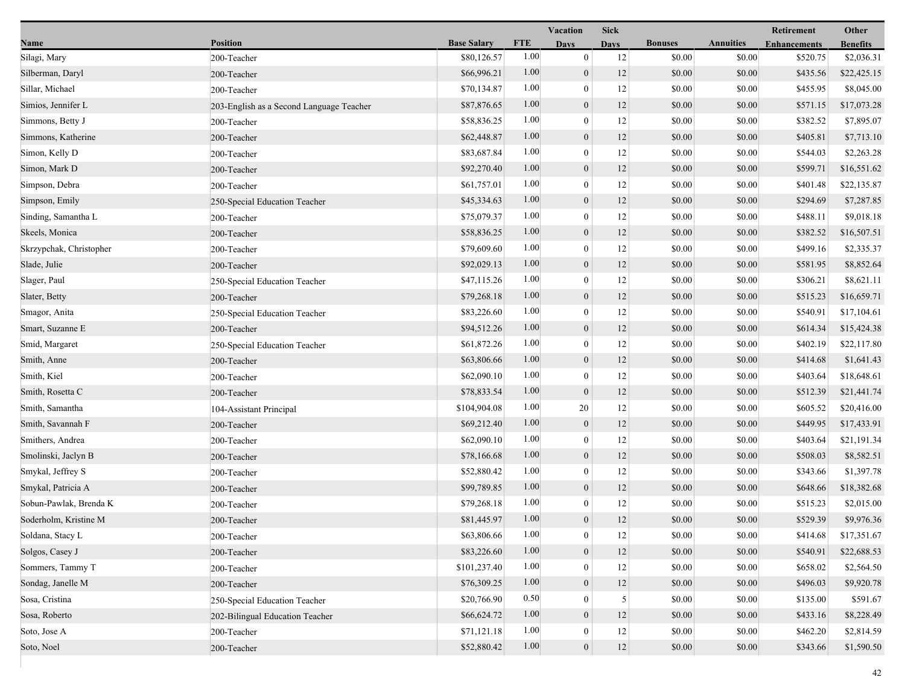| Name | Position | Base Salary | FTE | Vacation Days | Sick Days | Bonuses | Annuities | Retirement Enhancements | Other Benefits |
|---|---|---|---|---|---|---|---|---|---|
| Silagi, Mary | 200-Teacher | $80,126.57 | 1.00 | 0 | 12 | $0.00 | $0.00 | $520.75 | $2,036.31 |
| Silberman, Daryl | 200-Teacher | $66,996.21 | 1.00 | 0 | 12 | $0.00 | $0.00 | $435.56 | $22,425.15 |
| Sillar, Michael | 200-Teacher | $70,134.87 | 1.00 | 0 | 12 | $0.00 | $0.00 | $455.95 | $8,045.00 |
| Simios, Jennifer L | 203-English as a Second Language Teacher | $87,876.65 | 1.00 | 0 | 12 | $0.00 | $0.00 | $571.15 | $17,073.28 |
| Simmons, Betty J | 200-Teacher | $58,836.25 | 1.00 | 0 | 12 | $0.00 | $0.00 | $382.52 | $7,895.07 |
| Simmons, Katherine | 200-Teacher | $62,448.87 | 1.00 | 0 | 12 | $0.00 | $0.00 | $405.81 | $7,713.10 |
| Simon, Kelly D | 200-Teacher | $83,687.84 | 1.00 | 0 | 12 | $0.00 | $0.00 | $544.03 | $2,263.28 |
| Simon, Mark D | 200-Teacher | $92,270.40 | 1.00 | 0 | 12 | $0.00 | $0.00 | $599.71 | $16,551.62 |
| Simpson, Debra | 200-Teacher | $61,757.01 | 1.00 | 0 | 12 | $0.00 | $0.00 | $401.48 | $22,135.87 |
| Simpson, Emily | 250-Special Education Teacher | $45,334.63 | 1.00 | 0 | 12 | $0.00 | $0.00 | $294.69 | $7,287.85 |
| Sinding, Samantha L | 200-Teacher | $75,079.37 | 1.00 | 0 | 12 | $0.00 | $0.00 | $488.11 | $9,018.18 |
| Skeels, Monica | 200-Teacher | $58,836.25 | 1.00 | 0 | 12 | $0.00 | $0.00 | $382.52 | $16,507.51 |
| Skrzypchak, Christopher | 200-Teacher | $79,609.60 | 1.00 | 0 | 12 | $0.00 | $0.00 | $499.16 | $2,335.37 |
| Slade, Julie | 200-Teacher | $92,029.13 | 1.00 | 0 | 12 | $0.00 | $0.00 | $581.95 | $8,852.64 |
| Slager, Paul | 250-Special Education Teacher | $47,115.26 | 1.00 | 0 | 12 | $0.00 | $0.00 | $306.21 | $8,621.11 |
| Slater, Betty | 200-Teacher | $79,268.18 | 1.00 | 0 | 12 | $0.00 | $0.00 | $515.23 | $16,659.71 |
| Smagor, Anita | 250-Special Education Teacher | $83,226.60 | 1.00 | 0 | 12 | $0.00 | $0.00 | $540.91 | $17,104.61 |
| Smart, Suzanne E | 200-Teacher | $94,512.26 | 1.00 | 0 | 12 | $0.00 | $0.00 | $614.34 | $15,424.38 |
| Smid, Margaret | 250-Special Education Teacher | $61,872.26 | 1.00 | 0 | 12 | $0.00 | $0.00 | $402.19 | $22,117.80 |
| Smith, Anne | 200-Teacher | $63,806.66 | 1.00 | 0 | 12 | $0.00 | $0.00 | $414.68 | $1,641.43 |
| Smith, Kiel | 200-Teacher | $62,090.10 | 1.00 | 0 | 12 | $0.00 | $0.00 | $403.64 | $18,648.61 |
| Smith, Rosetta C | 200-Teacher | $78,833.54 | 1.00 | 0 | 12 | $0.00 | $0.00 | $512.39 | $21,441.74 |
| Smith, Samantha | 104-Assistant Principal | $104,904.08 | 1.00 | 20 | 12 | $0.00 | $0.00 | $605.52 | $20,416.00 |
| Smith, Savannah F | 200-Teacher | $69,212.40 | 1.00 | 0 | 12 | $0.00 | $0.00 | $449.95 | $17,433.91 |
| Smithers, Andrea | 200-Teacher | $62,090.10 | 1.00 | 0 | 12 | $0.00 | $0.00 | $403.64 | $21,191.34 |
| Smolinski, Jaclyn B | 200-Teacher | $78,166.68 | 1.00 | 0 | 12 | $0.00 | $0.00 | $508.03 | $8,582.51 |
| Smykal, Jeffrey S | 200-Teacher | $52,880.42 | 1.00 | 0 | 12 | $0.00 | $0.00 | $343.66 | $1,397.78 |
| Smykal, Patricia A | 200-Teacher | $99,789.85 | 1.00 | 0 | 12 | $0.00 | $0.00 | $648.66 | $18,382.68 |
| Sobun-Pawlak, Brenda K | 200-Teacher | $79,268.18 | 1.00 | 0 | 12 | $0.00 | $0.00 | $515.23 | $2,015.00 |
| Soderholm, Kristine M | 200-Teacher | $81,445.97 | 1.00 | 0 | 12 | $0.00 | $0.00 | $529.39 | $9,976.36 |
| Soldana, Stacy L | 200-Teacher | $63,806.66 | 1.00 | 0 | 12 | $0.00 | $0.00 | $414.68 | $17,351.67 |
| Solgos, Casey J | 200-Teacher | $83,226.60 | 1.00 | 0 | 12 | $0.00 | $0.00 | $540.91 | $22,688.53 |
| Sommers, Tammy T | 200-Teacher | $101,237.40 | 1.00 | 0 | 12 | $0.00 | $0.00 | $658.02 | $2,564.50 |
| Sondag, Janelle M | 200-Teacher | $76,309.25 | 1.00 | 0 | 12 | $0.00 | $0.00 | $496.03 | $9,920.78 |
| Sosa, Cristina | 250-Special Education Teacher | $20,766.90 | 0.50 | 0 | 5 | $0.00 | $0.00 | $135.00 | $591.67 |
| Sosa, Roberto | 202-Bilingual Education Teacher | $66,624.72 | 1.00 | 0 | 12 | $0.00 | $0.00 | $433.16 | $8,228.49 |
| Soto, Jose A | 200-Teacher | $71,121.18 | 1.00 | 0 | 12 | $0.00 | $0.00 | $462.20 | $2,814.59 |
| Soto, Noel | 200-Teacher | $52,880.42 | 1.00 | 0 | 12 | $0.00 | $0.00 | $343.66 | $1,590.50 |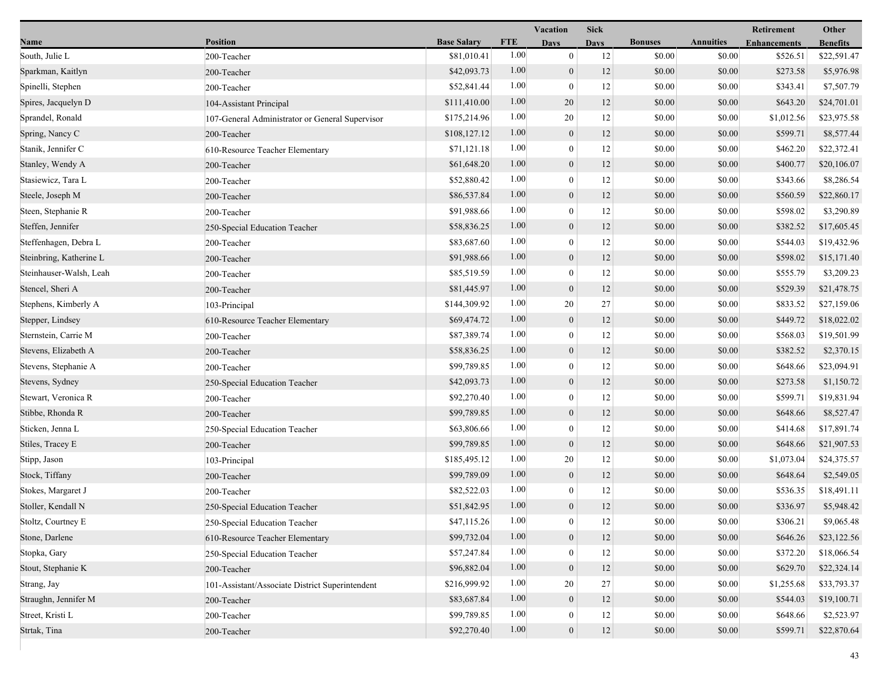| Name | Position | Base Salary | FTE | Vacation Days | Sick Days | Bonuses | Annuities | Retirement Enhancements | Other Benefits |
|---|---|---|---|---|---|---|---|---|---|
| South, Julie L | 200-Teacher | $81,010.41 | 1.00 | 0 | 12 | $0.00 | $0.00 | $526.51 | $22,591.47 |
| Sparkman, Kaitlyn | 200-Teacher | $42,093.73 | 1.00 | 0 | 12 | $0.00 | $0.00 | $273.58 | $5,976.98 |
| Spinelli, Stephen | 200-Teacher | $52,841.44 | 1.00 | 0 | 12 | $0.00 | $0.00 | $343.41 | $7,507.79 |
| Spires, Jacquelyn D | 104-Assistant Principal | $111,410.00 | 1.00 | 20 | 12 | $0.00 | $0.00 | $643.20 | $24,701.01 |
| Sprandel, Ronald | 107-General Administrator or General Supervisor | $175,214.96 | 1.00 | 20 | 12 | $0.00 | $0.00 | $1,012.56 | $23,975.58 |
| Spring, Nancy C | 200-Teacher | $108,127.12 | 1.00 | 0 | 12 | $0.00 | $0.00 | $599.71 | $8,577.44 |
| Stanik, Jennifer C | 610-Resource Teacher Elementary | $71,121.18 | 1.00 | 0 | 12 | $0.00 | $0.00 | $462.20 | $22,372.41 |
| Stanley, Wendy A | 200-Teacher | $61,648.20 | 1.00 | 0 | 12 | $0.00 | $0.00 | $400.77 | $20,106.07 |
| Stasiewicz, Tara L | 200-Teacher | $52,880.42 | 1.00 | 0 | 12 | $0.00 | $0.00 | $343.66 | $8,286.54 |
| Steele, Joseph M | 200-Teacher | $86,537.84 | 1.00 | 0 | 12 | $0.00 | $0.00 | $560.59 | $22,860.17 |
| Steen, Stephanie R | 200-Teacher | $91,988.66 | 1.00 | 0 | 12 | $0.00 | $0.00 | $598.02 | $3,290.89 |
| Steffen, Jennifer | 250-Special Education Teacher | $58,836.25 | 1.00 | 0 | 12 | $0.00 | $0.00 | $382.52 | $17,605.45 |
| Steffenhagen, Debra L | 200-Teacher | $83,687.60 | 1.00 | 0 | 12 | $0.00 | $0.00 | $544.03 | $19,432.96 |
| Steinbring, Katherine L | 200-Teacher | $91,988.66 | 1.00 | 0 | 12 | $0.00 | $0.00 | $598.02 | $15,171.40 |
| Steinhauser-Walsh, Leah | 200-Teacher | $85,519.59 | 1.00 | 0 | 12 | $0.00 | $0.00 | $555.79 | $3,209.23 |
| Stencel, Sheri A | 200-Teacher | $81,445.97 | 1.00 | 0 | 12 | $0.00 | $0.00 | $529.39 | $21,478.75 |
| Stephens, Kimberly A | 103-Principal | $144,309.92 | 1.00 | 20 | 27 | $0.00 | $0.00 | $833.52 | $27,159.06 |
| Stepper, Lindsey | 610-Resource Teacher Elementary | $69,474.72 | 1.00 | 0 | 12 | $0.00 | $0.00 | $449.72 | $18,022.02 |
| Sternstein, Carrie M | 200-Teacher | $87,389.74 | 1.00 | 0 | 12 | $0.00 | $0.00 | $568.03 | $19,501.99 |
| Stevens, Elizabeth A | 200-Teacher | $58,836.25 | 1.00 | 0 | 12 | $0.00 | $0.00 | $382.52 | $2,370.15 |
| Stevens, Stephanie A | 200-Teacher | $99,789.85 | 1.00 | 0 | 12 | $0.00 | $0.00 | $648.66 | $23,094.91 |
| Stevens, Sydney | 250-Special Education Teacher | $42,093.73 | 1.00 | 0 | 12 | $0.00 | $0.00 | $273.58 | $1,150.72 |
| Stewart, Veronica R | 200-Teacher | $92,270.40 | 1.00 | 0 | 12 | $0.00 | $0.00 | $599.71 | $19,831.94 |
| Stibbe, Rhonda R | 200-Teacher | $99,789.85 | 1.00 | 0 | 12 | $0.00 | $0.00 | $648.66 | $8,527.47 |
| Sticken, Jenna L | 250-Special Education Teacher | $63,806.66 | 1.00 | 0 | 12 | $0.00 | $0.00 | $414.68 | $17,891.74 |
| Stiles, Tracey E | 200-Teacher | $99,789.85 | 1.00 | 0 | 12 | $0.00 | $0.00 | $648.66 | $21,907.53 |
| Stipp, Jason | 103-Principal | $185,495.12 | 1.00 | 20 | 12 | $0.00 | $0.00 | $1,073.04 | $24,375.57 |
| Stock, Tiffany | 200-Teacher | $99,789.09 | 1.00 | 0 | 12 | $0.00 | $0.00 | $648.64 | $2,549.05 |
| Stokes, Margaret J | 200-Teacher | $82,522.03 | 1.00 | 0 | 12 | $0.00 | $0.00 | $536.35 | $18,491.11 |
| Stoller, Kendall N | 250-Special Education Teacher | $51,842.95 | 1.00 | 0 | 12 | $0.00 | $0.00 | $336.97 | $5,948.42 |
| Stoltz, Courtney E | 250-Special Education Teacher | $47,115.26 | 1.00 | 0 | 12 | $0.00 | $0.00 | $306.21 | $9,065.48 |
| Stone, Darlene | 610-Resource Teacher Elementary | $99,732.04 | 1.00 | 0 | 12 | $0.00 | $0.00 | $646.26 | $23,122.56 |
| Stopka, Gary | 250-Special Education Teacher | $57,247.84 | 1.00 | 0 | 12 | $0.00 | $0.00 | $372.20 | $18,066.54 |
| Stout, Stephanie K | 200-Teacher | $96,882.04 | 1.00 | 0 | 12 | $0.00 | $0.00 | $629.70 | $22,324.14 |
| Strang, Jay | 101-Assistant/Associate District Superintendent | $216,999.92 | 1.00 | 20 | 27 | $0.00 | $0.00 | $1,255.68 | $33,793.37 |
| Straughn, Jennifer M | 200-Teacher | $83,687.84 | 1.00 | 0 | 12 | $0.00 | $0.00 | $544.03 | $19,100.71 |
| Street, Kristi L | 200-Teacher | $99,789.85 | 1.00 | 0 | 12 | $0.00 | $0.00 | $648.66 | $2,523.97 |
| Strtak, Tina | 200-Teacher | $92,270.40 | 1.00 | 0 | 12 | $0.00 | $0.00 | $599.71 | $22,870.64 |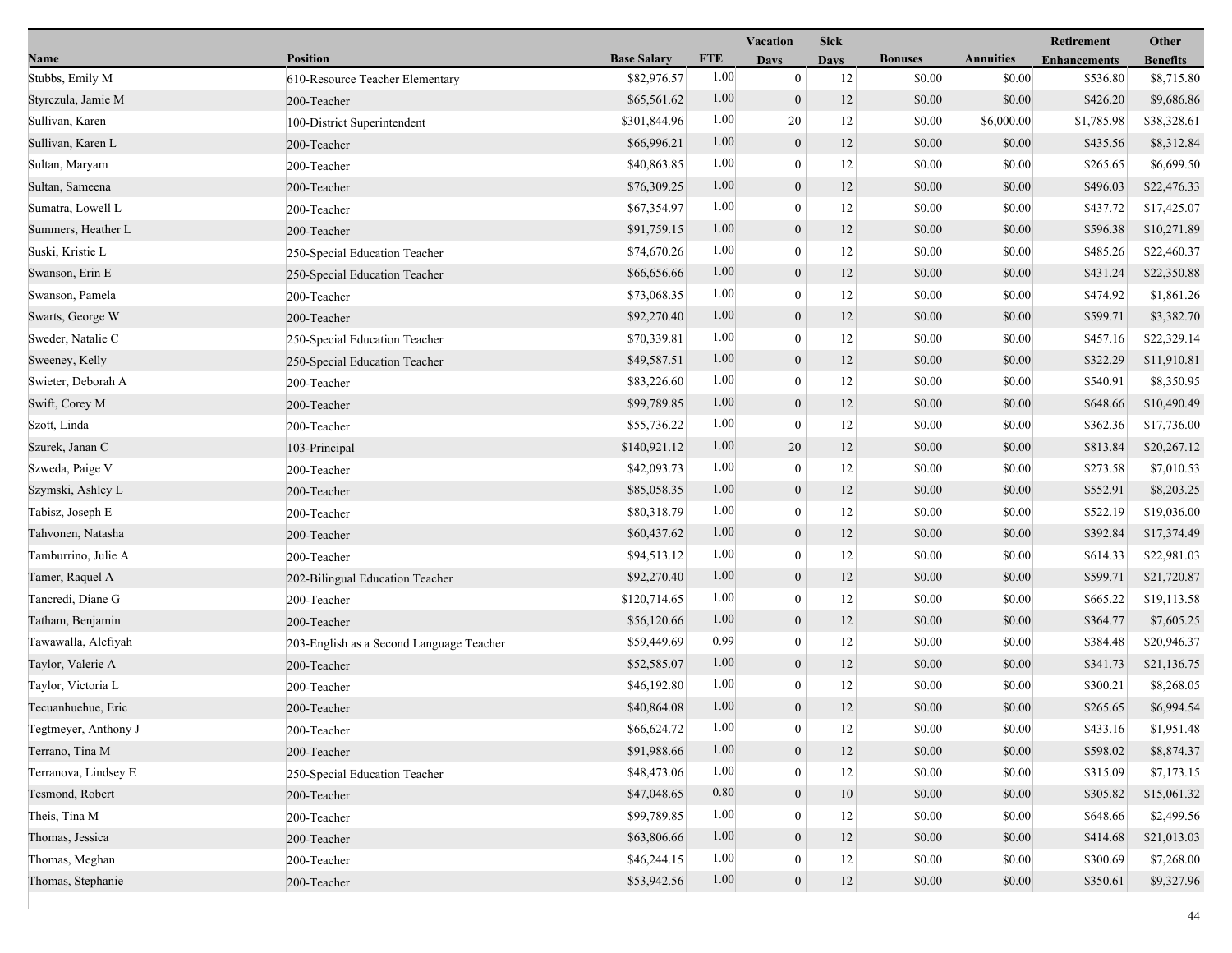| Name | Position | Base Salary | FTE | Vacation Days | Sick Days | Bonuses | Annuities | Retirement Enhancements | Other Benefits |
|---|---|---|---|---|---|---|---|---|---|
| Stubbs, Emily M | 610-Resource Teacher Elementary | $82,976.57 | 1.00 | 0 | 12 | $0.00 | $0.00 | $536.80 | $8,715.80 |
| Styrczula, Jamie M | 200-Teacher | $65,561.62 | 1.00 | 0 | 12 | $0.00 | $0.00 | $426.20 | $9,686.86 |
| Sullivan, Karen | 100-District Superintendent | $301,844.96 | 1.00 | 20 | 12 | $0.00 | $6,000.00 | $1,785.98 | $38,328.61 |
| Sullivan, Karen L | 200-Teacher | $66,996.21 | 1.00 | 0 | 12 | $0.00 | $0.00 | $435.56 | $8,312.84 |
| Sultan, Maryam | 200-Teacher | $40,863.85 | 1.00 | 0 | 12 | $0.00 | $0.00 | $265.65 | $6,699.50 |
| Sultan, Sameena | 200-Teacher | $76,309.25 | 1.00 | 0 | 12 | $0.00 | $0.00 | $496.03 | $22,476.33 |
| Sumatra, Lowell L | 200-Teacher | $67,354.97 | 1.00 | 0 | 12 | $0.00 | $0.00 | $437.72 | $17,425.07 |
| Summers, Heather L | 200-Teacher | $91,759.15 | 1.00 | 0 | 12 | $0.00 | $0.00 | $596.38 | $10,271.89 |
| Suski, Kristie L | 250-Special Education Teacher | $74,670.26 | 1.00 | 0 | 12 | $0.00 | $0.00 | $485.26 | $22,460.37 |
| Swanson, Erin E | 250-Special Education Teacher | $66,656.66 | 1.00 | 0 | 12 | $0.00 | $0.00 | $431.24 | $22,350.88 |
| Swanson, Pamela | 200-Teacher | $73,068.35 | 1.00 | 0 | 12 | $0.00 | $0.00 | $474.92 | $1,861.26 |
| Swarts, George W | 200-Teacher | $92,270.40 | 1.00 | 0 | 12 | $0.00 | $0.00 | $599.71 | $3,382.70 |
| Sweder, Natalie C | 250-Special Education Teacher | $70,339.81 | 1.00 | 0 | 12 | $0.00 | $0.00 | $457.16 | $22,329.14 |
| Sweeney, Kelly | 250-Special Education Teacher | $49,587.51 | 1.00 | 0 | 12 | $0.00 | $0.00 | $322.29 | $11,910.81 |
| Swieter, Deborah A | 200-Teacher | $83,226.60 | 1.00 | 0 | 12 | $0.00 | $0.00 | $540.91 | $8,350.95 |
| Swift, Corey M | 200-Teacher | $99,789.85 | 1.00 | 0 | 12 | $0.00 | $0.00 | $648.66 | $10,490.49 |
| Szott, Linda | 200-Teacher | $55,736.22 | 1.00 | 0 | 12 | $0.00 | $0.00 | $362.36 | $17,736.00 |
| Szurek, Janan C | 103-Principal | $140,921.12 | 1.00 | 20 | 12 | $0.00 | $0.00 | $813.84 | $20,267.12 |
| Szweda, Paige V | 200-Teacher | $42,093.73 | 1.00 | 0 | 12 | $0.00 | $0.00 | $273.58 | $7,010.53 |
| Szymski, Ashley L | 200-Teacher | $85,058.35 | 1.00 | 0 | 12 | $0.00 | $0.00 | $552.91 | $8,203.25 |
| Tabisz, Joseph E | 200-Teacher | $80,318.79 | 1.00 | 0 | 12 | $0.00 | $0.00 | $522.19 | $19,036.00 |
| Tahvonen, Natasha | 200-Teacher | $60,437.62 | 1.00 | 0 | 12 | $0.00 | $0.00 | $392.84 | $17,374.49 |
| Tamburrino, Julie A | 200-Teacher | $94,513.12 | 1.00 | 0 | 12 | $0.00 | $0.00 | $614.33 | $22,981.03 |
| Tamer, Raquel A | 202-Bilingual Education Teacher | $92,270.40 | 1.00 | 0 | 12 | $0.00 | $0.00 | $599.71 | $21,720.87 |
| Tancredi, Diane G | 200-Teacher | $120,714.65 | 1.00 | 0 | 12 | $0.00 | $0.00 | $665.22 | $19,113.58 |
| Tatham, Benjamin | 200-Teacher | $56,120.66 | 1.00 | 0 | 12 | $0.00 | $0.00 | $364.77 | $7,605.25 |
| Tawawalla, Alefiyah | 203-English as a Second Language Teacher | $59,449.69 | 0.99 | 0 | 12 | $0.00 | $0.00 | $384.48 | $20,946.37 |
| Taylor, Valerie A | 200-Teacher | $52,585.07 | 1.00 | 0 | 12 | $0.00 | $0.00 | $341.73 | $21,136.75 |
| Taylor, Victoria L | 200-Teacher | $46,192.80 | 1.00 | 0 | 12 | $0.00 | $0.00 | $300.21 | $8,268.05 |
| Tecuanhuehue, Eric | 200-Teacher | $40,864.08 | 1.00 | 0 | 12 | $0.00 | $0.00 | $265.65 | $6,994.54 |
| Tegtmeyer, Anthony J | 200-Teacher | $66,624.72 | 1.00 | 0 | 12 | $0.00 | $0.00 | $433.16 | $1,951.48 |
| Terrano, Tina M | 200-Teacher | $91,988.66 | 1.00 | 0 | 12 | $0.00 | $0.00 | $598.02 | $8,874.37 |
| Terranova, Lindsey E | 250-Special Education Teacher | $48,473.06 | 1.00 | 0 | 12 | $0.00 | $0.00 | $315.09 | $7,173.15 |
| Tesmond, Robert | 200-Teacher | $47,048.65 | 0.80 | 0 | 10 | $0.00 | $0.00 | $305.82 | $15,061.32 |
| Theis, Tina M | 200-Teacher | $99,789.85 | 1.00 | 0 | 12 | $0.00 | $0.00 | $648.66 | $2,499.56 |
| Thomas, Jessica | 200-Teacher | $63,806.66 | 1.00 | 0 | 12 | $0.00 | $0.00 | $414.68 | $21,013.03 |
| Thomas, Meghan | 200-Teacher | $46,244.15 | 1.00 | 0 | 12 | $0.00 | $0.00 | $300.69 | $7,268.00 |
| Thomas, Stephanie | 200-Teacher | $53,942.56 | 1.00 | 0 | 12 | $0.00 | $0.00 | $350.61 | $9,327.96 |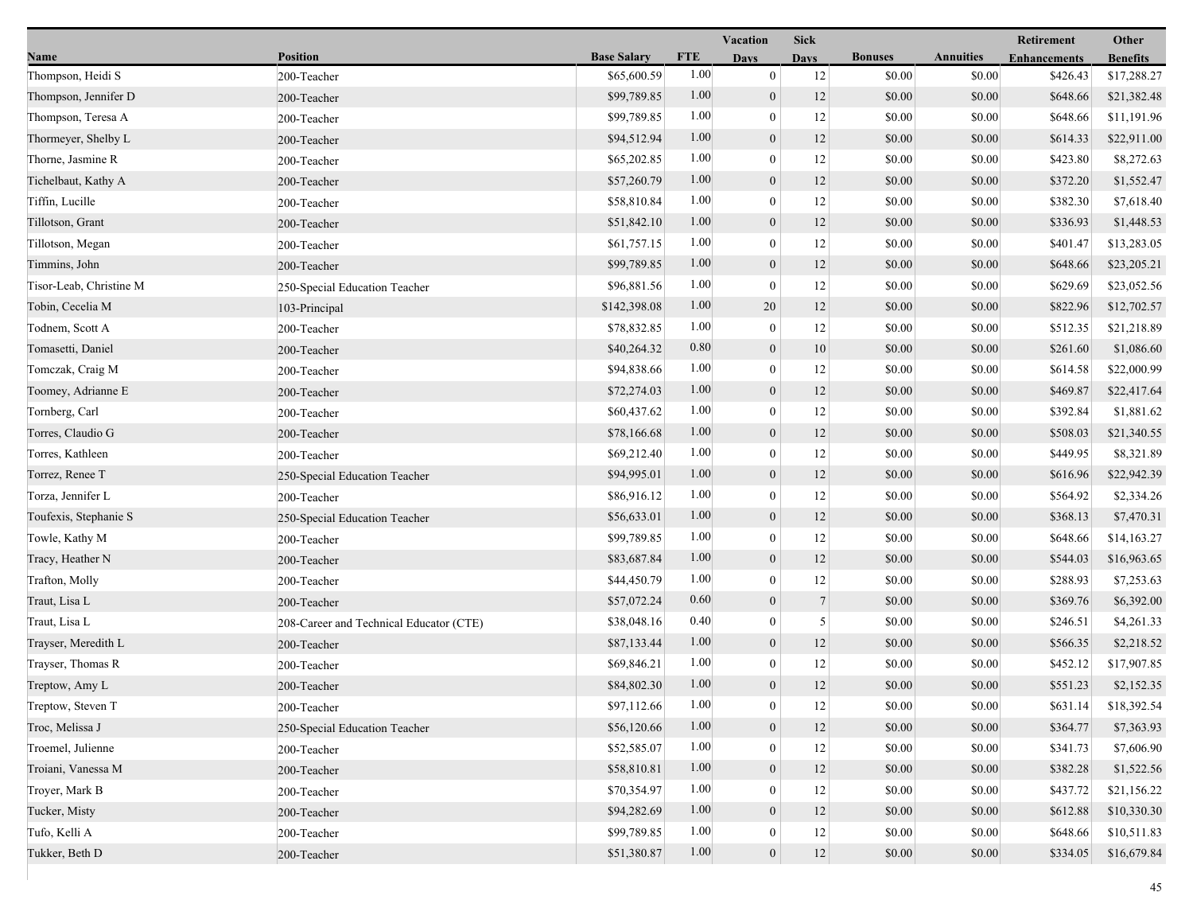| Name | Position | Base Salary | FTE | Vacation Days | Sick Days | Bonuses | Annuities | Retirement Enhancements | Other Benefits |
|---|---|---|---|---|---|---|---|---|---|
| Thompson, Heidi S | 200-Teacher | $65,600.59 | 1.00 | 0 | 12 | $0.00 | $0.00 | $426.43 | $17,288.27 |
| Thompson, Jennifer D | 200-Teacher | $99,789.85 | 1.00 | 0 | 12 | $0.00 | $0.00 | $648.66 | $21,382.48 |
| Thompson, Teresa A | 200-Teacher | $99,789.85 | 1.00 | 0 | 12 | $0.00 | $0.00 | $648.66 | $11,191.96 |
| Thormeyer, Shelby L | 200-Teacher | $94,512.94 | 1.00 | 0 | 12 | $0.00 | $0.00 | $614.33 | $22,911.00 |
| Thorne, Jasmine R | 200-Teacher | $65,202.85 | 1.00 | 0 | 12 | $0.00 | $0.00 | $423.80 | $8,272.63 |
| Tichelbaut, Kathy A | 200-Teacher | $57,260.79 | 1.00 | 0 | 12 | $0.00 | $0.00 | $372.20 | $1,552.47 |
| Tiffin, Lucille | 200-Teacher | $58,810.84 | 1.00 | 0 | 12 | $0.00 | $0.00 | $382.30 | $7,618.40 |
| Tillotson, Grant | 200-Teacher | $51,842.10 | 1.00 | 0 | 12 | $0.00 | $0.00 | $336.93 | $1,448.53 |
| Tillotson, Megan | 200-Teacher | $61,757.15 | 1.00 | 0 | 12 | $0.00 | $0.00 | $401.47 | $13,283.05 |
| Timmins, John | 200-Teacher | $99,789.85 | 1.00 | 0 | 12 | $0.00 | $0.00 | $648.66 | $23,205.21 |
| Tisor-Leab, Christine M | 250-Special Education Teacher | $96,881.56 | 1.00 | 0 | 12 | $0.00 | $0.00 | $629.69 | $23,052.56 |
| Tobin, Cecelia M | 103-Principal | $142,398.08 | 1.00 | 20 | 12 | $0.00 | $0.00 | $822.96 | $12,702.57 |
| Todnem, Scott A | 200-Teacher | $78,832.85 | 1.00 | 0 | 12 | $0.00 | $0.00 | $512.35 | $21,218.89 |
| Tomasetti, Daniel | 200-Teacher | $40,264.32 | 0.80 | 0 | 10 | $0.00 | $0.00 | $261.60 | $1,086.60 |
| Tomczak, Craig M | 200-Teacher | $94,838.66 | 1.00 | 0 | 12 | $0.00 | $0.00 | $614.58 | $22,000.99 |
| Toomey, Adrianne E | 200-Teacher | $72,274.03 | 1.00 | 0 | 12 | $0.00 | $0.00 | $469.87 | $22,417.64 |
| Tornberg, Carl | 200-Teacher | $60,437.62 | 1.00 | 0 | 12 | $0.00 | $0.00 | $392.84 | $1,881.62 |
| Torres, Claudio G | 200-Teacher | $78,166.68 | 1.00 | 0 | 12 | $0.00 | $0.00 | $508.03 | $21,340.55 |
| Torres, Kathleen | 200-Teacher | $69,212.40 | 1.00 | 0 | 12 | $0.00 | $0.00 | $449.95 | $8,321.89 |
| Torrez, Renee T | 250-Special Education Teacher | $94,995.01 | 1.00 | 0 | 12 | $0.00 | $0.00 | $616.96 | $22,942.39 |
| Torza, Jennifer L | 200-Teacher | $86,916.12 | 1.00 | 0 | 12 | $0.00 | $0.00 | $564.92 | $2,334.26 |
| Toufexis, Stephanie S | 250-Special Education Teacher | $56,633.01 | 1.00 | 0 | 12 | $0.00 | $0.00 | $368.13 | $7,470.31 |
| Towle, Kathy M | 200-Teacher | $99,789.85 | 1.00 | 0 | 12 | $0.00 | $0.00 | $648.66 | $14,163.27 |
| Tracy, Heather N | 200-Teacher | $83,687.84 | 1.00 | 0 | 12 | $0.00 | $0.00 | $544.03 | $16,963.65 |
| Trafton, Molly | 200-Teacher | $44,450.79 | 1.00 | 0 | 12 | $0.00 | $0.00 | $288.93 | $7,253.63 |
| Traut, Lisa L | 200-Teacher | $57,072.24 | 0.60 | 0 | 7 | $0.00 | $0.00 | $369.76 | $6,392.00 |
| Traut, Lisa L | 208-Career and Technical Educator (CTE) | $38,048.16 | 0.40 | 0 | 5 | $0.00 | $0.00 | $246.51 | $4,261.33 |
| Trayser, Meredith L | 200-Teacher | $87,133.44 | 1.00 | 0 | 12 | $0.00 | $0.00 | $566.35 | $2,218.52 |
| Trayser, Thomas R | 200-Teacher | $69,846.21 | 1.00 | 0 | 12 | $0.00 | $0.00 | $452.12 | $17,907.85 |
| Treptow, Amy L | 200-Teacher | $84,802.30 | 1.00 | 0 | 12 | $0.00 | $0.00 | $551.23 | $2,152.35 |
| Treptow, Steven T | 200-Teacher | $97,112.66 | 1.00 | 0 | 12 | $0.00 | $0.00 | $631.14 | $18,392.54 |
| Troc, Melissa J | 250-Special Education Teacher | $56,120.66 | 1.00 | 0 | 12 | $0.00 | $0.00 | $364.77 | $7,363.93 |
| Troemel, Julienne | 200-Teacher | $52,585.07 | 1.00 | 0 | 12 | $0.00 | $0.00 | $341.73 | $7,606.90 |
| Troiani, Vanessa M | 200-Teacher | $58,810.81 | 1.00 | 0 | 12 | $0.00 | $0.00 | $382.28 | $1,522.56 |
| Troyer, Mark B | 200-Teacher | $70,354.97 | 1.00 | 0 | 12 | $0.00 | $0.00 | $437.72 | $21,156.22 |
| Tucker, Misty | 200-Teacher | $94,282.69 | 1.00 | 0 | 12 | $0.00 | $0.00 | $612.88 | $10,330.30 |
| Tufo, Kelli A | 200-Teacher | $99,789.85 | 1.00 | 0 | 12 | $0.00 | $0.00 | $648.66 | $10,511.83 |
| Tukker, Beth D | 200-Teacher | $51,380.87 | 1.00 | 0 | 12 | $0.00 | $0.00 | $334.05 | $16,679.84 |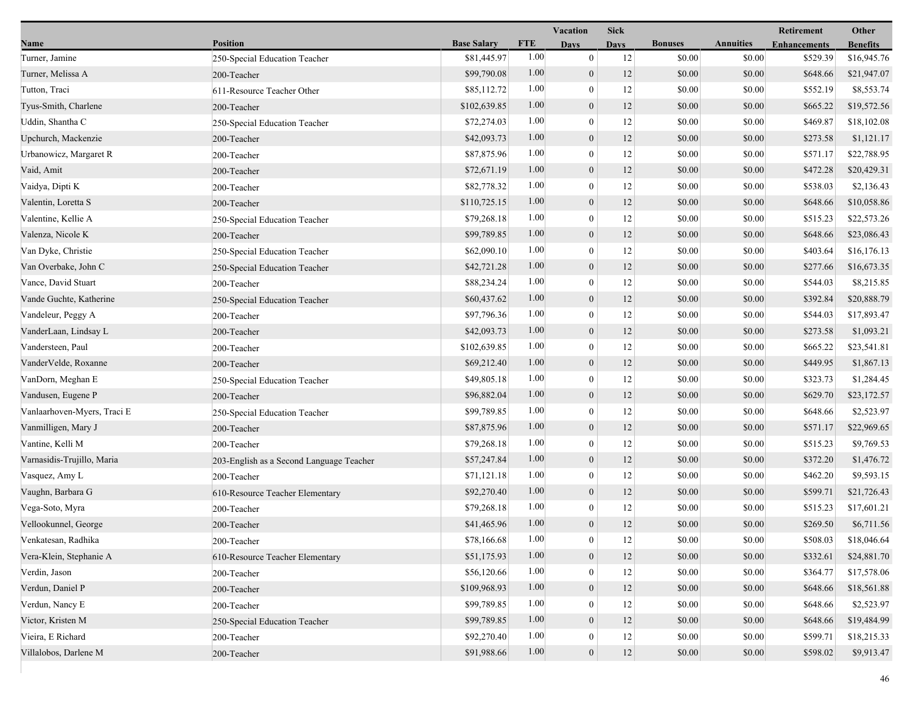| Name | Position | Base Salary | FTE | Vacation Days | Sick Days | Bonuses | Annuities | Retirement Enhancements | Other Benefits |
|---|---|---|---|---|---|---|---|---|---|
| Turner, Jamine | 250-Special Education Teacher | $81,445.97 | 1.00 | 0 | 12 | $0.00 | $0.00 | $529.39 | $16,945.76 |
| Turner, Melissa A | 200-Teacher | $99,790.08 | 1.00 | 0 | 12 | $0.00 | $0.00 | $648.66 | $21,947.07 |
| Tutton, Traci | 611-Resource Teacher Other | $85,112.72 | 1.00 | 0 | 12 | $0.00 | $0.00 | $552.19 | $8,553.74 |
| Tyus-Smith, Charlene | 200-Teacher | $102,639.85 | 1.00 | 0 | 12 | $0.00 | $0.00 | $665.22 | $19,572.56 |
| Uddin, Shantha C | 250-Special Education Teacher | $72,274.03 | 1.00 | 0 | 12 | $0.00 | $0.00 | $469.87 | $18,102.08 |
| Upchurch, Mackenzie | 200-Teacher | $42,093.73 | 1.00 | 0 | 12 | $0.00 | $0.00 | $273.58 | $1,121.17 |
| Urbanowicz, Margaret R | 200-Teacher | $87,875.96 | 1.00 | 0 | 12 | $0.00 | $0.00 | $571.17 | $22,788.95 |
| Vaid, Amit | 200-Teacher | $72,671.19 | 1.00 | 0 | 12 | $0.00 | $0.00 | $472.28 | $20,429.31 |
| Vaidya, Dipti K | 200-Teacher | $82,778.32 | 1.00 | 0 | 12 | $0.00 | $0.00 | $538.03 | $2,136.43 |
| Valentin, Loretta S | 200-Teacher | $110,725.15 | 1.00 | 0 | 12 | $0.00 | $0.00 | $648.66 | $10,058.86 |
| Valentine, Kellie A | 250-Special Education Teacher | $79,268.18 | 1.00 | 0 | 12 | $0.00 | $0.00 | $515.23 | $22,573.26 |
| Valenza, Nicole K | 200-Teacher | $99,789.85 | 1.00 | 0 | 12 | $0.00 | $0.00 | $648.66 | $23,086.43 |
| Van Dyke, Christie | 250-Special Education Teacher | $62,090.10 | 1.00 | 0 | 12 | $0.00 | $0.00 | $403.64 | $16,176.13 |
| Van Overbake, John C | 250-Special Education Teacher | $42,721.28 | 1.00 | 0 | 12 | $0.00 | $0.00 | $277.66 | $16,673.35 |
| Vance, David Stuart | 200-Teacher | $88,234.24 | 1.00 | 0 | 12 | $0.00 | $0.00 | $544.03 | $8,215.85 |
| Vande Guchte, Katherine | 250-Special Education Teacher | $60,437.62 | 1.00 | 0 | 12 | $0.00 | $0.00 | $392.84 | $20,888.79 |
| Vandeleur, Peggy A | 200-Teacher | $97,796.36 | 1.00 | 0 | 12 | $0.00 | $0.00 | $544.03 | $17,893.47 |
| VanderLaan, Lindsay L | 200-Teacher | $42,093.73 | 1.00 | 0 | 12 | $0.00 | $0.00 | $273.58 | $1,093.21 |
| Vandersteen, Paul | 200-Teacher | $102,639.85 | 1.00 | 0 | 12 | $0.00 | $0.00 | $665.22 | $23,541.81 |
| VanderVelde, Roxanne | 200-Teacher | $69,212.40 | 1.00 | 0 | 12 | $0.00 | $0.00 | $449.95 | $1,867.13 |
| VanDorn, Meghan E | 250-Special Education Teacher | $49,805.18 | 1.00 | 0 | 12 | $0.00 | $0.00 | $323.73 | $1,284.45 |
| Vandusen, Eugene P | 200-Teacher | $96,882.04 | 1.00 | 0 | 12 | $0.00 | $0.00 | $629.70 | $23,172.57 |
| Vanlaarhoven-Myers, Traci E | 250-Special Education Teacher | $99,789.85 | 1.00 | 0 | 12 | $0.00 | $0.00 | $648.66 | $2,523.97 |
| Vanmilligen, Mary J | 200-Teacher | $87,875.96 | 1.00 | 0 | 12 | $0.00 | $0.00 | $571.17 | $22,969.65 |
| Vantine, Kelli M | 200-Teacher | $79,268.18 | 1.00 | 0 | 12 | $0.00 | $0.00 | $515.23 | $9,769.53 |
| Varnasidis-Trujillo, Maria | 203-English as a Second Language Teacher | $57,247.84 | 1.00 | 0 | 12 | $0.00 | $0.00 | $372.20 | $1,476.72 |
| Vasquez, Amy L | 200-Teacher | $71,121.18 | 1.00 | 0 | 12 | $0.00 | $0.00 | $462.20 | $9,593.15 |
| Vaughn, Barbara G | 610-Resource Teacher Elementary | $92,270.40 | 1.00 | 0 | 12 | $0.00 | $0.00 | $599.71 | $21,726.43 |
| Vega-Soto, Myra | 200-Teacher | $79,268.18 | 1.00 | 0 | 12 | $0.00 | $0.00 | $515.23 | $17,601.21 |
| Vellookunnel, George | 200-Teacher | $41,465.96 | 1.00 | 0 | 12 | $0.00 | $0.00 | $269.50 | $6,711.56 |
| Venkatesan, Radhika | 200-Teacher | $78,166.68 | 1.00 | 0 | 12 | $0.00 | $0.00 | $508.03 | $18,046.64 |
| Vera-Klein, Stephanie A | 610-Resource Teacher Elementary | $51,175.93 | 1.00 | 0 | 12 | $0.00 | $0.00 | $332.61 | $24,881.70 |
| Verdin, Jason | 200-Teacher | $56,120.66 | 1.00 | 0 | 12 | $0.00 | $0.00 | $364.77 | $17,578.06 |
| Verdun, Daniel P | 200-Teacher | $109,968.93 | 1.00 | 0 | 12 | $0.00 | $0.00 | $648.66 | $18,561.88 |
| Verdun, Nancy E | 200-Teacher | $99,789.85 | 1.00 | 0 | 12 | $0.00 | $0.00 | $648.66 | $2,523.97 |
| Victor, Kristen M | 250-Special Education Teacher | $99,789.85 | 1.00 | 0 | 12 | $0.00 | $0.00 | $648.66 | $19,484.99 |
| Vieira, E Richard | 200-Teacher | $92,270.40 | 1.00 | 0 | 12 | $0.00 | $0.00 | $599.71 | $18,215.33 |
| Villalobos, Darlene M | 200-Teacher | $91,988.66 | 1.00 | 0 | 12 | $0.00 | $0.00 | $598.02 | $9,913.47 |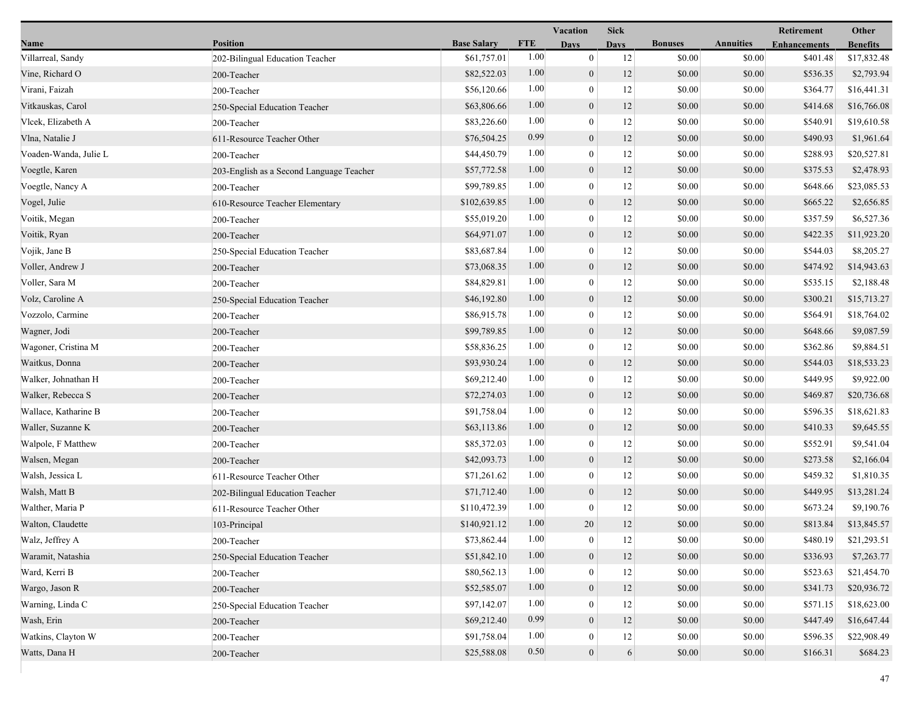| Name | Position | Base Salary | FTE | Vacation Days | Sick Days | Bonuses | Annuities | Retirement Enhancements | Other Benefits |
|---|---|---|---|---|---|---|---|---|---|
| Villarreal, Sandy | 202-Bilingual Education Teacher | $61,757.01 | 1.00 | 0 | 12 | $0.00 | $0.00 | $401.48 | $17,832.48 |
| Vine, Richard O | 200-Teacher | $82,522.03 | 1.00 | 0 | 12 | $0.00 | $0.00 | $536.35 | $2,793.94 |
| Virani, Faizah | 200-Teacher | $56,120.66 | 1.00 | 0 | 12 | $0.00 | $0.00 | $364.77 | $16,441.31 |
| Vitkauskas, Carol | 250-Special Education Teacher | $63,806.66 | 1.00 | 0 | 12 | $0.00 | $0.00 | $414.68 | $16,766.08 |
| Vlcek, Elizabeth A | 200-Teacher | $83,226.60 | 1.00 | 0 | 12 | $0.00 | $0.00 | $540.91 | $19,610.58 |
| Vlna, Natalie J | 611-Resource Teacher Other | $76,504.25 | 0.99 | 0 | 12 | $0.00 | $0.00 | $490.93 | $1,961.64 |
| Voaden-Wanda, Julie L | 200-Teacher | $44,450.79 | 1.00 | 0 | 12 | $0.00 | $0.00 | $288.93 | $20,527.81 |
| Voegtle, Karen | 203-English as a Second Language Teacher | $57,772.58 | 1.00 | 0 | 12 | $0.00 | $0.00 | $375.53 | $2,478.93 |
| Voegtle, Nancy A | 200-Teacher | $99,789.85 | 1.00 | 0 | 12 | $0.00 | $0.00 | $648.66 | $23,085.53 |
| Vogel, Julie | 610-Resource Teacher Elementary | $102,639.85 | 1.00 | 0 | 12 | $0.00 | $0.00 | $665.22 | $2,656.85 |
| Voitik, Megan | 200-Teacher | $55,019.20 | 1.00 | 0 | 12 | $0.00 | $0.00 | $357.59 | $6,527.36 |
| Voitik, Ryan | 200-Teacher | $64,971.07 | 1.00 | 0 | 12 | $0.00 | $0.00 | $422.35 | $11,923.20 |
| Vojik, Jane B | 250-Special Education Teacher | $83,687.84 | 1.00 | 0 | 12 | $0.00 | $0.00 | $544.03 | $8,205.27 |
| Voller, Andrew J | 200-Teacher | $73,068.35 | 1.00 | 0 | 12 | $0.00 | $0.00 | $474.92 | $14,943.63 |
| Voller, Sara M | 200-Teacher | $84,829.81 | 1.00 | 0 | 12 | $0.00 | $0.00 | $535.15 | $2,188.48 |
| Volz, Caroline A | 250-Special Education Teacher | $46,192.80 | 1.00 | 0 | 12 | $0.00 | $0.00 | $300.21 | $15,713.27 |
| Vozzolo, Carmine | 200-Teacher | $86,915.78 | 1.00 | 0 | 12 | $0.00 | $0.00 | $564.91 | $18,764.02 |
| Wagner, Jodi | 200-Teacher | $99,789.85 | 1.00 | 0 | 12 | $0.00 | $0.00 | $648.66 | $9,087.59 |
| Wagoner, Cristina M | 200-Teacher | $58,836.25 | 1.00 | 0 | 12 | $0.00 | $0.00 | $362.86 | $9,884.51 |
| Waitkus, Donna | 200-Teacher | $93,930.24 | 1.00 | 0 | 12 | $0.00 | $0.00 | $544.03 | $18,533.23 |
| Walker, Johnathan H | 200-Teacher | $69,212.40 | 1.00 | 0 | 12 | $0.00 | $0.00 | $449.95 | $9,922.00 |
| Walker, Rebecca S | 200-Teacher | $72,274.03 | 1.00 | 0 | 12 | $0.00 | $0.00 | $469.87 | $20,736.68 |
| Wallace, Katharine B | 200-Teacher | $91,758.04 | 1.00 | 0 | 12 | $0.00 | $0.00 | $596.35 | $18,621.83 |
| Waller, Suzanne K | 200-Teacher | $63,113.86 | 1.00 | 0 | 12 | $0.00 | $0.00 | $410.33 | $9,645.55 |
| Walpole, F Matthew | 200-Teacher | $85,372.03 | 1.00 | 0 | 12 | $0.00 | $0.00 | $552.91 | $9,541.04 |
| Walsen, Megan | 200-Teacher | $42,093.73 | 1.00 | 0 | 12 | $0.00 | $0.00 | $273.58 | $2,166.04 |
| Walsh, Jessica L | 611-Resource Teacher Other | $71,261.62 | 1.00 | 0 | 12 | $0.00 | $0.00 | $459.32 | $1,810.35 |
| Walsh, Matt B | 202-Bilingual Education Teacher | $71,712.40 | 1.00 | 0 | 12 | $0.00 | $0.00 | $449.95 | $13,281.24 |
| Walther, Maria P | 611-Resource Teacher Other | $110,472.39 | 1.00 | 0 | 12 | $0.00 | $0.00 | $673.24 | $9,190.76 |
| Walton, Claudette | 103-Principal | $140,921.12 | 1.00 | 20 | 12 | $0.00 | $0.00 | $813.84 | $13,845.57 |
| Walz, Jeffrey A | 200-Teacher | $73,862.44 | 1.00 | 0 | 12 | $0.00 | $0.00 | $480.19 | $21,293.51 |
| Waramit, Natashia | 250-Special Education Teacher | $51,842.10 | 1.00 | 0 | 12 | $0.00 | $0.00 | $336.93 | $7,263.77 |
| Ward, Kerri B | 200-Teacher | $80,562.13 | 1.00 | 0 | 12 | $0.00 | $0.00 | $523.63 | $21,454.70 |
| Wargo, Jason R | 200-Teacher | $52,585.07 | 1.00 | 0 | 12 | $0.00 | $0.00 | $341.73 | $20,936.72 |
| Warning, Linda C | 250-Special Education Teacher | $97,142.07 | 1.00 | 0 | 12 | $0.00 | $0.00 | $571.15 | $18,623.00 |
| Wash, Erin | 200-Teacher | $69,212.40 | 0.99 | 0 | 12 | $0.00 | $0.00 | $447.49 | $16,647.44 |
| Watkins, Clayton W | 200-Teacher | $91,758.04 | 1.00 | 0 | 12 | $0.00 | $0.00 | $596.35 | $22,908.49 |
| Watts, Dana H | 200-Teacher | $25,588.08 | 0.50 | 0 | 6 | $0.00 | $0.00 | $166.31 | $684.23 |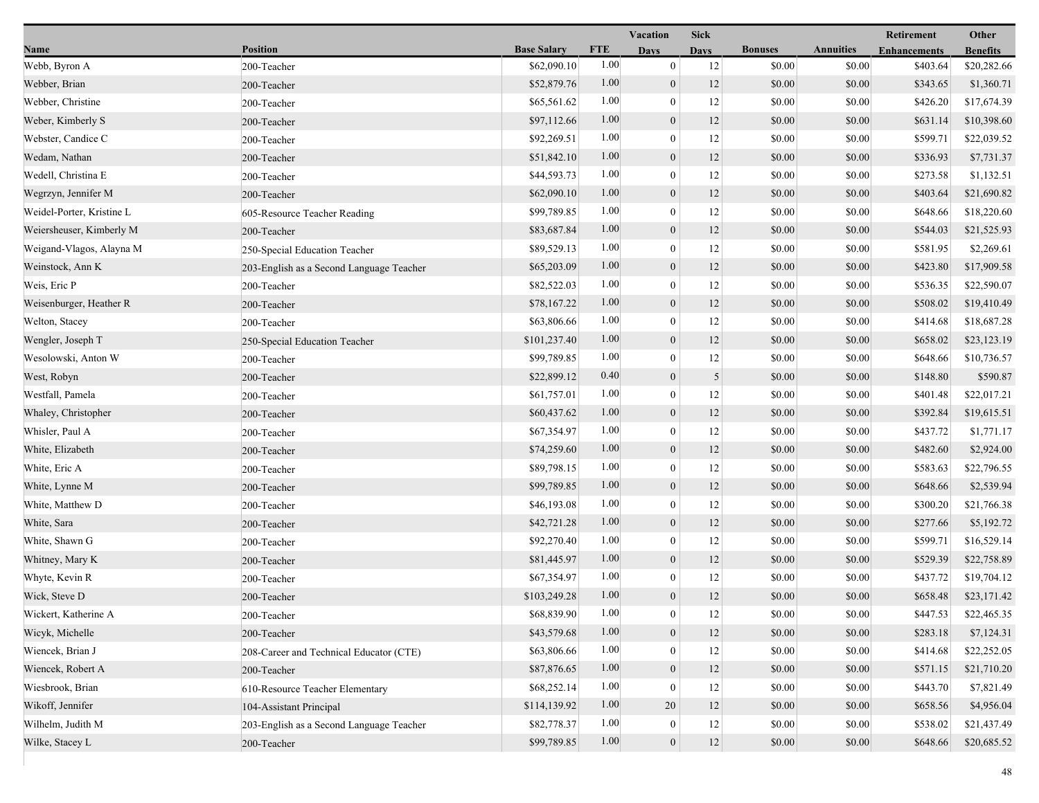| Name | Position | Base Salary | FTE | Vacation Days | Sick Days | Bonuses | Annuities | Retirement Enhancements | Other Benefits |
|---|---|---|---|---|---|---|---|---|---|
| Webb, Byron A | 200-Teacher | $62,090.10 | 1.00 | 0 | 12 | $0.00 | $0.00 | $403.64 | $20,282.66 |
| Webber, Brian | 200-Teacher | $52,879.76 | 1.00 | 0 | 12 | $0.00 | $0.00 | $343.65 | $1,360.71 |
| Webber, Christine | 200-Teacher | $65,561.62 | 1.00 | 0 | 12 | $0.00 | $0.00 | $426.20 | $17,674.39 |
| Weber, Kimberly S | 200-Teacher | $97,112.66 | 1.00 | 0 | 12 | $0.00 | $0.00 | $631.14 | $10,398.60 |
| Webster, Candice C | 200-Teacher | $92,269.51 | 1.00 | 0 | 12 | $0.00 | $0.00 | $599.71 | $22,039.52 |
| Wedam, Nathan | 200-Teacher | $51,842.10 | 1.00 | 0 | 12 | $0.00 | $0.00 | $336.93 | $7,731.37 |
| Wedell, Christina E | 200-Teacher | $44,593.73 | 1.00 | 0 | 12 | $0.00 | $0.00 | $273.58 | $1,132.51 |
| Wegrzyn, Jennifer M | 200-Teacher | $62,090.10 | 1.00 | 0 | 12 | $0.00 | $0.00 | $403.64 | $21,690.82 |
| Weidel-Porter, Kristine L | 605-Resource Teacher Reading | $99,789.85 | 1.00 | 0 | 12 | $0.00 | $0.00 | $648.66 | $18,220.60 |
| Weiersheuser, Kimberly M | 200-Teacher | $83,687.84 | 1.00 | 0 | 12 | $0.00 | $0.00 | $544.03 | $21,525.93 |
| Weigand-Vlagos, Alayna M | 250-Special Education Teacher | $89,529.13 | 1.00 | 0 | 12 | $0.00 | $0.00 | $581.95 | $2,269.61 |
| Weinstock, Ann K | 203-English as a Second Language Teacher | $65,203.09 | 1.00 | 0 | 12 | $0.00 | $0.00 | $423.80 | $17,909.58 |
| Weis, Eric P | 200-Teacher | $82,522.03 | 1.00 | 0 | 12 | $0.00 | $0.00 | $536.35 | $22,590.07 |
| Weisenburger, Heather R | 200-Teacher | $78,167.22 | 1.00 | 0 | 12 | $0.00 | $0.00 | $508.02 | $19,410.49 |
| Welton, Stacey | 200-Teacher | $63,806.66 | 1.00 | 0 | 12 | $0.00 | $0.00 | $414.68 | $18,687.28 |
| Wengler, Joseph T | 250-Special Education Teacher | $101,237.40 | 1.00 | 0 | 12 | $0.00 | $0.00 | $658.02 | $23,123.19 |
| Wesolowski, Anton W | 200-Teacher | $99,789.85 | 1.00 | 0 | 12 | $0.00 | $0.00 | $648.66 | $10,736.57 |
| West, Robyn | 200-Teacher | $22,899.12 | 0.40 | 0 | 5 | $0.00 | $0.00 | $148.80 | $590.87 |
| Westfall, Pamela | 200-Teacher | $61,757.01 | 1.00 | 0 | 12 | $0.00 | $0.00 | $401.48 | $22,017.21 |
| Whaley, Christopher | 200-Teacher | $60,437.62 | 1.00 | 0 | 12 | $0.00 | $0.00 | $392.84 | $19,615.51 |
| Whisler, Paul A | 200-Teacher | $67,354.97 | 1.00 | 0 | 12 | $0.00 | $0.00 | $437.72 | $1,771.17 |
| White, Elizabeth | 200-Teacher | $74,259.60 | 1.00 | 0 | 12 | $0.00 | $0.00 | $482.60 | $2,924.00 |
| White, Eric A | 200-Teacher | $89,798.15 | 1.00 | 0 | 12 | $0.00 | $0.00 | $583.63 | $22,796.55 |
| White, Lynne M | 200-Teacher | $99,789.85 | 1.00 | 0 | 12 | $0.00 | $0.00 | $648.66 | $2,539.94 |
| White, Matthew D | 200-Teacher | $46,193.08 | 1.00 | 0 | 12 | $0.00 | $0.00 | $300.20 | $21,766.38 |
| White, Sara | 200-Teacher | $42,721.28 | 1.00 | 0 | 12 | $0.00 | $0.00 | $277.66 | $5,192.72 |
| White, Shawn G | 200-Teacher | $92,270.40 | 1.00 | 0 | 12 | $0.00 | $0.00 | $599.71 | $16,529.14 |
| Whitney, Mary K | 200-Teacher | $81,445.97 | 1.00 | 0 | 12 | $0.00 | $0.00 | $529.39 | $22,758.89 |
| Whyte, Kevin R | 200-Teacher | $67,354.97 | 1.00 | 0 | 12 | $0.00 | $0.00 | $437.72 | $19,704.12 |
| Wick, Steve D | 200-Teacher | $103,249.28 | 1.00 | 0 | 12 | $0.00 | $0.00 | $658.48 | $23,171.42 |
| Wickert, Katherine A | 200-Teacher | $68,839.90 | 1.00 | 0 | 12 | $0.00 | $0.00 | $447.53 | $22,465.35 |
| Wicyk, Michelle | 200-Teacher | $43,579.68 | 1.00 | 0 | 12 | $0.00 | $0.00 | $283.18 | $7,124.31 |
| Wiencek, Brian J | 208-Career and Technical Educator (CTE) | $63,806.66 | 1.00 | 0 | 12 | $0.00 | $0.00 | $414.68 | $22,252.05 |
| Wiencek, Robert A | 200-Teacher | $87,876.65 | 1.00 | 0 | 12 | $0.00 | $0.00 | $571.15 | $21,710.20 |
| Wiesbrook, Brian | 610-Resource Teacher Elementary | $68,252.14 | 1.00 | 0 | 12 | $0.00 | $0.00 | $443.70 | $7,821.49 |
| Wikoff, Jennifer | 104-Assistant Principal | $114,139.92 | 1.00 | 20 | 12 | $0.00 | $0.00 | $658.56 | $4,956.04 |
| Wilhelm, Judith M | 203-English as a Second Language Teacher | $82,778.37 | 1.00 | 0 | 12 | $0.00 | $0.00 | $538.02 | $21,437.49 |
| Wilke, Stacey L | 200-Teacher | $99,789.85 | 1.00 | 0 | 12 | $0.00 | $0.00 | $648.66 | $20,685.52 |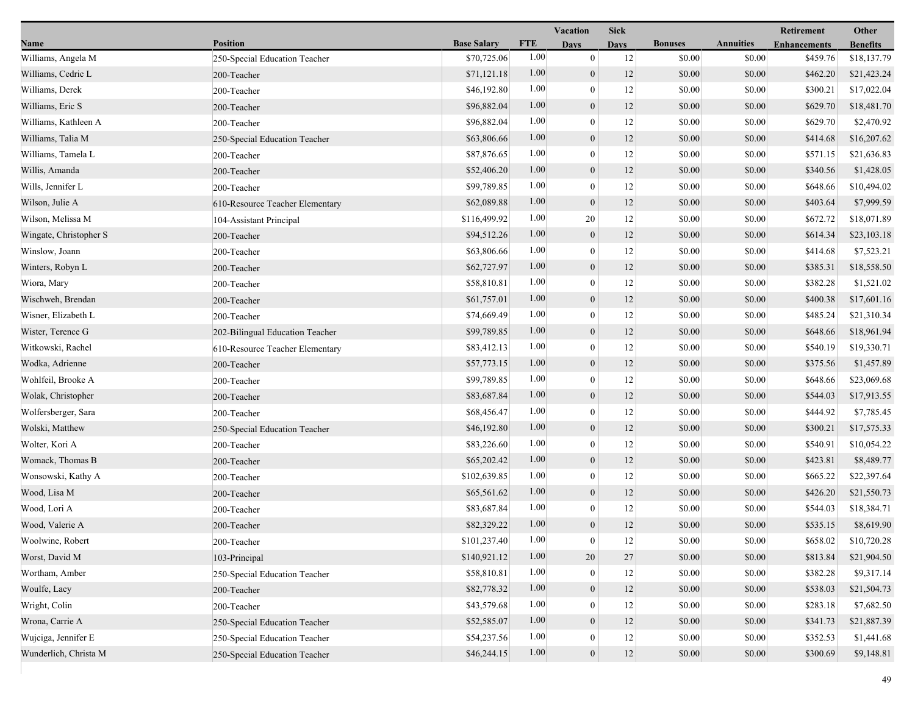| Name | Position | Base Salary | FTE | Vacation Days | Sick Days | Bonuses | Annuities | Retirement Enhancements | Other Benefits |
|---|---|---|---|---|---|---|---|---|---|
| Williams, Angela M | 250-Special Education Teacher | $70,725.06 | 1.00 | 0 | 12 | $0.00 | $0.00 | $459.76 | $18,137.79 |
| Williams, Cedric L | 200-Teacher | $71,121.18 | 1.00 | 0 | 12 | $0.00 | $0.00 | $462.20 | $21,423.24 |
| Williams, Derek | 200-Teacher | $46,192.80 | 1.00 | 0 | 12 | $0.00 | $0.00 | $300.21 | $17,022.04 |
| Williams, Eric S | 200-Teacher | $96,882.04 | 1.00 | 0 | 12 | $0.00 | $0.00 | $629.70 | $18,481.70 |
| Williams, Kathleen A | 200-Teacher | $96,882.04 | 1.00 | 0 | 12 | $0.00 | $0.00 | $629.70 | $2,470.92 |
| Williams, Talia M | 250-Special Education Teacher | $63,806.66 | 1.00 | 0 | 12 | $0.00 | $0.00 | $414.68 | $16,207.62 |
| Williams, Tamela L | 200-Teacher | $87,876.65 | 1.00 | 0 | 12 | $0.00 | $0.00 | $571.15 | $21,636.83 |
| Willis, Amanda | 200-Teacher | $52,406.20 | 1.00 | 0 | 12 | $0.00 | $0.00 | $340.56 | $1,428.05 |
| Wills, Jennifer L | 200-Teacher | $99,789.85 | 1.00 | 0 | 12 | $0.00 | $0.00 | $648.66 | $10,494.02 |
| Wilson, Julie A | 610-Resource Teacher Elementary | $62,089.88 | 1.00 | 0 | 12 | $0.00 | $0.00 | $403.64 | $7,999.59 |
| Wilson, Melissa M | 104-Assistant Principal | $116,499.92 | 1.00 | 20 | 12 | $0.00 | $0.00 | $672.72 | $18,071.89 |
| Wingate, Christopher S | 200-Teacher | $94,512.26 | 1.00 | 0 | 12 | $0.00 | $0.00 | $614.34 | $23,103.18 |
| Winslow, Joann | 200-Teacher | $63,806.66 | 1.00 | 0 | 12 | $0.00 | $0.00 | $414.68 | $7,523.21 |
| Winters, Robyn L | 200-Teacher | $62,727.97 | 1.00 | 0 | 12 | $0.00 | $0.00 | $385.31 | $18,558.50 |
| Wiora, Mary | 200-Teacher | $58,810.81 | 1.00 | 0 | 12 | $0.00 | $0.00 | $382.28 | $1,521.02 |
| Wischweh, Brendan | 200-Teacher | $61,757.01 | 1.00 | 0 | 12 | $0.00 | $0.00 | $400.38 | $17,601.16 |
| Wisner, Elizabeth L | 200-Teacher | $74,669.49 | 1.00 | 0 | 12 | $0.00 | $0.00 | $485.24 | $21,310.34 |
| Wister, Terence G | 202-Bilingual Education Teacher | $99,789.85 | 1.00 | 0 | 12 | $0.00 | $0.00 | $648.66 | $18,961.94 |
| Witkowski, Rachel | 610-Resource Teacher Elementary | $83,412.13 | 1.00 | 0 | 12 | $0.00 | $0.00 | $540.19 | $19,330.71 |
| Wodka, Adrienne | 200-Teacher | $57,773.15 | 1.00 | 0 | 12 | $0.00 | $0.00 | $375.56 | $1,457.89 |
| Wohlfeil, Brooke A | 200-Teacher | $99,789.85 | 1.00 | 0 | 12 | $0.00 | $0.00 | $648.66 | $23,069.68 |
| Wolak, Christopher | 200-Teacher | $83,687.84 | 1.00 | 0 | 12 | $0.00 | $0.00 | $544.03 | $17,913.55 |
| Wolfersberger, Sara | 200-Teacher | $68,456.47 | 1.00 | 0 | 12 | $0.00 | $0.00 | $444.92 | $7,785.45 |
| Wolski, Matthew | 250-Special Education Teacher | $46,192.80 | 1.00 | 0 | 12 | $0.00 | $0.00 | $300.21 | $17,575.33 |
| Wolter, Kori A | 200-Teacher | $83,226.60 | 1.00 | 0 | 12 | $0.00 | $0.00 | $540.91 | $10,054.22 |
| Womack, Thomas B | 200-Teacher | $65,202.42 | 1.00 | 0 | 12 | $0.00 | $0.00 | $423.81 | $8,489.77 |
| Wonsowski, Kathy A | 200-Teacher | $102,639.85 | 1.00 | 0 | 12 | $0.00 | $0.00 | $665.22 | $22,397.64 |
| Wood, Lisa M | 200-Teacher | $65,561.62 | 1.00 | 0 | 12 | $0.00 | $0.00 | $426.20 | $21,550.73 |
| Wood, Lori A | 200-Teacher | $83,687.84 | 1.00 | 0 | 12 | $0.00 | $0.00 | $544.03 | $18,384.71 |
| Wood, Valerie A | 200-Teacher | $82,329.22 | 1.00 | 0 | 12 | $0.00 | $0.00 | $535.15 | $8,619.90 |
| Woolwine, Robert | 200-Teacher | $101,237.40 | 1.00 | 0 | 12 | $0.00 | $0.00 | $658.02 | $10,720.28 |
| Worst, David M | 103-Principal | $140,921.12 | 1.00 | 20 | 27 | $0.00 | $0.00 | $813.84 | $21,904.50 |
| Wortham, Amber | 250-Special Education Teacher | $58,810.81 | 1.00 | 0 | 12 | $0.00 | $0.00 | $382.28 | $9,317.14 |
| Woulfe, Lacy | 200-Teacher | $82,778.32 | 1.00 | 0 | 12 | $0.00 | $0.00 | $538.03 | $21,504.73 |
| Wright, Colin | 200-Teacher | $43,579.68 | 1.00 | 0 | 12 | $0.00 | $0.00 | $283.18 | $7,682.50 |
| Wrona, Carrie A | 250-Special Education Teacher | $52,585.07 | 1.00 | 0 | 12 | $0.00 | $0.00 | $341.73 | $21,887.39 |
| Wujciga, Jennifer E | 250-Special Education Teacher | $54,237.56 | 1.00 | 0 | 12 | $0.00 | $0.00 | $352.53 | $1,441.68 |
| Wunderlich, Christa M | 250-Special Education Teacher | $46,244.15 | 1.00 | 0 | 12 | $0.00 | $0.00 | $300.69 | $9,148.81 |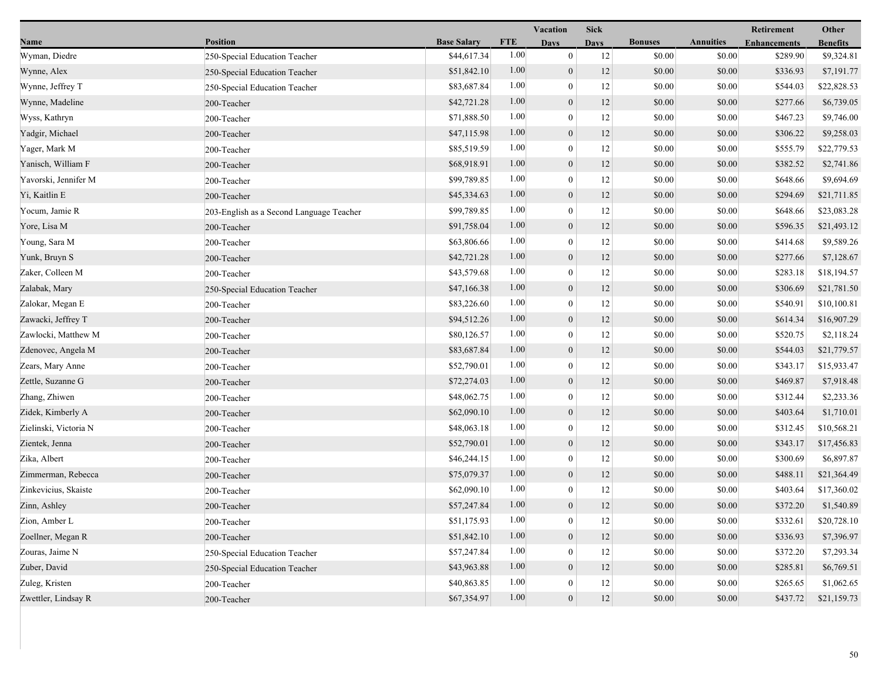| Name | Position | Base Salary | FTE | Vacation Days | Sick Days | Bonuses | Annuities | Retirement Enhancements | Other Benefits |
|---|---|---|---|---|---|---|---|---|---|
| Wyman, Diedre | 250-Special Education Teacher | $44,617.34 | 1.00 | 0 | 12 | $0.00 | $0.00 | $289.90 | $9,324.81 |
| Wynne, Alex | 250-Special Education Teacher | $51,842.10 | 1.00 | 0 | 12 | $0.00 | $0.00 | $336.93 | $7,191.77 |
| Wynne, Jeffrey T | 250-Special Education Teacher | $83,687.84 | 1.00 | 0 | 12 | $0.00 | $0.00 | $544.03 | $22,828.53 |
| Wynne, Madeline | 200-Teacher | $42,721.28 | 1.00 | 0 | 12 | $0.00 | $0.00 | $277.66 | $6,739.05 |
| Wyss, Kathryn | 200-Teacher | $71,888.50 | 1.00 | 0 | 12 | $0.00 | $0.00 | $467.23 | $9,746.00 |
| Yadgir, Michael | 200-Teacher | $47,115.98 | 1.00 | 0 | 12 | $0.00 | $0.00 | $306.22 | $9,258.03 |
| Yager, Mark M | 200-Teacher | $85,519.59 | 1.00 | 0 | 12 | $0.00 | $0.00 | $555.79 | $22,779.53 |
| Yanisch, William F | 200-Teacher | $68,918.91 | 1.00 | 0 | 12 | $0.00 | $0.00 | $382.52 | $2,741.86 |
| Yavorski, Jennifer M | 200-Teacher | $99,789.85 | 1.00 | 0 | 12 | $0.00 | $0.00 | $648.66 | $9,694.69 |
| Yi, Kaitlin E | 200-Teacher | $45,334.63 | 1.00 | 0 | 12 | $0.00 | $0.00 | $294.69 | $21,711.85 |
| Yocum, Jamie R | 203-English as a Second Language Teacher | $99,789.85 | 1.00 | 0 | 12 | $0.00 | $0.00 | $648.66 | $23,083.28 |
| Yore, Lisa M | 200-Teacher | $91,758.04 | 1.00 | 0 | 12 | $0.00 | $0.00 | $596.35 | $21,493.12 |
| Young, Sara M | 200-Teacher | $63,806.66 | 1.00 | 0 | 12 | $0.00 | $0.00 | $414.68 | $9,589.26 |
| Yunk, Bruyn S | 200-Teacher | $42,721.28 | 1.00 | 0 | 12 | $0.00 | $0.00 | $277.66 | $7,128.67 |
| Zaker, Colleen M | 200-Teacher | $43,579.68 | 1.00 | 0 | 12 | $0.00 | $0.00 | $283.18 | $18,194.57 |
| Zalabak, Mary | 250-Special Education Teacher | $47,166.38 | 1.00 | 0 | 12 | $0.00 | $0.00 | $306.69 | $21,781.50 |
| Zalokar, Megan E | 200-Teacher | $83,226.60 | 1.00 | 0 | 12 | $0.00 | $0.00 | $540.91 | $10,100.81 |
| Zawacki, Jeffrey T | 200-Teacher | $94,512.26 | 1.00 | 0 | 12 | $0.00 | $0.00 | $614.34 | $16,907.29 |
| Zawlocki, Matthew M | 200-Teacher | $80,126.57 | 1.00 | 0 | 12 | $0.00 | $0.00 | $520.75 | $2,118.24 |
| Zdenovec, Angela M | 200-Teacher | $83,687.84 | 1.00 | 0 | 12 | $0.00 | $0.00 | $544.03 | $21,779.57 |
| Zears, Mary Anne | 200-Teacher | $52,790.01 | 1.00 | 0 | 12 | $0.00 | $0.00 | $343.17 | $15,933.47 |
| Zettle, Suzanne G | 200-Teacher | $72,274.03 | 1.00 | 0 | 12 | $0.00 | $0.00 | $469.87 | $7,918.48 |
| Zhang, Zhiwen | 200-Teacher | $48,062.75 | 1.00 | 0 | 12 | $0.00 | $0.00 | $312.44 | $2,233.36 |
| Zidek, Kimberly A | 200-Teacher | $62,090.10 | 1.00 | 0 | 12 | $0.00 | $0.00 | $403.64 | $1,710.01 |
| Zielinski, Victoria N | 200-Teacher | $48,063.18 | 1.00 | 0 | 12 | $0.00 | $0.00 | $312.45 | $10,568.21 |
| Zientek, Jenna | 200-Teacher | $52,790.01 | 1.00 | 0 | 12 | $0.00 | $0.00 | $343.17 | $17,456.83 |
| Zika, Albert | 200-Teacher | $46,244.15 | 1.00 | 0 | 12 | $0.00 | $0.00 | $300.69 | $6,897.87 |
| Zimmerman, Rebecca | 200-Teacher | $75,079.37 | 1.00 | 0 | 12 | $0.00 | $0.00 | $488.11 | $21,364.49 |
| Zinkevicius, Skaiste | 200-Teacher | $62,090.10 | 1.00 | 0 | 12 | $0.00 | $0.00 | $403.64 | $17,360.02 |
| Zinn, Ashley | 200-Teacher | $57,247.84 | 1.00 | 0 | 12 | $0.00 | $0.00 | $372.20 | $1,540.89 |
| Zion, Amber L | 200-Teacher | $51,175.93 | 1.00 | 0 | 12 | $0.00 | $0.00 | $332.61 | $20,728.10 |
| Zoellner, Megan R | 200-Teacher | $51,842.10 | 1.00 | 0 | 12 | $0.00 | $0.00 | $336.93 | $7,396.97 |
| Zouras, Jaime N | 250-Special Education Teacher | $57,247.84 | 1.00 | 0 | 12 | $0.00 | $0.00 | $372.20 | $7,293.34 |
| Zuber, David | 250-Special Education Teacher | $43,963.88 | 1.00 | 0 | 12 | $0.00 | $0.00 | $285.81 | $6,769.51 |
| Zuleg, Kristen | 200-Teacher | $40,863.85 | 1.00 | 0 | 12 | $0.00 | $0.00 | $265.65 | $1,062.65 |
| Zwettler, Lindsay R | 200-Teacher | $67,354.97 | 1.00 | 0 | 12 | $0.00 | $0.00 | $437.72 | $21,159.73 |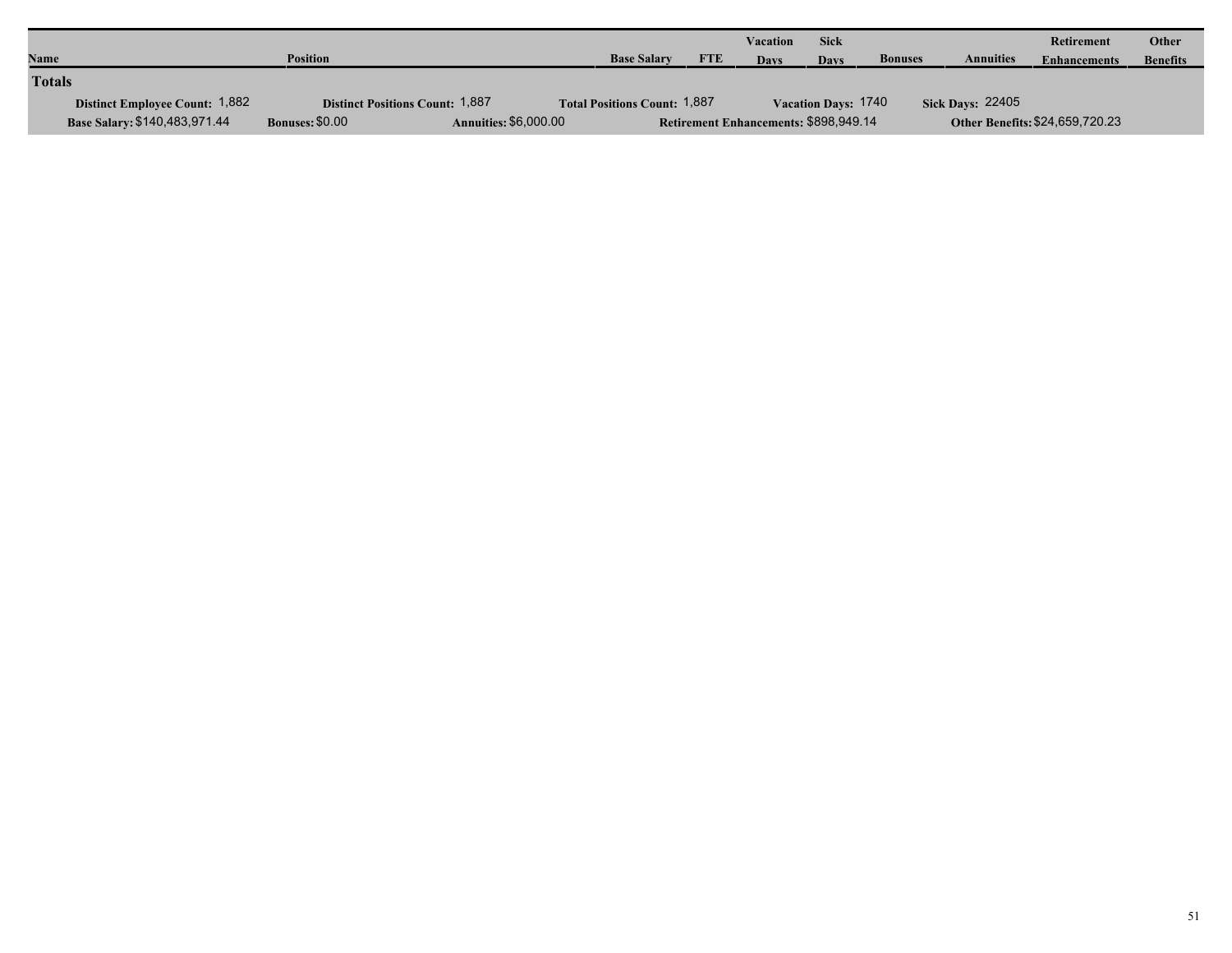| Name | Position | Base Salary | FTE | Vacation Days | Sick Days | Bonuses | Annuities | Retirement Enhancements | Other Benefits |
|---|---|---|---|---|---|---|---|---|---|

## Totals

**Distinct Employee Count:** 1,882 **Distinct Positions Count:** 1,887 **Total Positions Count:** 1,887 **Vacation Days:** 1740 **Sick Days:** 22405

**Base Salary:** $140,483,971.44 **Bonuses:** $0.00 **Annuities:** $6,000.00 **Retirement Enhancements:** $898,949.14 **Other Benefits:** $24,659,720.23